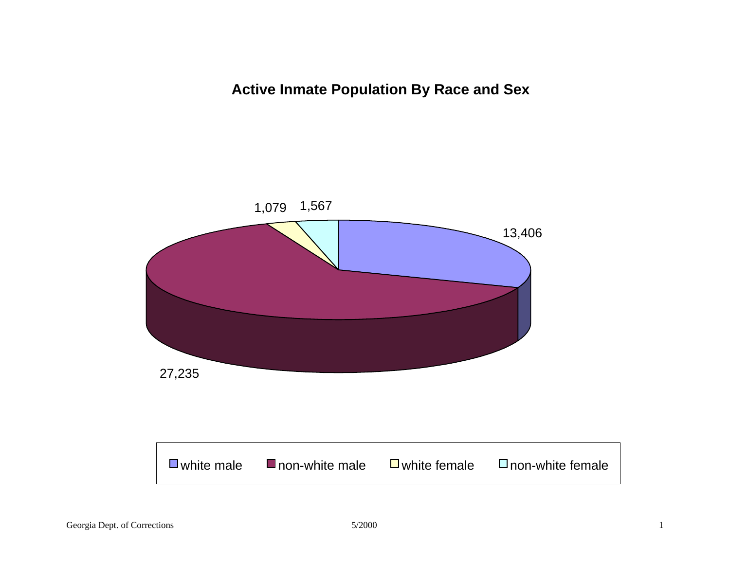# Active Inmate Population By Race and Sex

| Category | Count |
|---|---|
| white male | 13,406 |
| non-white male | 27,235 |
| white female | 1,079 |
| non-white female | 1,567 |

Georgia Dept. of Corrections 5/2000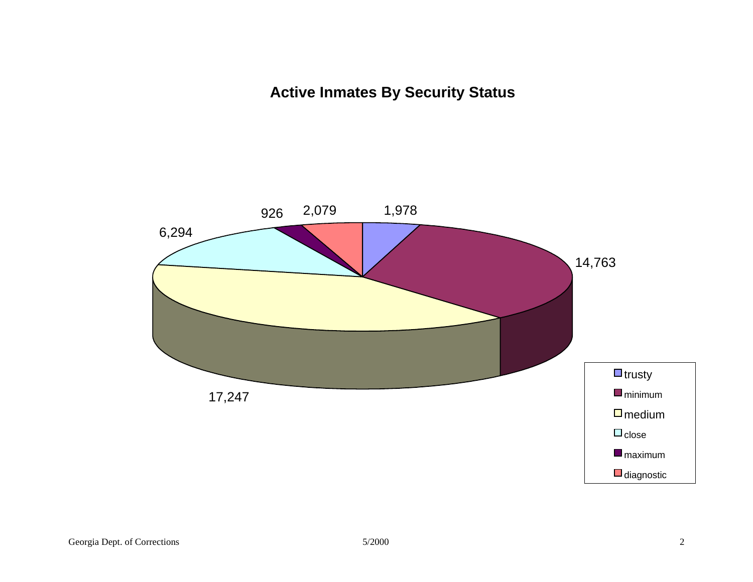# Active Inmates By Security Status

| Security Status | Active Inmates |
|---|---|
| trusty | 1,978 |
| minimum | 14,763 |
| medium | 17,247 |
| close | 6,294 |
| maximum | 926 |
| diagnostic | 2,079 |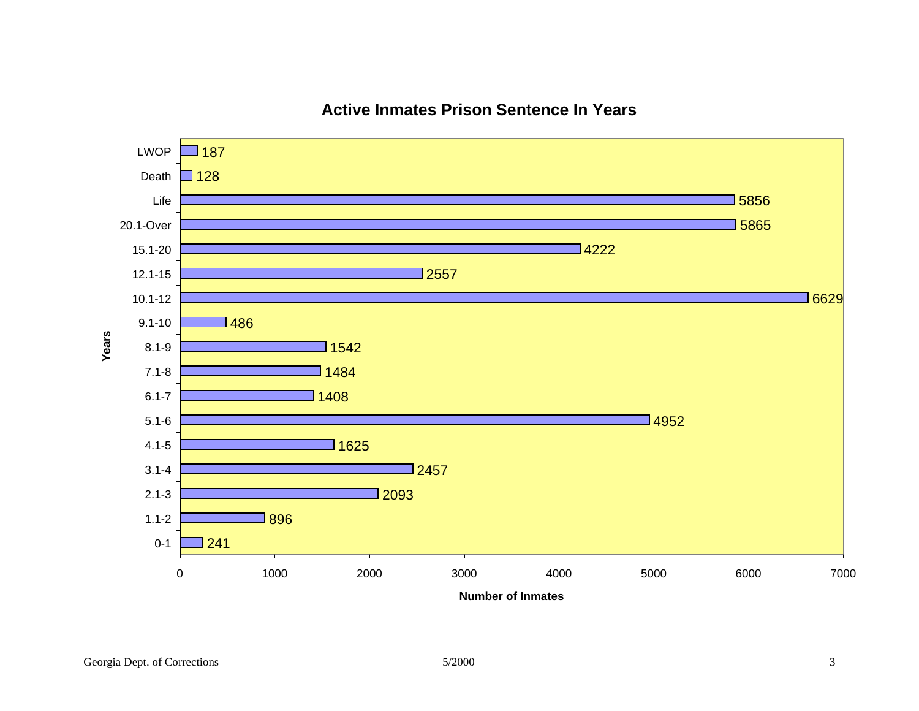## Active Inmates Prison Sentence In Years

| Years | Number of Inmates |
|---|---|
| LWOP | 187 |
| Death | 128 |
| Life | 5856 |
| 20.1-Over | 5865 |
| 15.1-20 | 4222 |
| 12.1-15 | 2557 |
| 10.1-12 | 6629 |
| 9.1-10 | 486 |
| 8.1-9 | 1542 |
| 7.1-8 | 1484 |
| 6.1-7 | 1408 |
| 5.1-6 | 4952 |
| 4.1-5 | 1625 |
| 3.1-4 | 2457 |
| 2.1-3 | 2093 |
| 1.1-2 | 896 |
| 0-1 | 241 |

Georgia Dept. of Corrections 5/2000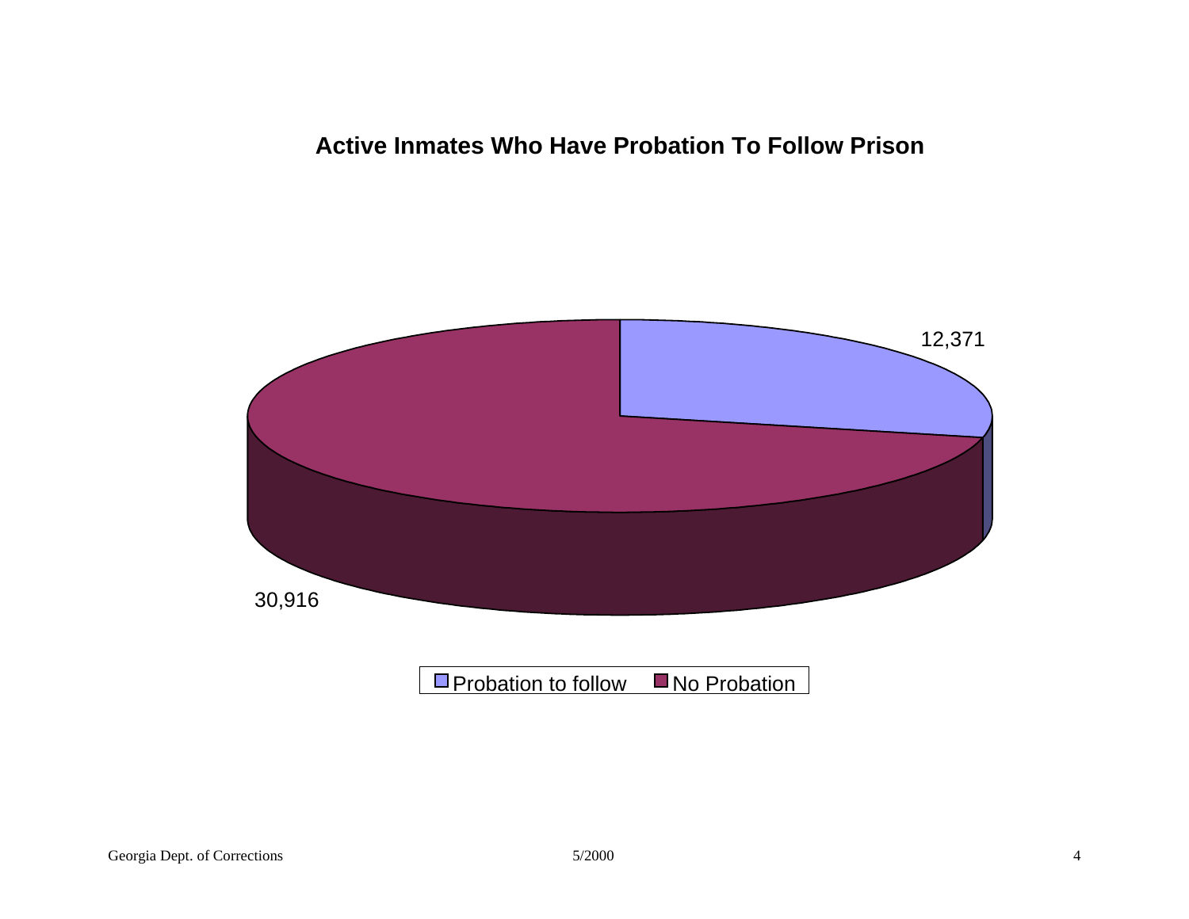## Active Inmates Who Have Probation To Follow Prison

12,371

30,916

Probation to follow | No Probation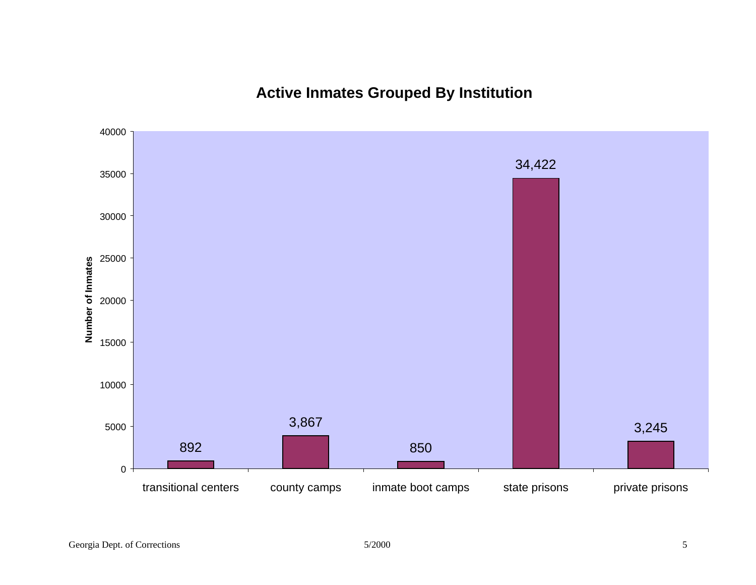## Active Inmates Grouped By Institution

| Institution | Number of Inmates |
|---|---|
| transitional centers | 892 |
| county camps | 3,867 |
| inmate boot camps | 850 |
| state prisons | 34,422 |
| private prisons | 3,245 |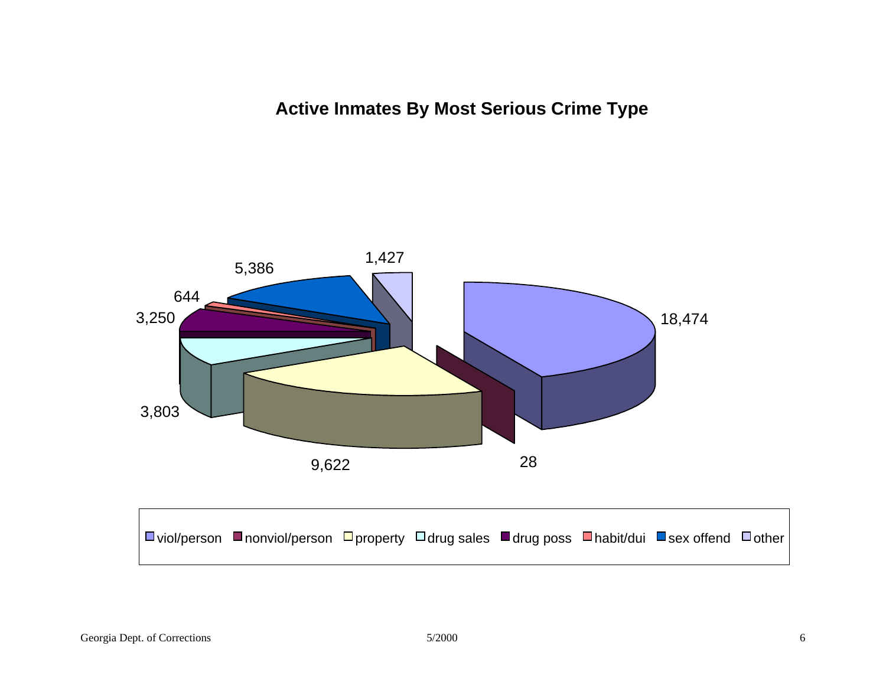## Active Inmates By Most Serious Crime Type

| Crime Type | Active Inmates |
|---|---|
| viol/person | 18,474 |
| nonviol/person | 28 |
| property | 9,622 |
| drug sales | 3,803 |
| drug poss | 3,250 |
| habit/dui | 644 |
| sex offend | 5,386 |
| other | 1,427 |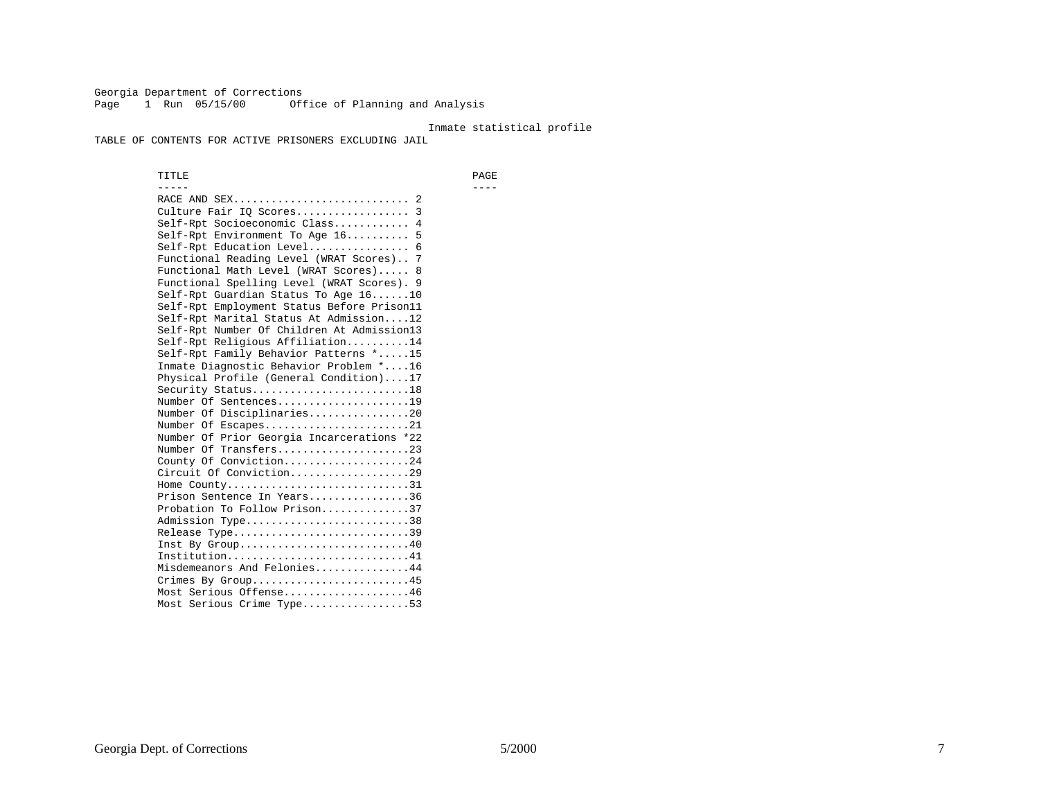Georgia Department of Corrections
Page 1 Run 05/15/00 Office of Planning and Analysis

Inmate statistical profile

TABLE OF CONTENTS FOR ACTIVE PRISONERS EXCLUDING JAIL

| TITLE | PAGE |
| --- | --- |
| RACE AND SEX | 2 |
| Culture Fair IQ Scores | 3 |
| Self-Rpt Socioeconomic Class | 4 |
| Self-Rpt Environment To Age 16 | 5 |
| Self-Rpt Education Level | 6 |
| Functional Reading Level (WRAT Scores) | 7 |
| Functional Math Level (WRAT Scores) | 8 |
| Functional Spelling Level (WRAT Scores) | 9 |
| Self-Rpt Guardian Status To Age 16 | 10 |
| Self-Rpt Employment Status Before Prison | 11 |
| Self-Rpt Marital Status At Admission | 12 |
| Self-Rpt Number Of Children At Admission | 13 |
| Self-Rpt Religious Affiliation | 14 |
| Self-Rpt Family Behavior Patterns * | 15 |
| Inmate Diagnostic Behavior Problem * | 16 |
| Physical Profile (General Condition) | 17 |
| Security Status | 18 |
| Number Of Sentences | 19 |
| Number Of Disciplinaries | 20 |
| Number Of Escapes | 21 |
| Number Of Prior Georgia Incarcerations * | 22 |
| Number Of Transfers | 23 |
| County Of Conviction | 24 |
| Circuit Of Conviction | 29 |
| Home County | 31 |
| Prison Sentence In Years | 36 |
| Probation To Follow Prison | 37 |
| Admission Type | 38 |
| Release Type | 39 |
| Inst By Group | 40 |
| Institution | 41 |
| Misdemeanors And Felonies | 44 |
| Crimes By Group | 45 |
| Most Serious Offense | 46 |
| Most Serious Crime Type | 53 |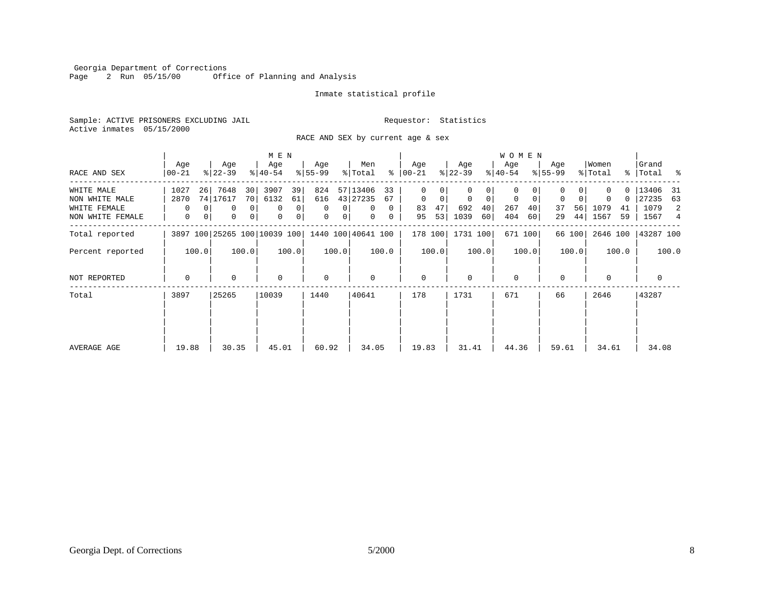Georgia Department of Corrections
Page 2 Run 05/15/00 Office of Planning and Analysis

Inmate statistical profile

Sample: ACTIVE PRISONERS EXCLUDING JAIL Requestor: Statistics
Active inmates 05/15/2000

RACE AND SEX by current age & sex

| RACE AND SEX | MEN Age 00-21 | % | Age 22-39 | % | Age 40-54 | % | Age 55-99 | % | Men Total | % | WOMEN Age 00-21 | % | Age 22-39 | % | Age 40-54 | % | Age 55-99 | % | Women Total | % | Grand Total | % |
|---|---|---|---|---|---|---|---|---|---|---|---|---|---|---|---|---|---|---|---|---|---|---|
| WHITE MALE | 1027 | 26 | 7648 | 30 | 3907 | 39 | 824 | 57 | 13406 | 33 | 0 | 0 | 0 | 0 | 0 | 0 | 0 | 0 | 0 | 0 | 13406 | 31 |
| NON WHITE MALE | 2870 | 74 | 17617 | 70 | 6132 | 61 | 616 | 43 | 27235 | 67 | 0 | 0 | 0 | 0 | 0 | 0 | 0 | 0 | 0 | 0 | 27235 | 63 |
| WHITE FEMALE | 0 | 0 | 0 | 0 | 0 | 0 | 0 | 0 | 0 | 0 | 83 | 47 | 692 | 40 | 267 | 40 | 37 | 56 | 1079 | 41 | 1079 | 2 |
| NON WHITE FEMALE | 0 | 0 | 0 | 0 | 0 | 0 | 0 | 0 | 0 | 0 | 95 | 53 | 1039 | 60 | 404 | 60 | 29 | 44 | 1567 | 59 | 1567 | 4 |
| Total reported | 3897 | 100 | 25265 | 100 | 10039 | 100 | 1440 | 100 | 40641 | 100 | 178 | 100 | 1731 | 100 | 671 | 100 | 66 | 100 | 2646 | 100 | 43287 | 100 |
| Percent reported | | 100.0 | | 100.0 | | 100.0 | | 100.0 | | 100.0 | | 100.0 | | 100.0 | | 100.0 | | 100.0 | | 100.0 | | 100.0 |
| NOT REPORTED | 0 | | 0 | | 0 | | 0 | | 0 | | 0 | | 0 | | 0 | | 0 | | 0 | | 0 | |
| Total | 3897 | | 25265 | | 10039 | | 1440 | | 40641 | | 178 | | 1731 | | 671 | | 66 | | 2646 | | 43287 | |
| AVERAGE AGE | 19.88 | | 30.35 | | 45.01 | | 60.92 | | 34.05 | | 19.83 | | 31.41 | | 44.36 | | 59.61 | | 34.61 | | 34.08 | |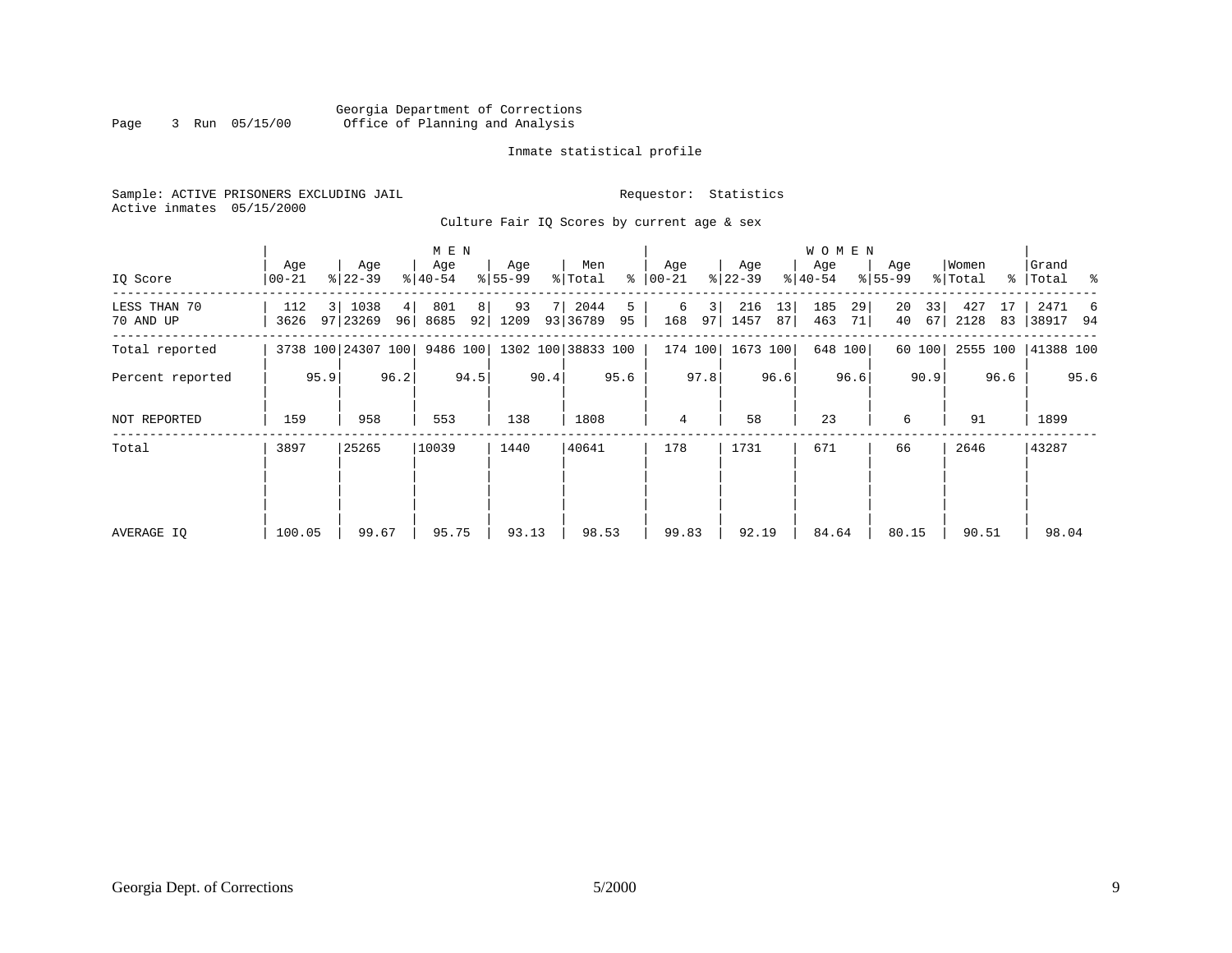Georgia Department of Corrections
Office of Planning and Analysis

Inmate statistical profile

Sample: ACTIVE PRISONERS EXCLUDING JAIL    Requestor: Statistics
Active inmates 05/15/2000

Culture Fair IQ Scores by current age & sex

| IQ Score | MEN Age 00-21 | % | Age 22-39 | % | Age 40-54 | % | Age 55-99 | % | Men Total | % | WOMEN Age 00-21 | % | Age 22-39 | % | Age 40-54 | % | Age 55-99 | % | Women Total | % | Grand Total | % |
|---|---|---|---|---|---|---|---|---|---|---|---|---|---|---|---|---|---|---|---|---|---|---|
| LESS THAN 70 | 112 | 3 | 1038 | 4 | 801 | 8 | 93 | 7 | 2044 | 5 | 6 | 3 | 216 | 13 | 185 | 29 | 20 | 33 | 427 | 17 | 2471 | 6 |
| 70 AND UP | 3626 | 97 | 23269 | 96 | 8685 | 92 | 1209 | 93 | 36789 | 95 | 168 | 97 | 1457 | 87 | 463 | 71 | 40 | 67 | 2128 | 83 | 38917 | 94 |
| Total reported | 3738 | 100 | 24307 | 100 | 9486 | 100 | 1302 | 100 | 38833 | 100 | 174 | 100 | 1673 | 100 | 648 | 100 | 60 | 100 | 2555 | 100 | 41388 | 100 |
| Percent reported | | 95.9 | | 96.2 | | 94.5 | | 90.4 | | 95.6 | | 97.8 | | 96.6 | | 96.6 | | 90.9 | | 96.6 | | 95.6 |
| NOT REPORTED | 159 | | 958 | | 553 | | 138 | | 1808 | | 4 | | 58 | | 23 | | 6 | | 91 | | 1899 | |
| Total | 3897 | | 25265 | | 10039 | | 1440 | | 40641 | | 178 | | 1731 | | 671 | | 66 | | 2646 | | 43287 | |
| AVERAGE IQ | 100.05 | | 99.67 | | 95.75 | | 93.13 | | 98.53 | | 99.83 | | 92.19 | | 84.64 | | 80.15 | | 90.51 | | 98.04 | |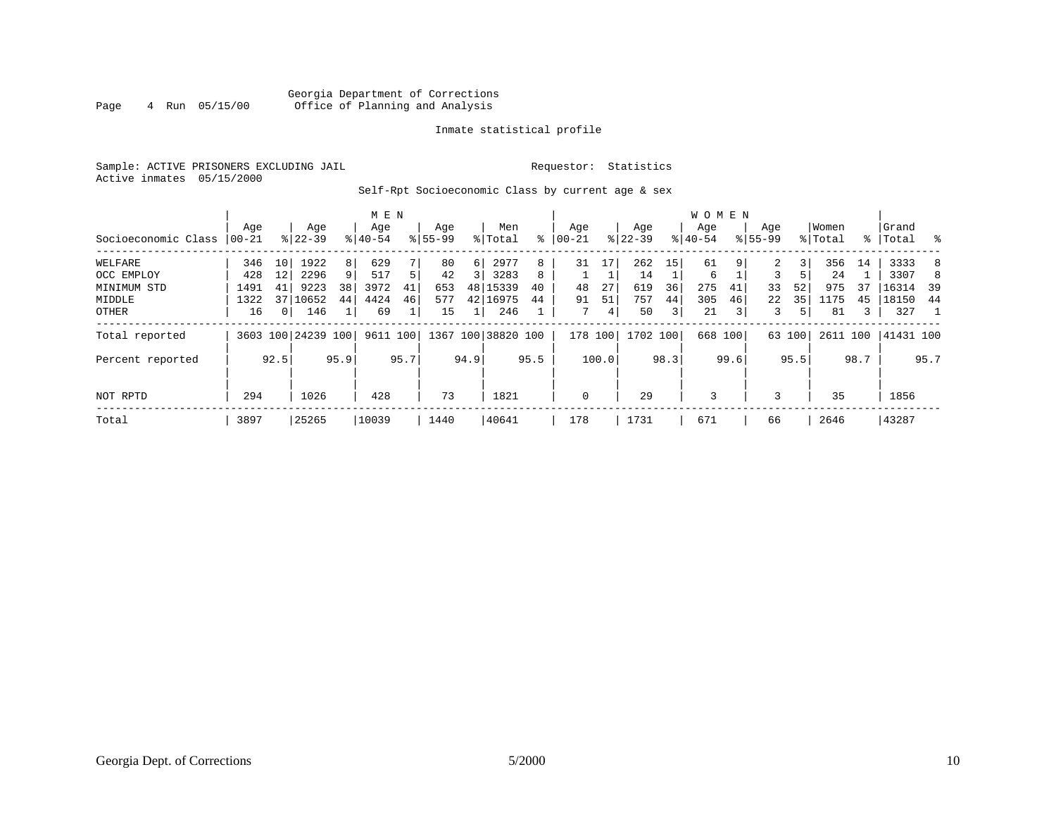Georgia Department of Corrections
Office of Planning and Analysis

Inmate statistical profile

Sample: ACTIVE PRISONERS EXCLUDING JAIL    Requestor: Statistics
Active inmates 05/15/2000

Self-Rpt Socioeconomic Class by current age & sex

| | MEN | | | | | | | | | | WOMEN | | | | | | | | | | | |
|---|---|---|---|---|---|---|---|---|---|---|---|---|---|---|---|---|---|---|---|---|---|---|
| Socioeconomic Class | Age 00-21 | % | Age 22-39 | % | Age 40-54 | % | Age 55-99 | % | Men Total | % | Age 00-21 | % | Age 22-39 | % | Age 40-54 | % | Age 55-99 | % | Women Total | % | Grand Total | % |
| WELFARE | 346 | 10 | 1922 | 8 | 629 | 7 | 80 | 6 | 2977 | 8 | 31 | 17 | 262 | 15 | 61 | 9 | 2 | 3 | 356 | 14 | 3333 | 8 |
| OCC EMPLOY | 428 | 12 | 2296 | 9 | 517 | 5 | 42 | 3 | 3283 | 8 | 1 | 1 | 14 | 1 | 6 | 1 | 3 | 5 | 24 | 1 | 3307 | 8 |
| MINIMUM STD | 1491 | 41 | 9223 | 38 | 3972 | 41 | 653 | 48 | 15339 | 40 | 48 | 27 | 619 | 36 | 275 | 41 | 33 | 52 | 975 | 37 | 16314 | 39 |
| MIDDLE | 1322 | 37 | 10652 | 44 | 4424 | 46 | 577 | 42 | 16975 | 44 | 91 | 51 | 757 | 44 | 305 | 46 | 22 | 35 | 1175 | 45 | 18150 | 44 |
| OTHER | 16 | 0 | 146 | 1 | 69 | 1 | 15 | 1 | 246 | 1 | 7 | 4 | 50 | 3 | 21 | 3 | 3 | 5 | 81 | 3 | 327 | 1 |
| Total reported | 3603 | 100 | 24239 | 100 | 9611 | 100 | 1367 | 100 | 38820 | 100 | 178 | 100 | 1702 | 100 | 668 | 100 | 63 | 100 | 2611 | 100 | 41431 | 100 |
| Percent reported | | 92.5 | | 95.9 | | 95.7 | | 94.9 | | 95.5 | | 100.0 | | 98.3 | | 99.6 | | 95.5 | | 98.7 | | 95.7 |
| NOT RPTD | 294 | | 1026 | | 428 | | 73 | | 1821 | | 0 | | 29 | | 3 | | 3 | | 35 | | 1856 | |
| Total | 3897 | | 25265 | | 10039 | | 1440 | | 40641 | | 178 | | 1731 | | 671 | | 66 | | 2646 | | 43287 | |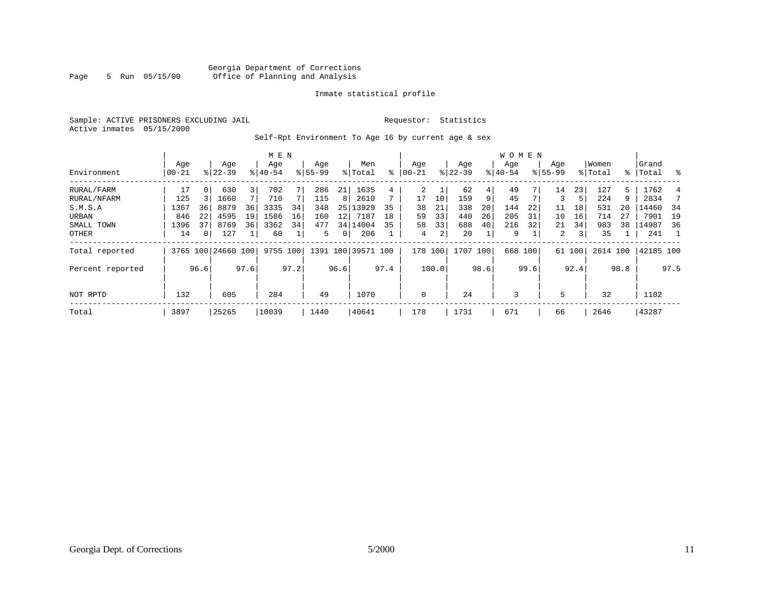Georgia Department of Corrections
Office of Planning and Analysis

Inmate statistical profile

Sample: ACTIVE PRISONERS EXCLUDING JAIL  Requestor: Statistics
Active inmates 05/15/2000

Self-Rpt Environment To Age 16 by current age & sex

| Environment | MEN Age 00-21 | % | Age 22-39 | % | Age 40-54 | % | Age 55-99 | % | Men Total | % | WOMEN Age 00-21 | % | Age 22-39 | % | Age 40-54 | % | Age 55-99 | % | Women Total | % | Grand Total | % |
|---|---|---|---|---|---|---|---|---|---|---|---|---|---|---|---|---|---|---|---|---|---|---|
| RURAL/FARM | 17 | 0 | 630 | 3 | 702 | 7 | 286 | 21 | 1635 | 4 | 2 | 1 | 62 | 4 | 49 | 7 | 14 | 23 | 127 | 5 | 1762 | 4 |
| RURAL/NFARM | 125 | 3 | 1660 | 7 | 710 | 7 | 115 | 8 | 2610 | 7 | 17 | 10 | 159 | 9 | 45 | 7 | 3 | 5 | 224 | 9 | 2834 | 7 |
| S.M.S.A | 1367 | 36 | 8879 | 36 | 3335 | 34 | 348 | 25 | 13929 | 35 | 38 | 21 | 338 | 20 | 144 | 22 | 11 | 18 | 531 | 20 | 14460 | 34 |
| URBAN | 846 | 22 | 4595 | 19 | 1586 | 16 | 160 | 12 | 7187 | 18 | 59 | 33 | 440 | 26 | 205 | 31 | 10 | 16 | 714 | 27 | 7901 | 19 |
| SMALL TOWN | 1396 | 37 | 8769 | 36 | 3362 | 34 | 477 | 34 | 14004 | 35 | 58 | 33 | 688 | 40 | 216 | 32 | 21 | 34 | 983 | 38 | 14987 | 36 |
| OTHER | 14 | 0 | 127 | 1 | 60 | 1 | 5 | 0 | 206 | 1 | 4 | 2 | 20 | 1 | 9 | 1 | 2 | 3 | 35 | 1 | 241 | 1 |
| Total reported | 3765 | 100 | 24660 | 100 | 9755 | 100 | 1391 | 100 | 39571 | 100 | 178 | 100 | 1707 | 100 | 668 | 100 | 61 | 100 | 2614 | 100 | 42185 | 100 |
| Percent reported | | 96.6 | | 97.6 | | 97.2 | | 96.6 | | 97.4 | | 100.0 | | 98.6 | | 99.6 | | 92.4 | | 98.8 | | 97.5 |
| NOT RPTD | 132 | | 605 | | 284 | | 49 | | 1070 | | 0 | | 24 | | 3 | | 5 | | 32 | | 1102 | |
| Total | 3897 | | 25265 | | 10039 | | 1440 | | 40641 | | 178 | | 1731 | | 671 | | 66 | | 2646 | | 43287 | |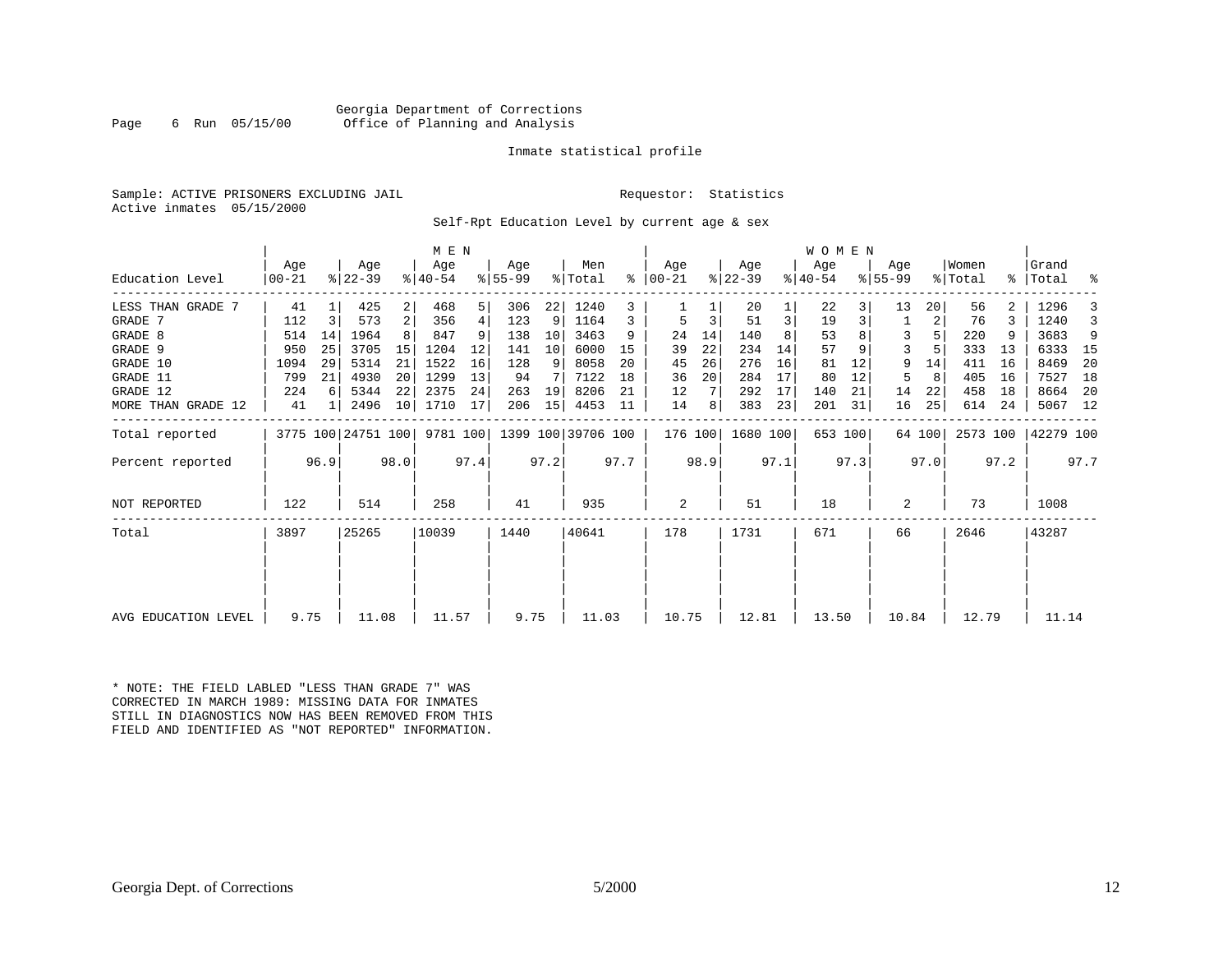Georgia Department of Corrections
Office of Planning and Analysis

Page 6 Run 05/15/00

Inmate statistical profile

Sample: ACTIVE PRISONERS EXCLUDING JAIL　　Requestor: Statistics
Active inmates 05/15/2000

Self-Rpt Education Level by current age & sex

| Education Level | MEN Age 00-21 | % | Age 22-39 | % | Age 40-54 | % | Age 55-99 | % | Men Total | % | WOMEN Age 00-21 | % | Age 22-39 | % | Age 40-54 | % | Age 55-99 | % | Women Total | % | Grand Total | % |
|---|---|---|---|---|---|---|---|---|---|---|---|---|---|---|---|---|---|---|---|---|---|---|
| LESS THAN GRADE 7 | 41 | 1 | 425 | 2 | 468 | 5 | 306 | 22 | 1240 | 3 | 1 | 1 | 20 | 1 | 22 | 3 | 13 | 20 | 56 | 2 | 1296 | 3 |
| GRADE 7 | 112 | 3 | 573 | 2 | 356 | 4 | 123 | 9 | 1164 | 3 | 5 | 3 | 51 | 3 | 19 | 3 | 1 | 2 | 76 | 3 | 1240 | 3 |
| GRADE 8 | 514 | 14 | 1964 | 8 | 847 | 9 | 138 | 10 | 3463 | 9 | 24 | 14 | 140 | 8 | 53 | 8 | 3 | 5 | 220 | 9 | 3683 | 9 |
| GRADE 9 | 950 | 25 | 3705 | 15 | 1204 | 12 | 141 | 10 | 6000 | 15 | 39 | 22 | 234 | 14 | 57 | 9 | 3 | 5 | 333 | 13 | 6333 | 15 |
| GRADE 10 | 1094 | 29 | 5314 | 21 | 1522 | 16 | 128 | 9 | 8058 | 20 | 45 | 26 | 276 | 16 | 81 | 12 | 9 | 14 | 411 | 16 | 8469 | 20 |
| GRADE 11 | 799 | 21 | 4930 | 20 | 1299 | 13 | 94 | 7 | 7122 | 18 | 36 | 20 | 284 | 17 | 80 | 12 | 5 | 8 | 405 | 16 | 7527 | 18 |
| GRADE 12 | 224 | 6 | 5344 | 22 | 2375 | 24 | 263 | 19 | 8206 | 21 | 12 | 7 | 292 | 17 | 140 | 21 | 14 | 22 | 458 | 18 | 8664 | 20 |
| MORE THAN GRADE 12 | 41 | 1 | 2496 | 10 | 1710 | 17 | 206 | 15 | 4453 | 11 | 14 | 8 | 383 | 23 | 201 | 31 | 16 | 25 | 614 | 24 | 5067 | 12 |
| Total reported | 3775 | 100 | 24751 | 100 | 9781 | 100 | 1399 | 100 | 39706 | 100 | 176 | 100 | 1680 | 100 | 653 | 100 | 64 | 100 | 2573 | 100 | 42279 | 100 |
| Percent reported | | 96.9 | | 98.0 | | 97.4 | | 97.2 | | 97.7 | | 98.9 | | 97.1 | | 97.3 | | 97.0 | | 97.2 | | 97.7 |
| NOT REPORTED | 122 | | 514 | | 258 | | 41 | | 935 | | 2 | | 51 | | 18 | | 2 | | 73 | | 1008 | |
| Total | 3897 | | 25265 | | 10039 | | 1440 | | 40641 | | 178 | | 1731 | | 671 | | 66 | | 2646 | | 43287 | |
| AVG EDUCATION LEVEL | 9.75 | | 11.08 | | 11.57 | | 9.75 | | 11.03 | | 10.75 | | 12.81 | | 13.50 | | 10.84 | | 12.79 | | 11.14 | |

\* NOTE: THE FIELD LABLED "LESS THAN GRADE 7" WAS CORRECTED IN MARCH 1989: MISSING DATA FOR INMATES STILL IN DIAGNOSTICS NOW HAS BEEN REMOVED FROM THIS FIELD AND IDENTIFIED AS "NOT REPORTED" INFORMATION.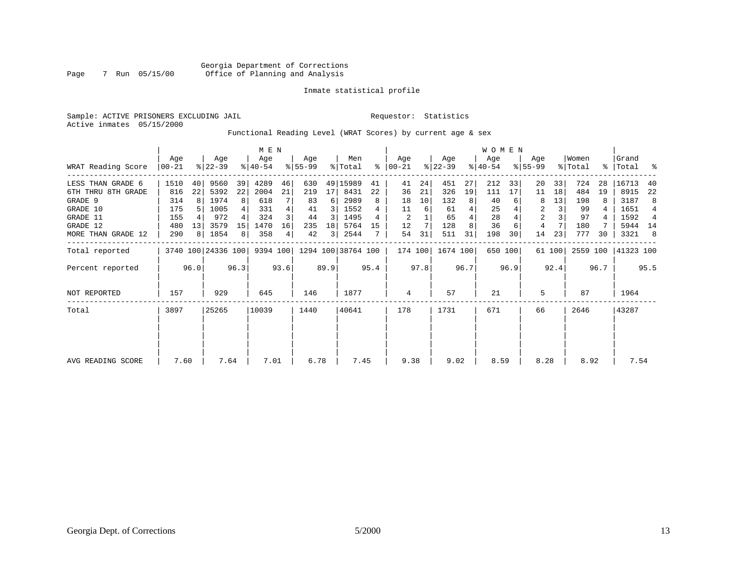Georgia Department of Corrections
Office of Planning and Analysis

Inmate statistical profile

Sample: ACTIVE PRISONERS EXCLUDING JAIL

Requestor: Statistics

Active inmates 05/15/2000

Functional Reading Level (WRAT Scores) by current age & sex

| | MEN | | | | | | | | | | WOMEN | | | | | | | | | | | |
|---|---|---|---|---|---|---|---|---|---|---|---|---|---|---|---|---|---|---|---|---|---|---|
| WRAT Reading Score | Age 00-21 | % | Age 22-39 | % | Age 40-54 | % | Age 55-99 | % | Men Total | % | Age 00-21 | % | Age 22-39 | % | Age 40-54 | % | Age 55-99 | % | Women Total | % | Grand Total | % |
| LESS THAN GRADE 6 | 1510 | 40 | 9560 | 39 | 4289 | 46 | 630 | 49 | 15989 | 41 | 41 | 24 | 451 | 27 | 212 | 33 | 20 | 33 | 724 | 28 | 16713 | 40 |
| 6TH THRU 8TH GRADE | 816 | 22 | 5392 | 22 | 2004 | 21 | 219 | 17 | 8431 | 22 | 36 | 21 | 326 | 19 | 111 | 17 | 11 | 18 | 484 | 19 | 8915 | 22 |
| GRADE 9 | 314 | 8 | 1974 | 8 | 618 | 7 | 83 | 6 | 2989 | 8 | 18 | 10 | 132 | 8 | 40 | 6 | 8 | 13 | 198 | 8 | 3187 | 8 |
| GRADE 10 | 175 | 5 | 1005 | 4 | 331 | 4 | 41 | 3 | 1552 | 4 | 11 | 6 | 61 | 4 | 25 | 4 | 2 | 3 | 99 | 4 | 1651 | 4 |
| GRADE 11 | 155 | 4 | 972 | 4 | 324 | 3 | 44 | 3 | 1495 | 4 | 2 | 1 | 65 | 4 | 28 | 4 | 2 | 3 | 97 | 4 | 1592 | 4 |
| GRADE 12 | 480 | 13 | 3579 | 15 | 1470 | 16 | 235 | 18 | 5764 | 15 | 12 | 7 | 128 | 8 | 36 | 6 | 4 | 7 | 180 | 7 | 5944 | 14 |
| MORE THAN GRADE 12 | 290 | 8 | 1854 | 8 | 358 | 4 | 42 | 3 | 2544 | 7 | 54 | 31 | 511 | 31 | 198 | 30 | 14 | 23 | 777 | 30 | 3321 | 8 |
| Total reported | 3740 | 100 | 24336 | 100 | 9394 | 100 | 1294 | 100 | 38764 | 100 | 174 | 100 | 1674 | 100 | 650 | 100 | 61 | 100 | 2559 | 100 | 41323 | 100 |
| Percent reported | | 96.0 | | 96.3 | | 93.6 | | 89.9 | | 95.4 | | 97.8 | | 96.7 | | 96.9 | | 92.4 | | 96.7 | | 95.5 |
| NOT REPORTED | 157 | | 929 | | 645 | | 146 | | 1877 | | 4 | | 57 | | 21 | | 5 | | 87 | | 1964 | |
| Total | 3897 | | 25265 | | 10039 | | 1440 | | 40641 | | 178 | | 1731 | | 671 | | 66 | | 2646 | | 43287 | |
| AVG READING SCORE | 7.60 | | 7.64 | | 7.01 | | 6.78 | | 7.45 | | 9.38 | | 9.02 | | 8.59 | | 8.28 | | 8.92 | | 7.54 | |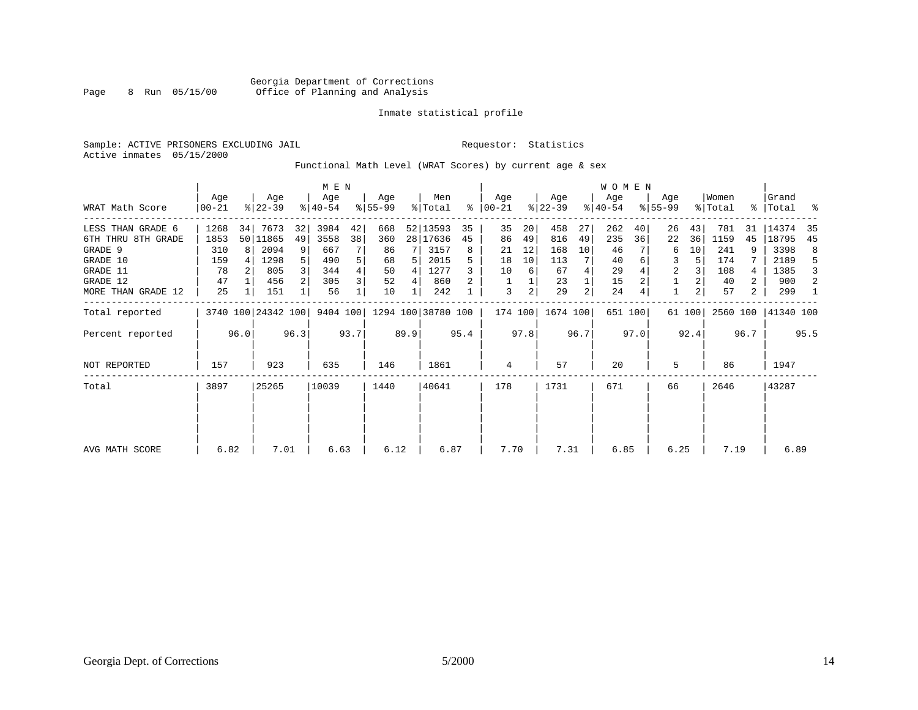Georgia Department of Corrections
Office of Planning and Analysis

Inmate statistical profile

Sample: ACTIVE PRISONERS EXCLUDING JAIL    Requestor: Statistics
Active inmates 05/15/2000

Functional Math Level (WRAT Scores) by current age & sex

| WRAT Math Score | MEN Age 00-21 | % | Age 22-39 | % | Age 40-54 | % | Age 55-99 | % | Men Total | % | WOMEN Age 00-21 | % | Age 22-39 | % | Age 40-54 | % | Age 55-99 | % | Women Total | % | Grand Total | % |
|---|---|---|---|---|---|---|---|---|---|---|---|---|---|---|---|---|---|---|---|---|---|---|
| LESS THAN GRADE 6 | 1268 | 34 | 7673 | 32 | 3984 | 42 | 668 | 52 | 13593 | 35 | 35 | 20 | 458 | 27 | 262 | 40 | 26 | 43 | 781 | 31 | 14374 | 35 |
| 6TH THRU 8TH GRADE | 1853 | 50 | 11865 | 49 | 3558 | 38 | 360 | 28 | 17636 | 45 | 86 | 49 | 816 | 49 | 235 | 36 | 22 | 36 | 1159 | 45 | 18795 | 45 |
| GRADE 9 | 310 | 8 | 2094 | 9 | 667 | 7 | 86 | 7 | 3157 | 8 | 21 | 12 | 168 | 10 | 46 | 7 | 6 | 10 | 241 | 9 | 3398 | 8 |
| GRADE 10 | 159 | 4 | 1298 | 5 | 490 | 5 | 68 | 5 | 2015 | 5 | 18 | 10 | 113 | 7 | 40 | 6 | 3 | 5 | 174 | 7 | 2189 | 5 |
| GRADE 11 | 78 | 2 | 805 | 3 | 344 | 4 | 50 | 4 | 1277 | 3 | 10 | 6 | 67 | 4 | 29 | 4 | 2 | 3 | 108 | 4 | 1385 | 3 |
| GRADE 12 | 47 | 1 | 456 | 2 | 305 | 3 | 52 | 4 | 860 | 2 | 1 | 1 | 23 | 1 | 15 | 2 | 1 | 2 | 40 | 2 | 900 | 2 |
| MORE THAN GRADE 12 | 25 | 1 | 151 | 1 | 56 | 1 | 10 | 1 | 242 | 1 | 3 | 2 | 29 | 2 | 24 | 4 | 1 | 2 | 57 | 2 | 299 | 1 |
| Total reported | 3740 | 100 | 24342 | 100 | 9404 | 100 | 1294 | 100 | 38780 | 100 | 174 | 100 | 1674 | 100 | 651 | 100 | 61 | 100 | 2560 | 100 | 41340 | 100 |
| Percent reported | | 96.0 | | 96.3 | | 93.7 | | 89.9 | | 95.4 | | 97.8 | | 96.7 | | 97.0 | | 92.4 | | 96.7 | | 95.5 |
| NOT REPORTED | 157 | | 923 | | 635 | | 146 | | 1861 | | 4 | | 57 | | 20 | | 5 | | 86 | | 1947 | |
| Total | 3897 | | 25265 | | 10039 | | 1440 | | 40641 | | 178 | | 1731 | | 671 | | 66 | | 2646 | | 43287 | |
| AVG MATH SCORE | 6.82 | | 7.01 | | 6.63 | | 6.12 | | 6.87 | | 7.70 | | 7.31 | | 6.85 | | 6.25 | | 7.19 | | 6.89 | |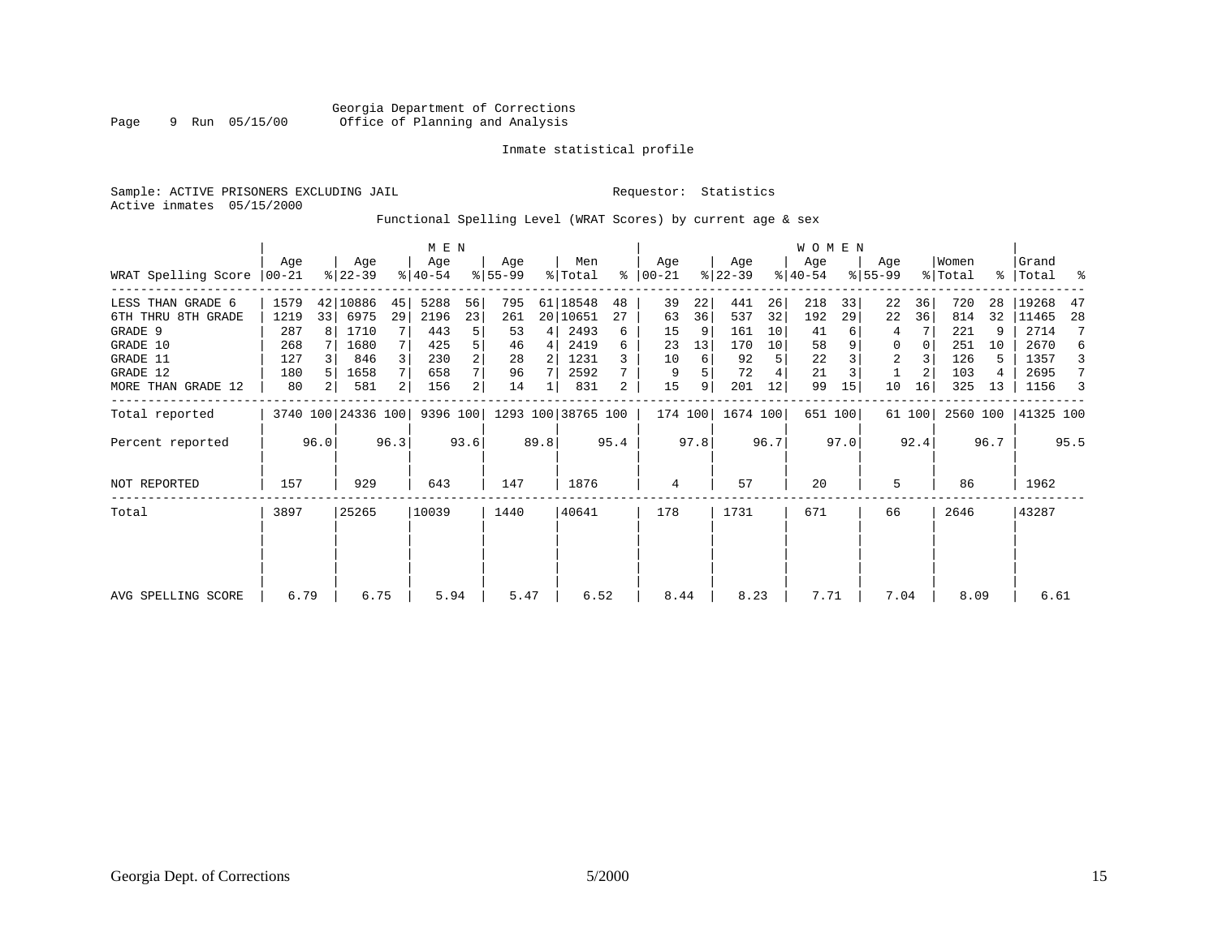Georgia Department of Corrections
Office of Planning and Analysis

Page 9 Run 05/15/00

Inmate statistical profile

Sample: ACTIVE PRISONERS EXCLUDING JAIL

Requestor: Statistics

Active inmates 05/15/2000

Functional Spelling Level (WRAT Scores) by current age & sex

| WRAT Spelling Score | MEN Age 00-21 | % | Age 22-39 | % | Age 40-54 | % | Age 55-99 | % | Men Total | % | WOMEN Age 00-21 | % | Age 22-39 | % | Age 40-54 | % | Age 55-99 | % | Women Total | % | Grand Total | % |
|---|---|---|---|---|---|---|---|---|---|---|---|---|---|---|---|---|---|---|---|---|---|---|
| LESS THAN GRADE 6 | 1579 | 42 | 10886 | 45 | 5288 | 56 | 795 | 61 | 18548 | 48 | 39 | 22 | 441 | 26 | 218 | 33 | 22 | 36 | 720 | 28 | 19268 | 47 |
| 6TH THRU 8TH GRADE | 1219 | 33 | 6975 | 29 | 2196 | 23 | 261 | 20 | 10651 | 27 | 63 | 36 | 537 | 32 | 192 | 29 | 22 | 36 | 814 | 32 | 11465 | 28 |
| GRADE 9 | 287 | 8 | 1710 | 7 | 443 | 5 | 53 | 4 | 2493 | 6 | 15 | 9 | 161 | 10 | 41 | 6 | 4 | 7 | 221 | 9 | 2714 | 7 |
| GRADE 10 | 268 | 7 | 1680 | 7 | 425 | 5 | 46 | 4 | 2419 | 6 | 23 | 13 | 170 | 10 | 58 | 9 | 0 | 0 | 251 | 10 | 2670 | 6 |
| GRADE 11 | 127 | 3 | 846 | 3 | 230 | 2 | 28 | 2 | 1231 | 3 | 10 | 6 | 92 | 5 | 22 | 3 | 2 | 3 | 126 | 5 | 1357 | 3 |
| GRADE 12 | 180 | 5 | 1658 | 7 | 658 | 7 | 96 | 7 | 2592 | 7 | 9 | 5 | 72 | 4 | 21 | 3 | 1 | 2 | 103 | 4 | 2695 | 7 |
| MORE THAN GRADE 12 | 80 | 2 | 581 | 2 | 156 | 2 | 14 | 1 | 831 | 2 | 15 | 9 | 201 | 12 | 99 | 15 | 10 | 16 | 325 | 13 | 1156 | 3 |
| Total reported | 3740 | 100 | 24336 | 100 | 9396 | 100 | 1293 | 100 | 38765 | 100 | 174 | 100 | 1674 | 100 | 651 | 100 | 61 | 100 | 2560 | 100 | 41325 | 100 |
| Percent reported | | 96.0 | | 96.3 | | 93.6 | | 89.8 | | 95.4 | | 97.8 | | 96.7 | | 97.0 | | 92.4 | | 96.7 | | 95.5 |
| NOT REPORTED | 157 | | 929 | | 643 | | 147 | | 1876 | | 4 | | 57 | | 20 | | 5 | | 86 | | 1962 | |
| Total | 3897 | | 25265 | | 10039 | | 1440 | | 40641 | | 178 | | 1731 | | 671 | | 66 | | 2646 | | 43287 | |
| AVG SPELLING SCORE | 6.79 | | 6.75 | | 5.94 | | 5.47 | | 6.52 | | 8.44 | | 8.23 | | 7.71 | | 7.04 | | 8.09 | | 6.61 | |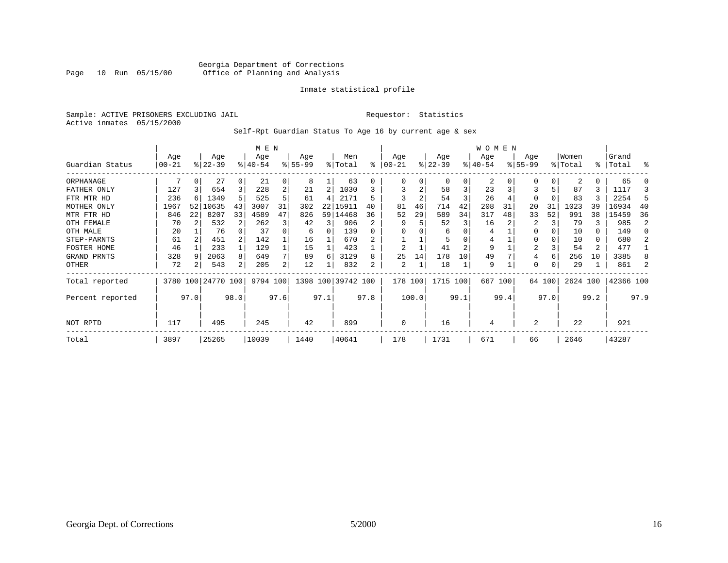Georgia Department of Corrections
Page 10 Run 05/15/00 Office of Planning and Analysis

Inmate statistical profile

Sample: ACTIVE PRISONERS EXCLUDING JAIL Requestor: Statistics
Active inmates 05/15/2000

Self-Rpt Guardian Status To Age 16 by current age & sex

| Guardian Status | MEN Age 00-21 | % | Age 22-39 | % | Age 40-54 | % | Age 55-99 | % | Men Total | % | WOMEN Age 00-21 | % | Age 22-39 | % | Age 40-54 | % | Age 55-99 | % | Women Total | % | Grand Total | % |
|---|---|---|---|---|---|---|---|---|---|---|---|---|---|---|---|---|---|---|---|---|---|---|
| ORPHANAGE | 7 | 0 | 27 | 0 | 21 | 0 | 8 | 1 | 63 | 0 | 0 | 0 | 0 | 0 | 2 | 0 | 0 | 0 | 2 | 0 | 65 | 0 |
| FATHER ONLY | 127 | 3 | 654 | 3 | 228 | 2 | 21 | 2 | 1030 | 3 | 3 | 2 | 58 | 3 | 23 | 3 | 3 | 5 | 87 | 3 | 1117 | 3 |
| FTR MTR HD | 236 | 6 | 1349 | 5 | 525 | 5 | 61 | 4 | 2171 | 5 | 3 | 2 | 54 | 3 | 26 | 4 | 0 | 0 | 83 | 3 | 2254 | 5 |
| MOTHER ONLY | 1967 | 52 | 10635 | 43 | 3007 | 31 | 302 | 22 | 15911 | 40 | 81 | 46 | 714 | 42 | 208 | 31 | 20 | 31 | 1023 | 39 | 16934 | 40 |
| MTR FTR HD | 846 | 22 | 8207 | 33 | 4589 | 47 | 826 | 59 | 14468 | 36 | 52 | 29 | 589 | 34 | 317 | 48 | 33 | 52 | 991 | 38 | 15459 | 36 |
| OTH FEMALE | 70 | 2 | 532 | 2 | 262 | 3 | 42 | 3 | 906 | 2 | 9 | 5 | 52 | 3 | 16 | 2 | 2 | 3 | 79 | 3 | 985 | 2 |
| OTH MALE | 20 | 1 | 76 | 0 | 37 | 0 | 6 | 0 | 139 | 0 | 0 | 0 | 6 | 0 | 4 | 1 | 0 | 0 | 10 | 0 | 149 | 0 |
| STEP-PARNTS | 61 | 2 | 451 | 2 | 142 | 1 | 16 | 1 | 670 | 2 | 1 | 1 | 5 | 0 | 4 | 1 | 0 | 0 | 10 | 0 | 680 | 2 |
| FOSTER HOME | 46 | 1 | 233 | 1 | 129 | 1 | 15 | 1 | 423 | 1 | 2 | 1 | 41 | 2 | 9 | 1 | 2 | 3 | 54 | 2 | 477 | 1 |
| GRAND PRNTS | 328 | 9 | 2063 | 8 | 649 | 7 | 89 | 6 | 3129 | 8 | 25 | 14 | 178 | 10 | 49 | 7 | 4 | 6 | 256 | 10 | 3385 | 8 |
| OTHER | 72 | 2 | 543 | 2 | 205 | 2 | 12 | 1 | 832 | 2 | 2 | 1 | 18 | 1 | 9 | 1 | 0 | 0 | 29 | 1 | 861 | 2 |
| Total reported | 3780 | 100 | 24770 | 100 | 9794 | 100 | 1398 | 100 | 39742 | 100 | 178 | 100 | 1715 | 100 | 667 | 100 | 64 | 100 | 2624 | 100 | 42366 | 100 |
| Percent reported | | 97.0 | | 98.0 | | 97.6 | | 97.1 | | 97.8 | | 100.0 | | 99.1 | | 99.4 | | 97.0 | | 99.2 | | 97.9 |
| NOT RPTD | 117 | | 495 | | 245 | | 42 | | 899 | | 0 | | 16 | | 4 | | 2 | | 22 | | 921 | |
| Total | 3897 | | 25265 | | 10039 | | 1440 | | 40641 | | 178 | | 1731 | | 671 | | 66 | | 2646 | | 43287 | |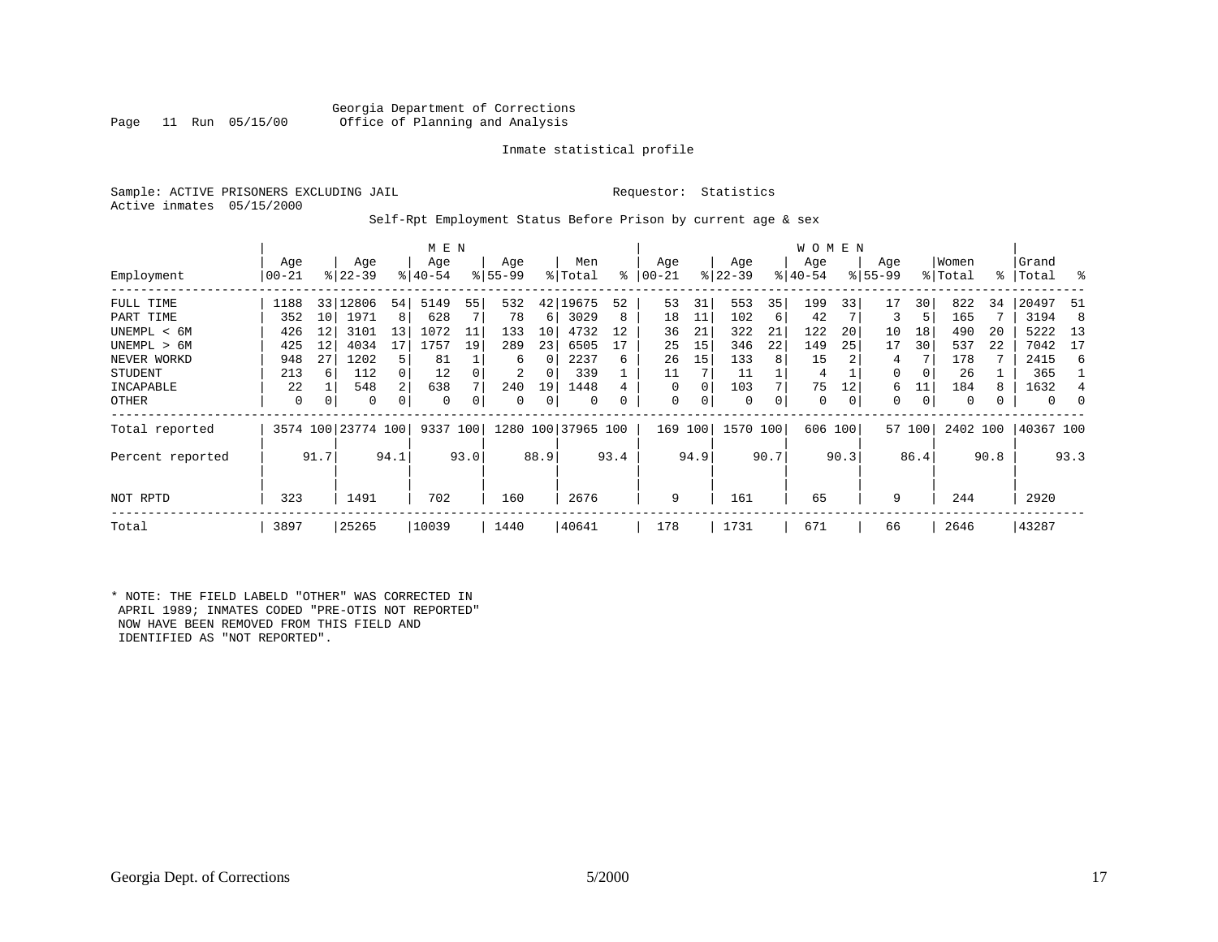Georgia Department of Corrections
Office of Planning and Analysis

Inmate statistical profile

Sample: ACTIVE PRISONERS EXCLUDING JAIL

Requestor: Statistics

Active inmates 05/15/2000

Self-Rpt Employment Status Before Prison by current age & sex

| | MEN | | | | | | | | | | WOMEN | | | | | | | | | | | |
|---|---|---|---|---|---|---|---|---|---|---|---|---|---|---|---|---|---|---|---|---|---|---|
| Employment | Age 00-21 | % | Age 22-39 | % | Age 40-54 | % | Age 55-99 | % | Men Total | % | Age 00-21 | % | Age 22-39 | % | Age 40-54 | % | Age 55-99 | % | Women Total | % | Grand Total | % |
| FULL TIME | 1188 | 33 | 12806 | 54 | 5149 | 55 | 532 | 42 | 19675 | 52 | 53 | 31 | 553 | 35 | 199 | 33 | 17 | 30 | 822 | 34 | 20497 | 51 |
| PART TIME | 352 | 10 | 1971 | 8 | 628 | 7 | 78 | 6 | 3029 | 8 | 18 | 11 | 102 | 6 | 42 | 7 | 3 | 5 | 165 | 7 | 3194 | 8 |
| UNEMPL < 6M | 426 | 12 | 3101 | 13 | 1072 | 11 | 133 | 10 | 4732 | 12 | 36 | 21 | 322 | 21 | 122 | 20 | 10 | 18 | 490 | 20 | 5222 | 13 |
| UNEMPL > 6M | 425 | 12 | 4034 | 17 | 1757 | 19 | 289 | 23 | 6505 | 17 | 25 | 15 | 346 | 22 | 149 | 25 | 17 | 30 | 537 | 22 | 7042 | 17 |
| NEVER WORKD | 948 | 27 | 1202 | 5 | 81 | 1 | 6 | 0 | 2237 | 6 | 26 | 15 | 133 | 8 | 15 | 2 | 4 | 7 | 178 | 7 | 2415 | 6 |
| STUDENT | 213 | 6 | 112 | 0 | 12 | 0 | 2 | 0 | 339 | 1 | 11 | 7 | 11 | 1 | 4 | 1 | 0 | 0 | 26 | 1 | 365 | 1 |
| INCAPABLE | 22 | 1 | 548 | 2 | 638 | 7 | 240 | 19 | 1448 | 4 | 0 | 0 | 103 | 7 | 75 | 12 | 6 | 11 | 184 | 8 | 1632 | 4 |
| OTHER | 0 | 0 | 0 | 0 | 0 | 0 | 0 | 0 | 0 | 0 | 0 | 0 | 0 | 0 | 0 | 0 | 0 | 0 | 0 | 0 | 0 | 0 |
| Total reported | 3574 | 100 | 23774 | 100 | 9337 | 100 | 1280 | 100 | 37965 | 100 | 169 | 100 | 1570 | 100 | 606 | 100 | 57 | 100 | 2402 | 100 | 40367 | 100 |
| Percent reported | | 91.7 | | 94.1 | | 93.0 | | 88.9 | | 93.4 | | 94.9 | | 90.7 | | 90.3 | | 86.4 | | 90.8 | | 93.3 |
| NOT RPTD | 323 | | 1491 | | 702 | | 160 | | 2676 | | 9 | | 161 | | 65 | | 9 | | 244 | | 2920 | |
| Total | 3897 | | 25265 | | 10039 | | 1440 | | 40641 | | 178 | | 1731 | | 671 | | 66 | | 2646 | | 43287 | |

* NOTE: THE FIELD LABELD "OTHER" WAS CORRECTED IN APRIL 1989; INMATES CODED "PRE-OTIS NOT REPORTED" NOW HAVE BEEN REMOVED FROM THIS FIELD AND IDENTIFIED AS "NOT REPORTED".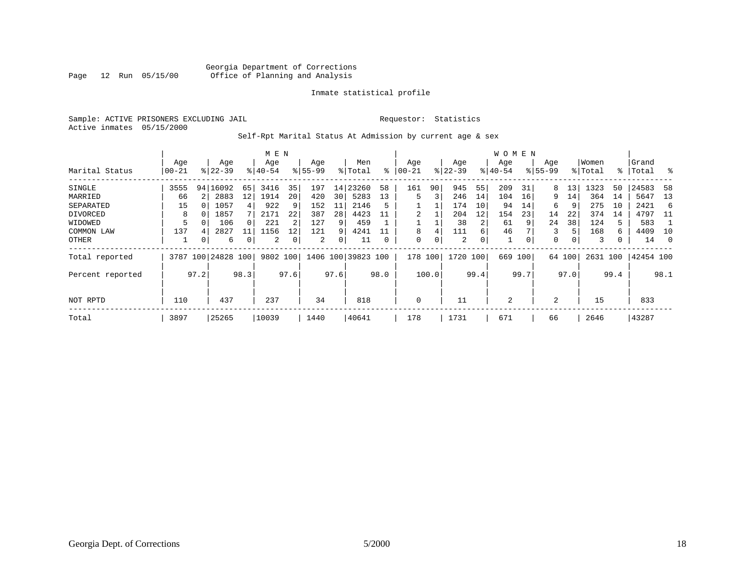Georgia Department of Corrections
Office of Planning and Analysis

Page 12 Run 05/15/00

Inmate statistical profile

Sample: ACTIVE PRISONERS EXCLUDING JAIL

Requestor: Statistics

Active inmates 05/15/2000

Self-Rpt Marital Status At Admission by current age & sex

| | MEN | | | | | | | | | | WOMEN | | | | | | | | | | | |
|---|---|---|---|---|---|---|---|---|---|---|---|---|---|---|---|---|---|---|---|---|---|---|
| Marital Status | Age 00-21 | % | Age 22-39 | % | Age 40-54 | % | Age 55-99 | % | Men Total | % | Age 00-21 | % | Age 22-39 | % | Age 40-54 | % | Age 55-99 | % | Women Total | % | Grand Total | % |
| SINGLE | 3555 | 94 | 16092 | 65 | 3416 | 35 | 197 | 14 | 23260 | 58 | 161 | 90 | 945 | 55 | 209 | 31 | 8 | 13 | 1323 | 50 | 24583 | 58 |
| MARRIED | 66 | 2 | 2883 | 12 | 1914 | 20 | 420 | 30 | 5283 | 13 | 5 | 3 | 246 | 14 | 104 | 16 | 9 | 14 | 364 | 14 | 5647 | 13 |
| SEPARATED | 15 | 0 | 1057 | 4 | 922 | 9 | 152 | 11 | 2146 | 5 | 1 | 1 | 174 | 10 | 94 | 14 | 6 | 9 | 275 | 10 | 2421 | 6 |
| DIVORCED | 8 | 0 | 1857 | 7 | 2171 | 22 | 387 | 28 | 4423 | 11 | 2 | 1 | 204 | 12 | 154 | 23 | 14 | 22 | 374 | 14 | 4797 | 11 |
| WIDOWED | 5 | 0 | 106 | 0 | 221 | 2 | 127 | 9 | 459 | 1 | 1 | 1 | 38 | 2 | 61 | 9 | 24 | 38 | 124 | 5 | 583 | 1 |
| COMMON LAW | 137 | 4 | 2827 | 11 | 1156 | 12 | 121 | 9 | 4241 | 11 | 8 | 4 | 111 | 6 | 46 | 7 | 3 | 5 | 168 | 6 | 4409 | 10 |
| OTHER | 1 | 0 | 6 | 0 | 2 | 0 | 2 | 0 | 11 | 0 | 0 | 0 | 2 | 0 | 1 | 0 | 0 | 0 | 3 | 0 | 14 | 0 |
| Total reported | 3787 | 100 | 24828 | 100 | 9802 | 100 | 1406 | 100 | 39823 | 100 | 178 | 100 | 1720 | 100 | 669 | 100 | 64 | 100 | 2631 | 100 | 42454 | 100 |
| Percent reported | | 97.2 | | 98.3 | | 97.6 | | 97.6 | | 98.0 | | 100.0 | | 99.4 | | 99.7 | | 97.0 | | 99.4 | | 98.1 |
| NOT RPTD | 110 | | 437 | | 237 | | 34 | | 818 | | 0 | | 11 | | 2 | | 2 | | 15 | | 833 | |
| Total | 3897 | | 25265 | | 10039 | | 1440 | | 40641 | | 178 | | 1731 | | 671 | | 66 | | 2646 | | 43287 | |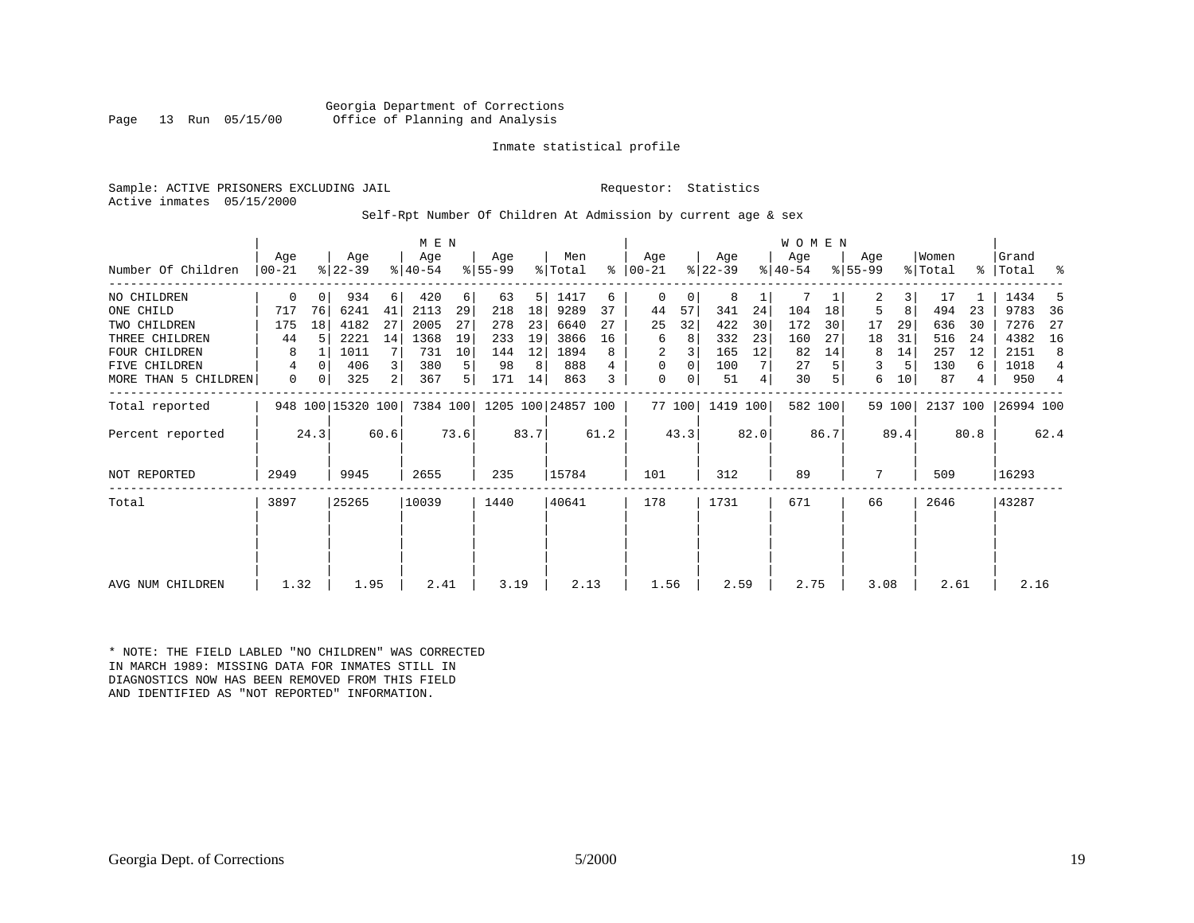Georgia Department of Corrections
Office of Planning and Analysis

Inmate statistical profile

Sample: ACTIVE PRISONERS EXCLUDING JAIL    Requestor: Statistics
Active inmates 05/15/2000

Self-Rpt Number Of Children At Admission by current age & sex

| | MEN | | | | | | | | | | WOMEN | | | | | | | | | | | |
|---|---|---|---|---|---|---|---|---|---|---|---|---|---|---|---|---|---|---|---|---|---|---|
| Number Of Children | Age 00-21 | % | Age 22-39 | % | Age 40-54 | % | Age 55-99 | % | Men Total | % | Age 00-21 | % | Age 22-39 | % | Age 40-54 | % | Age 55-99 | % | Women Total | % | Grand Total | % |
| NO CHILDREN | 0 | 0 | 934 | 6 | 420 | 6 | 63 | 5 | 1417 | 6 | 0 | 0 | 8 | 1 | 7 | 1 | 2 | 3 | 17 | 1 | 1434 | 5 |
| ONE CHILD | 717 | 76 | 6241 | 41 | 2113 | 29 | 218 | 18 | 9289 | 37 | 44 | 57 | 341 | 24 | 104 | 18 | 5 | 8 | 494 | 23 | 9783 | 36 |
| TWO CHILDREN | 175 | 18 | 4182 | 27 | 2005 | 27 | 278 | 23 | 6640 | 27 | 25 | 32 | 422 | 30 | 172 | 30 | 17 | 29 | 636 | 30 | 7276 | 27 |
| THREE CHILDREN | 44 | 5 | 2221 | 14 | 1368 | 19 | 233 | 19 | 3866 | 16 | 6 | 8 | 332 | 23 | 160 | 27 | 18 | 31 | 516 | 24 | 4382 | 16 |
| FOUR CHILDREN | 8 | 1 | 1011 | 7 | 731 | 10 | 144 | 12 | 1894 | 8 | 2 | 3 | 165 | 12 | 82 | 14 | 8 | 14 | 257 | 12 | 2151 | 8 |
| FIVE CHILDREN | 4 | 0 | 406 | 3 | 380 | 5 | 98 | 8 | 888 | 4 | 0 | 0 | 100 | 7 | 27 | 5 | 3 | 5 | 130 | 6 | 1018 | 4 |
| MORE THAN 5 CHILDREN | 0 | 0 | 325 | 2 | 367 | 5 | 171 | 14 | 863 | 3 | 0 | 0 | 51 | 4 | 30 | 5 | 6 | 10 | 87 | 4 | 950 | 4 |
| Total reported | 948 | 100 | 15320 | 100 | 7384 | 100 | 1205 | 100 | 24857 | 100 | 77 | 100 | 1419 | 100 | 582 | 100 | 59 | 100 | 2137 | 100 | 26994 | 100 |
| Percent reported | | 24.3 | | 60.6 | | 73.6 | | 83.7 | | 61.2 | | 43.3 | | 82.0 | | 86.7 | | 89.4 | | 80.8 | | 62.4 |
| NOT REPORTED | 2949 | | 9945 | | 2655 | | 235 | | 15784 | | 101 | | 312 | | 89 | | 7 | | 509 | | 16293 | |
| Total | 3897 | | 25265 | | 10039 | | 1440 | | 40641 | | 178 | | 1731 | | 671 | | 66 | | 2646 | | 43287 | |
| AVG NUM CHILDREN | 1.32 | | 1.95 | | 2.41 | | 3.19 | | 2.13 | | 1.56 | | 2.59 | | 2.75 | | 3.08 | | 2.61 | | 2.16 | |

* NOTE: THE FIELD LABLED "NO CHILDREN" WAS CORRECTED IN MARCH 1989: MISSING DATA FOR INMATES STILL IN DIAGNOSTICS NOW HAS BEEN REMOVED FROM THIS FIELD AND IDENTIFIED AS "NOT REPORTED" INFORMATION.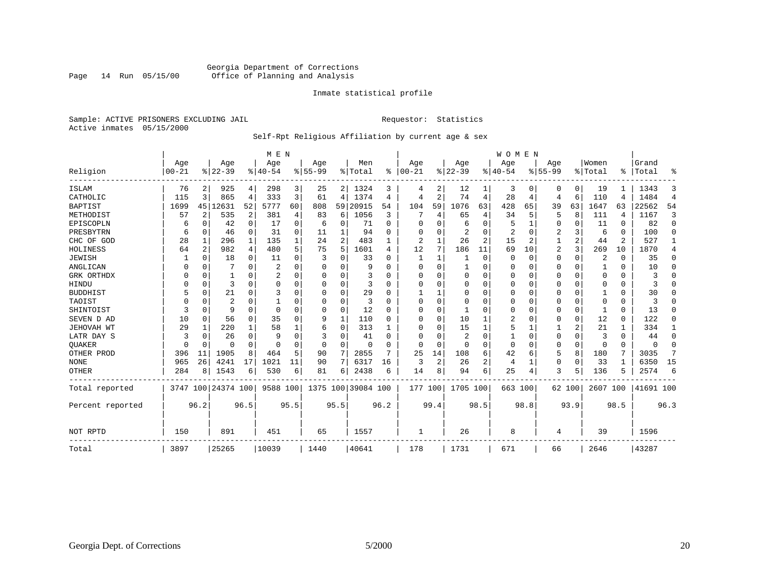Georgia Department of Corrections
Office of Planning and Analysis

Inmate statistical profile

Sample: ACTIVE PRISONERS EXCLUDING JAIL

Requestor: Statistics

Active inmates 05/15/2000

Self-Rpt Religious Affiliation by current age & sex

| Religion | MEN Age 00-21 | % | Age 22-39 | % | Age 40-54 | % | Age 55-99 | % | Men Total | % | WOMEN Age 00-21 | % | Age 22-39 | % | Age 40-54 | % | Age 55-99 | % | Women Total | % | Grand Total | % |
|---|---|---|---|---|---|---|---|---|---|---|---|---|---|---|---|---|---|---|---|---|---|---|
| ISLAM | 76 | 2 | 925 | 4 | 298 | 3 | 25 | 2 | 1324 | 3 | 4 | 2 | 12 | 1 | 3 | 0 | 0 | 0 | 19 | 1 | 1343 | 3 |
| CATHOLIC | 115 | 3 | 865 | 4 | 333 | 3 | 61 | 4 | 1374 | 4 | 4 | 2 | 74 | 4 | 28 | 4 | 4 | 6 | 110 | 4 | 1484 | 4 |
| BAPTIST | 1699 | 45 | 12631 | 52 | 5777 | 60 | 808 | 59 | 20915 | 54 | 104 | 59 | 1076 | 63 | 428 | 65 | 39 | 63 | 1647 | 63 | 22562 | 54 |
| METHODIST | 57 | 2 | 535 | 2 | 381 | 4 | 83 | 6 | 1056 | 3 | 7 | 4 | 65 | 4 | 34 | 5 | 5 | 8 | 111 | 4 | 1167 | 3 |
| EPISCOPLN | 6 | 0 | 42 | 0 | 17 | 0 | 6 | 0 | 71 | 0 | 0 | 0 | 6 | 0 | 5 | 1 | 0 | 0 | 11 | 0 | 82 | 0 |
| PRESBYTRN | 6 | 0 | 46 | 0 | 31 | 0 | 11 | 1 | 94 | 0 | 0 | 0 | 2 | 0 | 2 | 0 | 2 | 3 | 6 | 0 | 100 | 0 |
| CHC OF GOD | 28 | 1 | 296 | 1 | 135 | 1 | 24 | 2 | 483 | 1 | 2 | 1 | 26 | 2 | 15 | 2 | 1 | 2 | 44 | 2 | 527 | 1 |
| HOLINESS | 64 | 2 | 982 | 4 | 480 | 5 | 75 | 5 | 1601 | 4 | 12 | 7 | 186 | 11 | 69 | 10 | 2 | 3 | 269 | 10 | 1870 | 4 |
| JEWISH | 1 | 0 | 18 | 0 | 11 | 0 | 3 | 0 | 33 | 0 | 1 | 1 | 1 | 0 | 0 | 0 | 0 | 0 | 2 | 0 | 35 | 0 |
| ANGLICAN | 0 | 0 | 7 | 0 | 2 | 0 | 0 | 0 | 9 | 0 | 0 | 0 | 1 | 0 | 0 | 0 | 0 | 0 | 1 | 0 | 10 | 0 |
| GRK ORTHDX | 0 | 0 | 1 | 0 | 2 | 0 | 0 | 0 | 3 | 0 | 0 | 0 | 0 | 0 | 0 | 0 | 0 | 0 | 0 | 0 | 3 | 0 |
| HINDU | 0 | 0 | 3 | 0 | 0 | 0 | 0 | 0 | 3 | 0 | 0 | 0 | 0 | 0 | 0 | 0 | 0 | 0 | 0 | 0 | 3 | 0 |
| BUDDHIST | 5 | 0 | 21 | 0 | 3 | 0 | 0 | 0 | 29 | 0 | 1 | 1 | 0 | 0 | 0 | 0 | 0 | 0 | 1 | 0 | 30 | 0 |
| TAOIST | 0 | 0 | 2 | 0 | 1 | 0 | 0 | 0 | 3 | 0 | 0 | 0 | 0 | 0 | 0 | 0 | 0 | 0 | 0 | 0 | 3 | 0 |
| SHINTOIST | 3 | 0 | 9 | 0 | 0 | 0 | 0 | 0 | 12 | 0 | 0 | 0 | 1 | 0 | 0 | 0 | 0 | 0 | 1 | 0 | 13 | 0 |
| SEVEN D AD | 10 | 0 | 56 | 0 | 35 | 0 | 9 | 1 | 110 | 0 | 0 | 0 | 10 | 1 | 2 | 0 | 0 | 0 | 12 | 0 | 122 | 0 |
| JEHOVAH WT | 29 | 1 | 220 | 1 | 58 | 1 | 6 | 0 | 313 | 1 | 0 | 0 | 15 | 1 | 5 | 1 | 1 | 2 | 21 | 1 | 334 | 1 |
| LATR DAY S | 3 | 0 | 26 | 0 | 9 | 0 | 3 | 0 | 41 | 0 | 0 | 0 | 2 | 0 | 1 | 0 | 0 | 0 | 3 | 0 | 44 | 0 |
| QUAKER | 0 | 0 | 0 | 0 | 0 | 0 | 0 | 0 | 0 | 0 | 0 | 0 | 0 | 0 | 0 | 0 | 0 | 0 | 0 | 0 | 0 | 0 |
| OTHER PROD | 396 | 11 | 1905 | 8 | 464 | 5 | 90 | 7 | 2855 | 7 | 25 | 14 | 108 | 6 | 42 | 6 | 5 | 8 | 180 | 7 | 3035 | 7 |
| NONE | 965 | 26 | 4241 | 17 | 1021 | 11 | 90 | 7 | 6317 | 16 | 3 | 2 | 26 | 2 | 4 | 1 | 0 | 0 | 33 | 1 | 6350 | 15 |
| OTHER | 284 | 8 | 1543 | 6 | 530 | 6 | 81 | 6 | 2438 | 6 | 14 | 8 | 94 | 6 | 25 | 4 | 3 | 5 | 136 | 5 | 2574 | 6 |
| Total reported | 3747 | 100 | 24374 | 100 | 9588 | 100 | 1375 | 100 | 39084 | 100 | 177 | 100 | 1705 | 100 | 663 | 100 | 62 | 100 | 2607 | 100 | 41691 | 100 |
| Percent reported | | 96.2 | | 96.5 | | 95.5 | | 95.5 | | 96.2 | | 99.4 | | 98.5 | | 98.8 | | 93.9 | | 98.5 | | 96.3 |
| NOT RPTD | 150 | | 891 | | 451 | | 65 | | 1557 | | 1 | | 26 | | 8 | | 4 | | 39 | | 1596 | |
| Total | 3897 | | 25265 | | 10039 | | 1440 | | 40641 | | 178 | | 1731 | | 671 | | 66 | | 2646 | | 43287 | |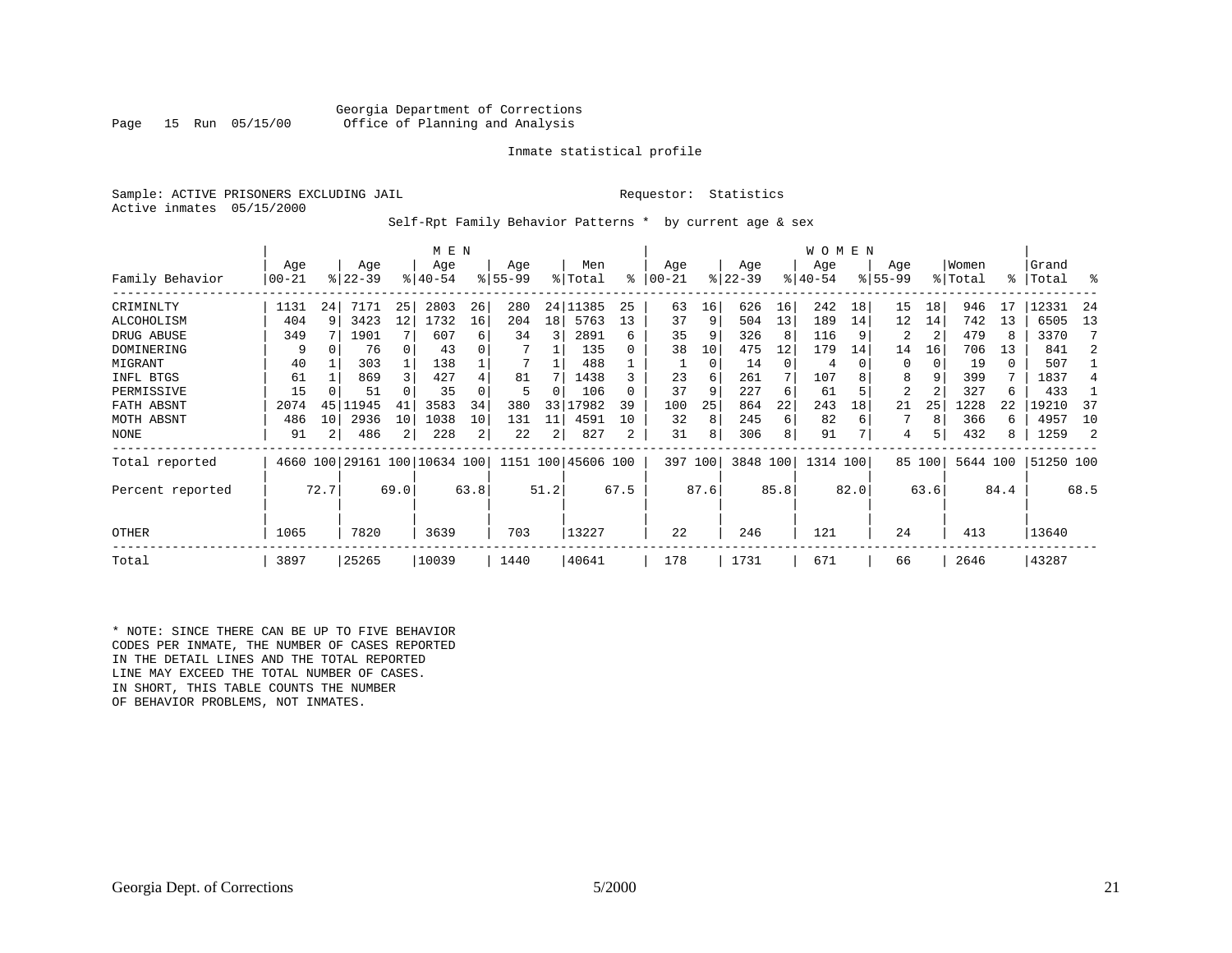Georgia Department of Corrections
Office of Planning and Analysis

Page 15 Run 05/15/00

Inmate statistical profile

Sample: ACTIVE PRISONERS EXCLUDING JAIL    Requestor: Statistics
Active inmates 05/15/2000

Self-Rpt Family Behavior Patterns * by current age & sex

| | MEN | | | | | | | | | | WOMEN | | | | | | | | | | | |
|---|---|---|---|---|---|---|---|---|---|---|---|---|---|---|---|---|---|---|---|---|---|---|
| Family Behavior | Age 00-21 | % | Age 22-39 | % | Age 40-54 | % | Age 55-99 | % | Men Total | % | Age 00-21 | % | Age 22-39 | % | Age 40-54 | % | Age 55-99 | % | Women Total | % | Grand Total | % |
| CRIMINLTY | 1131 | 24 | 7171 | 25 | 2803 | 26 | 280 | 24 | 11385 | 25 | 63 | 16 | 626 | 16 | 242 | 18 | 15 | 18 | 946 | 17 | 12331 | 24 |
| ALCOHOLISM | 404 | 9 | 3423 | 12 | 1732 | 16 | 204 | 18 | 5763 | 13 | 37 | 9 | 504 | 13 | 189 | 14 | 12 | 14 | 742 | 13 | 6505 | 13 |
| DRUG ABUSE | 349 | 7 | 1901 | 7 | 607 | 6 | 34 | 3 | 2891 | 6 | 35 | 9 | 326 | 8 | 116 | 9 | 2 | 2 | 479 | 8 | 3370 | 7 |
| DOMINERING | 9 | 0 | 76 | 0 | 43 | 0 | 7 | 1 | 135 | 0 | 38 | 10 | 475 | 12 | 179 | 14 | 14 | 16 | 706 | 13 | 841 | 2 |
| MIGRANT | 40 | 1 | 303 | 1 | 138 | 1 | 7 | 1 | 488 | 1 | 1 | 0 | 14 | 0 | 4 | 0 | 0 | 0 | 19 | 0 | 507 | 1 |
| INFL BTGS | 61 | 1 | 869 | 3 | 427 | 4 | 81 | 7 | 1438 | 3 | 23 | 6 | 261 | 7 | 107 | 8 | 8 | 9 | 399 | 7 | 1837 | 4 |
| PERMISSIVE | 15 | 0 | 51 | 0 | 35 | 0 | 5 | 0 | 106 | 0 | 37 | 9 | 227 | 6 | 61 | 5 | 2 | 2 | 327 | 6 | 433 | 1 |
| FATH ABSNT | 2074 | 45 | 11945 | 41 | 3583 | 34 | 380 | 33 | 17982 | 39 | 100 | 25 | 864 | 22 | 243 | 18 | 21 | 25 | 1228 | 22 | 19210 | 37 |
| MOTH ABSNT | 486 | 10 | 2936 | 10 | 1038 | 10 | 131 | 11 | 4591 | 10 | 32 | 8 | 245 | 6 | 82 | 6 | 7 | 8 | 366 | 6 | 4957 | 10 |
| NONE | 91 | 2 | 486 | 2 | 228 | 2 | 22 | 2 | 827 | 2 | 31 | 8 | 306 | 8 | 91 | 7 | 4 | 5 | 432 | 8 | 1259 | 2 |
| Total reported | 4660 | 100 | 29161 | 100 | 10634 | 100 | 1151 | 100 | 45606 | 100 | 397 | 100 | 3848 | 100 | 1314 | 100 | 85 | 100 | 5644 | 100 | 51250 | 100 |
| Percent reported | | 72.7 | | 69.0 | | 63.8 | | 51.2 | | 67.5 | | 87.6 | | 85.8 | | 82.0 | | 63.6 | | 84.4 | | 68.5 |
| OTHER | 1065 | | 7820 | | 3639 | | 703 | | 13227 | | 22 | | 246 | | 121 | | 24 | | 413 | | 13640 | |
| Total | 3897 | | 25265 | | 10039 | | 1440 | | 40641 | | 178 | | 1731 | | 671 | | 66 | | 2646 | | 43287 | |

* NOTE: SINCE THERE CAN BE UP TO FIVE BEHAVIOR CODES PER INMATE, THE NUMBER OF CASES REPORTED IN THE DETAIL LINES AND THE TOTAL REPORTED LINE MAY EXCEED THE TOTAL NUMBER OF CASES. IN SHORT, THIS TABLE COUNTS THE NUMBER OF BEHAVIOR PROBLEMS, NOT INMATES.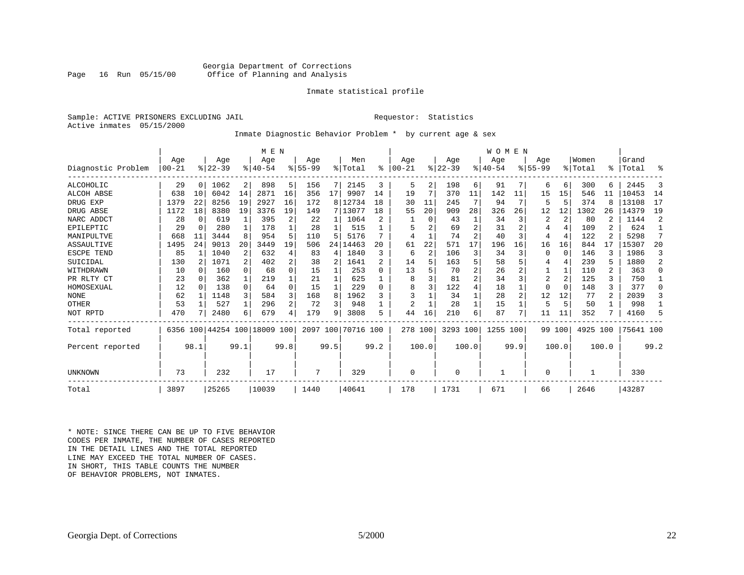Georgia Department of Corrections
Office of Planning and Analysis

Inmate statistical profile

Sample: ACTIVE PRISONERS EXCLUDING JAIL    Requestor: Statistics
Active inmates 05/15/2000

Inmate Diagnostic Behavior Problem * by current age & sex

| Diagnostic Problem | MEN Age 00-21 | % | Age 22-39 | % | Age 40-54 | % | Age 55-99 | % | Men Total | % | WOMEN Age 00-21 | % | Age 22-39 | % | Age 40-54 | % | Age 55-99 | % | Women Total | % | Grand Total | % |
|---|---|---|---|---|---|---|---|---|---|---|---|---|---|---|---|---|---|---|---|---|---|---|
| ALCOHOLIC | 29 | 0 | 1062 | 2 | 898 | 5 | 156 | 7 | 2145 | 3 | 5 | 2 | 198 | 6 | 91 | 7 | 6 | 6 | 300 | 6 | 2445 | 3 |
| ALCOH ABSE | 638 | 10 | 6042 | 14 | 2871 | 16 | 356 | 17 | 9907 | 14 | 19 | 7 | 370 | 11 | 142 | 11 | 15 | 15 | 546 | 11 | 10453 | 14 |
| DRUG EXP | 1379 | 22 | 8256 | 19 | 2927 | 16 | 172 | 8 | 12734 | 18 | 30 | 11 | 245 | 7 | 94 | 7 | 5 | 5 | 374 | 8 | 13108 | 17 |
| DRUG ABSE | 1172 | 18 | 8380 | 19 | 3376 | 19 | 149 | 7 | 13077 | 18 | 55 | 20 | 909 | 28 | 326 | 26 | 12 | 12 | 1302 | 26 | 14379 | 19 |
| NARC ADDCT | 28 | 0 | 619 | 1 | 395 | 2 | 22 | 1 | 1064 | 2 | 1 | 0 | 43 | 1 | 34 | 3 | 2 | 2 | 80 | 2 | 1144 | 2 |
| EPILEPTIC | 29 | 0 | 280 | 1 | 178 | 1 | 28 | 1 | 515 | 1 | 5 | 2 | 69 | 2 | 31 | 2 | 4 | 4 | 109 | 2 | 624 | 1 |
| MANIPULTVE | 668 | 11 | 3444 | 8 | 954 | 5 | 110 | 5 | 5176 | 7 | 4 | 1 | 74 | 2 | 40 | 3 | 4 | 4 | 122 | 2 | 5298 | 7 |
| ASSAULTIVE | 1495 | 24 | 9013 | 20 | 3449 | 19 | 506 | 24 | 14463 | 20 | 61 | 22 | 571 | 17 | 196 | 16 | 16 | 16 | 844 | 17 | 15307 | 20 |
| ESCPE TEND | 85 | 1 | 1040 | 2 | 632 | 4 | 83 | 4 | 1840 | 3 | 6 | 2 | 106 | 3 | 34 | 3 | 0 | 0 | 146 | 3 | 1986 | 3 |
| SUICIDAL | 130 | 2 | 1071 | 2 | 402 | 2 | 38 | 2 | 1641 | 2 | 14 | 5 | 163 | 5 | 58 | 5 | 4 | 4 | 239 | 5 | 1880 | 2 |
| WITHDRAWN | 10 | 0 | 160 | 0 | 68 | 0 | 15 | 1 | 253 | 0 | 13 | 5 | 70 | 2 | 26 | 2 | 1 | 1 | 110 | 2 | 363 | 0 |
| PR RLTY CT | 23 | 0 | 362 | 1 | 219 | 1 | 21 | 1 | 625 | 1 | 8 | 3 | 81 | 2 | 34 | 3 | 2 | 2 | 125 | 3 | 750 | 1 |
| HOMOSEXUAL | 12 | 0 | 138 | 0 | 64 | 0 | 15 | 1 | 229 | 0 | 8 | 3 | 122 | 4 | 18 | 1 | 0 | 0 | 148 | 3 | 377 | 0 |
| NONE | 62 | 1 | 1148 | 3 | 584 | 3 | 168 | 8 | 1962 | 3 | 3 | 1 | 34 | 1 | 28 | 2 | 12 | 12 | 77 | 2 | 2039 | 3 |
| OTHER | 53 | 1 | 527 | 1 | 296 | 2 | 72 | 3 | 948 | 1 | 2 | 1 | 28 | 1 | 15 | 1 | 5 | 5 | 50 | 1 | 998 | 1 |
| NOT RPTD | 470 | 7 | 2480 | 6 | 679 | 4 | 179 | 9 | 3808 | 5 | 44 | 16 | 210 | 6 | 87 | 7 | 11 | 11 | 352 | 7 | 4160 | 5 |
| Total reported | 6356 | 100 | 44254 | 100 | 18009 | 100 | 2097 | 100 | 70716 | 100 | 278 | 100 | 3293 | 100 | 1255 | 100 | 99 | 100 | 4925 | 100 | 75641 | 100 |
| Percent reported | | 98.1 | | 99.1 | | 99.8 | | 99.5 | | 99.2 | | 100.0 | | 100.0 | | 99.9 | | 100.0 | | 100.0 | | 99.2 |
| UNKNOWN | 73 | | 232 | | 17 | | 7 | | 329 | | 0 | | 0 | | 1 | | 0 | | 1 | | 330 | |
| Total | 3897 | | 25265 | | 10039 | | 1440 | | 40641 | | 178 | | 1731 | | 671 | | 66 | | 2646 | | 43287 | |

* NOTE: SINCE THERE CAN BE UP TO FIVE BEHAVIOR CODES PER INMATE, THE NUMBER OF CASES REPORTED IN THE DETAIL LINES AND THE TOTAL REPORTED LINE MAY EXCEED THE TOTAL NUMBER OF CASES. IN SHORT, THIS TABLE COUNTS THE NUMBER OF BEHAVIOR PROBLEMS, NOT INMATES.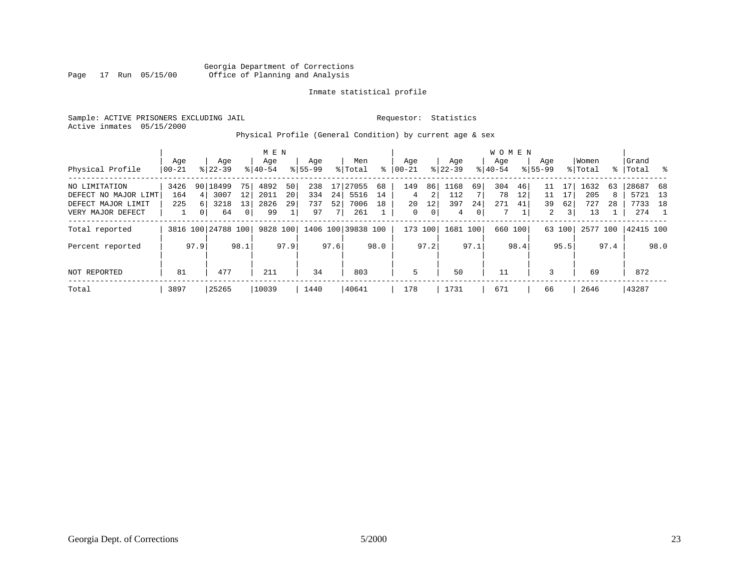Georgia Department of Corrections
Office of Planning and Analysis

Inmate statistical profile

Sample: ACTIVE PRISONERS EXCLUDING JAIL                    Requestor: Statistics
Active inmates 05/15/2000

Physical Profile (General Condition) by current age & sex

| Physical Profile | MEN Age 00-21 | % | Age 22-39 | % | Age 40-54 | % | Age 55-99 | % | Men Total | % | WOMEN Age 00-21 | % | Age 22-39 | % | Age 40-54 | % | Age 55-99 | % | Women Total | % | Grand Total | % |
|---|---|---|---|---|---|---|---|---|---|---|---|---|---|---|---|---|---|---|---|---|---|---|
| NO LIMITATION | 3426 | 90 | 18499 | 75 | 4892 | 50 | 238 | 17 | 27055 | 68 | 149 | 86 | 1168 | 69 | 304 | 46 | 11 | 17 | 1632 | 63 | 28687 | 68 |
| DEFECT NO MAJOR LIMT | 164 | 4 | 3007 | 12 | 2011 | 20 | 334 | 24 | 5516 | 14 | 4 | 2 | 112 | 7 | 78 | 12 | 11 | 17 | 205 | 8 | 5721 | 13 |
| DEFECT MAJOR LIMIT | 225 | 6 | 3218 | 13 | 2826 | 29 | 737 | 52 | 7006 | 18 | 20 | 12 | 397 | 24 | 271 | 41 | 39 | 62 | 727 | 28 | 7733 | 18 |
| VERY MAJOR DEFECT | 1 | 0 | 64 | 0 | 99 | 1 | 97 | 7 | 261 | 1 | 0 | 0 | 4 | 0 | 7 | 1 | 2 | 3 | 13 | 1 | 274 | 1 |
| Total reported | 3816 | 100 | 24788 | 100 | 9828 | 100 | 1406 | 100 | 39838 | 100 | 173 | 100 | 1681 | 100 | 660 | 100 | 63 | 100 | 2577 | 100 | 42415 | 100 |
| Percent reported | | 97.9 | | 98.1 | | 97.9 | | 97.6 | | 98.0 | | 97.2 | | 97.1 | | 98.4 | | 95.5 | | 97.4 | | 98.0 |
| NOT REPORTED | 81 | | 477 | | 211 | | 34 | | 803 | | 5 | | 50 | | 11 | | 3 | | 69 | | 872 | |
| Total | 3897 | | 25265 | | 10039 | | 1440 | | 40641 | | 178 | | 1731 | | 671 | | 66 | | 2646 | | 43287 | |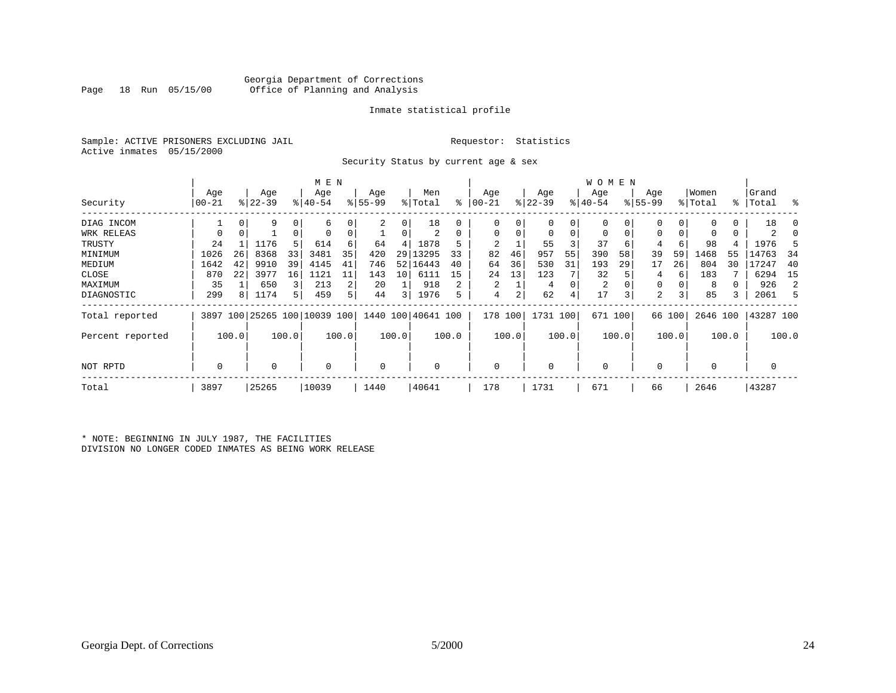Georgia Department of Corrections
Office of Planning and Analysis

Inmate statistical profile

Sample: ACTIVE PRISONERS EXCLUDING JAIL    Requestor: Statistics
Active inmates 05/15/2000

Security Status by current age & sex

| | MEN | | | | | | | | | | WOMEN | | | | | | | | | | | |
|---|---|---|---|---|---|---|---|---|---|---|---|---|---|---|---|---|---|---|---|---|---|---|
| Security | Age 00-21 | % | Age 22-39 | % | Age 40-54 | % | Age 55-99 | % | Men Total | % | Age 00-21 | % | Age 22-39 | % | Age 40-54 | % | Age 55-99 | % | Women Total | % | Grand Total | % |
| DIAG INCOM | 1 | 0 | 9 | 0 | 6 | 0 | 2 | 0 | 18 | 0 | 0 | 0 | 0 | 0 | 0 | 0 | 0 | 0 | 0 | 0 | 18 | 0 |
| WRK RELEAS | 0 | 0 | 1 | 0 | 0 | 0 | 1 | 0 | 2 | 0 | 0 | 0 | 0 | 0 | 0 | 0 | 0 | 0 | 0 | 0 | 2 | 0 |
| TRUSTY | 24 | 1 | 1176 | 5 | 614 | 6 | 64 | 4 | 1878 | 5 | 2 | 1 | 55 | 3 | 37 | 6 | 4 | 6 | 98 | 4 | 1976 | 5 |
| MINIMUM | 1026 | 26 | 8368 | 33 | 3481 | 35 | 420 | 29 | 13295 | 33 | 82 | 46 | 957 | 55 | 390 | 58 | 39 | 59 | 1468 | 55 | 14763 | 34 |
| MEDIUM | 1642 | 42 | 9910 | 39 | 4145 | 41 | 746 | 52 | 16443 | 40 | 64 | 36 | 530 | 31 | 193 | 29 | 17 | 26 | 804 | 30 | 17247 | 40 |
| CLOSE | 870 | 22 | 3977 | 16 | 1121 | 11 | 143 | 10 | 6111 | 15 | 24 | 13 | 123 | 7 | 32 | 5 | 4 | 6 | 183 | 7 | 6294 | 15 |
| MAXIMUM | 35 | 1 | 650 | 3 | 213 | 2 | 20 | 1 | 918 | 2 | 2 | 1 | 4 | 0 | 2 | 0 | 0 | 0 | 8 | 0 | 926 | 2 |
| DIAGNOSTIC | 299 | 8 | 1174 | 5 | 459 | 5 | 44 | 3 | 1976 | 5 | 4 | 2 | 62 | 4 | 17 | 3 | 2 | 3 | 85 | 3 | 2061 | 5 |
| Total reported | 3897 | 100 | 25265 | 100 | 10039 | 100 | 1440 | 100 | 40641 | 100 | 178 | 100 | 1731 | 100 | 671 | 100 | 66 | 100 | 2646 | 100 | 43287 | 100 |
| Percent reported | | 100.0 | | 100.0 | | 100.0 | | 100.0 | | 100.0 | | 100.0 | | 100.0 | | 100.0 | | 100.0 | | 100.0 | | 100.0 |
| NOT RPTD | 0 | | 0 | | 0 | | 0 | | 0 | | 0 | | 0 | | 0 | | 0 | | 0 | | 0 | |
| Total | 3897 | | 25265 | | 10039 | | 1440 | | 40641 | | 178 | | 1731 | | 671 | | 66 | | 2646 | | 43287 | |

* NOTE: BEGINNING IN JULY 1987, THE FACILITIES
DIVISION NO LONGER CODED INMATES AS BEING WORK RELEASE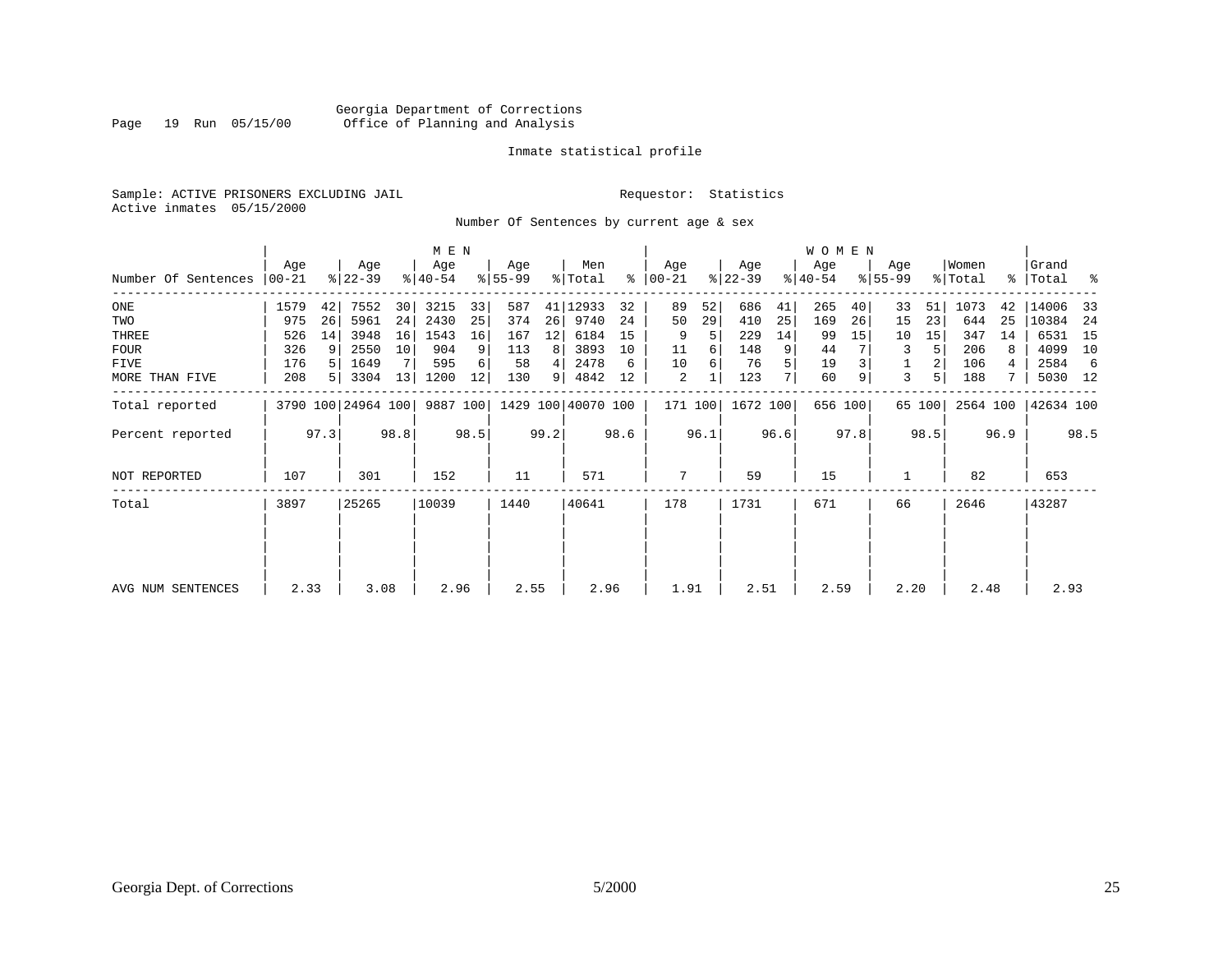Georgia Department of Corrections
Office of Planning and Analysis

Inmate statistical profile

Sample: ACTIVE PRISONERS EXCLUDING JAIL    Requestor: Statistics
Active inmates 05/15/2000

Number Of Sentences by current age & sex

| | MEN | | | | | | | | | | WOMEN | | | | | | | | | | | |
|---|---|---|---|---|---|---|---|---|---|---|---|---|---|---|---|---|---|---|---|---|---|---|
| Number Of Sentences | Age 00-21 | % | Age 22-39 | % | Age 40-54 | % | Age 55-99 | % | Men Total | % | Age 00-21 | % | Age 22-39 | % | Age 40-54 | % | Age 55-99 | % | Women Total | % | Grand Total | % |
| ONE | 1579 | 42 | 7552 | 30 | 3215 | 33 | 587 | 41 | 12933 | 32 | 89 | 52 | 686 | 41 | 265 | 40 | 33 | 51 | 1073 | 42 | 14006 | 33 |
| TWO | 975 | 26 | 5961 | 24 | 2430 | 25 | 374 | 26 | 9740 | 24 | 50 | 29 | 410 | 25 | 169 | 26 | 15 | 23 | 644 | 25 | 10384 | 24 |
| THREE | 526 | 14 | 3948 | 16 | 1543 | 16 | 167 | 12 | 6184 | 15 | 9 | 5 | 229 | 14 | 99 | 15 | 10 | 15 | 347 | 14 | 6531 | 15 |
| FOUR | 326 | 9 | 2550 | 10 | 904 | 9 | 113 | 8 | 3893 | 10 | 11 | 6 | 148 | 9 | 44 | 7 | 3 | 5 | 206 | 8 | 4099 | 10 |
| FIVE | 176 | 5 | 1649 | 7 | 595 | 6 | 58 | 4 | 2478 | 6 | 10 | 6 | 76 | 5 | 19 | 3 | 1 | 2 | 106 | 4 | 2584 | 6 |
| MORE THAN FIVE | 208 | 5 | 3304 | 13 | 1200 | 12 | 130 | 9 | 4842 | 12 | 2 | 1 | 123 | 7 | 60 | 9 | 3 | 5 | 188 | 7 | 5030 | 12 |
| Total reported | 3790 | 100 | 24964 | 100 | 9887 | 100 | 1429 | 100 | 40070 | 100 | 171 | 100 | 1672 | 100 | 656 | 100 | 65 | 100 | 2564 | 100 | 42634 | 100 |
| Percent reported | | 97.3 | | 98.8 | | 98.5 | | 99.2 | | 98.6 | | 96.1 | | 96.6 | | 97.8 | | 98.5 | | 96.9 | | 98.5 |
| NOT REPORTED | 107 | | 301 | | 152 | | 11 | | 571 | | 7 | | 59 | | 15 | | 1 | | 82 | | 653 | |
| Total | 3897 | | 25265 | | 10039 | | 1440 | | 40641 | | 178 | | 1731 | | 671 | | 66 | | 2646 | | 43287 | |
| AVG NUM SENTENCES | 2.33 | | 3.08 | | 2.96 | | 2.55 | | 2.96 | | 1.91 | | 2.51 | | 2.59 | | 2.20 | | 2.48 | | 2.93 | |

Georgia Dept. of Corrections    5/2000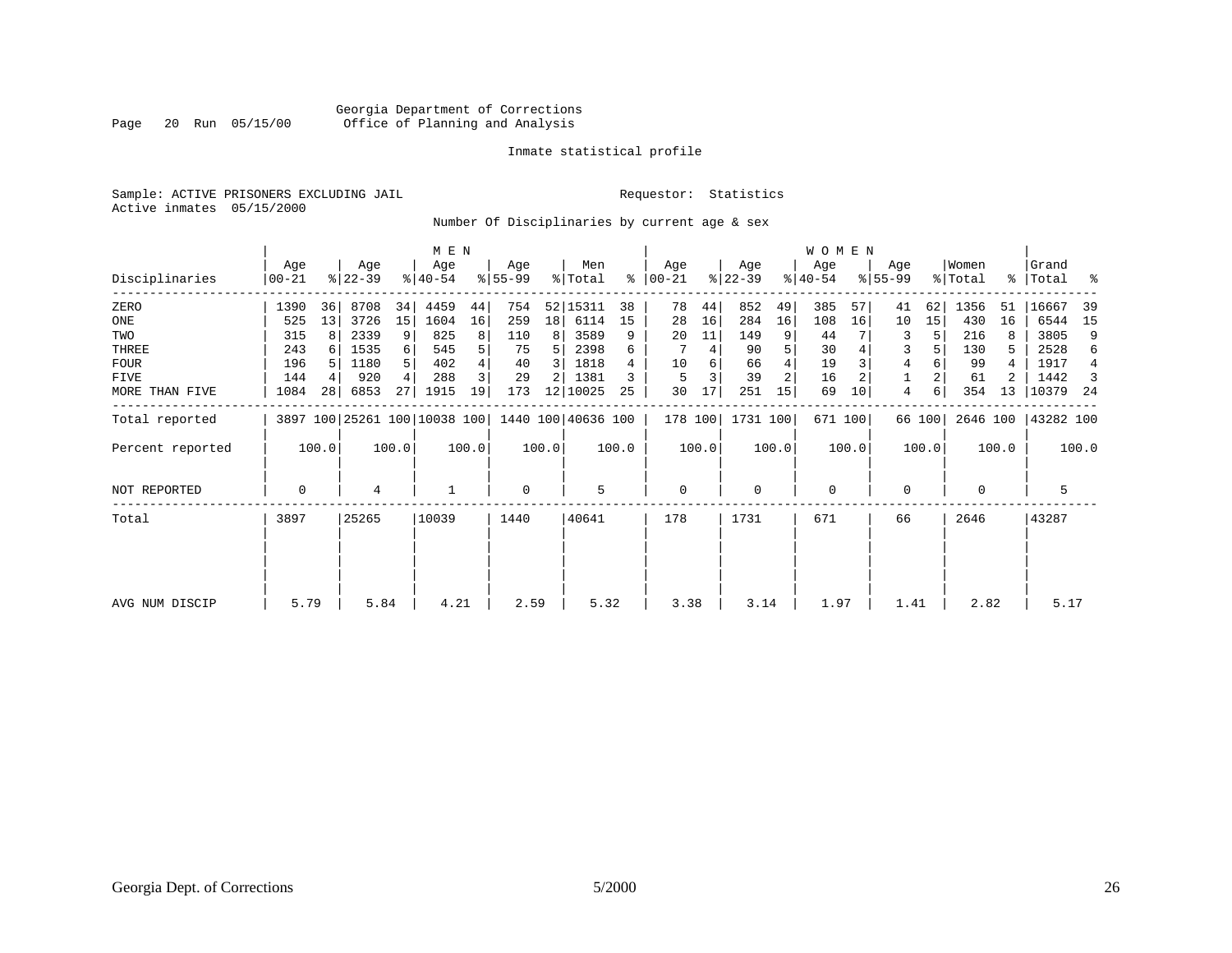Georgia Department of Corrections
Office of Planning and Analysis

Inmate statistical profile

Sample: ACTIVE PRISONERS EXCLUDING JAIL                Requestor: Statistics
Active inmates 05/15/2000

Number Of Disciplinaries by current age & sex

| Disciplinaries | MEN Age 00-21 | % | Age 22-39 | % | Age 40-54 | % | Age 55-99 | % | Men Total | % | WOMEN Age 00-21 | % | Age 22-39 | % | Age 40-54 | % | Age 55-99 | % | Women Total | % | Grand Total | % |
|---|---|---|---|---|---|---|---|---|---|---|---|---|---|---|---|---|---|---|---|---|---|---|
| ZERO | 1390 | 36 | 8708 | 34 | 4459 | 44 | 754 | 52 | 15311 | 38 | 78 | 44 | 852 | 49 | 385 | 57 | 41 | 62 | 1356 | 51 | 16667 | 39 |
| ONE | 525 | 13 | 3726 | 15 | 1604 | 16 | 259 | 18 | 6114 | 15 | 28 | 16 | 284 | 16 | 108 | 16 | 10 | 15 | 430 | 16 | 6544 | 15 |
| TWO | 315 | 8 | 2339 | 9 | 825 | 8 | 110 | 8 | 3589 | 9 | 20 | 11 | 149 | 9 | 44 | 7 | 3 | 5 | 216 | 8 | 3805 | 9 |
| THREE | 243 | 6 | 1535 | 6 | 545 | 5 | 75 | 5 | 2398 | 6 | 7 | 4 | 90 | 5 | 30 | 4 | 3 | 5 | 130 | 5 | 2528 | 6 |
| FOUR | 196 | 5 | 1180 | 5 | 402 | 4 | 40 | 3 | 1818 | 4 | 10 | 6 | 66 | 4 | 19 | 3 | 4 | 6 | 99 | 4 | 1917 | 4 |
| FIVE | 144 | 4 | 920 | 4 | 288 | 3 | 29 | 2 | 1381 | 3 | 5 | 3 | 39 | 2 | 16 | 2 | 1 | 2 | 61 | 2 | 1442 | 3 |
| MORE THAN FIVE | 1084 | 28 | 6853 | 27 | 1915 | 19 | 173 | 12 | 10025 | 25 | 30 | 17 | 251 | 15 | 69 | 10 | 4 | 6 | 354 | 13 | 10379 | 24 |
| Total reported | 3897 | 100 | 25261 | 100 | 10038 | 100 | 1440 | 100 | 40636 | 100 | 178 | 100 | 1731 | 100 | 671 | 100 | 66 | 100 | 2646 | 100 | 43282 | 100 |
| Percent reported | | 100.0 | | 100.0 | | 100.0 | | 100.0 | | 100.0 | | 100.0 | | 100.0 | | 100.0 | | 100.0 | | 100.0 | | 100.0 |
| NOT REPORTED | 0 | | 4 | | 1 | | 0 | | 5 | | 0 | | 0 | | 0 | | 0 | | 0 | | 5 | |
| Total | 3897 | | 25265 | | 10039 | | 1440 | | 40641 | | 178 | | 1731 | | 671 | | 66 | | 2646 | | 43287 | |
| AVG NUM DISCIP | 5.79 | | 5.84 | | 4.21 | | 2.59 | | 5.32 | | 3.38 | | 3.14 | | 1.97 | | 1.41 | | 2.82 | | 5.17 | |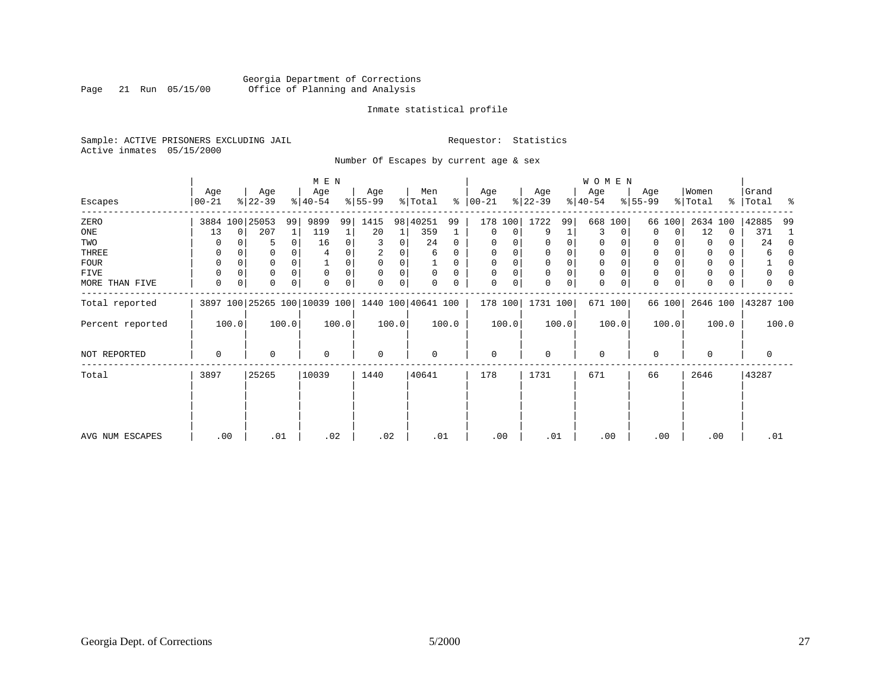Georgia Department of Corrections
Office of Planning and Analysis

Inmate statistical profile

Sample: ACTIVE PRISONERS EXCLUDING JAIL  Requestor: Statistics
Active inmates 05/15/2000

Number Of Escapes by current age & sex

| Escapes | MEN Age 00-21 | % | Age 22-39 | % | Age 40-54 | % | Age 55-99 | % | Men Total | % | WOMEN Age 00-21 | % | Age 22-39 | % | Age 40-54 | % | Age 55-99 | % | Women Total | % | Grand Total | % |
|---|---|---|---|---|---|---|---|---|---|---|---|---|---|---|---|---|---|---|---|---|---|---|
| ZERO | 3884 | 100 | 25053 | 99 | 9899 | 99 | 1415 | 98 | 40251 | 99 | 178 | 100 | 1722 | 99 | 668 | 100 | 66 | 100 | 2634 | 100 | 42885 | 99 |
| ONE | 13 | 0 | 207 | 1 | 119 | 1 | 20 | 1 | 359 | 1 | 0 | 0 | 9 | 1 | 3 | 0 | 0 | 0 | 12 | 0 | 371 | 1 |
| TWO | 0 | 0 | 5 | 0 | 16 | 0 | 3 | 0 | 24 | 0 | 0 | 0 | 0 | 0 | 0 | 0 | 0 | 0 | 0 | 0 | 24 | 0 |
| THREE | 0 | 0 | 0 | 0 | 4 | 0 | 2 | 0 | 6 | 0 | 0 | 0 | 0 | 0 | 0 | 0 | 0 | 0 | 0 | 0 | 6 | 0 |
| FOUR | 0 | 0 | 0 | 0 | 1 | 0 | 0 | 0 | 1 | 0 | 0 | 0 | 0 | 0 | 0 | 0 | 0 | 0 | 0 | 0 | 1 | 0 |
| FIVE | 0 | 0 | 0 | 0 | 0 | 0 | 0 | 0 | 0 | 0 | 0 | 0 | 0 | 0 | 0 | 0 | 0 | 0 | 0 | 0 | 0 | 0 |
| MORE THAN FIVE | 0 | 0 | 0 | 0 | 0 | 0 | 0 | 0 | 0 | 0 | 0 | 0 | 0 | 0 | 0 | 0 | 0 | 0 | 0 | 0 | 0 | 0 |
| Total reported | 3897 | 100 | 25265 | 100 | 10039 | 100 | 1440 | 100 | 40641 | 100 | 178 | 100 | 1731 | 100 | 671 | 100 | 66 | 100 | 2646 | 100 | 43287 | 100 |
| Percent reported | 100.0 | | 100.0 | | 100.0 | | 100.0 | | 100.0 | | 100.0 | | 100.0 | | 100.0 | | 100.0 | | 100.0 | | 100.0 | |
| NOT REPORTED | 0 | | 0 | | 0 | | 0 | | 0 | | 0 | | 0 | | 0 | | 0 | | 0 | | 0 | |
| Total | 3897 | | 25265 | | 10039 | | 1440 | | 40641 | | 178 | | 1731 | | 671 | | 66 | | 2646 | | 43287 | |
| AVG NUM ESCAPES | .00 | | .01 | | .02 | | .02 | | .01 | | .00 | | .01 | | .00 | | .00 | | .00 | | .01 | |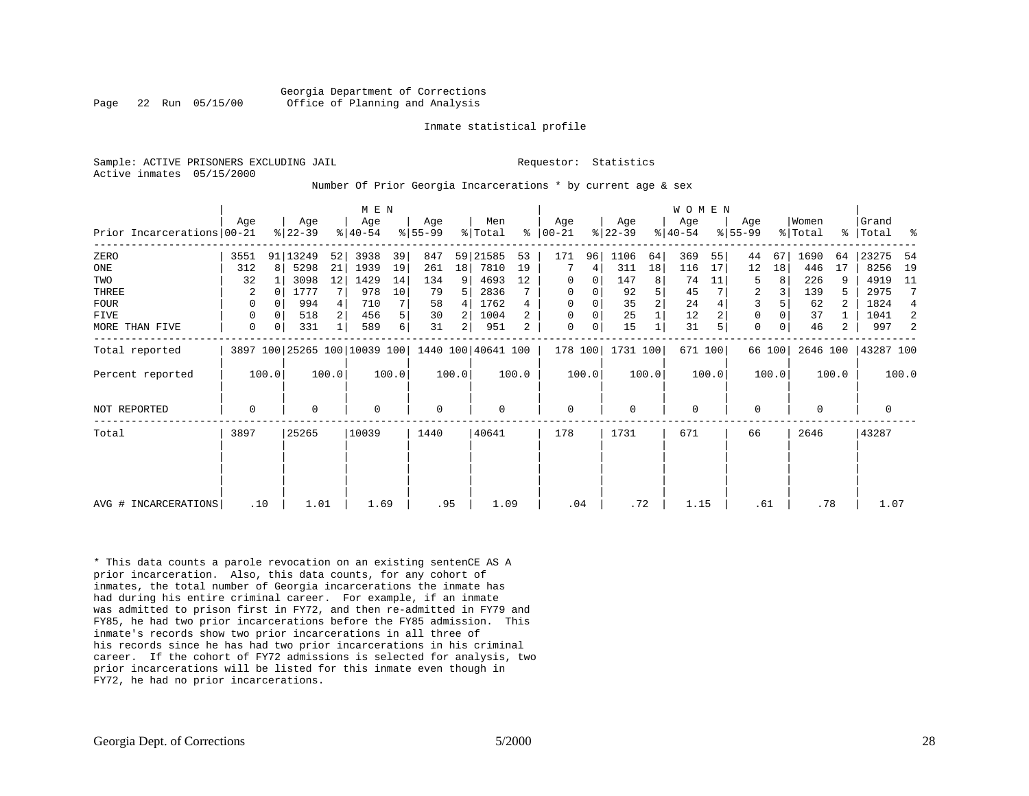Georgia Department of Corrections
Office of Planning and Analysis

Inmate statistical profile

Sample: ACTIVE PRISONERS EXCLUDING JAIL                                   Requestor: Statistics
Active inmates 05/15/2000

Number Of Prior Georgia Incarcerations * by current age & sex

| | MEN | | | | | | | | | | WOMEN | | | | | | | | | | | |
|---|---|---|---|---|---|---|---|---|---|---|---|---|---|---|---|---|---|---|---|---|---|---|
| Prior Incarcerations | Age 00-21 | % | Age 22-39 | % | Age 40-54 | % | Age 55-99 | % | Men Total | % | Age 00-21 | % | Age 22-39 | % | Age 40-54 | % | Age 55-99 | % | Women Total | % | Grand Total | % |
| ZERO | 3551 | 91 | 13249 | 52 | 3938 | 39 | 847 | 59 | 21585 | 53 | 171 | 96 | 1106 | 64 | 369 | 55 | 44 | 67 | 1690 | 64 | 23275 | 54 |
| ONE | 312 | 8 | 5298 | 21 | 1939 | 19 | 261 | 18 | 7810 | 19 | 7 | 4 | 311 | 18 | 116 | 17 | 12 | 18 | 446 | 17 | 8256 | 19 |
| TWO | 32 | 1 | 3098 | 12 | 1429 | 14 | 134 | 9 | 4693 | 12 | 0 | 0 | 147 | 8 | 74 | 11 | 5 | 8 | 226 | 9 | 4919 | 11 |
| THREE | 2 | 0 | 1777 | 7 | 978 | 10 | 79 | 5 | 2836 | 7 | 0 | 0 | 92 | 5 | 45 | 7 | 2 | 3 | 139 | 5 | 2975 | 7 |
| FOUR | 0 | 0 | 994 | 4 | 710 | 7 | 58 | 4 | 1762 | 4 | 0 | 0 | 35 | 2 | 24 | 4 | 3 | 5 | 62 | 2 | 1824 | 4 |
| FIVE | 0 | 0 | 518 | 2 | 456 | 5 | 30 | 2 | 1004 | 2 | 0 | 0 | 25 | 1 | 12 | 2 | 0 | 0 | 37 | 1 | 1041 | 2 |
| MORE THAN FIVE | 0 | 0 | 331 | 1 | 589 | 6 | 31 | 2 | 951 | 2 | 0 | 0 | 15 | 1 | 31 | 5 | 0 | 0 | 46 | 2 | 997 | 2 |
| Total reported | 3897 | 100 | 25265 | 100 | 10039 | 100 | 1440 | 100 | 40641 | 100 | 178 | 100 | 1731 | 100 | 671 | 100 | 66 | 100 | 2646 | 100 | 43287 | 100 |
| Percent reported | 100.0 | | 100.0 | | 100.0 | | 100.0 | | 100.0 | | 100.0 | | 100.0 | | 100.0 | | 100.0 | | 100.0 | | 100.0 | |
| NOT REPORTED | 0 | | 0 | | 0 | | 0 | | 0 | | 0 | | 0 | | 0 | | 0 | | 0 | | 0 | |
| Total | 3897 | | 25265 | | 10039 | | 1440 | | 40641 | | 178 | | 1731 | | 671 | | 66 | | 2646 | | 43287 | |
| AVG # INCARCERATIONS | .10 | | 1.01 | | 1.69 | | .95 | | 1.09 | | .04 | | .72 | | 1.15 | | .61 | | .78 | | 1.07 | |

* This data counts a parole revocation on an existing sentenCE AS A prior incarceration. Also, this data counts, for any cohort of inmates, the total number of Georgia incarcerations the inmate has had during his entire criminal career. For example, if an inmate was admitted to prison first in FY72, and then re-admitted in FY79 and FY85, he had two prior incarcerations before the FY85 admission. This inmate's records show two prior incarcerations in all three of his records since he has had two prior incarcerations in his criminal career. If the cohort of FY72 admissions is selected for analysis, two prior incarcerations will be listed for this inmate even though in FY72, he had no prior incarcerations.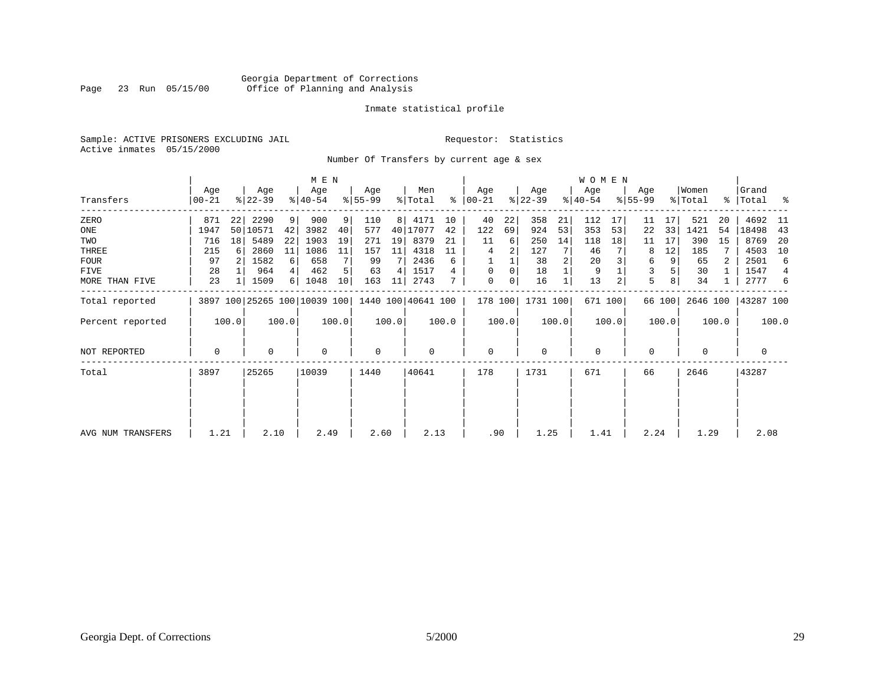Georgia Department of Corrections
Office of Planning and Analysis

Inmate statistical profile

Sample: ACTIVE PRISONERS EXCLUDING JAIL    Requestor: Statistics
Active inmates 05/15/2000

Number Of Transfers by current age & sex

| Transfers | MEN Age 00-21 | % | Age 22-39 | % | Age 40-54 | % | Age 55-99 | % | Men Total | % | WOMEN Age 00-21 | % | Age 22-39 | % | Age 40-54 | % | Age 55-99 | % | Women Total | % | Grand Total | % |
|---|---|---|---|---|---|---|---|---|---|---|---|---|---|---|---|---|---|---|---|---|---|---|
| ZERO | 871 | 22 | 2290 | 9 | 900 | 9 | 110 | 8 | 4171 | 10 | 40 | 22 | 358 | 21 | 112 | 17 | 11 | 17 | 521 | 20 | 4692 | 11 |
| ONE | 1947 | 50 | 10571 | 42 | 3982 | 40 | 577 | 40 | 17077 | 42 | 122 | 69 | 924 | 53 | 353 | 53 | 22 | 33 | 1421 | 54 | 18498 | 43 |
| TWO | 716 | 18 | 5489 | 22 | 1903 | 19 | 271 | 19 | 8379 | 21 | 11 | 6 | 250 | 14 | 118 | 18 | 11 | 17 | 390 | 15 | 8769 | 20 |
| THREE | 215 | 6 | 2860 | 11 | 1086 | 11 | 157 | 11 | 4318 | 11 | 4 | 2 | 127 | 7 | 46 | 7 | 8 | 12 | 185 | 7 | 4503 | 10 |
| FOUR | 97 | 2 | 1582 | 6 | 658 | 7 | 99 | 7 | 2436 | 6 | 1 | 1 | 38 | 2 | 20 | 3 | 6 | 9 | 65 | 2 | 2501 | 6 |
| FIVE | 28 | 1 | 964 | 4 | 462 | 5 | 63 | 4 | 1517 | 4 | 0 | 0 | 18 | 1 | 9 | 1 | 3 | 5 | 30 | 1 | 1547 | 4 |
| MORE THAN FIVE | 23 | 1 | 1509 | 6 | 1048 | 10 | 163 | 11 | 2743 | 7 | 0 | 0 | 16 | 1 | 13 | 2 | 5 | 8 | 34 | 1 | 2777 | 6 |
| Total reported | 3897 | 100 | 25265 | 100 | 10039 | 100 | 1440 | 100 | 40641 | 100 | 178 | 100 | 1731 | 100 | 671 | 100 | 66 | 100 | 2646 | 100 | 43287 | 100 |
| Percent reported | 100.0 | | 100.0 | | 100.0 | | 100.0 | | 100.0 | | 100.0 | | 100.0 | | 100.0 | | 100.0 | | 100.0 | | 100.0 | |
| NOT REPORTED | 0 | | 0 | | 0 | | 0 | | 0 | | 0 | | 0 | | 0 | | 0 | | 0 | | 0 | |
| Total | 3897 | | 25265 | | 10039 | | 1440 | | 40641 | | 178 | | 1731 | | 671 | | 66 | | 2646 | | 43287 | |
| AVG NUM TRANSFERS | 1.21 | | 2.10 | | 2.49 | | 2.60 | | 2.13 | | .90 | | 1.25 | | 1.41 | | 2.24 | | 1.29 | | 2.08 | |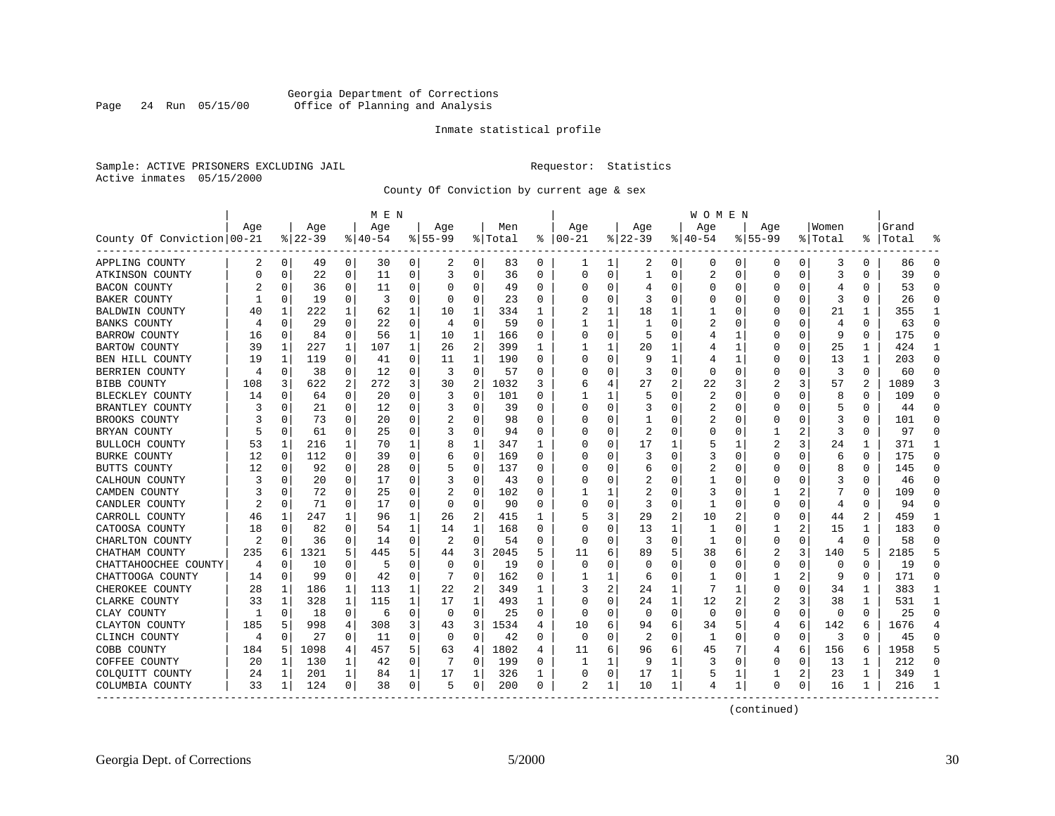Georgia Department of Corrections
Office of Planning and Analysis

Inmate statistical profile

Sample: ACTIVE PRISONERS EXCLUDING JAIL　　　　Requestor: Statistics
Active inmates 05/15/2000

County Of Conviction by current age & sex

| County Of Conviction | MEN Age 00-21 | % | Age 22-39 | % | Age 40-54 | % | Age 55-99 | % | Men Total | % | WOMEN Age 00-21 | % | Age 22-39 | % | Age 40-54 | % | Age 55-99 | % | Women Total | % | Grand Total | % |
|---|---|---|---|---|---|---|---|---|---|---|---|---|---|---|---|---|---|---|---|---|---|---|
| APPLING COUNTY | 2 | 0 | 49 | 0 | 30 | 0 | 2 | 0 | 83 | 0 | 1 | 1 | 2 | 0 | 0 | 0 | 0 | 0 | 3 | 0 | 86 | 0 |
| ATKINSON COUNTY | 0 | 0 | 22 | 0 | 11 | 0 | 3 | 0 | 36 | 0 | 0 | 0 | 1 | 0 | 2 | 0 | 0 | 0 | 3 | 0 | 39 | 0 |
| BACON COUNTY | 2 | 0 | 36 | 0 | 11 | 0 | 0 | 0 | 49 | 0 | 0 | 0 | 4 | 0 | 0 | 0 | 0 | 0 | 4 | 0 | 53 | 0 |
| BAKER COUNTY | 1 | 0 | 19 | 0 | 3 | 0 | 0 | 0 | 23 | 0 | 0 | 0 | 3 | 0 | 0 | 0 | 0 | 0 | 3 | 0 | 26 | 0 |
| BALDWIN COUNTY | 40 | 1 | 222 | 1 | 62 | 1 | 10 | 1 | 334 | 1 | 2 | 1 | 18 | 1 | 1 | 0 | 0 | 0 | 21 | 1 | 355 | 1 |
| BANKS COUNTY | 4 | 0 | 29 | 0 | 22 | 0 | 4 | 0 | 59 | 0 | 1 | 1 | 1 | 0 | 2 | 0 | 0 | 0 | 4 | 0 | 63 | 0 |
| BARROW COUNTY | 16 | 0 | 84 | 0 | 56 | 1 | 10 | 1 | 166 | 0 | 0 | 0 | 5 | 0 | 4 | 1 | 0 | 0 | 9 | 0 | 175 | 0 |
| BARTOW COUNTY | 39 | 1 | 227 | 1 | 107 | 1 | 26 | 2 | 399 | 1 | 1 | 1 | 20 | 1 | 4 | 1 | 0 | 0 | 25 | 1 | 424 | 1 |
| BEN HILL COUNTY | 19 | 1 | 119 | 0 | 41 | 0 | 11 | 1 | 190 | 0 | 0 | 0 | 9 | 1 | 4 | 1 | 0 | 0 | 13 | 1 | 203 | 0 |
| BERRIEN COUNTY | 4 | 0 | 38 | 0 | 12 | 0 | 3 | 0 | 57 | 0 | 0 | 0 | 3 | 0 | 0 | 0 | 0 | 0 | 3 | 0 | 60 | 0 |
| BIBB COUNTY | 108 | 3 | 622 | 2 | 272 | 3 | 30 | 2 | 1032 | 3 | 6 | 4 | 27 | 2 | 22 | 3 | 2 | 3 | 57 | 2 | 1089 | 3 |
| BLECKLEY COUNTY | 14 | 0 | 64 | 0 | 20 | 0 | 3 | 0 | 101 | 0 | 1 | 1 | 5 | 0 | 2 | 0 | 0 | 0 | 8 | 0 | 109 | 0 |
| BRANTLEY COUNTY | 3 | 0 | 21 | 0 | 12 | 0 | 3 | 0 | 39 | 0 | 0 | 0 | 3 | 0 | 2 | 0 | 0 | 0 | 5 | 0 | 44 | 0 |
| BROOKS COUNTY | 3 | 0 | 73 | 0 | 20 | 0 | 2 | 0 | 98 | 0 | 0 | 0 | 1 | 0 | 2 | 0 | 0 | 0 | 3 | 0 | 101 | 0 |
| BRYAN COUNTY | 5 | 0 | 61 | 0 | 25 | 0 | 3 | 0 | 94 | 0 | 0 | 0 | 2 | 0 | 0 | 0 | 1 | 2 | 3 | 0 | 97 | 0 |
| BULLOCH COUNTY | 53 | 1 | 216 | 1 | 70 | 1 | 8 | 1 | 347 | 1 | 0 | 0 | 17 | 1 | 5 | 1 | 2 | 3 | 24 | 1 | 371 | 1 |
| BURKE COUNTY | 12 | 0 | 112 | 0 | 39 | 0 | 6 | 0 | 169 | 0 | 0 | 0 | 3 | 0 | 3 | 0 | 0 | 0 | 6 | 0 | 175 | 0 |
| BUTTS COUNTY | 12 | 0 | 92 | 0 | 28 | 0 | 5 | 0 | 137 | 0 | 0 | 0 | 6 | 0 | 2 | 0 | 0 | 0 | 8 | 0 | 145 | 0 |
| CALHOUN COUNTY | 3 | 0 | 20 | 0 | 17 | 0 | 3 | 0 | 43 | 0 | 0 | 0 | 2 | 0 | 1 | 0 | 0 | 0 | 3 | 0 | 46 | 0 |
| CAMDEN COUNTY | 3 | 0 | 72 | 0 | 25 | 0 | 2 | 0 | 102 | 0 | 1 | 1 | 2 | 0 | 3 | 0 | 1 | 2 | 7 | 0 | 109 | 0 |
| CANDLER COUNTY | 2 | 0 | 71 | 0 | 17 | 0 | 0 | 0 | 90 | 0 | 0 | 0 | 3 | 0 | 1 | 0 | 0 | 0 | 4 | 0 | 94 | 0 |
| CARROLL COUNTY | 46 | 1 | 247 | 1 | 96 | 1 | 26 | 2 | 415 | 1 | 5 | 3 | 29 | 2 | 10 | 2 | 0 | 0 | 44 | 2 | 459 | 1 |
| CATOOSA COUNTY | 18 | 0 | 82 | 0 | 54 | 1 | 14 | 1 | 168 | 0 | 0 | 0 | 13 | 1 | 1 | 0 | 1 | 2 | 15 | 1 | 183 | 0 |
| CHARLTON COUNTY | 2 | 0 | 36 | 0 | 14 | 0 | 2 | 0 | 54 | 0 | 0 | 0 | 3 | 0 | 1 | 0 | 0 | 0 | 4 | 0 | 58 | 0 |
| CHATHAM COUNTY | 235 | 6 | 1321 | 5 | 445 | 5 | 44 | 3 | 2045 | 5 | 11 | 6 | 89 | 5 | 38 | 6 | 2 | 3 | 140 | 5 | 2185 | 5 |
| CHATTAHOOCHEE COUNTY | 4 | 0 | 10 | 0 | 5 | 0 | 0 | 0 | 19 | 0 | 0 | 0 | 0 | 0 | 0 | 0 | 0 | 0 | 0 | 0 | 19 | 0 |
| CHATTOOGA COUNTY | 14 | 0 | 99 | 0 | 42 | 0 | 7 | 0 | 162 | 0 | 1 | 1 | 6 | 0 | 1 | 0 | 1 | 2 | 9 | 0 | 171 | 0 |
| CHEROKEE COUNTY | 28 | 1 | 186 | 1 | 113 | 1 | 22 | 2 | 349 | 1 | 3 | 2 | 24 | 1 | 7 | 1 | 0 | 0 | 34 | 1 | 383 | 1 |
| CLARKE COUNTY | 33 | 1 | 328 | 1 | 115 | 1 | 17 | 1 | 493 | 1 | 0 | 0 | 24 | 1 | 12 | 2 | 2 | 3 | 38 | 1 | 531 | 1 |
| CLAY COUNTY | 1 | 0 | 18 | 0 | 6 | 0 | 0 | 0 | 25 | 0 | 0 | 0 | 0 | 0 | 0 | 0 | 0 | 0 | 0 | 0 | 25 | 0 |
| CLAYTON COUNTY | 185 | 5 | 998 | 4 | 308 | 3 | 43 | 3 | 1534 | 4 | 10 | 6 | 94 | 6 | 34 | 5 | 4 | 6 | 142 | 6 | 1676 | 4 |
| CLINCH COUNTY | 4 | 0 | 27 | 0 | 11 | 0 | 0 | 0 | 42 | 0 | 0 | 0 | 2 | 0 | 1 | 0 | 0 | 0 | 3 | 0 | 45 | 0 |
| COBB COUNTY | 184 | 5 | 1098 | 4 | 457 | 5 | 63 | 4 | 1802 | 4 | 11 | 6 | 96 | 6 | 45 | 7 | 4 | 6 | 156 | 6 | 1958 | 5 |
| COFFEE COUNTY | 20 | 1 | 130 | 1 | 42 | 0 | 7 | 0 | 199 | 0 | 1 | 1 | 9 | 1 | 3 | 0 | 0 | 0 | 13 | 1 | 212 | 0 |
| COLQUITT COUNTY | 24 | 1 | 201 | 1 | 84 | 1 | 17 | 1 | 326 | 1 | 0 | 0 | 17 | 1 | 5 | 1 | 1 | 2 | 23 | 1 | 349 | 1 |
| COLUMBIA COUNTY | 33 | 1 | 124 | 0 | 38 | 0 | 5 | 0 | 200 | 0 | 2 | 1 | 10 | 1 | 4 | 1 | 0 | 0 | 16 | 1 | 216 | 1 |

(continued)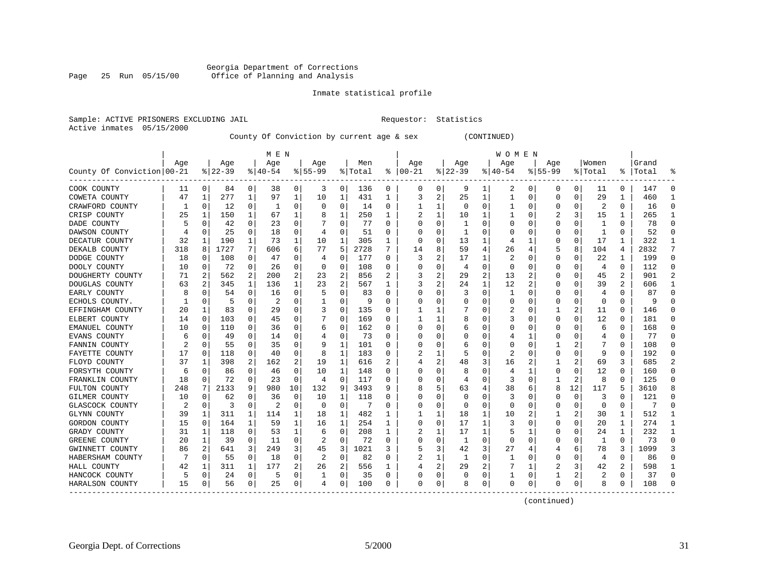Georgia Department of Corrections
Office of Planning and Analysis

Inmate statistical profile

Sample: ACTIVE PRISONERS EXCLUDING JAIL    Requestor: Statistics
Active inmates 05/15/2000

County Of Conviction by current age & sex (CONTINUED)

| County Of Conviction | MEN Age 00-21 | % | Age 22-39 | % | Age 40-54 | % | Age 55-99 | % | Men Total | % | WOMEN Age 00-21 | % | Age 22-39 | % | Age 40-54 | % | Age 55-99 | % | Women Total | % | Grand Total | % |
|---|---|---|---|---|---|---|---|---|---|---|---|---|---|---|---|---|---|---|---|---|---|---|
| COOK COUNTY | 11 | 0 | 84 | 0 | 38 | 0 | 3 | 0 | 136 | 0 | 0 | 0 | 9 | 1 | 2 | 0 | 0 | 0 | 11 | 0 | 147 | 0 |
| COWETA COUNTY | 47 | 1 | 277 | 1 | 97 | 1 | 10 | 1 | 431 | 1 | 3 | 2 | 25 | 1 | 1 | 0 | 0 | 0 | 29 | 1 | 460 | 1 |
| CRAWFORD COUNTY | 1 | 0 | 12 | 0 | 1 | 0 | 0 | 0 | 14 | 0 | 1 | 1 | 0 | 0 | 1 | 0 | 0 | 0 | 2 | 0 | 16 | 0 |
| CRISP COUNTY | 25 | 1 | 150 | 1 | 67 | 1 | 8 | 1 | 250 | 1 | 2 | 1 | 10 | 1 | 1 | 0 | 2 | 3 | 15 | 1 | 265 | 1 |
| DADE COUNTY | 5 | 0 | 42 | 0 | 23 | 0 | 7 | 0 | 77 | 0 | 0 | 0 | 1 | 0 | 0 | 0 | 0 | 0 | 1 | 0 | 78 | 0 |
| DAWSON COUNTY | 4 | 0 | 25 | 0 | 18 | 0 | 4 | 0 | 51 | 0 | 0 | 0 | 1 | 0 | 0 | 0 | 0 | 0 | 1 | 0 | 52 | 0 |
| DECATUR COUNTY | 32 | 1 | 190 | 1 | 73 | 1 | 10 | 1 | 305 | 1 | 0 | 0 | 13 | 1 | 4 | 1 | 0 | 0 | 17 | 1 | 322 | 1 |
| DEKALB COUNTY | 318 | 8 | 1727 | 7 | 606 | 6 | 77 | 5 | 2728 | 7 | 14 | 8 | 59 | 4 | 26 | 4 | 5 | 8 | 104 | 4 | 2832 | 7 |
| DODGE COUNTY | 18 | 0 | 108 | 0 | 47 | 0 | 4 | 0 | 177 | 0 | 3 | 2 | 17 | 1 | 2 | 0 | 0 | 0 | 22 | 1 | 199 | 0 |
| DOOLY COUNTY | 10 | 0 | 72 | 0 | 26 | 0 | 0 | 0 | 108 | 0 | 0 | 0 | 4 | 0 | 0 | 0 | 0 | 0 | 4 | 0 | 112 | 0 |
| DOUGHERTY COUNTY | 71 | 2 | 562 | 2 | 200 | 2 | 23 | 2 | 856 | 2 | 3 | 2 | 29 | 2 | 13 | 2 | 0 | 0 | 45 | 2 | 901 | 2 |
| DOUGLAS COUNTY | 63 | 2 | 345 | 1 | 136 | 1 | 23 | 2 | 567 | 1 | 3 | 2 | 24 | 1 | 12 | 2 | 0 | 0 | 39 | 2 | 606 | 1 |
| EARLY COUNTY | 8 | 0 | 54 | 0 | 16 | 0 | 5 | 0 | 83 | 0 | 0 | 0 | 3 | 0 | 1 | 0 | 0 | 0 | 4 | 0 | 87 | 0 |
| ECHOLS COUNTY. | 1 | 0 | 5 | 0 | 2 | 0 | 1 | 0 | 9 | 0 | 0 | 0 | 0 | 0 | 0 | 0 | 0 | 0 | 0 | 0 | 9 | 0 |
| EFFINGHAM COUNTY | 20 | 1 | 83 | 0 | 29 | 0 | 3 | 0 | 135 | 0 | 1 | 1 | 7 | 0 | 2 | 0 | 1 | 2 | 11 | 0 | 146 | 0 |
| ELBERT COUNTY | 14 | 0 | 103 | 0 | 45 | 0 | 7 | 0 | 169 | 0 | 1 | 1 | 8 | 0 | 3 | 0 | 0 | 0 | 12 | 0 | 181 | 0 |
| EMANUEL COUNTY | 10 | 0 | 110 | 0 | 36 | 0 | 6 | 0 | 162 | 0 | 0 | 0 | 6 | 0 | 0 | 0 | 0 | 0 | 6 | 0 | 168 | 0 |
| EVANS COUNTY | 6 | 0 | 49 | 0 | 14 | 0 | 4 | 0 | 73 | 0 | 0 | 0 | 0 | 0 | 4 | 1 | 0 | 0 | 4 | 0 | 77 | 0 |
| FANNIN COUNTY | 2 | 0 | 55 | 0 | 35 | 0 | 9 | 1 | 101 | 0 | 0 | 0 | 6 | 0 | 0 | 0 | 1 | 2 | 7 | 0 | 108 | 0 |
| FAYETTE COUNTY | 17 | 0 | 118 | 0 | 40 | 0 | 8 | 1 | 183 | 0 | 2 | 1 | 5 | 0 | 2 | 0 | 0 | 0 | 9 | 0 | 192 | 0 |
| FLOYD COUNTY | 37 | 1 | 398 | 2 | 162 | 2 | 19 | 1 | 616 | 2 | 4 | 2 | 48 | 3 | 16 | 2 | 1 | 2 | 69 | 3 | 685 | 2 |
| FORSYTH COUNTY | 6 | 0 | 86 | 0 | 46 | 0 | 10 | 1 | 148 | 0 | 0 | 0 | 8 | 0 | 4 | 1 | 0 | 0 | 12 | 0 | 160 | 0 |
| FRANKLIN COUNTY | 18 | 0 | 72 | 0 | 23 | 0 | 4 | 0 | 117 | 0 | 0 | 0 | 4 | 0 | 3 | 0 | 1 | 2 | 8 | 0 | 125 | 0 |
| FULTON COUNTY | 248 | 7 | 2133 | 9 | 980 | 10 | 132 | 9 | 3493 | 9 | 8 | 5 | 63 | 4 | 38 | 6 | 8 | 12 | 117 | 5 | 3610 | 8 |
| GILMER COUNTY | 10 | 0 | 62 | 0 | 36 | 0 | 10 | 1 | 118 | 0 | 0 | 0 | 0 | 0 | 3 | 0 | 0 | 0 | 3 | 0 | 121 | 0 |
| GLASCOCK COUNTY | 2 | 0 | 3 | 0 | 2 | 0 | 0 | 0 | 7 | 0 | 0 | 0 | 0 | 0 | 0 | 0 | 0 | 0 | 0 | 0 | 7 | 0 |
| GLYNN COUNTY | 39 | 1 | 311 | 1 | 114 | 1 | 18 | 1 | 482 | 1 | 1 | 1 | 18 | 1 | 10 | 2 | 1 | 2 | 30 | 1 | 512 | 1 |
| GORDON COUNTY | 15 | 0 | 164 | 1 | 59 | 1 | 16 | 1 | 254 | 1 | 0 | 0 | 17 | 1 | 3 | 0 | 0 | 0 | 20 | 1 | 274 | 1 |
| GRADY COUNTY | 31 | 1 | 118 | 0 | 53 | 1 | 6 | 0 | 208 | 1 | 2 | 1 | 17 | 1 | 5 | 1 | 0 | 0 | 24 | 1 | 232 | 1 |
| GREENE COUNTY | 20 | 1 | 39 | 0 | 11 | 0 | 2 | 0 | 72 | 0 | 0 | 0 | 1 | 0 | 0 | 0 | 0 | 0 | 1 | 0 | 73 | 0 |
| GWINNETT COUNTY | 86 | 2 | 641 | 3 | 249 | 3 | 45 | 3 | 1021 | 3 | 5 | 3 | 42 | 3 | 27 | 4 | 4 | 6 | 78 | 3 | 1099 | 3 |
| HABERSHAM COUNTY | 7 | 0 | 55 | 0 | 18 | 0 | 2 | 0 | 82 | 0 | 2 | 1 | 1 | 0 | 1 | 0 | 0 | 0 | 4 | 0 | 86 | 0 |
| HALL COUNTY | 42 | 1 | 311 | 1 | 177 | 2 | 26 | 2 | 556 | 1 | 4 | 2 | 29 | 2 | 7 | 1 | 2 | 3 | 42 | 2 | 598 | 1 |
| HANCOCK COUNTY | 5 | 0 | 24 | 0 | 5 | 0 | 1 | 0 | 35 | 0 | 0 | 0 | 0 | 0 | 1 | 0 | 1 | 2 | 2 | 0 | 37 | 0 |
| HARALSON COUNTY | 15 | 0 | 56 | 0 | 25 | 0 | 4 | 0 | 100 | 0 | 0 | 0 | 8 | 0 | 0 | 0 | 0 | 0 | 8 | 0 | 108 | 0 |

(continued)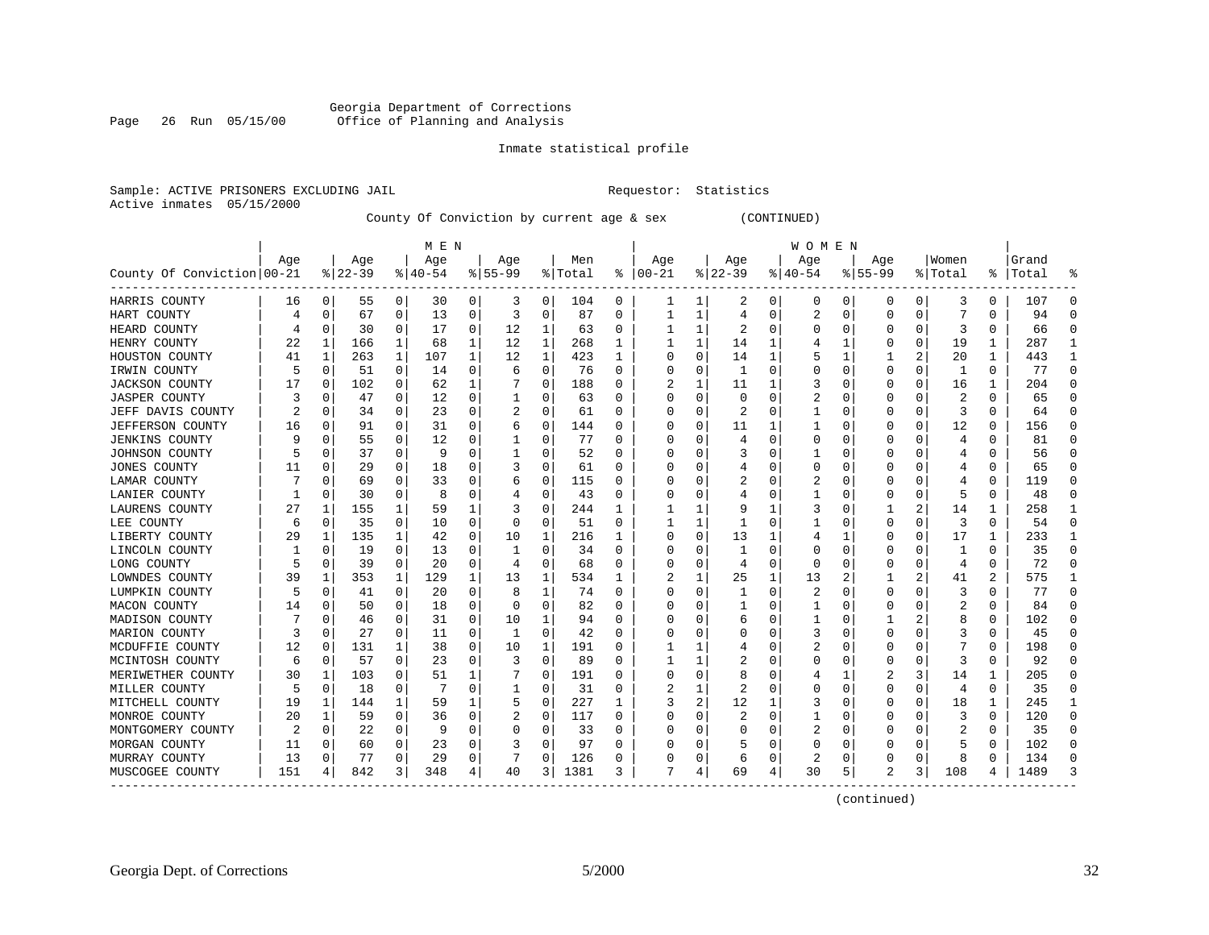Georgia Department of Corrections
Office of Planning and Analysis

Inmate statistical profile

Sample: ACTIVE PRISONERS EXCLUDING JAIL                    Requestor: Statistics
Active inmates 05/15/2000

County Of Conviction by current age & sex (CONTINUED)

| County Of Conviction | MEN Age 00-21 | % | Age 22-39 | % | Age 40-54 | % | Age 55-99 | % | Men Total | % | WOMEN Age 00-21 | % | Age 22-39 | % | Age 40-54 | % | Age 55-99 | % | Women Total | % | Grand Total | % |
|---|---|---|---|---|---|---|---|---|---|---|---|---|---|---|---|---|---|---|---|---|---|---|
| HARRIS COUNTY | 16 | 0 | 55 | 0 | 30 | 0 | 3 | 0 | 104 | 0 | 1 | 1 | 2 | 0 | 0 | 0 | 0 | 0 | 3 | 0 | 107 | 0 |
| HART COUNTY | 4 | 0 | 67 | 0 | 13 | 0 | 3 | 0 | 87 | 0 | 1 | 1 | 4 | 0 | 2 | 0 | 0 | 0 | 7 | 0 | 94 | 0 |
| HEARD COUNTY | 4 | 0 | 30 | 0 | 17 | 0 | 12 | 1 | 63 | 0 | 1 | 1 | 2 | 0 | 0 | 0 | 0 | 0 | 3 | 0 | 66 | 0 |
| HENRY COUNTY | 22 | 1 | 166 | 1 | 68 | 1 | 12 | 1 | 268 | 1 | 1 | 1 | 14 | 1 | 4 | 1 | 0 | 0 | 19 | 1 | 287 | 1 |
| HOUSTON COUNTY | 41 | 1 | 263 | 1 | 107 | 1 | 12 | 1 | 423 | 1 | 0 | 0 | 14 | 1 | 5 | 1 | 1 | 2 | 20 | 1 | 443 | 1 |
| IRWIN COUNTY | 5 | 0 | 51 | 0 | 14 | 0 | 6 | 0 | 76 | 0 | 0 | 0 | 1 | 0 | 0 | 0 | 0 | 0 | 1 | 0 | 77 | 0 |
| JACKSON COUNTY | 17 | 0 | 102 | 0 | 62 | 1 | 7 | 0 | 188 | 0 | 2 | 1 | 11 | 1 | 3 | 0 | 0 | 0 | 16 | 1 | 204 | 0 |
| JASPER COUNTY | 3 | 0 | 47 | 0 | 12 | 0 | 1 | 0 | 63 | 0 | 0 | 0 | 0 | 0 | 2 | 0 | 0 | 0 | 2 | 0 | 65 | 0 |
| JEFF DAVIS COUNTY | 2 | 0 | 34 | 0 | 23 | 0 | 2 | 0 | 61 | 0 | 0 | 0 | 2 | 0 | 1 | 0 | 0 | 0 | 3 | 0 | 64 | 0 |
| JEFFERSON COUNTY | 16 | 0 | 91 | 0 | 31 | 0 | 6 | 0 | 144 | 0 | 0 | 0 | 11 | 1 | 1 | 0 | 0 | 0 | 12 | 0 | 156 | 0 |
| JENKINS COUNTY | 9 | 0 | 55 | 0 | 12 | 0 | 1 | 0 | 77 | 0 | 0 | 0 | 4 | 0 | 0 | 0 | 0 | 0 | 4 | 0 | 81 | 0 |
| JOHNSON COUNTY | 5 | 0 | 37 | 0 | 9 | 0 | 1 | 0 | 52 | 0 | 0 | 0 | 3 | 0 | 1 | 0 | 0 | 0 | 4 | 0 | 56 | 0 |
| JONES COUNTY | 11 | 0 | 29 | 0 | 18 | 0 | 3 | 0 | 61 | 0 | 0 | 0 | 4 | 0 | 0 | 0 | 0 | 0 | 4 | 0 | 65 | 0 |
| LAMAR COUNTY | 7 | 0 | 69 | 0 | 33 | 0 | 6 | 0 | 115 | 0 | 0 | 0 | 2 | 0 | 2 | 0 | 0 | 0 | 4 | 0 | 119 | 0 |
| LANIER COUNTY | 1 | 0 | 30 | 0 | 8 | 0 | 4 | 0 | 43 | 0 | 0 | 0 | 4 | 0 | 1 | 0 | 0 | 0 | 5 | 0 | 48 | 0 |
| LAURENS COUNTY | 27 | 1 | 155 | 1 | 59 | 1 | 3 | 0 | 244 | 1 | 1 | 1 | 9 | 1 | 3 | 0 | 1 | 2 | 14 | 1 | 258 | 1 |
| LEE COUNTY | 6 | 0 | 35 | 0 | 10 | 0 | 0 | 0 | 51 | 0 | 1 | 1 | 1 | 0 | 1 | 0 | 0 | 0 | 3 | 0 | 54 | 0 |
| LIBERTY COUNTY | 29 | 1 | 135 | 1 | 42 | 0 | 10 | 1 | 216 | 1 | 0 | 0 | 13 | 1 | 4 | 1 | 0 | 0 | 17 | 1 | 233 | 1 |
| LINCOLN COUNTY | 1 | 0 | 19 | 0 | 13 | 0 | 1 | 0 | 34 | 0 | 0 | 0 | 1 | 0 | 0 | 0 | 0 | 0 | 1 | 0 | 35 | 0 |
| LONG COUNTY | 5 | 0 | 39 | 0 | 20 | 0 | 4 | 0 | 68 | 0 | 0 | 0 | 4 | 0 | 0 | 0 | 0 | 0 | 4 | 0 | 72 | 0 |
| LOWNDES COUNTY | 39 | 1 | 353 | 1 | 129 | 1 | 13 | 1 | 534 | 1 | 2 | 1 | 25 | 1 | 13 | 2 | 1 | 2 | 41 | 2 | 575 | 1 |
| LUMPKIN COUNTY | 5 | 0 | 41 | 0 | 20 | 0 | 8 | 1 | 74 | 0 | 0 | 0 | 1 | 0 | 2 | 0 | 0 | 0 | 3 | 0 | 77 | 0 |
| MACON COUNTY | 14 | 0 | 50 | 0 | 18 | 0 | 0 | 0 | 82 | 0 | 0 | 0 | 1 | 0 | 1 | 0 | 0 | 0 | 2 | 0 | 84 | 0 |
| MADISON COUNTY | 7 | 0 | 46 | 0 | 31 | 0 | 10 | 1 | 94 | 0 | 0 | 0 | 6 | 0 | 1 | 0 | 1 | 2 | 8 | 0 | 102 | 0 |
| MARION COUNTY | 3 | 0 | 27 | 0 | 11 | 0 | 1 | 0 | 42 | 0 | 0 | 0 | 0 | 0 | 3 | 0 | 0 | 0 | 3 | 0 | 45 | 0 |
| MCDUFFIE COUNTY | 12 | 0 | 131 | 1 | 38 | 0 | 10 | 1 | 191 | 0 | 1 | 1 | 4 | 0 | 2 | 0 | 0 | 0 | 7 | 0 | 198 | 0 |
| MCINTOSH COUNTY | 6 | 0 | 57 | 0 | 23 | 0 | 3 | 0 | 89 | 0 | 1 | 1 | 2 | 0 | 0 | 0 | 0 | 0 | 3 | 0 | 92 | 0 |
| MERIWETHER COUNTY | 30 | 1 | 103 | 0 | 51 | 1 | 7 | 0 | 191 | 0 | 0 | 0 | 8 | 0 | 4 | 1 | 2 | 3 | 14 | 1 | 205 | 0 |
| MILLER COUNTY | 5 | 0 | 18 | 0 | 7 | 0 | 1 | 0 | 31 | 0 | 2 | 1 | 2 | 0 | 0 | 0 | 0 | 0 | 4 | 0 | 35 | 0 |
| MITCHELL COUNTY | 19 | 1 | 144 | 1 | 59 | 1 | 5 | 0 | 227 | 1 | 3 | 2 | 12 | 1 | 3 | 0 | 0 | 0 | 18 | 1 | 245 | 1 |
| MONROE COUNTY | 20 | 1 | 59 | 0 | 36 | 0 | 2 | 0 | 117 | 0 | 0 | 0 | 2 | 0 | 1 | 0 | 0 | 0 | 3 | 0 | 120 | 0 |
| MONTGOMERY COUNTY | 2 | 0 | 22 | 0 | 9 | 0 | 0 | 0 | 33 | 0 | 0 | 0 | 0 | 0 | 2 | 0 | 0 | 0 | 2 | 0 | 35 | 0 |
| MORGAN COUNTY | 11 | 0 | 60 | 0 | 23 | 0 | 3 | 0 | 97 | 0 | 0 | 0 | 5 | 0 | 0 | 0 | 0 | 0 | 5 | 0 | 102 | 0 |
| MURRAY COUNTY | 13 | 0 | 77 | 0 | 29 | 0 | 7 | 0 | 126 | 0 | 0 | 0 | 6 | 0 | 2 | 0 | 0 | 0 | 8 | 0 | 134 | 0 |
| MUSCOGEE COUNTY | 151 | 4 | 842 | 3 | 348 | 4 | 40 | 3 | 1381 | 3 | 7 | 4 | 69 | 4 | 30 | 5 | 2 | 3 | 108 | 4 | 1489 | 3 |

(continued)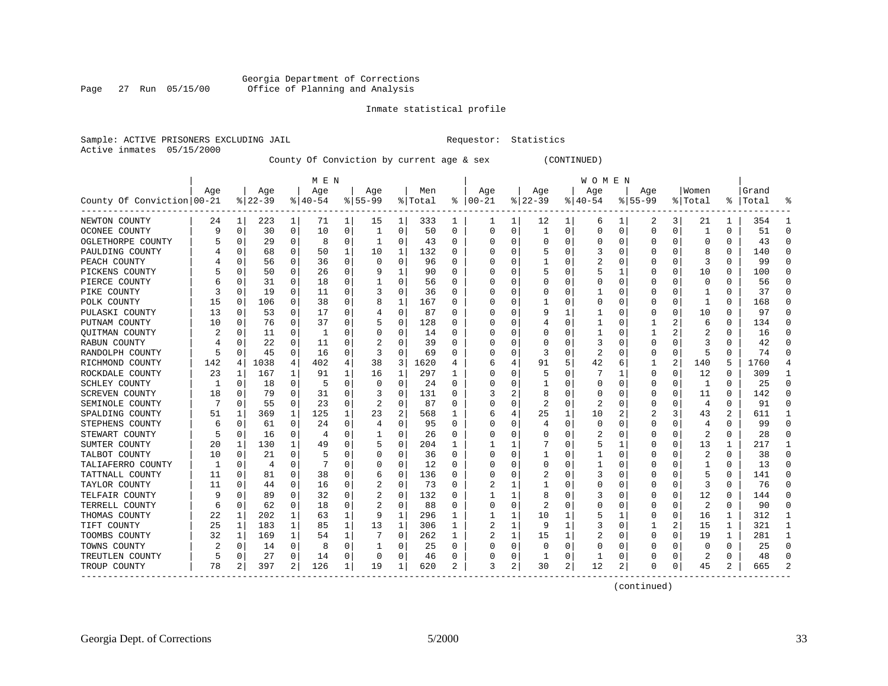Georgia Department of Corrections
Office of Planning and Analysis

Inmate statistical profile

Sample: ACTIVE PRISONERS EXCLUDING JAIL    Requestor: Statistics
Active inmates 05/15/2000

County Of Conviction by current age & sex    (CONTINUED)

| County Of Conviction | MEN Age 00-21 | % | Age 22-39 | % | Age 40-54 | % | Age 55-99 | % | Men Total | % | WOMEN Age 00-21 | % | Age 22-39 | % | Age 40-54 | % | Age 55-99 | % | Women Total | % | Grand Total | % |
|---|---|---|---|---|---|---|---|---|---|---|---|---|---|---|---|---|---|---|---|---|---|---|
| NEWTON COUNTY | 24 | 1 | 223 | 1 | 71 | 1 | 15 | 1 | 333 | 1 | 1 | 1 | 12 | 1 | 6 | 1 | 2 | 3 | 21 | 1 | 354 | 1 |
| OCONEE COUNTY | 9 | 0 | 30 | 0 | 10 | 0 | 1 | 0 | 50 | 0 | 0 | 0 | 1 | 0 | 0 | 0 | 0 | 0 | 1 | 0 | 51 | 0 |
| OGLETHORPE COUNTY | 5 | 0 | 29 | 0 | 8 | 0 | 1 | 0 | 43 | 0 | 0 | 0 | 0 | 0 | 0 | 0 | 0 | 0 | 0 | 0 | 43 | 0 |
| PAULDING COUNTY | 4 | 0 | 68 | 0 | 50 | 1 | 10 | 1 | 132 | 0 | 0 | 0 | 5 | 0 | 3 | 0 | 0 | 0 | 8 | 0 | 140 | 0 |
| PEACH COUNTY | 4 | 0 | 56 | 0 | 36 | 0 | 0 | 0 | 96 | 0 | 0 | 0 | 1 | 0 | 2 | 0 | 0 | 0 | 3 | 0 | 99 | 0 |
| PICKENS COUNTY | 5 | 0 | 50 | 0 | 26 | 0 | 9 | 1 | 90 | 0 | 0 | 0 | 5 | 0 | 5 | 1 | 0 | 0 | 10 | 0 | 100 | 0 |
| PIERCE COUNTY | 6 | 0 | 31 | 0 | 18 | 0 | 1 | 0 | 56 | 0 | 0 | 0 | 0 | 0 | 0 | 0 | 0 | 0 | 0 | 0 | 56 | 0 |
| PIKE COUNTY | 3 | 0 | 19 | 0 | 11 | 0 | 3 | 0 | 36 | 0 | 0 | 0 | 0 | 0 | 1 | 0 | 0 | 0 | 1 | 0 | 37 | 0 |
| POLK COUNTY | 15 | 0 | 106 | 0 | 38 | 0 | 8 | 1 | 167 | 0 | 0 | 0 | 1 | 0 | 0 | 0 | 0 | 0 | 1 | 0 | 168 | 0 |
| PULASKI COUNTY | 13 | 0 | 53 | 0 | 17 | 0 | 4 | 0 | 87 | 0 | 0 | 0 | 9 | 1 | 1 | 0 | 0 | 0 | 10 | 0 | 97 | 0 |
| PUTNAM COUNTY | 10 | 0 | 76 | 0 | 37 | 0 | 5 | 0 | 128 | 0 | 0 | 0 | 4 | 0 | 1 | 0 | 1 | 2 | 6 | 0 | 134 | 0 |
| QUITMAN COUNTY | 2 | 0 | 11 | 0 | 1 | 0 | 0 | 0 | 14 | 0 | 0 | 0 | 0 | 0 | 1 | 0 | 1 | 2 | 2 | 0 | 16 | 0 |
| RABUN COUNTY | 4 | 0 | 22 | 0 | 11 | 0 | 2 | 0 | 39 | 0 | 0 | 0 | 0 | 0 | 3 | 0 | 0 | 0 | 3 | 0 | 42 | 0 |
| RANDOLPH COUNTY | 5 | 0 | 45 | 0 | 16 | 0 | 3 | 0 | 69 | 0 | 0 | 0 | 3 | 0 | 2 | 0 | 0 | 0 | 5 | 0 | 74 | 0 |
| RICHMOND COUNTY | 142 | 4 | 1038 | 4 | 402 | 4 | 38 | 3 | 1620 | 4 | 6 | 4 | 91 | 5 | 42 | 6 | 1 | 2 | 140 | 5 | 1760 | 4 |
| ROCKDALE COUNTY | 23 | 1 | 167 | 1 | 91 | 1 | 16 | 1 | 297 | 1 | 0 | 0 | 5 | 0 | 7 | 1 | 0 | 0 | 12 | 0 | 309 | 1 |
| SCHLEY COUNTY | 1 | 0 | 18 | 0 | 5 | 0 | 0 | 0 | 24 | 0 | 0 | 0 | 1 | 0 | 0 | 0 | 0 | 0 | 1 | 0 | 25 | 0 |
| SCREVEN COUNTY | 18 | 0 | 79 | 0 | 31 | 0 | 3 | 0 | 131 | 0 | 3 | 2 | 8 | 0 | 0 | 0 | 0 | 0 | 11 | 0 | 142 | 0 |
| SEMINOLE COUNTY | 7 | 0 | 55 | 0 | 23 | 0 | 2 | 0 | 87 | 0 | 0 | 0 | 2 | 0 | 2 | 0 | 0 | 0 | 4 | 0 | 91 | 0 |
| SPALDING COUNTY | 51 | 1 | 369 | 1 | 125 | 1 | 23 | 2 | 568 | 1 | 6 | 4 | 25 | 1 | 10 | 2 | 2 | 3 | 43 | 2 | 611 | 1 |
| STEPHENS COUNTY | 6 | 0 | 61 | 0 | 24 | 0 | 4 | 0 | 95 | 0 | 0 | 0 | 4 | 0 | 0 | 0 | 0 | 0 | 4 | 0 | 99 | 0 |
| STEWART COUNTY | 5 | 0 | 16 | 0 | 4 | 0 | 1 | 0 | 26 | 0 | 0 | 0 | 0 | 0 | 2 | 0 | 0 | 0 | 2 | 0 | 28 | 0 |
| SUMTER COUNTY | 20 | 1 | 130 | 1 | 49 | 0 | 5 | 0 | 204 | 1 | 1 | 1 | 7 | 0 | 5 | 1 | 0 | 0 | 13 | 1 | 217 | 1 |
| TALBOT COUNTY | 10 | 0 | 21 | 0 | 5 | 0 | 0 | 0 | 36 | 0 | 0 | 0 | 1 | 0 | 1 | 0 | 0 | 0 | 2 | 0 | 38 | 0 |
| TALIAFERRO COUNTY | 1 | 0 | 4 | 0 | 7 | 0 | 0 | 0 | 12 | 0 | 0 | 0 | 0 | 0 | 1 | 0 | 0 | 0 | 1 | 0 | 13 | 0 |
| TATTNALL COUNTY | 11 | 0 | 81 | 0 | 38 | 0 | 6 | 0 | 136 | 0 | 0 | 0 | 2 | 0 | 3 | 0 | 0 | 0 | 5 | 0 | 141 | 0 |
| TAYLOR COUNTY | 11 | 0 | 44 | 0 | 16 | 0 | 2 | 0 | 73 | 0 | 2 | 1 | 1 | 0 | 0 | 0 | 0 | 0 | 3 | 0 | 76 | 0 |
| TELFAIR COUNTY | 9 | 0 | 89 | 0 | 32 | 0 | 2 | 0 | 132 | 0 | 1 | 1 | 8 | 0 | 3 | 0 | 0 | 0 | 12 | 0 | 144 | 0 |
| TERRELL COUNTY | 6 | 0 | 62 | 0 | 18 | 0 | 2 | 0 | 88 | 0 | 0 | 0 | 2 | 0 | 0 | 0 | 0 | 0 | 2 | 0 | 90 | 0 |
| THOMAS COUNTY | 22 | 1 | 202 | 1 | 63 | 1 | 9 | 1 | 296 | 1 | 1 | 1 | 10 | 1 | 5 | 1 | 0 | 0 | 16 | 1 | 312 | 1 |
| TIFT COUNTY | 25 | 1 | 183 | 1 | 85 | 1 | 13 | 1 | 306 | 1 | 2 | 1 | 9 | 1 | 3 | 0 | 1 | 2 | 15 | 1 | 321 | 1 |
| TOOMBS COUNTY | 32 | 1 | 169 | 1 | 54 | 1 | 7 | 0 | 262 | 1 | 2 | 1 | 15 | 1 | 2 | 0 | 0 | 0 | 19 | 1 | 281 | 1 |
| TOWNS COUNTY | 2 | 0 | 14 | 0 | 8 | 0 | 1 | 0 | 25 | 0 | 0 | 0 | 0 | 0 | 0 | 0 | 0 | 0 | 0 | 0 | 25 | 0 |
| TREUTLEN COUNTY | 5 | 0 | 27 | 0 | 14 | 0 | 0 | 0 | 46 | 0 | 0 | 0 | 1 | 0 | 1 | 0 | 0 | 0 | 2 | 0 | 48 | 0 |
| TROUP COUNTY | 78 | 2 | 397 | 2 | 126 | 1 | 19 | 1 | 620 | 2 | 3 | 2 | 30 | 2 | 12 | 2 | 0 | 0 | 45 | 2 | 665 | 2 |

(continued)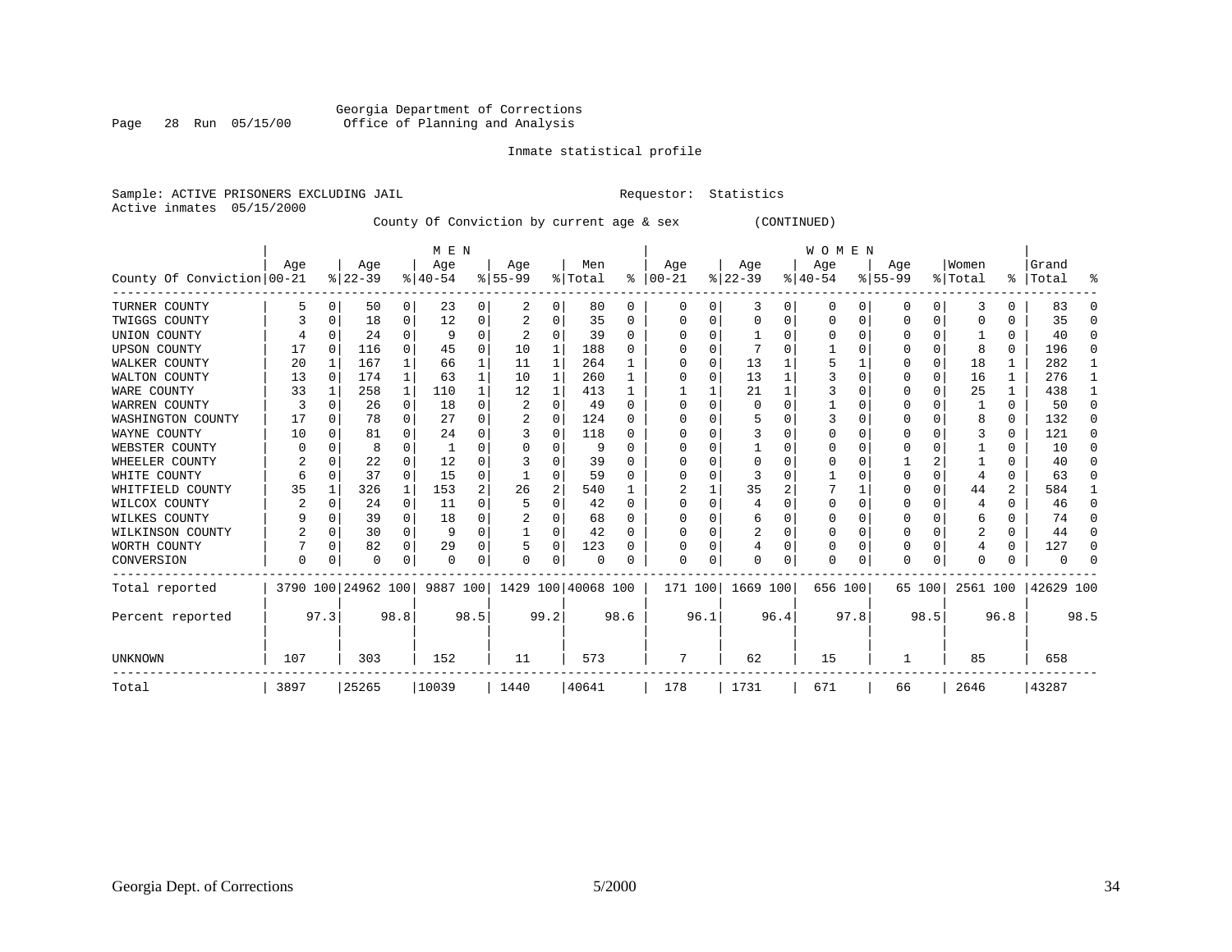Georgia Department of Corrections
Office of Planning and Analysis

Inmate statistical profile

Sample: ACTIVE PRISONERS EXCLUDING JAIL     Requestor: Statistics
Active inmates 05/15/2000

County Of Conviction by current age & sex (CONTINUED)

| County Of Conviction | MEN Age 00-21 | % | Age 22-39 | % | Age 40-54 | % | Age 55-99 | % | Men Total | % | WOMEN Age 00-21 | % | Age 22-39 | % | Age 40-54 | % | Age 55-99 | % | Women Total | % | Grand Total | % |
|---|---|---|---|---|---|---|---|---|---|---|---|---|---|---|---|---|---|---|---|---|---|---|
| TURNER COUNTY | 5 | 0 | 50 | 0 | 23 | 0 | 2 | 0 | 80 | 0 | 0 | 0 | 3 | 0 | 0 | 0 | 0 | 0 | 3 | 0 | 83 | 0 |
| TWIGGS COUNTY | 3 | 0 | 18 | 0 | 12 | 0 | 2 | 0 | 35 | 0 | 0 | 0 | 0 | 0 | 0 | 0 | 0 | 0 | 0 | 0 | 35 | 0 |
| UNION COUNTY | 4 | 0 | 24 | 0 | 9 | 0 | 2 | 0 | 39 | 0 | 0 | 0 | 1 | 0 | 0 | 0 | 0 | 0 | 1 | 0 | 40 | 0 |
| UPSON COUNTY | 17 | 0 | 116 | 0 | 45 | 0 | 10 | 1 | 188 | 0 | 0 | 0 | 7 | 0 | 1 | 0 | 0 | 0 | 8 | 0 | 196 | 0 |
| WALKER COUNTY | 20 | 1 | 167 | 1 | 66 | 1 | 11 | 1 | 264 | 1 | 0 | 0 | 13 | 1 | 5 | 1 | 0 | 0 | 18 | 1 | 282 | 1 |
| WALTON COUNTY | 13 | 0 | 174 | 1 | 63 | 1 | 10 | 1 | 260 | 1 | 0 | 0 | 13 | 1 | 3 | 0 | 0 | 0 | 16 | 1 | 276 | 1 |
| WARE COUNTY | 33 | 1 | 258 | 1 | 110 | 1 | 12 | 1 | 413 | 1 | 1 | 1 | 21 | 1 | 3 | 0 | 0 | 0 | 25 | 1 | 438 | 1 |
| WARREN COUNTY | 3 | 0 | 26 | 0 | 18 | 0 | 2 | 0 | 49 | 0 | 0 | 0 | 0 | 0 | 1 | 0 | 0 | 0 | 1 | 0 | 50 | 0 |
| WASHINGTON COUNTY | 17 | 0 | 78 | 0 | 27 | 0 | 2 | 0 | 124 | 0 | 0 | 0 | 5 | 0 | 3 | 0 | 0 | 0 | 8 | 0 | 132 | 0 |
| WAYNE COUNTY | 10 | 0 | 81 | 0 | 24 | 0 | 3 | 0 | 118 | 0 | 0 | 0 | 3 | 0 | 0 | 0 | 0 | 0 | 3 | 0 | 121 | 0 |
| WEBSTER COUNTY | 0 | 0 | 8 | 0 | 1 | 0 | 0 | 0 | 9 | 0 | 0 | 0 | 1 | 0 | 0 | 0 | 0 | 0 | 1 | 0 | 10 | 0 |
| WHEELER COUNTY | 2 | 0 | 22 | 0 | 12 | 0 | 3 | 0 | 39 | 0 | 0 | 0 | 0 | 0 | 0 | 0 | 1 | 2 | 1 | 0 | 40 | 0 |
| WHITE COUNTY | 6 | 0 | 37 | 0 | 15 | 0 | 1 | 0 | 59 | 0 | 0 | 0 | 3 | 0 | 1 | 0 | 0 | 0 | 4 | 0 | 63 | 0 |
| WHITFIELD COUNTY | 35 | 1 | 326 | 1 | 153 | 2 | 26 | 2 | 540 | 1 | 2 | 1 | 35 | 2 | 7 | 1 | 0 | 0 | 44 | 2 | 584 | 1 |
| WILCOX COUNTY | 2 | 0 | 24 | 0 | 11 | 0 | 5 | 0 | 42 | 0 | 0 | 0 | 4 | 0 | 0 | 0 | 0 | 0 | 4 | 0 | 46 | 0 |
| WILKES COUNTY | 9 | 0 | 39 | 0 | 18 | 0 | 2 | 0 | 68 | 0 | 0 | 0 | 6 | 0 | 0 | 0 | 0 | 0 | 6 | 0 | 74 | 0 |
| WILKINSON COUNTY | 2 | 0 | 30 | 0 | 9 | 0 | 1 | 0 | 42 | 0 | 0 | 0 | 2 | 0 | 0 | 0 | 0 | 0 | 2 | 0 | 44 | 0 |
| WORTH COUNTY | 7 | 0 | 82 | 0 | 29 | 0 | 5 | 0 | 123 | 0 | 0 | 0 | 4 | 0 | 0 | 0 | 0 | 0 | 4 | 0 | 127 | 0 |
| CONVERSION | 0 | 0 | 0 | 0 | 0 | 0 | 0 | 0 | 0 | 0 | 0 | 0 | 0 | 0 | 0 | 0 | 0 | 0 | 0 | 0 | 0 | 0 |
| Total reported | 3790 | 100 | 24962 | 100 | 9887 | 100 | 1429 | 100 | 40068 | 100 | 171 | 100 | 1669 | 100 | 656 | 100 | 65 | 100 | 2561 | 100 | 42629 | 100 |
| Percent reported | | 97.3 | | 98.8 | | 98.5 | | 99.2 | | 98.6 | | 96.1 | | 96.4 | | 97.8 | | 98.5 | | 96.8 | | 98.5 |
| UNKNOWN | 107 | | 303 | | 152 | | 11 | | 573 | | 7 | | 62 | | 15 | | 1 | | 85 | | 658 | |
| Total | 3897 | | 25265 | | 10039 | | 1440 | | 40641 | | 178 | | 1731 | | 671 | | 66 | | 2646 | | 43287 | |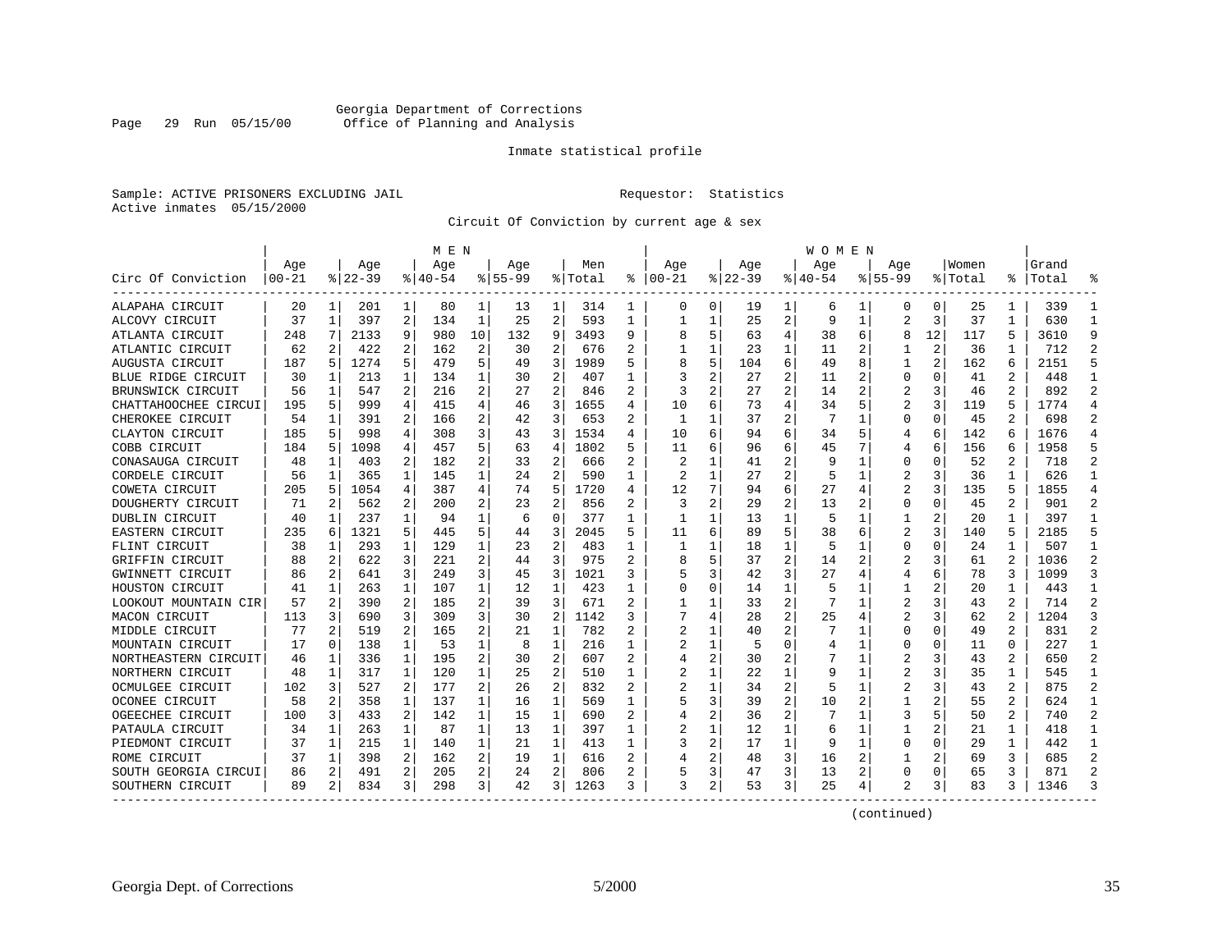Georgia Department of Corrections
Office of Planning and Analysis

Inmate statistical profile

Sample: ACTIVE PRISONERS EXCLUDING JAIL                Requestor: Statistics
Active inmates 05/15/2000

Circuit Of Conviction by current age & sex

| Circ Of Conviction | MEN Age 00-21 | % | Age 22-39 | % | Age 40-54 | % | Age 55-99 | % | Men Total | % | WOMEN Age 00-21 | % | Age 22-39 | % | Age 40-54 | % | Age 55-99 | % | Women Total | % | Grand Total | % |
|---|---|---|---|---|---|---|---|---|---|---|---|---|---|---|---|---|---|---|---|---|---|---|
| ALAPAHA CIRCUIT | 20 | 1 | 201 | 1 | 80 | 1 | 13 | 1 | 314 | 1 | 0 | 0 | 19 | 1 | 6 | 1 | 0 | 0 | 25 | 1 | 339 | 1 |
| ALCOVY CIRCUIT | 37 | 1 | 397 | 2 | 134 | 1 | 25 | 2 | 593 | 1 | 1 | 1 | 25 | 2 | 9 | 1 | 2 | 3 | 37 | 1 | 630 | 1 |
| ATLANTA CIRCUIT | 248 | 7 | 2133 | 9 | 980 | 10 | 132 | 9 | 3493 | 9 | 8 | 5 | 63 | 4 | 38 | 6 | 8 | 12 | 117 | 5 | 3610 | 9 |
| ATLANTIC CIRCUIT | 62 | 2 | 422 | 2 | 162 | 2 | 30 | 2 | 676 | 2 | 1 | 1 | 23 | 1 | 11 | 2 | 1 | 2 | 36 | 1 | 712 | 2 |
| AUGUSTA CIRCUIT | 187 | 5 | 1274 | 5 | 479 | 5 | 49 | 3 | 1989 | 5 | 8 | 5 | 104 | 6 | 49 | 8 | 1 | 2 | 162 | 6 | 2151 | 5 |
| BLUE RIDGE CIRCUIT | 30 | 1 | 213 | 1 | 134 | 1 | 30 | 2 | 407 | 1 | 3 | 2 | 27 | 2 | 11 | 2 | 0 | 0 | 41 | 2 | 448 | 1 |
| BRUNSWICK CIRCUIT | 56 | 1 | 547 | 2 | 216 | 2 | 27 | 2 | 846 | 2 | 3 | 2 | 27 | 2 | 14 | 2 | 2 | 3 | 46 | 2 | 892 | 2 |
| CHATTAHOOCHEE CIRCUI | 195 | 5 | 999 | 4 | 415 | 4 | 46 | 3 | 1655 | 4 | 10 | 6 | 73 | 4 | 34 | 5 | 2 | 3 | 119 | 5 | 1774 | 4 |
| CHEROKEE CIRCUIT | 54 | 1 | 391 | 2 | 166 | 2 | 42 | 3 | 653 | 2 | 1 | 1 | 37 | 2 | 7 | 1 | 0 | 0 | 45 | 2 | 698 | 2 |
| CLAYTON CIRCUIT | 185 | 5 | 998 | 4 | 308 | 3 | 43 | 3 | 1534 | 4 | 10 | 6 | 94 | 6 | 34 | 5 | 4 | 6 | 142 | 6 | 1676 | 4 |
| COBB CIRCUIT | 184 | 5 | 1098 | 4 | 457 | 5 | 63 | 4 | 1802 | 5 | 11 | 6 | 96 | 6 | 45 | 7 | 4 | 6 | 156 | 6 | 1958 | 5 |
| CONASAUGA CIRCUIT | 48 | 1 | 403 | 2 | 182 | 2 | 33 | 2 | 666 | 2 | 2 | 1 | 41 | 2 | 9 | 1 | 0 | 0 | 52 | 2 | 718 | 2 |
| CORDELE CIRCUIT | 56 | 1 | 365 | 1 | 145 | 1 | 24 | 2 | 590 | 1 | 2 | 1 | 27 | 2 | 5 | 1 | 2 | 3 | 36 | 1 | 626 | 1 |
| COWETA CIRCUIT | 205 | 5 | 1054 | 4 | 387 | 4 | 74 | 5 | 1720 | 4 | 12 | 7 | 94 | 6 | 27 | 4 | 2 | 3 | 135 | 5 | 1855 | 4 |
| DOUGHERTY CIRCUIT | 71 | 2 | 562 | 2 | 200 | 2 | 23 | 2 | 856 | 2 | 3 | 2 | 29 | 2 | 13 | 2 | 0 | 0 | 45 | 2 | 901 | 2 |
| DUBLIN CIRCUIT | 40 | 1 | 237 | 1 | 94 | 1 | 6 | 0 | 377 | 1 | 1 | 1 | 13 | 1 | 5 | 1 | 1 | 2 | 20 | 1 | 397 | 1 |
| EASTERN CIRCUIT | 235 | 6 | 1321 | 5 | 445 | 5 | 44 | 3 | 2045 | 5 | 11 | 6 | 89 | 5 | 38 | 6 | 2 | 3 | 140 | 5 | 2185 | 5 |
| FLINT CIRCUIT | 38 | 1 | 293 | 1 | 129 | 1 | 23 | 2 | 483 | 1 | 1 | 1 | 18 | 1 | 5 | 1 | 0 | 0 | 24 | 1 | 507 | 1 |
| GRIFFIN CIRCUIT | 88 | 2 | 622 | 3 | 221 | 2 | 44 | 3 | 975 | 2 | 8 | 5 | 37 | 2 | 14 | 2 | 2 | 3 | 61 | 2 | 1036 | 2 |
| GWINNETT CIRCUIT | 86 | 2 | 641 | 3 | 249 | 3 | 45 | 3 | 1021 | 3 | 5 | 3 | 42 | 3 | 27 | 4 | 4 | 6 | 78 | 3 | 1099 | 3 |
| HOUSTON CIRCUIT | 41 | 1 | 263 | 1 | 107 | 1 | 12 | 1 | 423 | 1 | 0 | 0 | 14 | 1 | 5 | 1 | 1 | 2 | 20 | 1 | 443 | 1 |
| LOOKOUT MOUNTAIN CIR | 57 | 2 | 390 | 2 | 185 | 2 | 39 | 3 | 671 | 2 | 1 | 1 | 33 | 2 | 7 | 1 | 2 | 3 | 43 | 2 | 714 | 2 |
| MACON CIRCUIT | 113 | 3 | 690 | 3 | 309 | 3 | 30 | 2 | 1142 | 3 | 7 | 4 | 28 | 2 | 25 | 4 | 2 | 3 | 62 | 2 | 1204 | 3 |
| MIDDLE CIRCUIT | 77 | 2 | 519 | 2 | 165 | 2 | 21 | 1 | 782 | 2 | 2 | 1 | 40 | 2 | 7 | 1 | 0 | 0 | 49 | 2 | 831 | 2 |
| MOUNTAIN CIRCUIT | 17 | 0 | 138 | 1 | 53 | 1 | 8 | 1 | 216 | 1 | 2 | 1 | 5 | 0 | 4 | 1 | 0 | 0 | 11 | 0 | 227 | 1 |
| NORTHEASTERN CIRCUIT | 46 | 1 | 336 | 1 | 195 | 2 | 30 | 2 | 607 | 2 | 4 | 2 | 30 | 2 | 7 | 1 | 2 | 3 | 43 | 2 | 650 | 2 |
| NORTHERN CIRCUIT | 48 | 1 | 317 | 1 | 120 | 1 | 25 | 2 | 510 | 1 | 2 | 1 | 22 | 1 | 9 | 1 | 2 | 3 | 35 | 1 | 545 | 1 |
| OCMULGEE CIRCUIT | 102 | 3 | 527 | 2 | 177 | 2 | 26 | 2 | 832 | 2 | 2 | 1 | 34 | 2 | 5 | 1 | 2 | 3 | 43 | 2 | 875 | 2 |
| OCONEE CIRCUIT | 58 | 2 | 358 | 1 | 137 | 1 | 16 | 1 | 569 | 1 | 5 | 3 | 39 | 2 | 10 | 2 | 1 | 2 | 55 | 2 | 624 | 1 |
| OGEECHEE CIRCUIT | 100 | 3 | 433 | 2 | 142 | 1 | 15 | 1 | 690 | 2 | 4 | 2 | 36 | 2 | 7 | 1 | 3 | 5 | 50 | 2 | 740 | 2 |
| PATAULA CIRCUIT | 34 | 1 | 263 | 1 | 87 | 1 | 13 | 1 | 397 | 1 | 2 | 1 | 12 | 1 | 6 | 1 | 1 | 2 | 21 | 1 | 418 | 1 |
| PIEDMONT CIRCUIT | 37 | 1 | 215 | 1 | 140 | 1 | 21 | 1 | 413 | 1 | 3 | 2 | 17 | 1 | 9 | 1 | 0 | 0 | 29 | 1 | 442 | 1 |
| ROME CIRCUIT | 37 | 1 | 398 | 2 | 162 | 2 | 19 | 1 | 616 | 2 | 4 | 2 | 48 | 3 | 16 | 2 | 1 | 2 | 69 | 3 | 685 | 2 |
| SOUTH GEORGIA CIRCUI | 86 | 2 | 491 | 2 | 205 | 2 | 24 | 2 | 806 | 2 | 5 | 3 | 47 | 3 | 13 | 2 | 0 | 0 | 65 | 3 | 871 | 2 |
| SOUTHERN CIRCUIT | 89 | 2 | 834 | 3 | 298 | 3 | 42 | 3 | 1263 | 3 | 3 | 2 | 53 | 3 | 25 | 4 | 2 | 3 | 83 | 3 | 1346 | 3 |

(continued)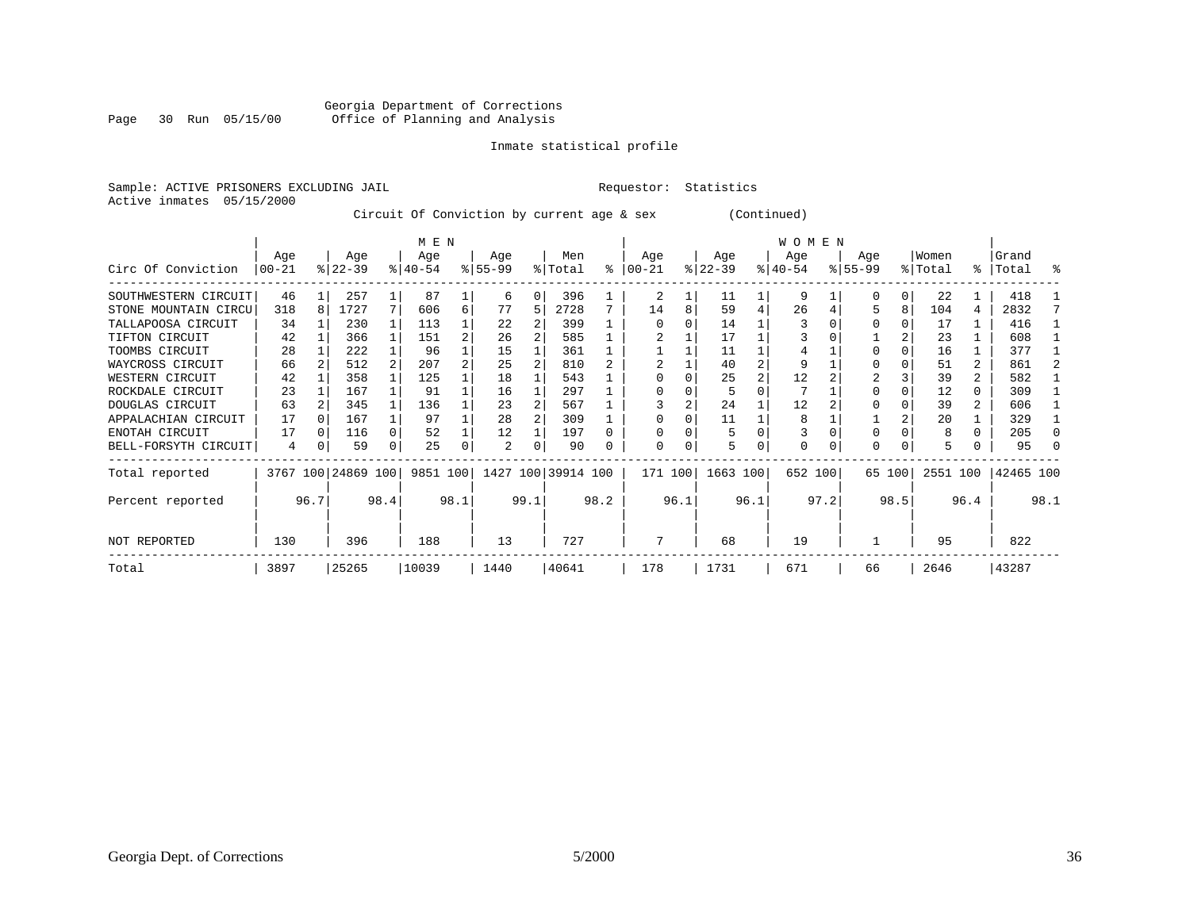Georgia Department of Corrections
Office of Planning and Analysis

Inmate statistical profile

Sample: ACTIVE PRISONERS EXCLUDING JAIL　　　　Requestor: Statistics
Active inmates 05/15/2000

Circuit Of Conviction by current age & sex　　　　(Continued)

| Circ Of Conviction | MEN Age 00-21 | % | Age 22-39 | % | Age 40-54 | % | Age 55-99 | % | Men Total | % | WOMEN Age 00-21 | % | Age 22-39 | % | Age 40-54 | % | Age 55-99 | % | Women Total | % | Grand Total | % |
|---|---|---|---|---|---|---|---|---|---|---|---|---|---|---|---|---|---|---|---|---|---|---|
| SOUTHWESTERN CIRCUIT | 46 | 1 | 257 | 1 | 87 | 1 | 6 | 0 | 396 | 1 | 2 | 1 | 11 | 1 | 9 | 1 | 0 | 0 | 22 | 1 | 418 | 1 |
| STONE MOUNTAIN CIRCU | 318 | 8 | 1727 | 7 | 606 | 6 | 77 | 5 | 2728 | 7 | 14 | 8 | 59 | 4 | 26 | 4 | 5 | 8 | 104 | 4 | 2832 | 7 |
| TALLAPOOSA CIRCUIT | 34 | 1 | 230 | 1 | 113 | 1 | 22 | 2 | 399 | 1 | 0 | 0 | 14 | 1 | 3 | 0 | 0 | 0 | 17 | 1 | 416 | 1 |
| TIFTON CIRCUIT | 42 | 1 | 366 | 1 | 151 | 2 | 26 | 2 | 585 | 1 | 2 | 1 | 17 | 1 | 3 | 0 | 1 | 2 | 23 | 1 | 608 | 1 |
| TOOMBS CIRCUIT | 28 | 1 | 222 | 1 | 96 | 1 | 15 | 1 | 361 | 1 | 1 | 1 | 11 | 1 | 4 | 1 | 0 | 0 | 16 | 1 | 377 | 1 |
| WAYCROSS CIRCUIT | 66 | 2 | 512 | 2 | 207 | 2 | 25 | 2 | 810 | 2 | 2 | 1 | 40 | 2 | 9 | 1 | 0 | 0 | 51 | 2 | 861 | 2 |
| WESTERN CIRCUIT | 42 | 1 | 358 | 1 | 125 | 1 | 18 | 1 | 543 | 1 | 0 | 0 | 25 | 2 | 12 | 2 | 2 | 3 | 39 | 2 | 582 | 1 |
| ROCKDALE CIRCUIT | 23 | 1 | 167 | 1 | 91 | 1 | 16 | 1 | 297 | 1 | 0 | 0 | 5 | 0 | 7 | 1 | 0 | 0 | 12 | 0 | 309 | 1 |
| DOUGLAS CIRCUIT | 63 | 2 | 345 | 1 | 136 | 1 | 23 | 2 | 567 | 1 | 3 | 2 | 24 | 1 | 12 | 2 | 0 | 0 | 39 | 2 | 606 | 1 |
| APPALACHIAN CIRCUIT | 17 | 0 | 167 | 1 | 97 | 1 | 28 | 2 | 309 | 1 | 0 | 0 | 11 | 1 | 8 | 1 | 1 | 2 | 20 | 1 | 329 | 1 |
| ENOTAH CIRCUIT | 17 | 0 | 116 | 0 | 52 | 1 | 12 | 1 | 197 | 0 | 0 | 0 | 5 | 0 | 3 | 0 | 0 | 0 | 8 | 0 | 205 | 0 |
| BELL-FORSYTH CIRCUIT | 4 | 0 | 59 | 0 | 25 | 0 | 2 | 0 | 90 | 0 | 0 | 0 | 5 | 0 | 0 | 0 | 0 | 0 | 5 | 0 | 95 | 0 |
| Total reported | 3767 | 100 | 24869 | 100 | 9851 | 100 | 1427 | 100 | 39914 | 100 | 171 | 100 | 1663 | 100 | 652 | 100 | 65 | 100 | 2551 | 100 | 42465 | 100 |
| Percent reported | | 96.7 | | 98.4 | | 98.1 | | 99.1 | | 98.2 | | 96.1 | | 96.1 | | 97.2 | | 98.5 | | 96.4 | | 98.1 |
| NOT REPORTED | 130 | | 396 | | 188 | | 13 | | 727 | | 7 | | 68 | | 19 | | 1 | | 95 | | 822 | |
| Total | 3897 | | 25265 | | 10039 | | 1440 | | 40641 | | 178 | | 1731 | | 671 | | 66 | | 2646 | | 43287 | |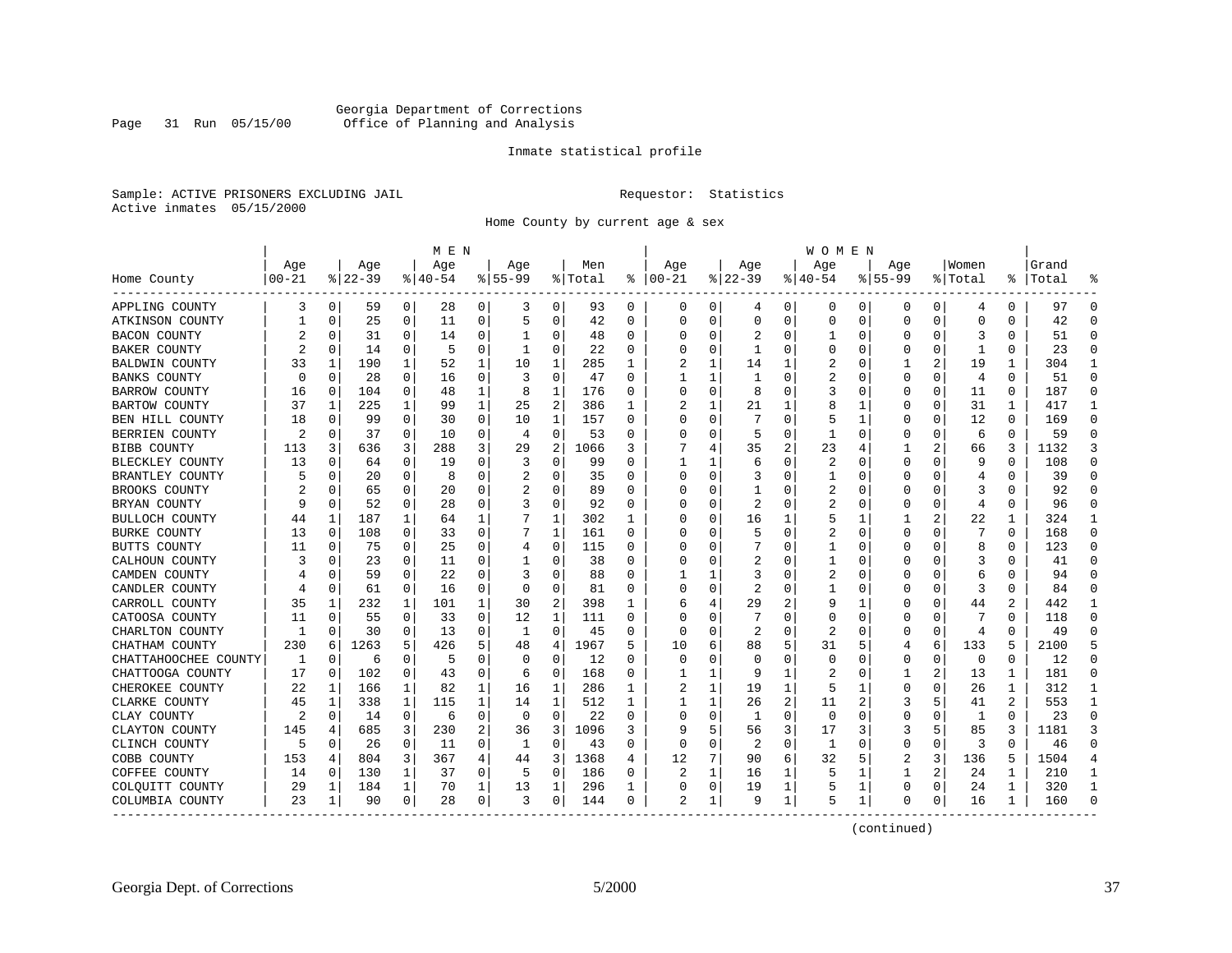Georgia Department of Corrections
Office of Planning and Analysis

Page 31 Run 05/15/00

Inmate statistical profile

Sample: ACTIVE PRISONERS EXCLUDING JAIL

Requestor: Statistics

Active inmates 05/15/2000

Home County by current age & sex

| Home County | MEN Age 00-21 | % | Age 22-39 | % | Age 40-54 | % | Age 55-99 | % | Men Total | % | WOMEN Age 00-21 | % | Age 22-39 | % | Age 40-54 | % | Age 55-99 | % | Women Total | % | Grand Total | % |
|---|---|---|---|---|---|---|---|---|---|---|---|---|---|---|---|---|---|---|---|---|---|---|
| APPLING COUNTY | 3 | 0 | 59 | 0 | 28 | 0 | 3 | 0 | 93 | 0 | 0 | 0 | 4 | 0 | 0 | 0 | 0 | 0 | 4 | 0 | 97 | 0 |
| ATKINSON COUNTY | 1 | 0 | 25 | 0 | 11 | 0 | 5 | 0 | 42 | 0 | 0 | 0 | 0 | 0 | 0 | 0 | 0 | 0 | 0 | 0 | 42 | 0 |
| BACON COUNTY | 2 | 0 | 31 | 0 | 14 | 0 | 1 | 0 | 48 | 0 | 0 | 0 | 2 | 0 | 1 | 0 | 0 | 0 | 3 | 0 | 51 | 0 |
| BAKER COUNTY | 2 | 0 | 14 | 0 | 5 | 0 | 1 | 0 | 22 | 0 | 0 | 0 | 1 | 0 | 0 | 0 | 0 | 0 | 1 | 0 | 23 | 0 |
| BALDWIN COUNTY | 33 | 1 | 190 | 1 | 52 | 1 | 10 | 1 | 285 | 1 | 2 | 1 | 14 | 1 | 2 | 0 | 1 | 2 | 19 | 1 | 304 | 1 |
| BANKS COUNTY | 0 | 0 | 28 | 0 | 16 | 0 | 3 | 0 | 47 | 0 | 1 | 1 | 1 | 0 | 2 | 0 | 0 | 0 | 4 | 0 | 51 | 0 |
| BARROW COUNTY | 16 | 0 | 104 | 0 | 48 | 1 | 8 | 1 | 176 | 0 | 0 | 0 | 8 | 0 | 3 | 0 | 0 | 0 | 11 | 0 | 187 | 0 |
| BARTOW COUNTY | 37 | 1 | 225 | 1 | 99 | 1 | 25 | 2 | 386 | 1 | 2 | 1 | 21 | 1 | 8 | 1 | 0 | 0 | 31 | 1 | 417 | 1 |
| BEN HILL COUNTY | 18 | 0 | 99 | 0 | 30 | 0 | 10 | 1 | 157 | 0 | 0 | 0 | 7 | 0 | 5 | 1 | 0 | 0 | 12 | 0 | 169 | 0 |
| BERRIEN COUNTY | 2 | 0 | 37 | 0 | 10 | 0 | 4 | 0 | 53 | 0 | 0 | 0 | 5 | 0 | 1 | 0 | 0 | 0 | 6 | 0 | 59 | 0 |
| BIBB COUNTY | 113 | 3 | 636 | 3 | 288 | 3 | 29 | 2 | 1066 | 3 | 7 | 4 | 35 | 2 | 23 | 4 | 1 | 2 | 66 | 3 | 1132 | 3 |
| BLECKLEY COUNTY | 13 | 0 | 64 | 0 | 19 | 0 | 3 | 0 | 99 | 0 | 1 | 1 | 6 | 0 | 2 | 0 | 0 | 0 | 9 | 0 | 108 | 0 |
| BRANTLEY COUNTY | 5 | 0 | 20 | 0 | 8 | 0 | 2 | 0 | 35 | 0 | 0 | 0 | 3 | 0 | 1 | 0 | 0 | 0 | 4 | 0 | 39 | 0 |
| BROOKS COUNTY | 2 | 0 | 65 | 0 | 20 | 0 | 2 | 0 | 89 | 0 | 0 | 0 | 1 | 0 | 2 | 0 | 0 | 0 | 3 | 0 | 92 | 0 |
| BRYAN COUNTY | 9 | 0 | 52 | 0 | 28 | 0 | 3 | 0 | 92 | 0 | 0 | 0 | 2 | 0 | 2 | 0 | 0 | 0 | 4 | 0 | 96 | 0 |
| BULLOCH COUNTY | 44 | 1 | 187 | 1 | 64 | 1 | 7 | 1 | 302 | 1 | 0 | 0 | 16 | 1 | 5 | 1 | 1 | 2 | 22 | 1 | 324 | 1 |
| BURKE COUNTY | 13 | 0 | 108 | 0 | 33 | 0 | 7 | 1 | 161 | 0 | 0 | 0 | 5 | 0 | 2 | 0 | 0 | 0 | 7 | 0 | 168 | 0 |
| BUTTS COUNTY | 11 | 0 | 75 | 0 | 25 | 0 | 4 | 0 | 115 | 0 | 0 | 0 | 7 | 0 | 1 | 0 | 0 | 0 | 8 | 0 | 123 | 0 |
| CALHOUN COUNTY | 3 | 0 | 23 | 0 | 11 | 0 | 1 | 0 | 38 | 0 | 0 | 0 | 2 | 0 | 1 | 0 | 0 | 0 | 3 | 0 | 41 | 0 |
| CAMDEN COUNTY | 4 | 0 | 59 | 0 | 22 | 0 | 3 | 0 | 88 | 0 | 1 | 1 | 3 | 0 | 2 | 0 | 0 | 0 | 6 | 0 | 94 | 0 |
| CANDLER COUNTY | 4 | 0 | 61 | 0 | 16 | 0 | 0 | 0 | 81 | 0 | 0 | 0 | 2 | 0 | 1 | 0 | 0 | 0 | 3 | 0 | 84 | 0 |
| CARROLL COUNTY | 35 | 1 | 232 | 1 | 101 | 1 | 30 | 2 | 398 | 1 | 6 | 4 | 29 | 2 | 9 | 1 | 0 | 0 | 44 | 2 | 442 | 1 |
| CATOOSA COUNTY | 11 | 0 | 55 | 0 | 33 | 0 | 12 | 1 | 111 | 0 | 0 | 0 | 7 | 0 | 0 | 0 | 0 | 0 | 7 | 0 | 118 | 0 |
| CHARLTON COUNTY | 1 | 0 | 30 | 0 | 13 | 0 | 1 | 0 | 45 | 0 | 0 | 0 | 2 | 0 | 2 | 0 | 0 | 0 | 4 | 0 | 49 | 0 |
| CHATHAM COUNTY | 230 | 6 | 1263 | 5 | 426 | 5 | 48 | 4 | 1967 | 5 | 10 | 6 | 88 | 5 | 31 | 5 | 4 | 6 | 133 | 5 | 2100 | 5 |
| CHATTAHOOCHEE COUNTY | 1 | 0 | 6 | 0 | 5 | 0 | 0 | 0 | 12 | 0 | 0 | 0 | 0 | 0 | 0 | 0 | 0 | 0 | 0 | 0 | 12 | 0 |
| CHATTOOGA COUNTY | 17 | 0 | 102 | 0 | 43 | 0 | 6 | 0 | 168 | 0 | 1 | 1 | 9 | 1 | 2 | 0 | 1 | 2 | 13 | 1 | 181 | 0 |
| CHEROKEE COUNTY | 22 | 1 | 166 | 1 | 82 | 1 | 16 | 1 | 286 | 1 | 2 | 1 | 19 | 1 | 5 | 1 | 0 | 0 | 26 | 1 | 312 | 1 |
| CLARKE COUNTY | 45 | 1 | 338 | 1 | 115 | 1 | 14 | 1 | 512 | 1 | 1 | 1 | 26 | 2 | 11 | 2 | 3 | 5 | 41 | 2 | 553 | 1 |
| CLAY COUNTY | 2 | 0 | 14 | 0 | 6 | 0 | 0 | 0 | 22 | 0 | 0 | 0 | 1 | 0 | 0 | 0 | 0 | 0 | 1 | 0 | 23 | 0 |
| CLAYTON COUNTY | 145 | 4 | 685 | 3 | 230 | 2 | 36 | 3 | 1096 | 3 | 9 | 5 | 56 | 3 | 17 | 3 | 3 | 5 | 85 | 3 | 1181 | 3 |
| CLINCH COUNTY | 5 | 0 | 26 | 0 | 11 | 0 | 1 | 0 | 43 | 0 | 0 | 0 | 2 | 0 | 1 | 0 | 0 | 0 | 3 | 0 | 46 | 0 |
| COBB COUNTY | 153 | 4 | 804 | 3 | 367 | 4 | 44 | 3 | 1368 | 4 | 12 | 7 | 90 | 6 | 32 | 5 | 2 | 3 | 136 | 5 | 1504 | 4 |
| COFFEE COUNTY | 14 | 0 | 130 | 1 | 37 | 0 | 5 | 0 | 186 | 0 | 2 | 1 | 16 | 1 | 5 | 1 | 1 | 2 | 24 | 1 | 210 | 1 |
| COLQUITT COUNTY | 29 | 1 | 184 | 1 | 70 | 1 | 13 | 1 | 296 | 1 | 0 | 0 | 19 | 1 | 5 | 1 | 0 | 0 | 24 | 1 | 320 | 1 |
| COLUMBIA COUNTY | 23 | 1 | 90 | 0 | 28 | 0 | 3 | 0 | 144 | 0 | 2 | 1 | 9 | 1 | 5 | 1 | 0 | 0 | 16 | 1 | 160 | 0 |

(continued)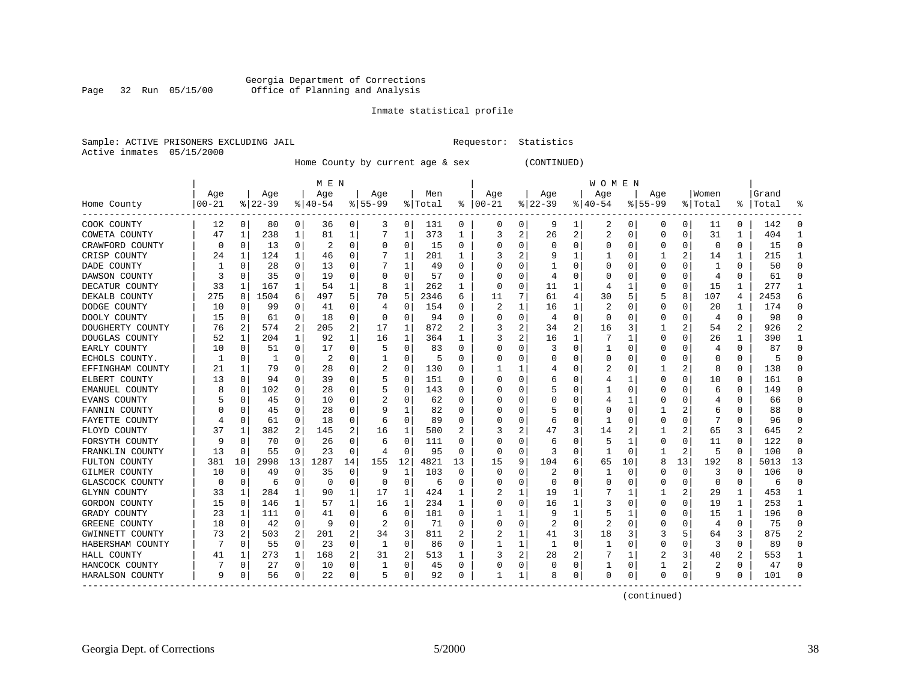Georgia Department of Corrections
Page 32 Run 05/15/00 Office of Planning and Analysis

Inmate statistical profile

Sample: ACTIVE PRISONERS EXCLUDING JAIL Requestor: Statistics
Active inmates 05/15/2000

Home County by current age & sex (CONTINUED)

| Home County | MEN Age 00-21 | % | Age 22-39 | % | Age 40-54 | % | Age 55-99 | % | Men Total | % | WOMEN Age 00-21 | % | Age 22-39 | % | Age 40-54 | % | Age 55-99 | % | Women Total | % | Grand Total | % |
|---|---|---|---|---|---|---|---|---|---|---|---|---|---|---|---|---|---|---|---|---|---|---|
| COOK COUNTY | 12 | 0 | 80 | 0 | 36 | 0 | 3 | 0 | 131 | 0 | 0 | 0 | 9 | 1 | 2 | 0 | 0 | 0 | 11 | 0 | 142 | 0 |
| COWETA COUNTY | 47 | 1 | 238 | 1 | 81 | 1 | 7 | 1 | 373 | 1 | 3 | 2 | 26 | 2 | 2 | 0 | 0 | 0 | 31 | 1 | 404 | 1 |
| CRAWFORD COUNTY | 0 | 0 | 13 | 0 | 2 | 0 | 0 | 0 | 15 | 0 | 0 | 0 | 0 | 0 | 0 | 0 | 0 | 0 | 0 | 0 | 15 | 0 |
| CRISP COUNTY | 24 | 1 | 124 | 1 | 46 | 0 | 7 | 1 | 201 | 1 | 3 | 2 | 9 | 1 | 1 | 0 | 1 | 2 | 14 | 1 | 215 | 1 |
| DADE COUNTY | 1 | 0 | 28 | 0 | 13 | 0 | 7 | 1 | 49 | 0 | 0 | 0 | 1 | 0 | 0 | 0 | 0 | 0 | 1 | 0 | 50 | 0 |
| DAWSON COUNTY | 3 | 0 | 35 | 0 | 19 | 0 | 0 | 0 | 57 | 0 | 0 | 0 | 4 | 0 | 0 | 0 | 0 | 0 | 4 | 0 | 61 | 0 |
| DECATUR COUNTY | 33 | 1 | 167 | 1 | 54 | 1 | 8 | 1 | 262 | 1 | 0 | 0 | 11 | 1 | 4 | 1 | 0 | 0 | 15 | 1 | 277 | 1 |
| DEKALB COUNTY | 275 | 8 | 1504 | 6 | 497 | 5 | 70 | 5 | 2346 | 6 | 11 | 7 | 61 | 4 | 30 | 5 | 5 | 8 | 107 | 4 | 2453 | 6 |
| DODGE COUNTY | 10 | 0 | 99 | 0 | 41 | 0 | 4 | 0 | 154 | 0 | 2 | 1 | 16 | 1 | 2 | 0 | 0 | 0 | 20 | 1 | 174 | 0 |
| DOOLY COUNTY | 15 | 0 | 61 | 0 | 18 | 0 | 0 | 0 | 94 | 0 | 0 | 0 | 4 | 0 | 0 | 0 | 0 | 0 | 4 | 0 | 98 | 0 |
| DOUGHERTY COUNTY | 76 | 2 | 574 | 2 | 205 | 2 | 17 | 1 | 872 | 2 | 3 | 2 | 34 | 2 | 16 | 3 | 1 | 2 | 54 | 2 | 926 | 2 |
| DOUGLAS COUNTY | 52 | 1 | 204 | 1 | 92 | 1 | 16 | 1 | 364 | 1 | 3 | 2 | 16 | 1 | 7 | 1 | 0 | 0 | 26 | 1 | 390 | 1 |
| EARLY COUNTY | 10 | 0 | 51 | 0 | 17 | 0 | 5 | 0 | 83 | 0 | 0 | 0 | 3 | 0 | 1 | 0 | 0 | 0 | 4 | 0 | 87 | 0 |
| ECHOLS COUNTY. | 1 | 0 | 1 | 0 | 2 | 0 | 1 | 0 | 5 | 0 | 0 | 0 | 0 | 0 | 0 | 0 | 0 | 0 | 0 | 0 | 5 | 0 |
| EFFINGHAM COUNTY | 21 | 1 | 79 | 0 | 28 | 0 | 2 | 0 | 130 | 0 | 1 | 1 | 4 | 0 | 2 | 0 | 1 | 2 | 8 | 0 | 138 | 0 |
| ELBERT COUNTY | 13 | 0 | 94 | 0 | 39 | 0 | 5 | 0 | 151 | 0 | 0 | 0 | 6 | 0 | 4 | 1 | 0 | 0 | 10 | 0 | 161 | 0 |
| EMANUEL COUNTY | 8 | 0 | 102 | 0 | 28 | 0 | 5 | 0 | 143 | 0 | 0 | 0 | 5 | 0 | 1 | 0 | 0 | 0 | 6 | 0 | 149 | 0 |
| EVANS COUNTY | 5 | 0 | 45 | 0 | 10 | 0 | 2 | 0 | 62 | 0 | 0 | 0 | 0 | 0 | 4 | 1 | 0 | 0 | 4 | 0 | 66 | 0 |
| FANNIN COUNTY | 0 | 0 | 45 | 0 | 28 | 0 | 9 | 1 | 82 | 0 | 0 | 0 | 5 | 0 | 0 | 0 | 1 | 2 | 6 | 0 | 88 | 0 |
| FAYETTE COUNTY | 4 | 0 | 61 | 0 | 18 | 0 | 6 | 0 | 89 | 0 | 0 | 0 | 6 | 0 | 1 | 0 | 0 | 0 | 7 | 0 | 96 | 0 |
| FLOYD COUNTY | 37 | 1 | 382 | 2 | 145 | 2 | 16 | 1 | 580 | 2 | 3 | 2 | 47 | 3 | 14 | 2 | 1 | 2 | 65 | 3 | 645 | 2 |
| FORSYTH COUNTY | 9 | 0 | 70 | 0 | 26 | 0 | 6 | 0 | 111 | 0 | 0 | 0 | 6 | 0 | 5 | 1 | 0 | 0 | 11 | 0 | 122 | 0 |
| FRANKLIN COUNTY | 13 | 0 | 55 | 0 | 23 | 0 | 4 | 0 | 95 | 0 | 0 | 0 | 3 | 0 | 1 | 0 | 1 | 2 | 5 | 0 | 100 | 0 |
| FULTON COUNTY | 381 | 10 | 2998 | 13 | 1287 | 14 | 155 | 12 | 4821 | 13 | 15 | 9 | 104 | 6 | 65 | 10 | 8 | 13 | 192 | 8 | 5013 | 13 |
| GILMER COUNTY | 10 | 0 | 49 | 0 | 35 | 0 | 9 | 1 | 103 | 0 | 0 | 0 | 2 | 0 | 1 | 0 | 0 | 0 | 3 | 0 | 106 | 0 |
| GLASCOCK COUNTY | 0 | 0 | 6 | 0 | 0 | 0 | 0 | 0 | 6 | 0 | 0 | 0 | 0 | 0 | 0 | 0 | 0 | 0 | 0 | 0 | 6 | 0 |
| GLYNN COUNTY | 33 | 1 | 284 | 1 | 90 | 1 | 17 | 1 | 424 | 1 | 2 | 1 | 19 | 1 | 7 | 1 | 1 | 2 | 29 | 1 | 453 | 1 |
| GORDON COUNTY | 15 | 0 | 146 | 1 | 57 | 1 | 16 | 1 | 234 | 1 | 0 | 0 | 16 | 1 | 3 | 0 | 0 | 0 | 19 | 1 | 253 | 1 |
| GRADY COUNTY | 23 | 1 | 111 | 0 | 41 | 0 | 6 | 0 | 181 | 0 | 1 | 1 | 9 | 1 | 5 | 1 | 0 | 0 | 15 | 1 | 196 | 0 |
| GREENE COUNTY | 18 | 0 | 42 | 0 | 9 | 0 | 2 | 0 | 71 | 0 | 0 | 0 | 2 | 0 | 2 | 0 | 0 | 0 | 4 | 0 | 75 | 0 |
| GWINNETT COUNTY | 73 | 2 | 503 | 2 | 201 | 2 | 34 | 3 | 811 | 2 | 2 | 1 | 41 | 3 | 18 | 3 | 3 | 5 | 64 | 3 | 875 | 2 |
| HABERSHAM COUNTY | 7 | 0 | 55 | 0 | 23 | 0 | 1 | 0 | 86 | 0 | 1 | 1 | 1 | 0 | 1 | 0 | 0 | 0 | 3 | 0 | 89 | 0 |
| HALL COUNTY | 41 | 1 | 273 | 1 | 168 | 2 | 31 | 2 | 513 | 1 | 3 | 2 | 28 | 2 | 7 | 1 | 2 | 3 | 40 | 2 | 553 | 1 |
| HANCOCK COUNTY | 7 | 0 | 27 | 0 | 10 | 0 | 1 | 0 | 45 | 0 | 0 | 0 | 0 | 0 | 1 | 0 | 1 | 2 | 2 | 0 | 47 | 0 |
| HARALSON COUNTY | 9 | 0 | 56 | 0 | 22 | 0 | 5 | 0 | 92 | 0 | 1 | 1 | 8 | 0 | 0 | 0 | 0 | 0 | 9 | 0 | 101 | 0 |

(continued)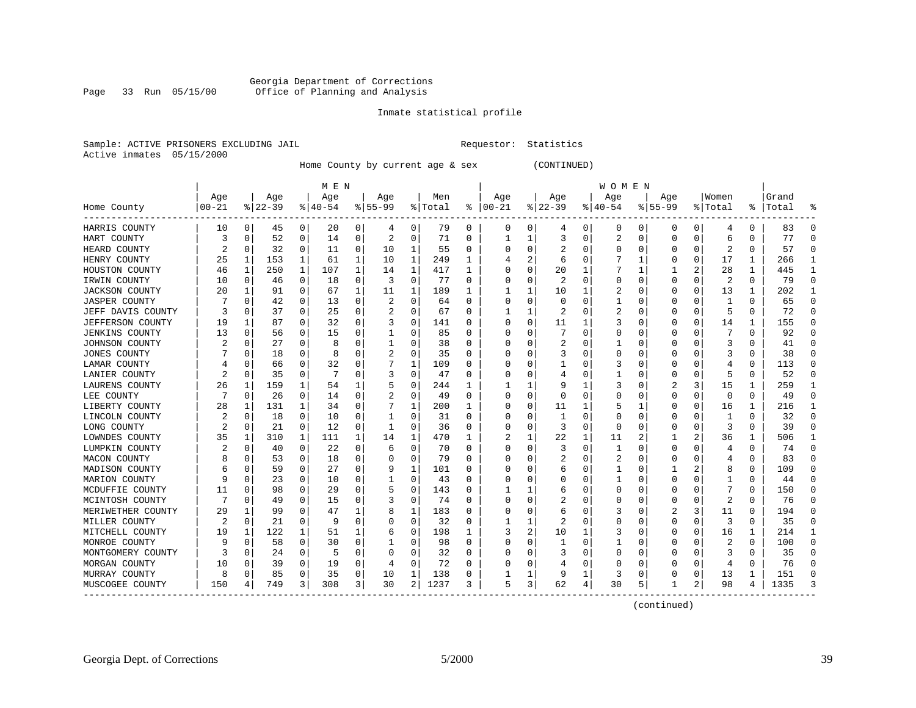Georgia Department of Corrections
Office of Planning and Analysis

Inmate statistical profile

Sample: ACTIVE PRISONERS EXCLUDING JAIL    Requestor: Statistics
Active inmates 05/15/2000

Home County by current age & sex (CONTINUED)

| Home County | MEN Age 00-21 | % | Age 22-39 | % | Age 40-54 | % | Age 55-99 | % | Men Total | % | WOMEN Age 00-21 | % | Age 22-39 | % | Age 40-54 | % | Age 55-99 | % | Women Total | % | Grand Total | % |
|---|---|---|---|---|---|---|---|---|---|---|---|---|---|---|---|---|---|---|---|---|---|---|
| HARRIS COUNTY | 10 | 0 | 45 | 0 | 20 | 0 | 4 | 0 | 79 | 0 | 0 | 0 | 4 | 0 | 0 | 0 | 0 | 0 | 4 | 0 | 83 | 0 |
| HART COUNTY | 3 | 0 | 52 | 0 | 14 | 0 | 2 | 0 | 71 | 0 | 1 | 1 | 3 | 0 | 2 | 0 | 0 | 0 | 6 | 0 | 77 | 0 |
| HEARD COUNTY | 2 | 0 | 32 | 0 | 11 | 0 | 10 | 1 | 55 | 0 | 0 | 0 | 2 | 0 | 0 | 0 | 0 | 0 | 2 | 0 | 57 | 0 |
| HENRY COUNTY | 25 | 1 | 153 | 1 | 61 | 1 | 10 | 1 | 249 | 1 | 4 | 2 | 6 | 0 | 7 | 1 | 0 | 0 | 17 | 1 | 266 | 1 |
| HOUSTON COUNTY | 46 | 1 | 250 | 1 | 107 | 1 | 14 | 1 | 417 | 1 | 0 | 0 | 20 | 1 | 7 | 1 | 1 | 2 | 28 | 1 | 445 | 1 |
| IRWIN COUNTY | 10 | 0 | 46 | 0 | 18 | 0 | 3 | 0 | 77 | 0 | 0 | 0 | 2 | 0 | 0 | 0 | 0 | 0 | 2 | 0 | 79 | 0 |
| JACKSON COUNTY | 20 | 1 | 91 | 0 | 67 | 1 | 11 | 1 | 189 | 1 | 1 | 1 | 10 | 1 | 2 | 0 | 0 | 0 | 13 | 1 | 202 | 1 |
| JASPER COUNTY | 7 | 0 | 42 | 0 | 13 | 0 | 2 | 0 | 64 | 0 | 0 | 0 | 0 | 0 | 1 | 0 | 0 | 0 | 1 | 0 | 65 | 0 |
| JEFF DAVIS COUNTY | 3 | 0 | 37 | 0 | 25 | 0 | 2 | 0 | 67 | 0 | 1 | 1 | 2 | 0 | 2 | 0 | 0 | 0 | 5 | 0 | 72 | 0 |
| JEFFERSON COUNTY | 19 | 1 | 87 | 0 | 32 | 0 | 3 | 0 | 141 | 0 | 0 | 0 | 11 | 1 | 3 | 0 | 0 | 0 | 14 | 1 | 155 | 0 |
| JENKINS COUNTY | 13 | 0 | 56 | 0 | 15 | 0 | 1 | 0 | 85 | 0 | 0 | 0 | 7 | 0 | 0 | 0 | 0 | 0 | 7 | 0 | 92 | 0 |
| JOHNSON COUNTY | 2 | 0 | 27 | 0 | 8 | 0 | 1 | 0 | 38 | 0 | 0 | 0 | 2 | 0 | 1 | 0 | 0 | 0 | 3 | 0 | 41 | 0 |
| JONES COUNTY | 7 | 0 | 18 | 0 | 8 | 0 | 2 | 0 | 35 | 0 | 0 | 0 | 3 | 0 | 0 | 0 | 0 | 0 | 3 | 0 | 38 | 0 |
| LAMAR COUNTY | 4 | 0 | 66 | 0 | 32 | 0 | 7 | 1 | 109 | 0 | 0 | 0 | 1 | 0 | 3 | 0 | 0 | 0 | 4 | 0 | 113 | 0 |
| LANIER COUNTY | 2 | 0 | 35 | 0 | 7 | 0 | 3 | 0 | 47 | 0 | 0 | 0 | 4 | 0 | 1 | 0 | 0 | 0 | 5 | 0 | 52 | 0 |
| LAURENS COUNTY | 26 | 1 | 159 | 1 | 54 | 1 | 5 | 0 | 244 | 1 | 1 | 1 | 9 | 1 | 3 | 0 | 2 | 3 | 15 | 1 | 259 | 1 |
| LEE COUNTY | 7 | 0 | 26 | 0 | 14 | 0 | 2 | 0 | 49 | 0 | 0 | 0 | 0 | 0 | 0 | 0 | 0 | 0 | 0 | 0 | 49 | 0 |
| LIBERTY COUNTY | 28 | 1 | 131 | 1 | 34 | 0 | 7 | 1 | 200 | 1 | 0 | 0 | 11 | 1 | 5 | 1 | 0 | 0 | 16 | 1 | 216 | 1 |
| LINCOLN COUNTY | 2 | 0 | 18 | 0 | 10 | 0 | 1 | 0 | 31 | 0 | 0 | 0 | 1 | 0 | 0 | 0 | 0 | 0 | 1 | 0 | 32 | 0 |
| LONG COUNTY | 2 | 0 | 21 | 0 | 12 | 0 | 1 | 0 | 36 | 0 | 0 | 0 | 3 | 0 | 0 | 0 | 0 | 0 | 3 | 0 | 39 | 0 |
| LOWNDES COUNTY | 35 | 1 | 310 | 1 | 111 | 1 | 14 | 1 | 470 | 1 | 2 | 1 | 22 | 1 | 11 | 2 | 1 | 2 | 36 | 1 | 506 | 1 |
| LUMPKIN COUNTY | 2 | 0 | 40 | 0 | 22 | 0 | 6 | 0 | 70 | 0 | 0 | 0 | 3 | 0 | 1 | 0 | 0 | 0 | 4 | 0 | 74 | 0 |
| MACON COUNTY | 8 | 0 | 53 | 0 | 18 | 0 | 0 | 0 | 79 | 0 | 0 | 0 | 2 | 0 | 2 | 0 | 0 | 0 | 4 | 0 | 83 | 0 |
| MADISON COUNTY | 6 | 0 | 59 | 0 | 27 | 0 | 9 | 1 | 101 | 0 | 0 | 0 | 6 | 0 | 1 | 0 | 1 | 2 | 8 | 0 | 109 | 0 |
| MARION COUNTY | 9 | 0 | 23 | 0 | 10 | 0 | 1 | 0 | 43 | 0 | 0 | 0 | 0 | 0 | 1 | 0 | 0 | 0 | 1 | 0 | 44 | 0 |
| MCDUFFIE COUNTY | 11 | 0 | 98 | 0 | 29 | 0 | 5 | 0 | 143 | 0 | 1 | 1 | 6 | 0 | 0 | 0 | 0 | 0 | 7 | 0 | 150 | 0 |
| MCINTOSH COUNTY | 7 | 0 | 49 | 0 | 15 | 0 | 3 | 0 | 74 | 0 | 0 | 0 | 2 | 0 | 0 | 0 | 0 | 0 | 2 | 0 | 76 | 0 |
| MERIWETHER COUNTY | 29 | 1 | 99 | 0 | 47 | 1 | 8 | 1 | 183 | 0 | 0 | 0 | 6 | 0 | 3 | 0 | 2 | 3 | 11 | 0 | 194 | 0 |
| MILLER COUNTY | 2 | 0 | 21 | 0 | 9 | 0 | 0 | 0 | 32 | 0 | 1 | 1 | 2 | 0 | 0 | 0 | 0 | 0 | 3 | 0 | 35 | 0 |
| MITCHELL COUNTY | 19 | 1 | 122 | 1 | 51 | 1 | 6 | 0 | 198 | 1 | 3 | 2 | 10 | 1 | 3 | 0 | 0 | 0 | 16 | 1 | 214 | 1 |
| MONROE COUNTY | 9 | 0 | 58 | 0 | 30 | 0 | 1 | 0 | 98 | 0 | 0 | 0 | 1 | 0 | 1 | 0 | 0 | 0 | 2 | 0 | 100 | 0 |
| MONTGOMERY COUNTY | 3 | 0 | 24 | 0 | 5 | 0 | 0 | 0 | 32 | 0 | 0 | 0 | 3 | 0 | 0 | 0 | 0 | 0 | 3 | 0 | 35 | 0 |
| MORGAN COUNTY | 10 | 0 | 39 | 0 | 19 | 0 | 4 | 0 | 72 | 0 | 0 | 0 | 4 | 0 | 0 | 0 | 0 | 0 | 4 | 0 | 76 | 0 |
| MURRAY COUNTY | 8 | 0 | 85 | 0 | 35 | 0 | 10 | 1 | 138 | 0 | 1 | 1 | 9 | 1 | 3 | 0 | 0 | 0 | 13 | 1 | 151 | 0 |
| MUSCOGEE COUNTY | 150 | 4 | 749 | 3 | 308 | 3 | 30 | 2 | 1237 | 3 | 5 | 3 | 62 | 4 | 30 | 5 | 1 | 2 | 98 | 4 | 1335 | 3 |

(continued)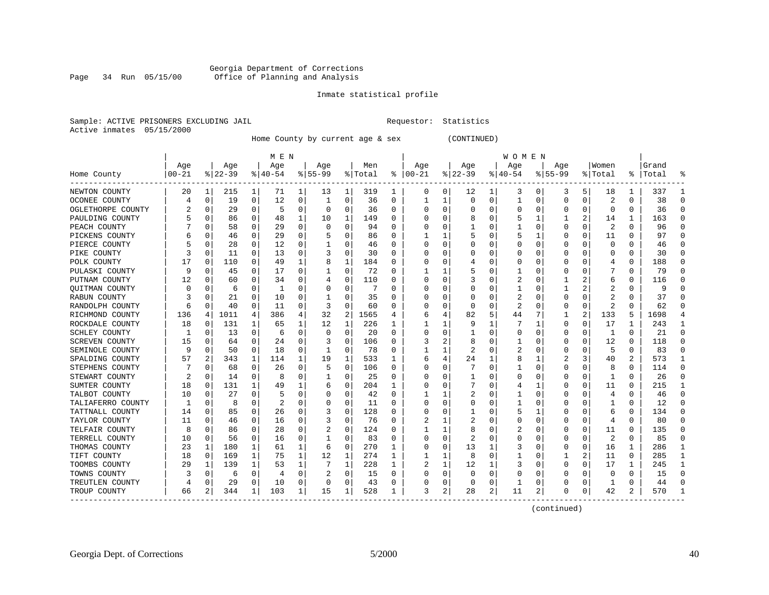Georgia Department of Corrections
Office of Planning and Analysis

Inmate statistical profile

Sample: ACTIVE PRISONERS EXCLUDING JAIL    Requestor: Statistics
Active inmates 05/15/2000

Home County by current age & sex (CONTINUED)

| Home County | MEN Age 00-21 | % | Age 22-39 | % | Age 40-54 | % | Age 55-99 | % | Men Total | % | WOMEN Age 00-21 | % | Age 22-39 | % | Age 40-54 | % | Age 55-99 | % | Women Total | % | Grand Total | % |
|---|---|---|---|---|---|---|---|---|---|---|---|---|---|---|---|---|---|---|---|---|---|---|
| NEWTON COUNTY | 20 | 1 | 215 | 1 | 71 | 1 | 13 | 1 | 319 | 1 | 0 | 0 | 12 | 1 | 3 | 0 | 3 | 5 | 18 | 1 | 337 | 1 |
| OCONEE COUNTY | 4 | 0 | 19 | 0 | 12 | 0 | 1 | 0 | 36 | 0 | 1 | 1 | 0 | 0 | 1 | 0 | 0 | 0 | 2 | 0 | 38 | 0 |
| OGLETHORPE COUNTY | 2 | 0 | 29 | 0 | 5 | 0 | 0 | 0 | 36 | 0 | 0 | 0 | 0 | 0 | 0 | 0 | 0 | 0 | 0 | 0 | 36 | 0 |
| PAULDING COUNTY | 5 | 0 | 86 | 0 | 48 | 1 | 10 | 1 | 149 | 0 | 0 | 0 | 8 | 0 | 5 | 1 | 1 | 2 | 14 | 1 | 163 | 0 |
| PEACH COUNTY | 7 | 0 | 58 | 0 | 29 | 0 | 0 | 0 | 94 | 0 | 0 | 0 | 1 | 0 | 1 | 0 | 0 | 0 | 2 | 0 | 96 | 0 |
| PICKENS COUNTY | 6 | 0 | 46 | 0 | 29 | 0 | 5 | 0 | 86 | 0 | 1 | 1 | 5 | 0 | 5 | 1 | 0 | 0 | 11 | 0 | 97 | 0 |
| PIERCE COUNTY | 5 | 0 | 28 | 0 | 12 | 0 | 1 | 0 | 46 | 0 | 0 | 0 | 0 | 0 | 0 | 0 | 0 | 0 | 0 | 0 | 46 | 0 |
| PIKE COUNTY | 3 | 0 | 11 | 0 | 13 | 0 | 3 | 0 | 30 | 0 | 0 | 0 | 0 | 0 | 0 | 0 | 0 | 0 | 0 | 0 | 30 | 0 |
| POLK COUNTY | 17 | 0 | 110 | 0 | 49 | 1 | 8 | 1 | 184 | 0 | 0 | 0 | 4 | 0 | 0 | 0 | 0 | 0 | 4 | 0 | 188 | 0 |
| PULASKI COUNTY | 9 | 0 | 45 | 0 | 17 | 0 | 1 | 0 | 72 | 0 | 1 | 1 | 5 | 0 | 1 | 0 | 0 | 0 | 7 | 0 | 79 | 0 |
| PUTNAM COUNTY | 12 | 0 | 60 | 0 | 34 | 0 | 4 | 0 | 110 | 0 | 0 | 0 | 3 | 0 | 2 | 0 | 1 | 2 | 6 | 0 | 116 | 0 |
| QUITMAN COUNTY | 0 | 0 | 6 | 0 | 1 | 0 | 0 | 0 | 7 | 0 | 0 | 0 | 0 | 0 | 1 | 0 | 1 | 2 | 2 | 0 | 9 | 0 |
| RABUN COUNTY | 3 | 0 | 21 | 0 | 10 | 0 | 1 | 0 | 35 | 0 | 0 | 0 | 0 | 0 | 2 | 0 | 0 | 0 | 2 | 0 | 37 | 0 |
| RANDOLPH COUNTY | 6 | 0 | 40 | 0 | 11 | 0 | 3 | 0 | 60 | 0 | 0 | 0 | 0 | 0 | 2 | 0 | 0 | 0 | 2 | 0 | 62 | 0 |
| RICHMOND COUNTY | 136 | 4 | 1011 | 4 | 386 | 4 | 32 | 2 | 1565 | 4 | 6 | 4 | 82 | 5 | 44 | 7 | 1 | 2 | 133 | 5 | 1698 | 4 |
| ROCKDALE COUNTY | 18 | 0 | 131 | 1 | 65 | 1 | 12 | 1 | 226 | 1 | 1 | 1 | 9 | 1 | 7 | 1 | 0 | 0 | 17 | 1 | 243 | 1 |
| SCHLEY COUNTY | 1 | 0 | 13 | 0 | 6 | 0 | 0 | 0 | 20 | 0 | 0 | 0 | 1 | 0 | 0 | 0 | 0 | 0 | 1 | 0 | 21 | 0 |
| SCREVEN COUNTY | 15 | 0 | 64 | 0 | 24 | 0 | 3 | 0 | 106 | 0 | 3 | 2 | 8 | 0 | 1 | 0 | 0 | 0 | 12 | 0 | 118 | 0 |
| SEMINOLE COUNTY | 9 | 0 | 50 | 0 | 18 | 0 | 1 | 0 | 78 | 0 | 1 | 1 | 2 | 0 | 2 | 0 | 0 | 0 | 5 | 0 | 83 | 0 |
| SPALDING COUNTY | 57 | 2 | 343 | 1 | 114 | 1 | 19 | 1 | 533 | 1 | 6 | 4 | 24 | 1 | 8 | 1 | 2 | 3 | 40 | 2 | 573 | 1 |
| STEPHENS COUNTY | 7 | 0 | 68 | 0 | 26 | 0 | 5 | 0 | 106 | 0 | 0 | 0 | 7 | 0 | 1 | 0 | 0 | 0 | 8 | 0 | 114 | 0 |
| STEWART COUNTY | 2 | 0 | 14 | 0 | 8 | 0 | 1 | 0 | 25 | 0 | 0 | 0 | 1 | 0 | 0 | 0 | 0 | 0 | 1 | 0 | 26 | 0 |
| SUMTER COUNTY | 18 | 0 | 131 | 1 | 49 | 1 | 6 | 0 | 204 | 1 | 0 | 0 | 7 | 0 | 4 | 1 | 0 | 0 | 11 | 0 | 215 | 1 |
| TALBOT COUNTY | 10 | 0 | 27 | 0 | 5 | 0 | 0 | 0 | 42 | 0 | 1 | 1 | 2 | 0 | 1 | 0 | 0 | 0 | 4 | 0 | 46 | 0 |
| TALIAFERRO COUNTY | 1 | 0 | 8 | 0 | 2 | 0 | 0 | 0 | 11 | 0 | 0 | 0 | 0 | 0 | 1 | 0 | 0 | 0 | 1 | 0 | 12 | 0 |
| TATTNALL COUNTY | 14 | 0 | 85 | 0 | 26 | 0 | 3 | 0 | 128 | 0 | 0 | 0 | 1 | 0 | 5 | 1 | 0 | 0 | 6 | 0 | 134 | 0 |
| TAYLOR COUNTY | 11 | 0 | 46 | 0 | 16 | 0 | 3 | 0 | 76 | 0 | 2 | 1 | 2 | 0 | 0 | 0 | 0 | 0 | 4 | 0 | 80 | 0 |
| TELFAIR COUNTY | 8 | 0 | 86 | 0 | 28 | 0 | 2 | 0 | 124 | 0 | 1 | 1 | 8 | 0 | 2 | 0 | 0 | 0 | 11 | 0 | 135 | 0 |
| TERRELL COUNTY | 10 | 0 | 56 | 0 | 16 | 0 | 1 | 0 | 83 | 0 | 0 | 0 | 2 | 0 | 0 | 0 | 0 | 0 | 2 | 0 | 85 | 0 |
| THOMAS COUNTY | 23 | 1 | 180 | 1 | 61 | 1 | 6 | 0 | 270 | 1 | 0 | 0 | 13 | 1 | 3 | 0 | 0 | 0 | 16 | 1 | 286 | 1 |
| TIFT COUNTY | 18 | 0 | 169 | 1 | 75 | 1 | 12 | 1 | 274 | 1 | 1 | 1 | 8 | 0 | 1 | 0 | 1 | 2 | 11 | 0 | 285 | 1 |
| TOOMBS COUNTY | 29 | 1 | 139 | 1 | 53 | 1 | 7 | 1 | 228 | 1 | 2 | 1 | 12 | 1 | 3 | 0 | 0 | 0 | 17 | 1 | 245 | 1 |
| TOWNS COUNTY | 3 | 0 | 6 | 0 | 4 | 0 | 2 | 0 | 15 | 0 | 0 | 0 | 0 | 0 | 0 | 0 | 0 | 0 | 0 | 0 | 15 | 0 |
| TREUTLEN COUNTY | 4 | 0 | 29 | 0 | 10 | 0 | 0 | 0 | 43 | 0 | 0 | 0 | 0 | 0 | 1 | 0 | 0 | 0 | 1 | 0 | 44 | 0 |
| TROUP COUNTY | 66 | 2 | 344 | 1 | 103 | 1 | 15 | 1 | 528 | 1 | 3 | 2 | 28 | 2 | 11 | 2 | 0 | 0 | 42 | 2 | 570 | 1 |

(continued)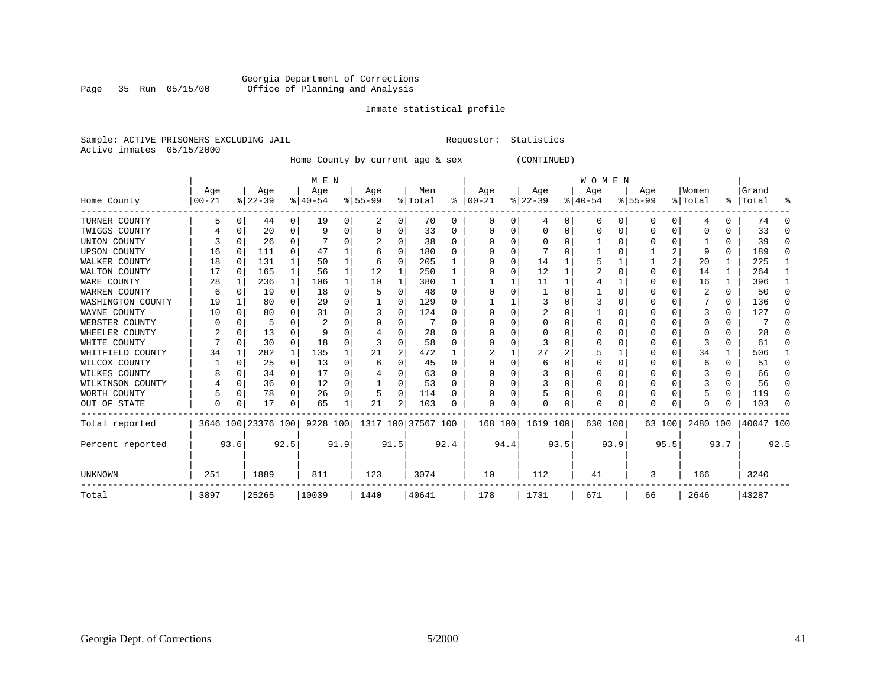Georgia Department of Corrections
Office of Planning and Analysis

Inmate statistical profile

Sample: ACTIVE PRISONERS EXCLUDING JAIL

Requestor: Statistics

Active inmates 05/15/2000

Home County by current age & sex (CONTINUED)

| | MEN | | | | | | | | | | WOMEN | | | | | | | | | | | |
|---|---|---|---|---|---|---|---|---|---|---|---|---|---|---|---|---|---|---|---|---|---|---|
| Home County | Age 00-21 | % | Age 22-39 | % | Age 40-54 | % | Age 55-99 | % | Men Total | % | Age 00-21 | % | Age 22-39 | % | Age 40-54 | % | Age 55-99 | % | Women Total | % | Grand Total | % |
| TURNER COUNTY | 5 | 0 | 44 | 0 | 19 | 0 | 2 | 0 | 70 | 0 | 0 | 0 | 4 | 0 | 0 | 0 | 0 | 0 | 4 | 0 | 74 | 0 |
| TWIGGS COUNTY | 4 | 0 | 20 | 0 | 9 | 0 | 0 | 0 | 33 | 0 | 0 | 0 | 0 | 0 | 0 | 0 | 0 | 0 | 0 | 0 | 33 | 0 |
| UNION COUNTY | 3 | 0 | 26 | 0 | 7 | 0 | 2 | 0 | 38 | 0 | 0 | 0 | 0 | 0 | 1 | 0 | 0 | 0 | 1 | 0 | 39 | 0 |
| UPSON COUNTY | 16 | 0 | 111 | 0 | 47 | 1 | 6 | 0 | 180 | 0 | 0 | 0 | 7 | 0 | 1 | 0 | 1 | 2 | 9 | 0 | 189 | 0 |
| WALKER COUNTY | 18 | 0 | 131 | 1 | 50 | 1 | 6 | 0 | 205 | 1 | 0 | 0 | 14 | 1 | 5 | 1 | 1 | 2 | 20 | 1 | 225 | 1 |
| WALTON COUNTY | 17 | 0 | 165 | 1 | 56 | 1 | 12 | 1 | 250 | 1 | 0 | 0 | 12 | 1 | 2 | 0 | 0 | 0 | 14 | 1 | 264 | 1 |
| WARE COUNTY | 28 | 1 | 236 | 1 | 106 | 1 | 10 | 1 | 380 | 1 | 1 | 1 | 11 | 1 | 4 | 1 | 0 | 0 | 16 | 1 | 396 | 1 |
| WARREN COUNTY | 6 | 0 | 19 | 0 | 18 | 0 | 5 | 0 | 48 | 0 | 0 | 0 | 1 | 0 | 1 | 0 | 0 | 0 | 2 | 0 | 50 | 0 |
| WASHINGTON COUNTY | 19 | 1 | 80 | 0 | 29 | 0 | 1 | 0 | 129 | 0 | 1 | 1 | 3 | 0 | 3 | 0 | 0 | 0 | 7 | 0 | 136 | 0 |
| WAYNE COUNTY | 10 | 0 | 80 | 0 | 31 | 0 | 3 | 0 | 124 | 0 | 0 | 0 | 2 | 0 | 1 | 0 | 0 | 0 | 3 | 0 | 127 | 0 |
| WEBSTER COUNTY | 0 | 0 | 5 | 0 | 2 | 0 | 0 | 0 | 7 | 0 | 0 | 0 | 0 | 0 | 0 | 0 | 0 | 0 | 0 | 0 | 7 | 0 |
| WHEELER COUNTY | 2 | 0 | 13 | 0 | 9 | 0 | 4 | 0 | 28 | 0 | 0 | 0 | 0 | 0 | 0 | 0 | 0 | 0 | 0 | 0 | 28 | 0 |
| WHITE COUNTY | 7 | 0 | 30 | 0 | 18 | 0 | 3 | 0 | 58 | 0 | 0 | 0 | 3 | 0 | 0 | 0 | 0 | 0 | 3 | 0 | 61 | 0 |
| WHITFIELD COUNTY | 34 | 1 | 282 | 1 | 135 | 1 | 21 | 2 | 472 | 1 | 2 | 1 | 27 | 2 | 5 | 1 | 0 | 0 | 34 | 1 | 506 | 1 |
| WILCOX COUNTY | 1 | 0 | 25 | 0 | 13 | 0 | 6 | 0 | 45 | 0 | 0 | 0 | 6 | 0 | 0 | 0 | 0 | 0 | 6 | 0 | 51 | 0 |
| WILKES COUNTY | 8 | 0 | 34 | 0 | 17 | 0 | 4 | 0 | 63 | 0 | 0 | 0 | 3 | 0 | 0 | 0 | 0 | 0 | 3 | 0 | 66 | 0 |
| WILKINSON COUNTY | 4 | 0 | 36 | 0 | 12 | 0 | 1 | 0 | 53 | 0 | 0 | 0 | 3 | 0 | 0 | 0 | 0 | 0 | 3 | 0 | 56 | 0 |
| WORTH COUNTY | 5 | 0 | 78 | 0 | 26 | 0 | 5 | 0 | 114 | 0 | 0 | 0 | 5 | 0 | 0 | 0 | 0 | 0 | 5 | 0 | 119 | 0 |
| OUT OF STATE | 0 | 0 | 17 | 0 | 65 | 1 | 21 | 2 | 103 | 0 | 0 | 0 | 0 | 0 | 0 | 0 | 0 | 0 | 0 | 0 | 103 | 0 |
| Total reported | 3646 | 100 | 23376 | 100 | 9228 | 100 | 1317 | 100 | 37567 | 100 | 168 | 100 | 1619 | 100 | 630 | 100 | 63 | 100 | 2480 | 100 | 40047 | 100 |
| Percent reported | | 93.6 | | 92.5 | | 91.9 | | 91.5 | | 92.4 | | 94.4 | | 93.5 | | 93.9 | | 95.5 | | 93.7 | | 92.5 |
| UNKNOWN | 251 | | 1889 | | 811 | | 123 | | 3074 | | 10 | | 112 | | 41 | | 3 | | 166 | | 3240 | |
| Total | 3897 | | 25265 | | 10039 | | 1440 | | 40641 | | 178 | | 1731 | | 671 | | 66 | | 2646 | | 43287 | |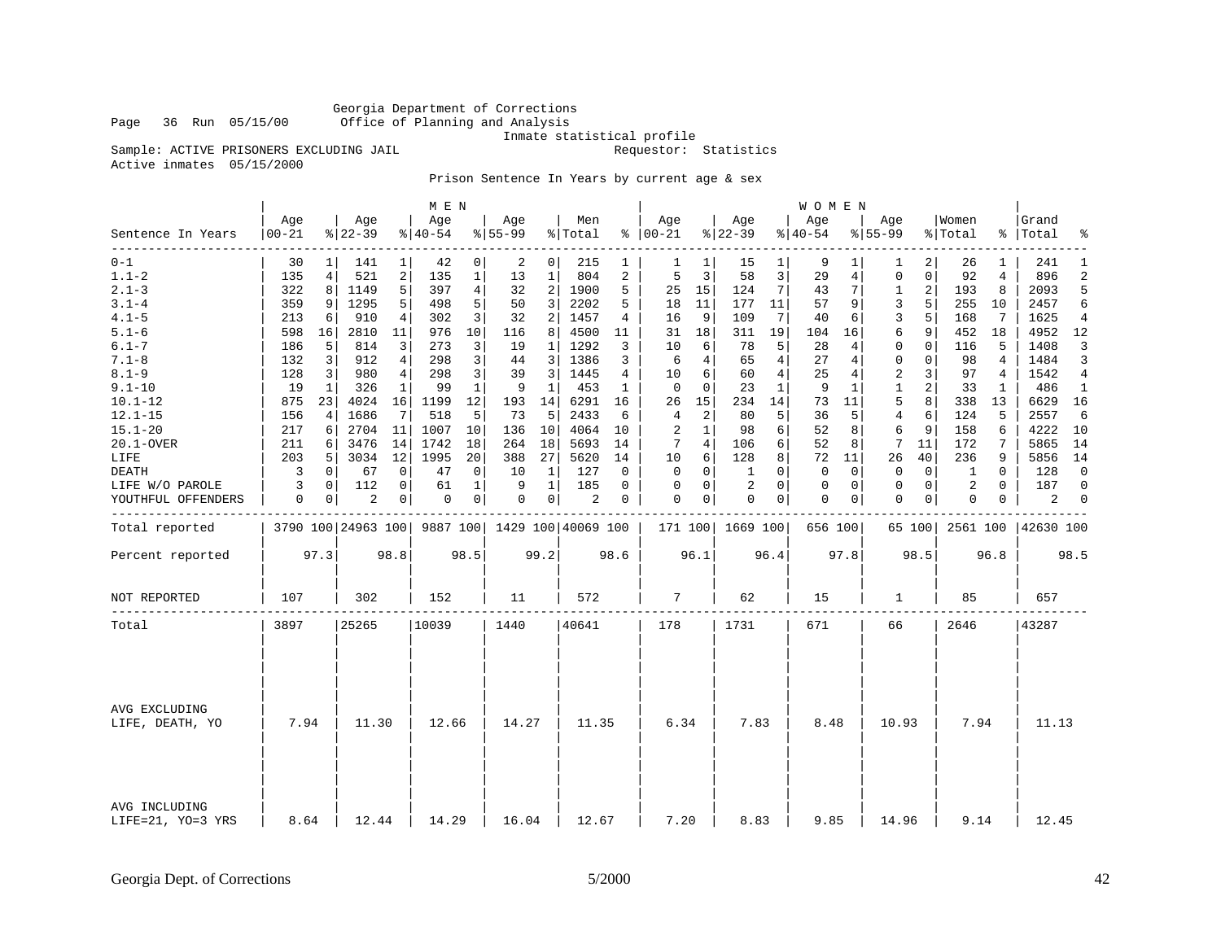Georgia Department of Corrections
Page 36 Run 05/15/00 Office of Planning and Analysis
Inmate statistical profile
Sample: ACTIVE PRISONERS EXCLUDING JAIL Requestor: Statistics
Active inmates 05/15/2000

Prison Sentence In Years by current age & sex

| Sentence In Years | MEN Age 00-21 | % | Age 22-39 | % | Age 40-54 | % | Age 55-99 | % | Men Total | % | WOMEN Age 00-21 | % | Age 22-39 | % | Age 40-54 | % | Age 55-99 | % | Women Total | % | Grand Total | % |
|---|---|---|---|---|---|---|---|---|---|---|---|---|---|---|---|---|---|---|---|---|---|---|
| 0-1 | 30 | 1 | 141 | 1 | 42 | 0 | 2 | 0 | 215 | 1 | 1 | 1 | 15 | 1 | 9 | 1 | 1 | 2 | 26 | 1 | 241 | 1 |
| 1.1-2 | 135 | 4 | 521 | 2 | 135 | 1 | 13 | 1 | 804 | 2 | 5 | 3 | 58 | 3 | 29 | 4 | 0 | 0 | 92 | 4 | 896 | 2 |
| 2.1-3 | 322 | 8 | 1149 | 5 | 397 | 4 | 32 | 2 | 1900 | 5 | 25 | 15 | 124 | 7 | 43 | 7 | 1 | 2 | 193 | 8 | 2093 | 5 |
| 3.1-4 | 359 | 9 | 1295 | 5 | 498 | 5 | 50 | 3 | 2202 | 5 | 18 | 11 | 177 | 11 | 57 | 9 | 3 | 5 | 255 | 10 | 2457 | 6 |
| 4.1-5 | 213 | 6 | 910 | 4 | 302 | 3 | 32 | 2 | 1457 | 4 | 16 | 9 | 109 | 7 | 40 | 6 | 3 | 5 | 168 | 7 | 1625 | 4 |
| 5.1-6 | 598 | 16 | 2810 | 11 | 976 | 10 | 116 | 8 | 4500 | 11 | 31 | 18 | 311 | 19 | 104 | 16 | 6 | 9 | 452 | 18 | 4952 | 12 |
| 6.1-7 | 186 | 5 | 814 | 3 | 273 | 3 | 19 | 1 | 1292 | 3 | 10 | 6 | 78 | 5 | 28 | 4 | 0 | 0 | 116 | 5 | 1408 | 3 |
| 7.1-8 | 132 | 3 | 912 | 4 | 298 | 3 | 44 | 3 | 1386 | 3 | 6 | 4 | 65 | 4 | 27 | 4 | 0 | 0 | 98 | 4 | 1484 | 3 |
| 8.1-9 | 128 | 3 | 980 | 4 | 298 | 3 | 39 | 3 | 1445 | 4 | 10 | 6 | 60 | 4 | 25 | 4 | 2 | 3 | 97 | 4 | 1542 | 4 |
| 9.1-10 | 19 | 1 | 326 | 1 | 99 | 1 | 9 | 1 | 453 | 1 | 0 | 0 | 23 | 1 | 9 | 1 | 1 | 2 | 33 | 1 | 486 | 1 |
| 10.1-12 | 875 | 23 | 4024 | 16 | 1199 | 12 | 193 | 14 | 6291 | 16 | 26 | 15 | 234 | 14 | 73 | 11 | 5 | 8 | 338 | 13 | 6629 | 16 |
| 12.1-15 | 156 | 4 | 1686 | 7 | 518 | 5 | 73 | 5 | 2433 | 6 | 4 | 2 | 80 | 5 | 36 | 5 | 4 | 6 | 124 | 5 | 2557 | 6 |
| 15.1-20 | 217 | 6 | 2704 | 11 | 1007 | 10 | 136 | 10 | 4064 | 10 | 2 | 1 | 98 | 6 | 52 | 8 | 6 | 9 | 158 | 6 | 4222 | 10 |
| 20.1-OVER | 211 | 6 | 3476 | 14 | 1742 | 18 | 264 | 18 | 5693 | 14 | 7 | 4 | 106 | 6 | 52 | 8 | 7 | 11 | 172 | 7 | 5865 | 14 |
| LIFE | 203 | 5 | 3034 | 12 | 1995 | 20 | 388 | 27 | 5620 | 14 | 10 | 6 | 128 | 8 | 72 | 11 | 26 | 40 | 236 | 9 | 5856 | 14 |
| DEATH | 3 | 0 | 67 | 0 | 47 | 0 | 10 | 1 | 127 | 0 | 0 | 0 | 1 | 0 | 0 | 0 | 0 | 0 | 1 | 0 | 128 | 0 |
| LIFE W/O PAROLE | 3 | 0 | 112 | 0 | 61 | 1 | 9 | 1 | 185 | 0 | 0 | 0 | 2 | 0 | 0 | 0 | 0 | 0 | 2 | 0 | 187 | 0 |
| YOUTHFUL OFFENDERS | 0 | 0 | 2 | 0 | 0 | 0 | 0 | 0 | 2 | 0 | 0 | 0 | 0 | 0 | 0 | 0 | 0 | 0 | 0 | 0 | 2 | 0 |
| Total reported | 3790 | 100 | 24963 | 100 | 9887 | 100 | 1429 | 100 | 40069 | 100 | 171 | 100 | 1669 | 100 | 656 | 100 | 65 | 100 | 2561 | 100 | 42630 | 100 |
| Percent reported | 97.3 | | 98.8 | | 98.5 | | 99.2 | | 98.6 | | 96.1 | | 96.4 | | 97.8 | | 98.5 | | 96.8 | | 98.5 | |
| NOT REPORTED | 107 | | 302 | | 152 | | 11 | | 572 | | 7 | | 62 | | 15 | | 1 | | 85 | | 657 | |
| Total | 3897 | | 25265 | | 10039 | | 1440 | | 40641 | | 178 | | 1731 | | 671 | | 66 | | 2646 | | 43287 | |
| AVG EXCLUDING LIFE, DEATH, YO | 7.94 | | 11.30 | | 12.66 | | 14.27 | | 11.35 | | 6.34 | | 7.83 | | 8.48 | | 10.93 | | 7.94 | | 11.13 | |
| AVG INCLUDING LIFE=21, YO=3 YRS | 8.64 | | 12.44 | | 14.29 | | 16.04 | | 12.67 | | 7.20 | | 8.83 | | 9.85 | | 14.96 | | 9.14 | | 12.45 | |

Georgia Dept. of Corrections 5/2000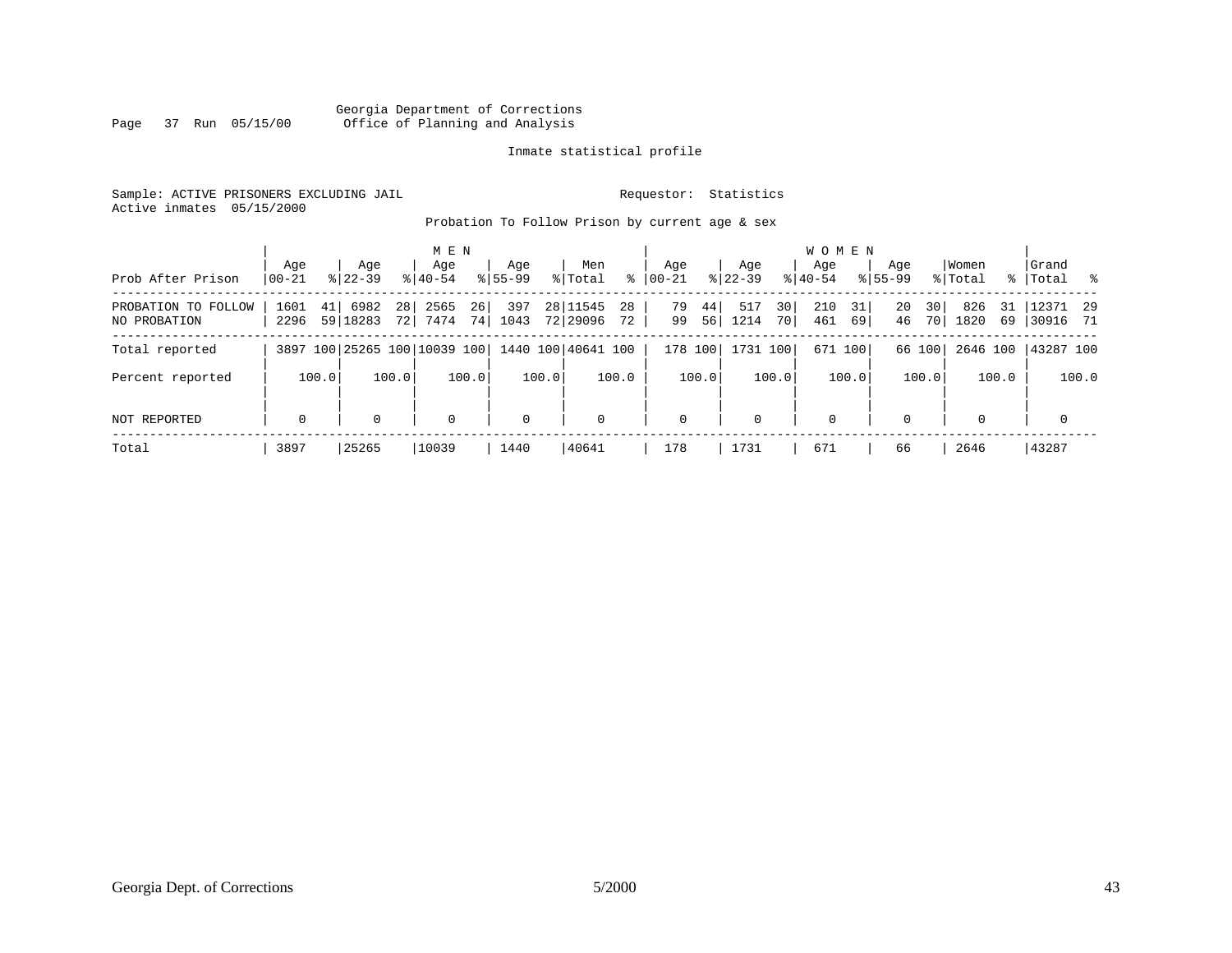Georgia Department of Corrections
Office of Planning and Analysis

Page 37 Run 05/15/00

Inmate statistical profile

Sample: ACTIVE PRISONERS EXCLUDING JAIL

Requestor: Statistics

Active inmates 05/15/2000

Probation To Follow Prison by current age & sex

| Prob After Prison | MEN Age 00-21 | % | Age 22-39 | % | Age 40-54 | % | Age 55-99 | % | Men Total | % | WOMEN Age 00-21 | % | Age 22-39 | % | Age 40-54 | % | Age 55-99 | % | Women Total | % | Grand Total | % |
|---|---|---|---|---|---|---|---|---|---|---|---|---|---|---|---|---|---|---|---|---|---|---|
| PROBATION TO FOLLOW | 1601 | 41 | 6982 | 28 | 2565 | 26 | 397 | 28 | 11545 | 28 | 79 | 44 | 517 | 30 | 210 | 31 | 20 | 30 | 826 | 31 | 12371 | 29 |
| NO PROBATION | 2296 | 59 | 18283 | 72 | 7474 | 74 | 1043 | 72 | 29096 | 72 | 99 | 56 | 1214 | 70 | 461 | 69 | 46 | 70 | 1820 | 69 | 30916 | 71 |
| Total reported | 3897 | 100 | 25265 | 100 | 10039 | 100 | 1440 | 100 | 40641 | 100 | 178 | 100 | 1731 | 100 | 671 | 100 | 66 | 100 | 2646 | 100 | 43287 | 100 |
| Percent reported | | 100.0 | | 100.0 | | 100.0 | | 100.0 | | 100.0 | | 100.0 | | 100.0 | | 100.0 | | 100.0 | | 100.0 | | 100.0 |
| NOT REPORTED | 0 | | 0 | | 0 | | 0 | | 0 | | 0 | | 0 | | 0 | | 0 | | 0 | | 0 | |
| Total | 3897 | | 25265 | | 10039 | | 1440 | | 40641 | | 178 | | 1731 | | 671 | | 66 | | 2646 | | 43287 | |

Georgia Dept. of Corrections 5/2000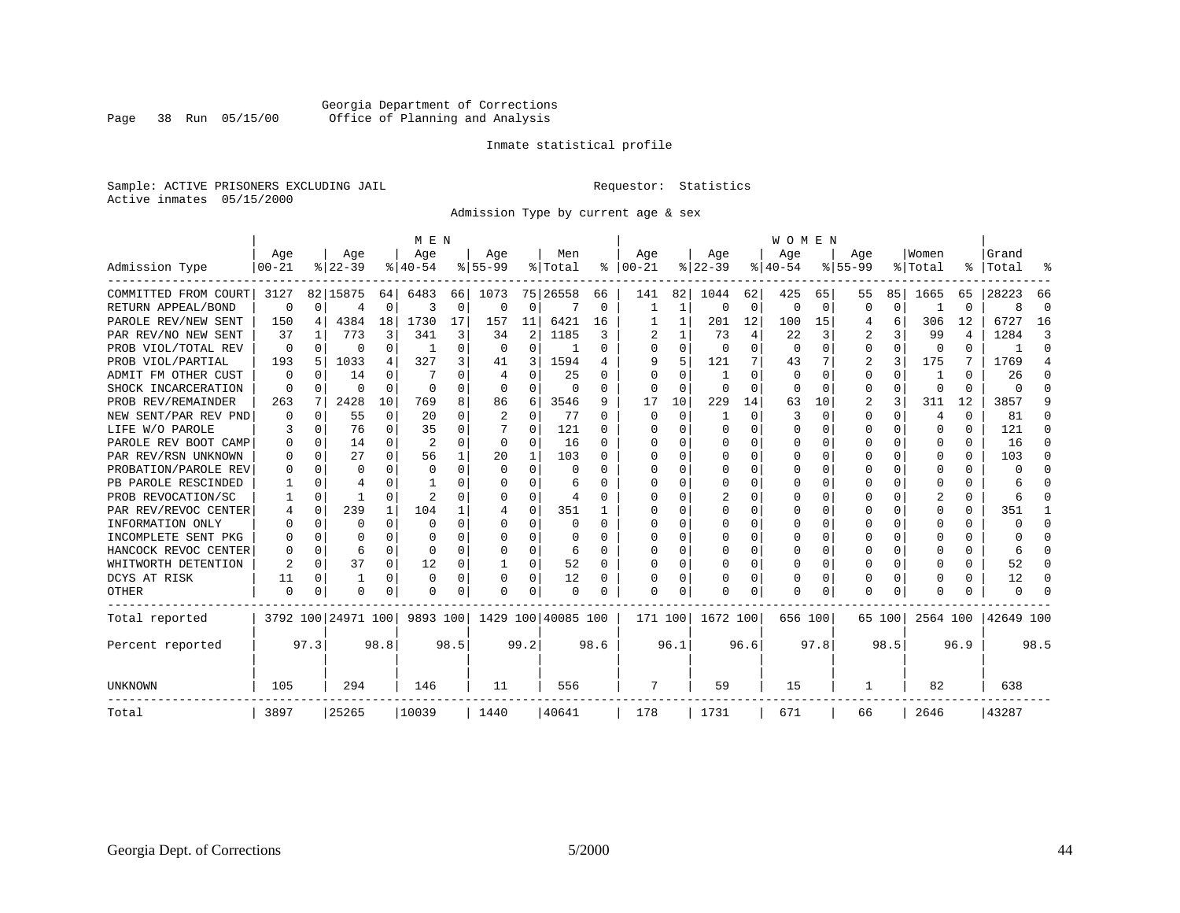Georgia Department of Corrections
Office of Planning and Analysis

Inmate statistical profile

Sample: ACTIVE PRISONERS EXCLUDING JAIL    Requestor: Statistics
Active inmates 05/15/2000

Admission Type by current age & sex

| Admission Type | MEN Age 00-21 | % | Age 22-39 | % | Age 40-54 | % | Age 55-99 | % | Men Total | % | WOMEN Age 00-21 | % | Age 22-39 | % | Age 40-54 | % | Age 55-99 | % | Women Total | % | Grand Total | % |
|---|---|---|---|---|---|---|---|---|---|---|---|---|---|---|---|---|---|---|---|---|---|---|
| COMMITTED FROM COURT | 3127 | 82 | 15875 | 64 | 6483 | 66 | 1073 | 75 | 26558 | 66 | 141 | 82 | 1044 | 62 | 425 | 65 | 55 | 85 | 1665 | 65 | 28223 | 66 |
| RETURN APPEAL/BOND | 0 | 0 | 4 | 0 | 3 | 0 | 0 | 0 | 7 | 0 | 1 | 1 | 0 | 0 | 0 | 0 | 0 | 0 | 1 | 0 | 8 | 0 |
| PAROLE REV/NEW SENT | 150 | 4 | 4384 | 18 | 1730 | 17 | 157 | 11 | 6421 | 16 | 1 | 1 | 201 | 12 | 100 | 15 | 4 | 6 | 306 | 12 | 6727 | 16 |
| PAR REV/NO NEW SENT | 37 | 1 | 773 | 3 | 341 | 3 | 34 | 2 | 1185 | 3 | 2 | 1 | 73 | 4 | 22 | 3 | 2 | 3 | 99 | 4 | 1284 | 3 |
| PROB VIOL/TOTAL REV | 0 | 0 | 0 | 0 | 1 | 0 | 0 | 0 | 1 | 0 | 0 | 0 | 0 | 0 | 0 | 0 | 0 | 0 | 0 | 0 | 1 | 0 |
| PROB VIOL/PARTIAL | 193 | 5 | 1033 | 4 | 327 | 3 | 41 | 3 | 1594 | 4 | 9 | 5 | 121 | 7 | 43 | 7 | 2 | 3 | 175 | 7 | 1769 | 4 |
| ADMIT FM OTHER CUST | 0 | 0 | 14 | 0 | 7 | 0 | 4 | 0 | 25 | 0 | 0 | 0 | 1 | 0 | 0 | 0 | 0 | 0 | 1 | 0 | 26 | 0 |
| SHOCK INCARCERATION | 0 | 0 | 0 | 0 | 0 | 0 | 0 | 0 | 0 | 0 | 0 | 0 | 0 | 0 | 0 | 0 | 0 | 0 | 0 | 0 | 0 | 0 |
| PROB REV/REMAINDER | 263 | 7 | 2428 | 10 | 769 | 8 | 86 | 6 | 3546 | 9 | 17 | 10 | 229 | 14 | 63 | 10 | 2 | 3 | 311 | 12 | 3857 | 9 |
| NEW SENT/PAR REV PND | 0 | 0 | 55 | 0 | 20 | 0 | 2 | 0 | 77 | 0 | 0 | 0 | 1 | 0 | 3 | 0 | 0 | 0 | 4 | 0 | 81 | 0 |
| LIFE W/O PAROLE | 3 | 0 | 76 | 0 | 35 | 0 | 7 | 0 | 121 | 0 | 0 | 0 | 0 | 0 | 0 | 0 | 0 | 0 | 0 | 0 | 121 | 0 |
| PAROLE REV BOOT CAMP | 0 | 0 | 14 | 0 | 2 | 0 | 0 | 0 | 16 | 0 | 0 | 0 | 0 | 0 | 0 | 0 | 0 | 0 | 0 | 0 | 16 | 0 |
| PAR REV/RSN UNKNOWN | 0 | 0 | 27 | 0 | 56 | 1 | 20 | 1 | 103 | 0 | 0 | 0 | 0 | 0 | 0 | 0 | 0 | 0 | 0 | 0 | 103 | 0 |
| PROBATION/PAROLE REV | 0 | 0 | 0 | 0 | 0 | 0 | 0 | 0 | 0 | 0 | 0 | 0 | 0 | 0 | 0 | 0 | 0 | 0 | 0 | 0 | 0 | 0 |
| PB PAROLE RESCINDED | 1 | 0 | 4 | 0 | 1 | 0 | 0 | 0 | 6 | 0 | 0 | 0 | 0 | 0 | 0 | 0 | 0 | 0 | 0 | 0 | 6 | 0 |
| PROB REVOCATION/SC | 1 | 0 | 1 | 0 | 2 | 0 | 0 | 0 | 4 | 0 | 0 | 0 | 2 | 0 | 0 | 0 | 0 | 0 | 2 | 0 | 6 | 0 |
| PAR REV/REVOC CENTER | 4 | 0 | 239 | 1 | 104 | 1 | 4 | 0 | 351 | 1 | 0 | 0 | 0 | 0 | 0 | 0 | 0 | 0 | 0 | 0 | 351 | 1 |
| INFORMATION ONLY | 0 | 0 | 0 | 0 | 0 | 0 | 0 | 0 | 0 | 0 | 0 | 0 | 0 | 0 | 0 | 0 | 0 | 0 | 0 | 0 | 0 | 0 |
| INCOMPLETE SENT PKG | 0 | 0 | 0 | 0 | 0 | 0 | 0 | 0 | 0 | 0 | 0 | 0 | 0 | 0 | 0 | 0 | 0 | 0 | 0 | 0 | 0 | 0 |
| HANCOCK REVOC CENTER | 0 | 0 | 6 | 0 | 0 | 0 | 0 | 0 | 6 | 0 | 0 | 0 | 0 | 0 | 0 | 0 | 0 | 0 | 0 | 0 | 6 | 0 |
| WHITWORTH DETENTION | 2 | 0 | 37 | 0 | 12 | 0 | 1 | 0 | 52 | 0 | 0 | 0 | 0 | 0 | 0 | 0 | 0 | 0 | 0 | 0 | 52 | 0 |
| DCYS AT RISK | 11 | 0 | 1 | 0 | 0 | 0 | 0 | 0 | 12 | 0 | 0 | 0 | 0 | 0 | 0 | 0 | 0 | 0 | 0 | 0 | 12 | 0 |
| OTHER | 0 | 0 | 0 | 0 | 0 | 0 | 0 | 0 | 0 | 0 | 0 | 0 | 0 | 0 | 0 | 0 | 0 | 0 | 0 | 0 | 0 | 0 |
| Total reported | 3792 | 100 | 24971 | 100 | 9893 | 100 | 1429 | 100 | 40085 | 100 | 171 | 100 | 1672 | 100 | 656 | 100 | 65 | 100 | 2564 | 100 | 42649 | 100 |
| Percent reported | | 97.3 | | 98.8 | | 98.5 | | 99.2 | | 98.6 | | 96.1 | | 96.6 | | 97.8 | | 98.5 | | 96.9 | | 98.5 |
| UNKNOWN | 105 | | 294 | | 146 | | 11 | | 556 | | 7 | | 59 | | 15 | | 1 | | 82 | | 638 | |
| Total | 3897 | | 25265 | | 10039 | | 1440 | | 40641 | | 178 | | 1731 | | 671 | | 66 | | 2646 | | 43287 | |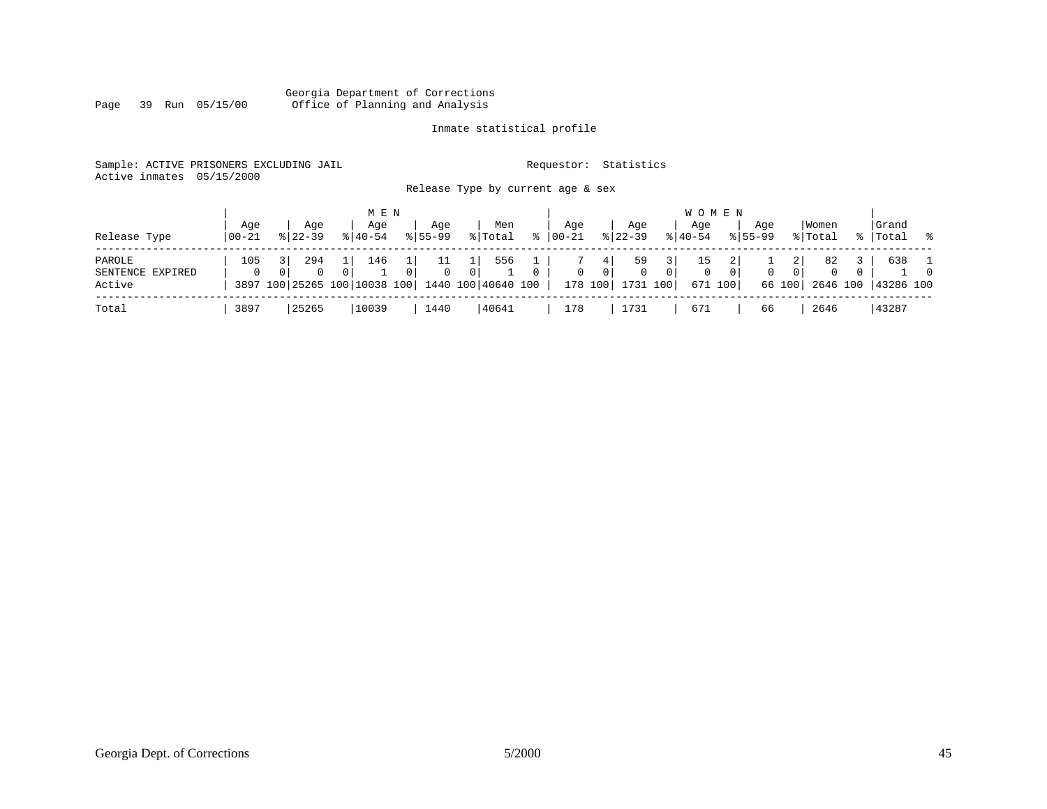Georgia Department of Corrections
Office of Planning and Analysis

Inmate statistical profile

Sample: ACTIVE PRISONERS EXCLUDING JAIL

Requestor: Statistics

Active inmates 05/15/2000

Release Type by current age & sex

| Release Type | MEN Age 00-21 | % | Age 22-39 | % | Age 40-54 | % | Age 55-99 | % | Men Total | % | WOMEN Age 00-21 | % | Age 22-39 | % | Age 40-54 | % | Age 55-99 | % | Women Total | % | Grand Total | % |
|---|---|---|---|---|---|---|---|---|---|---|---|---|---|---|---|---|---|---|---|---|---|---|
| PAROLE | 105 | 3 | 294 | 1 | 146 | 1 | 11 | 1 | 556 | 1 | 7 | 4 | 59 | 3 | 15 | 2 | 1 | 2 | 82 | 3 | 638 | 1 |
| SENTENCE EXPIRED | 0 | 0 | 0 | 0 | 1 | 0 | 0 | 0 | 1 | 0 | 0 | 0 | 0 | 0 | 0 | 0 | 0 | 0 | 0 | 0 | 1 | 0 |
| Active | 3897 | 100 | 25265 | 100 | 10038 | 100 | 1440 | 100 | 40640 | 100 | 178 | 100 | 1731 | 100 | 671 | 100 | 66 | 100 | 2646 | 100 | 43286 | 100 |
| Total | 3897 | | 25265 | | 10039 | | 1440 | | 40641 | | 178 | | 1731 | | 671 | | 66 | | 2646 | | 43287 | |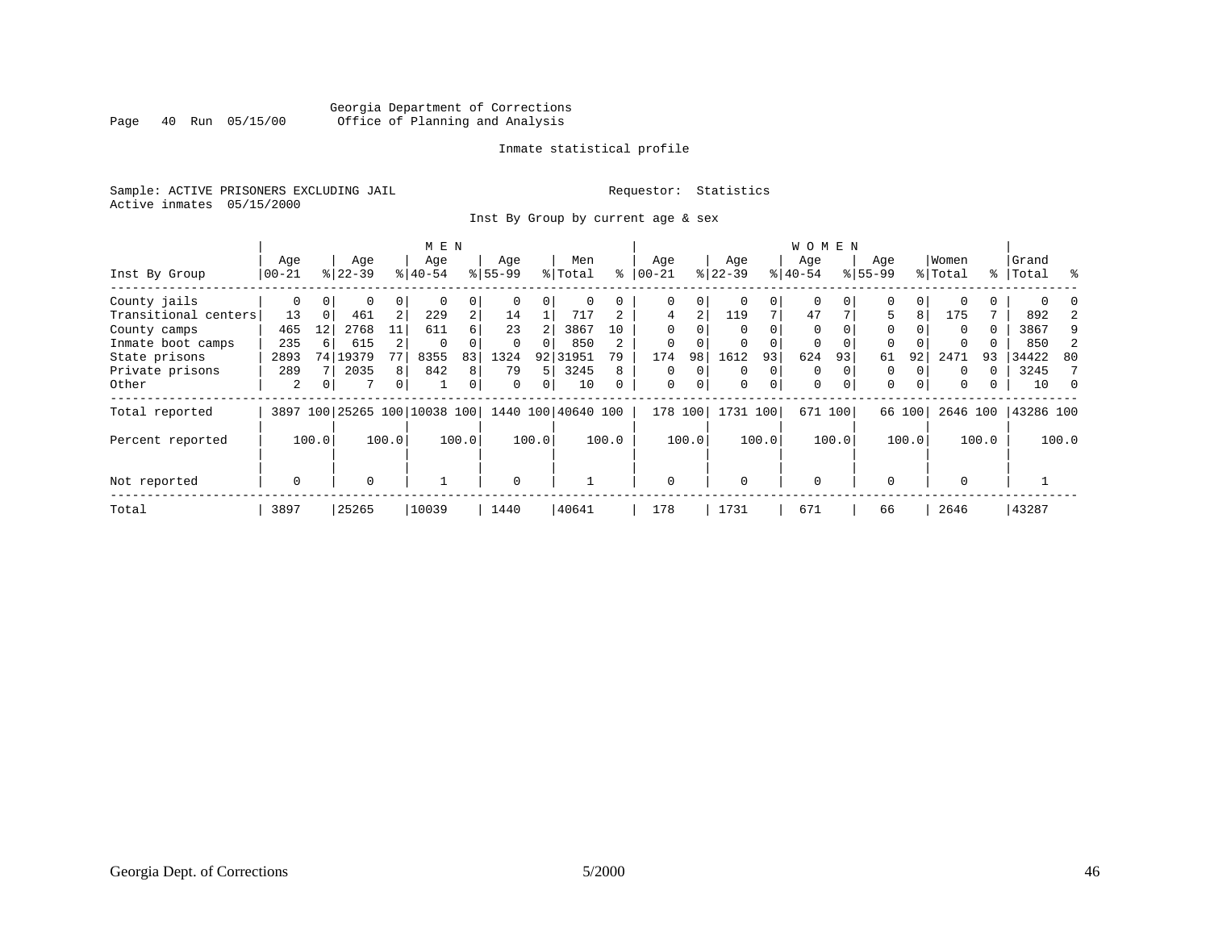Georgia Department of Corrections
Office of Planning and Analysis

Inmate statistical profile

Sample: ACTIVE PRISONERS EXCLUDING JAIL

Requestor: Statistics

Active inmates 05/15/2000

Inst By Group by current age & sex

| Inst By Group | MEN Age 00-21 | % | Age 22-39 | % | Age 40-54 | % | Age 55-99 | % | Men Total | % | WOMEN Age 00-21 | % | Age 22-39 | % | Age 40-54 | % | Age 55-99 | % | Women Total | % | Grand Total | % |
|---|---|---|---|---|---|---|---|---|---|---|---|---|---|---|---|---|---|---|---|---|---|---|
| County jails | 0 | 0 | 0 | 0 | 0 | 0 | 0 | 0 | 0 | 0 | 0 | 0 | 0 | 0 | 0 | 0 | 0 | 0 | 0 | 0 | 0 | 0 |
| Transitional centers | 13 | 0 | 461 | 2 | 229 | 2 | 14 | 1 | 717 | 2 | 4 | 2 | 119 | 7 | 47 | 7 | 5 | 8 | 175 | 7 | 892 | 2 |
| County camps | 465 | 12 | 2768 | 11 | 611 | 6 | 23 | 2 | 3867 | 10 | 0 | 0 | 0 | 0 | 0 | 0 | 0 | 0 | 0 | 0 | 3867 | 9 |
| Inmate boot camps | 235 | 6 | 615 | 2 | 0 | 0 | 0 | 0 | 850 | 2 | 0 | 0 | 0 | 0 | 0 | 0 | 0 | 0 | 0 | 0 | 850 | 2 |
| State prisons | 2893 | 74 | 19379 | 77 | 8355 | 83 | 1324 | 92 | 31951 | 79 | 174 | 98 | 1612 | 93 | 624 | 93 | 61 | 92 | 2471 | 93 | 34422 | 80 |
| Private prisons | 289 | 7 | 2035 | 8 | 842 | 8 | 79 | 5 | 3245 | 8 | 0 | 0 | 0 | 0 | 0 | 0 | 0 | 0 | 0 | 0 | 3245 | 7 |
| Other | 2 | 0 | 7 | 0 | 1 | 0 | 0 | 0 | 10 | 0 | 0 | 0 | 0 | 0 | 0 | 0 | 0 | 0 | 0 | 0 | 10 | 0 |
| Total reported | 3897 | 100 | 25265 | 100 | 10038 | 100 | 1440 | 100 | 40640 | 100 | 178 | 100 | 1731 | 100 | 671 | 100 | 66 | 100 | 2646 | 100 | 43286 | 100 |
| Percent reported | | 100.0 | | 100.0 | | 100.0 | | 100.0 | | 100.0 | | 100.0 | | 100.0 | | 100.0 | | 100.0 | | 100.0 | | 100.0 |
| Not reported | 0 | | 0 | | 1 | | 0 | | 1 | | 0 | | 0 | | 0 | | 0 | | 0 | | 1 | |
| Total | 3897 | | 25265 | | 10039 | | 1440 | | 40641 | | 178 | | 1731 | | 671 | | 66 | | 2646 | | 43287 | |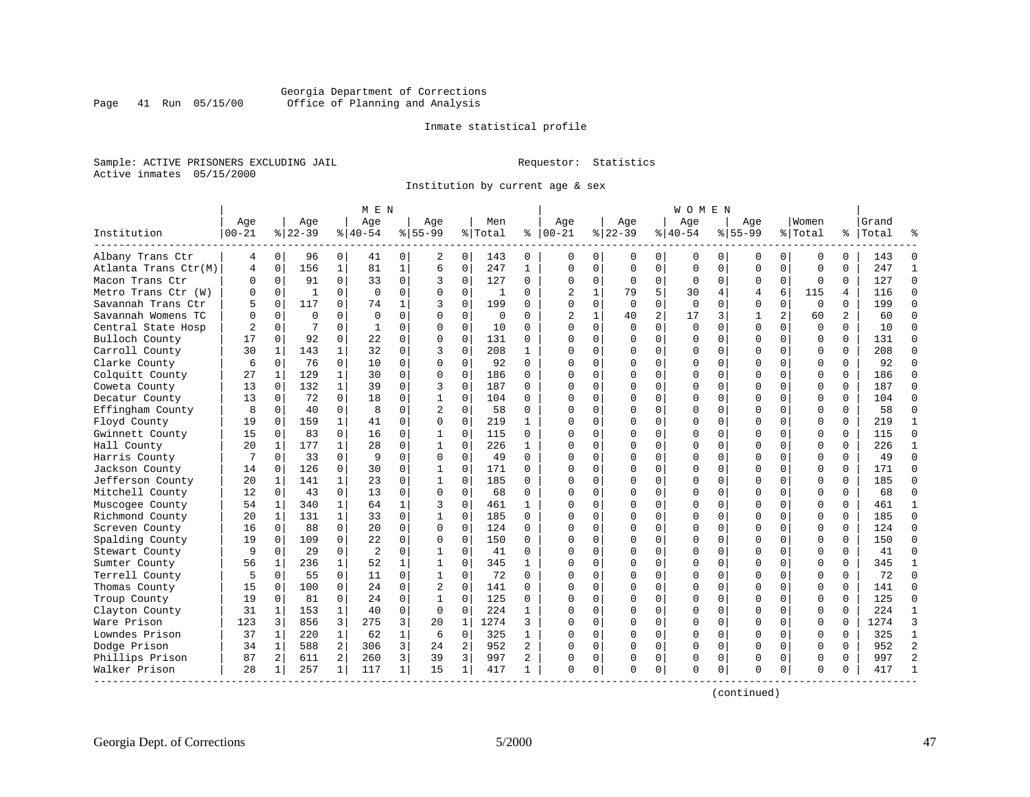Georgia Department of Corrections
Office of Planning and Analysis

Inmate statistical profile

Sample: ACTIVE PRISONERS EXCLUDING JAIL     Requestor: Statistics
Active inmates 05/15/2000

Institution by current age & sex

| Institution | MEN Age 00-21 | % | Age 22-39 | % | Age 40-54 | % | Age 55-99 | % | Men Total | % | WOMEN Age 00-21 | % | Age 22-39 | % | Age 40-54 | % | Age 55-99 | % | Women Total | % | Grand Total | % |
|---|---|---|---|---|---|---|---|---|---|---|---|---|---|---|---|---|---|---|---|---|---|---|
| Albany Trans Ctr | 4 | 0 | 96 | 0 | 41 | 0 | 2 | 0 | 143 | 0 | 0 | 0 | 0 | 0 | 0 | 0 | 0 | 0 | 0 | 0 | 143 | 0 |
| Atlanta Trans Ctr(M) | 4 | 0 | 156 | 1 | 81 | 1 | 6 | 0 | 247 | 1 | 0 | 0 | 0 | 0 | 0 | 0 | 0 | 0 | 0 | 0 | 247 | 1 |
| Macon Trans Ctr | 0 | 0 | 91 | 0 | 33 | 0 | 3 | 0 | 127 | 0 | 0 | 0 | 0 | 0 | 0 | 0 | 0 | 0 | 0 | 0 | 127 | 0 |
| Metro Trans Ctr (W) | 0 | 0 | 1 | 0 | 0 | 0 | 0 | 0 | 1 | 0 | 2 | 1 | 79 | 5 | 30 | 4 | 4 | 6 | 115 | 4 | 116 | 0 |
| Savannah Trans Ctr | 5 | 0 | 117 | 0 | 74 | 1 | 3 | 0 | 199 | 0 | 0 | 0 | 0 | 0 | 0 | 0 | 0 | 0 | 0 | 0 | 199 | 0 |
| Savannah Womens TC | 0 | 0 | 0 | 0 | 0 | 0 | 0 | 0 | 0 | 0 | 2 | 1 | 40 | 2 | 17 | 3 | 1 | 2 | 60 | 2 | 60 | 0 |
| Central State Hosp | 2 | 0 | 7 | 0 | 1 | 0 | 0 | 0 | 10 | 0 | 0 | 0 | 0 | 0 | 0 | 0 | 0 | 0 | 0 | 0 | 10 | 0 |
| Bulloch County | 17 | 0 | 92 | 0 | 22 | 0 | 0 | 0 | 131 | 0 | 0 | 0 | 0 | 0 | 0 | 0 | 0 | 0 | 0 | 0 | 131 | 0 |
| Carroll County | 30 | 1 | 143 | 1 | 32 | 0 | 3 | 0 | 208 | 1 | 0 | 0 | 0 | 0 | 0 | 0 | 0 | 0 | 0 | 0 | 208 | 0 |
| Clarke County | 6 | 0 | 76 | 0 | 10 | 0 | 0 | 0 | 92 | 0 | 0 | 0 | 0 | 0 | 0 | 0 | 0 | 0 | 0 | 0 | 92 | 0 |
| Colquitt County | 27 | 1 | 129 | 1 | 30 | 0 | 0 | 0 | 186 | 0 | 0 | 0 | 0 | 0 | 0 | 0 | 0 | 0 | 0 | 0 | 186 | 0 |
| Coweta County | 13 | 0 | 132 | 1 | 39 | 0 | 3 | 0 | 187 | 0 | 0 | 0 | 0 | 0 | 0 | 0 | 0 | 0 | 0 | 0 | 187 | 0 |
| Decatur County | 13 | 0 | 72 | 0 | 18 | 0 | 1 | 0 | 104 | 0 | 0 | 0 | 0 | 0 | 0 | 0 | 0 | 0 | 0 | 0 | 104 | 0 |
| Effingham County | 8 | 0 | 40 | 0 | 8 | 0 | 2 | 0 | 58 | 0 | 0 | 0 | 0 | 0 | 0 | 0 | 0 | 0 | 0 | 0 | 58 | 0 |
| Floyd County | 19 | 0 | 159 | 1 | 41 | 0 | 0 | 0 | 219 | 1 | 0 | 0 | 0 | 0 | 0 | 0 | 0 | 0 | 0 | 0 | 219 | 1 |
| Gwinnett County | 15 | 0 | 83 | 0 | 16 | 0 | 1 | 0 | 115 | 0 | 0 | 0 | 0 | 0 | 0 | 0 | 0 | 0 | 0 | 0 | 115 | 0 |
| Hall County | 20 | 1 | 177 | 1 | 28 | 0 | 1 | 0 | 226 | 1 | 0 | 0 | 0 | 0 | 0 | 0 | 0 | 0 | 0 | 0 | 226 | 1 |
| Harris County | 7 | 0 | 33 | 0 | 9 | 0 | 0 | 0 | 49 | 0 | 0 | 0 | 0 | 0 | 0 | 0 | 0 | 0 | 0 | 0 | 49 | 0 |
| Jackson County | 14 | 0 | 126 | 0 | 30 | 0 | 1 | 0 | 171 | 0 | 0 | 0 | 0 | 0 | 0 | 0 | 0 | 0 | 0 | 0 | 171 | 0 |
| Jefferson County | 20 | 1 | 141 | 1 | 23 | 0 | 1 | 0 | 185 | 0 | 0 | 0 | 0 | 0 | 0 | 0 | 0 | 0 | 0 | 0 | 185 | 0 |
| Mitchell County | 12 | 0 | 43 | 0 | 13 | 0 | 0 | 0 | 68 | 0 | 0 | 0 | 0 | 0 | 0 | 0 | 0 | 0 | 0 | 0 | 68 | 0 |
| Muscogee County | 54 | 1 | 340 | 1 | 64 | 1 | 3 | 0 | 461 | 1 | 0 | 0 | 0 | 0 | 0 | 0 | 0 | 0 | 0 | 0 | 461 | 1 |
| Richmond County | 20 | 1 | 131 | 1 | 33 | 0 | 1 | 0 | 185 | 0 | 0 | 0 | 0 | 0 | 0 | 0 | 0 | 0 | 0 | 0 | 185 | 0 |
| Screven County | 16 | 0 | 88 | 0 | 20 | 0 | 0 | 0 | 124 | 0 | 0 | 0 | 0 | 0 | 0 | 0 | 0 | 0 | 0 | 0 | 124 | 0 |
| Spalding County | 19 | 0 | 109 | 0 | 22 | 0 | 0 | 0 | 150 | 0 | 0 | 0 | 0 | 0 | 0 | 0 | 0 | 0 | 0 | 0 | 150 | 0 |
| Stewart County | 9 | 0 | 29 | 0 | 2 | 0 | 1 | 0 | 41 | 0 | 0 | 0 | 0 | 0 | 0 | 0 | 0 | 0 | 0 | 0 | 41 | 0 |
| Sumter County | 56 | 1 | 236 | 1 | 52 | 1 | 1 | 0 | 345 | 1 | 0 | 0 | 0 | 0 | 0 | 0 | 0 | 0 | 0 | 0 | 345 | 1 |
| Terrell County | 5 | 0 | 55 | 0 | 11 | 0 | 1 | 0 | 72 | 0 | 0 | 0 | 0 | 0 | 0 | 0 | 0 | 0 | 0 | 0 | 72 | 0 |
| Thomas County | 15 | 0 | 100 | 0 | 24 | 0 | 2 | 0 | 141 | 0 | 0 | 0 | 0 | 0 | 0 | 0 | 0 | 0 | 0 | 0 | 141 | 0 |
| Troup County | 19 | 0 | 81 | 0 | 24 | 0 | 1 | 0 | 125 | 0 | 0 | 0 | 0 | 0 | 0 | 0 | 0 | 0 | 0 | 0 | 125 | 0 |
| Clayton County | 31 | 1 | 153 | 1 | 40 | 0 | 0 | 0 | 224 | 1 | 0 | 0 | 0 | 0 | 0 | 0 | 0 | 0 | 0 | 0 | 224 | 1 |
| Ware Prison | 123 | 3 | 856 | 3 | 275 | 3 | 20 | 1 | 1274 | 3 | 0 | 0 | 0 | 0 | 0 | 0 | 0 | 0 | 0 | 0 | 1274 | 3 |
| Lowndes Prison | 37 | 1 | 220 | 1 | 62 | 1 | 6 | 0 | 325 | 1 | 0 | 0 | 0 | 0 | 0 | 0 | 0 | 0 | 0 | 0 | 325 | 1 |
| Dodge Prison | 34 | 1 | 588 | 2 | 306 | 3 | 24 | 2 | 952 | 2 | 0 | 0 | 0 | 0 | 0 | 0 | 0 | 0 | 0 | 0 | 952 | 2 |
| Phillips Prison | 87 | 2 | 611 | 2 | 260 | 3 | 39 | 3 | 997 | 2 | 0 | 0 | 0 | 0 | 0 | 0 | 0 | 0 | 0 | 0 | 997 | 2 |
| Walker Prison | 28 | 1 | 257 | 1 | 117 | 1 | 15 | 1 | 417 | 1 | 0 | 0 | 0 | 0 | 0 | 0 | 0 | 0 | 0 | 0 | 417 | 1 |

(continued)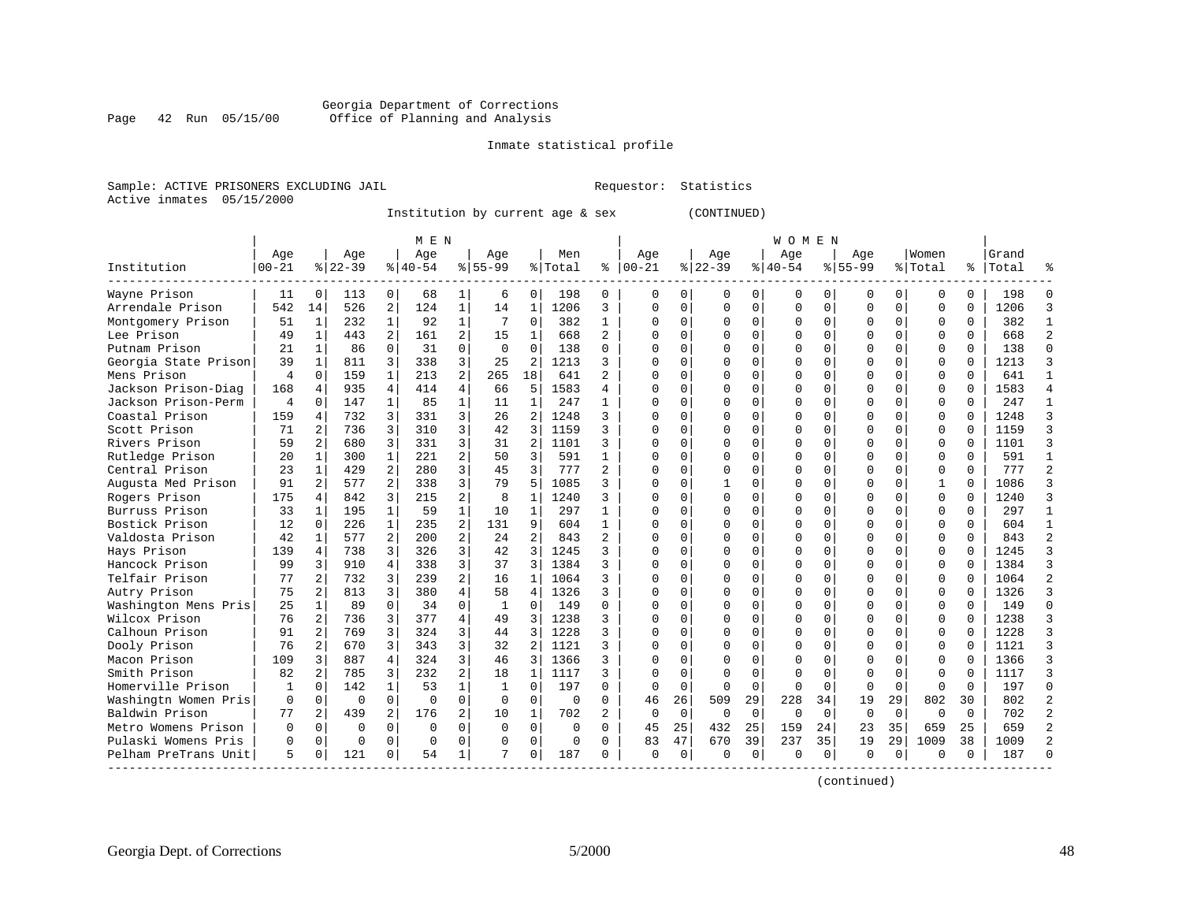Georgia Department of Corrections
Office of Planning and Analysis

Page 42 Run 05/15/00

Inmate statistical profile

Sample: ACTIVE PRISONERS EXCLUDING JAIL    Requestor: Statistics
Active inmates 05/15/2000

Institution by current age & sex (CONTINUED)

| Institution | MEN Age 00-21 | % | Age 22-39 | % | Age 40-54 | % | Age 55-99 | % | Men Total | % | WOMEN Age 00-21 | % | Age 22-39 | % | Age 40-54 | % | Age 55-99 | % | Women Total | % | Grand Total | % |
|---|---|---|---|---|---|---|---|---|---|---|---|---|---|---|---|---|---|---|---|---|---|---|
| Wayne Prison | 11 | 0 | 113 | 0 | 68 | 1 | 6 | 0 | 198 | 0 | 0 | 0 | 0 | 0 | 0 | 0 | 0 | 0 | 0 | 0 | 198 | 0 |
| Arrendale Prison | 542 | 14 | 526 | 2 | 124 | 1 | 14 | 1 | 1206 | 3 | 0 | 0 | 0 | 0 | 0 | 0 | 0 | 0 | 0 | 0 | 1206 | 3 |
| Montgomery Prison | 51 | 1 | 232 | 1 | 92 | 1 | 7 | 0 | 382 | 1 | 0 | 0 | 0 | 0 | 0 | 0 | 0 | 0 | 0 | 0 | 382 | 1 |
| Lee Prison | 49 | 1 | 443 | 2 | 161 | 2 | 15 | 1 | 668 | 2 | 0 | 0 | 0 | 0 | 0 | 0 | 0 | 0 | 0 | 0 | 668 | 2 |
| Putnam Prison | 21 | 1 | 86 | 0 | 31 | 0 | 0 | 0 | 138 | 0 | 0 | 0 | 0 | 0 | 0 | 0 | 0 | 0 | 0 | 0 | 138 | 0 |
| Georgia State Prison | 39 | 1 | 811 | 3 | 338 | 3 | 25 | 2 | 1213 | 3 | 0 | 0 | 0 | 0 | 0 | 0 | 0 | 0 | 0 | 0 | 1213 | 3 |
| Mens Prison | 4 | 0 | 159 | 1 | 213 | 2 | 265 | 18 | 641 | 2 | 0 | 0 | 0 | 0 | 0 | 0 | 0 | 0 | 0 | 0 | 641 | 1 |
| Jackson Prison-Diag | 168 | 4 | 935 | 4 | 414 | 4 | 66 | 5 | 1583 | 4 | 0 | 0 | 0 | 0 | 0 | 0 | 0 | 0 | 0 | 0 | 1583 | 4 |
| Jackson Prison-Perm | 4 | 0 | 147 | 1 | 85 | 1 | 11 | 1 | 247 | 1 | 0 | 0 | 0 | 0 | 0 | 0 | 0 | 0 | 0 | 0 | 247 | 1 |
| Coastal Prison | 159 | 4 | 732 | 3 | 331 | 3 | 26 | 2 | 1248 | 3 | 0 | 0 | 0 | 0 | 0 | 0 | 0 | 0 | 0 | 0 | 1248 | 3 |
| Scott Prison | 71 | 2 | 736 | 3 | 310 | 3 | 42 | 3 | 1159 | 3 | 0 | 0 | 0 | 0 | 0 | 0 | 0 | 0 | 0 | 0 | 1159 | 3 |
| Rivers Prison | 59 | 2 | 680 | 3 | 331 | 3 | 31 | 2 | 1101 | 3 | 0 | 0 | 0 | 0 | 0 | 0 | 0 | 0 | 0 | 0 | 1101 | 3 |
| Rutledge Prison | 20 | 1 | 300 | 1 | 221 | 2 | 50 | 3 | 591 | 1 | 0 | 0 | 0 | 0 | 0 | 0 | 0 | 0 | 0 | 0 | 591 | 1 |
| Central Prison | 23 | 1 | 429 | 2 | 280 | 3 | 45 | 3 | 777 | 2 | 0 | 0 | 0 | 0 | 0 | 0 | 0 | 0 | 0 | 0 | 777 | 2 |
| Augusta Med Prison | 91 | 2 | 577 | 2 | 338 | 3 | 79 | 5 | 1085 | 3 | 0 | 0 | 1 | 0 | 0 | 0 | 0 | 0 | 1 | 0 | 1086 | 3 |
| Rogers Prison | 175 | 4 | 842 | 3 | 215 | 2 | 8 | 1 | 1240 | 3 | 0 | 0 | 0 | 0 | 0 | 0 | 0 | 0 | 0 | 0 | 1240 | 3 |
| Burruss Prison | 33 | 1 | 195 | 1 | 59 | 1 | 10 | 1 | 297 | 1 | 0 | 0 | 0 | 0 | 0 | 0 | 0 | 0 | 0 | 0 | 297 | 1 |
| Bostick Prison | 12 | 0 | 226 | 1 | 235 | 2 | 131 | 9 | 604 | 1 | 0 | 0 | 0 | 0 | 0 | 0 | 0 | 0 | 0 | 0 | 604 | 1 |
| Valdosta Prison | 42 | 1 | 577 | 2 | 200 | 2 | 24 | 2 | 843 | 2 | 0 | 0 | 0 | 0 | 0 | 0 | 0 | 0 | 0 | 0 | 843 | 2 |
| Hays Prison | 139 | 4 | 738 | 3 | 326 | 3 | 42 | 3 | 1245 | 3 | 0 | 0 | 0 | 0 | 0 | 0 | 0 | 0 | 0 | 0 | 1245 | 3 |
| Hancock Prison | 99 | 3 | 910 | 4 | 338 | 3 | 37 | 3 | 1384 | 3 | 0 | 0 | 0 | 0 | 0 | 0 | 0 | 0 | 0 | 0 | 1384 | 3 |
| Telfair Prison | 77 | 2 | 732 | 3 | 239 | 2 | 16 | 1 | 1064 | 3 | 0 | 0 | 0 | 0 | 0 | 0 | 0 | 0 | 0 | 0 | 1064 | 2 |
| Autry Prison | 75 | 2 | 813 | 3 | 380 | 4 | 58 | 4 | 1326 | 3 | 0 | 0 | 0 | 0 | 0 | 0 | 0 | 0 | 0 | 0 | 1326 | 3 |
| Washington Mens Pris | 25 | 1 | 89 | 0 | 34 | 0 | 1 | 0 | 149 | 0 | 0 | 0 | 0 | 0 | 0 | 0 | 0 | 0 | 0 | 0 | 149 | 0 |
| Wilcox Prison | 76 | 2 | 736 | 3 | 377 | 4 | 49 | 3 | 1238 | 3 | 0 | 0 | 0 | 0 | 0 | 0 | 0 | 0 | 0 | 0 | 1238 | 3 |
| Calhoun Prison | 91 | 2 | 769 | 3 | 324 | 3 | 44 | 3 | 1228 | 3 | 0 | 0 | 0 | 0 | 0 | 0 | 0 | 0 | 0 | 0 | 1228 | 3 |
| Dooly Prison | 76 | 2 | 670 | 3 | 343 | 3 | 32 | 2 | 1121 | 3 | 0 | 0 | 0 | 0 | 0 | 0 | 0 | 0 | 0 | 0 | 1121 | 3 |
| Macon Prison | 109 | 3 | 887 | 4 | 324 | 3 | 46 | 3 | 1366 | 3 | 0 | 0 | 0 | 0 | 0 | 0 | 0 | 0 | 0 | 0 | 1366 | 3 |
| Smith Prison | 82 | 2 | 785 | 3 | 232 | 2 | 18 | 1 | 1117 | 3 | 0 | 0 | 0 | 0 | 0 | 0 | 0 | 0 | 0 | 0 | 1117 | 3 |
| Homerville Prison | 1 | 0 | 142 | 1 | 53 | 1 | 1 | 0 | 197 | 0 | 0 | 0 | 0 | 0 | 0 | 0 | 0 | 0 | 0 | 0 | 197 | 0 |
| Washingtn Women Pris | 0 | 0 | 0 | 0 | 0 | 0 | 0 | 0 | 0 | 0 | 46 | 26 | 509 | 29 | 228 | 34 | 19 | 29 | 802 | 30 | 802 | 2 |
| Baldwin Prison | 77 | 2 | 439 | 2 | 176 | 2 | 10 | 1 | 702 | 2 | 0 | 0 | 0 | 0 | 0 | 0 | 0 | 0 | 0 | 0 | 702 | 2 |
| Metro Womens Prison | 0 | 0 | 0 | 0 | 0 | 0 | 0 | 0 | 0 | 0 | 45 | 25 | 432 | 25 | 159 | 24 | 23 | 35 | 659 | 25 | 659 | 2 |
| Pulaski Womens Pris | 0 | 0 | 0 | 0 | 0 | 0 | 0 | 0 | 0 | 0 | 83 | 47 | 670 | 39 | 237 | 35 | 19 | 29 | 1009 | 38 | 1009 | 2 |
| Pelham PreTrans Unit | 5 | 0 | 121 | 0 | 54 | 1 | 7 | 0 | 187 | 0 | 0 | 0 | 0 | 0 | 0 | 0 | 0 | 0 | 0 | 0 | 187 | 0 |

(continued)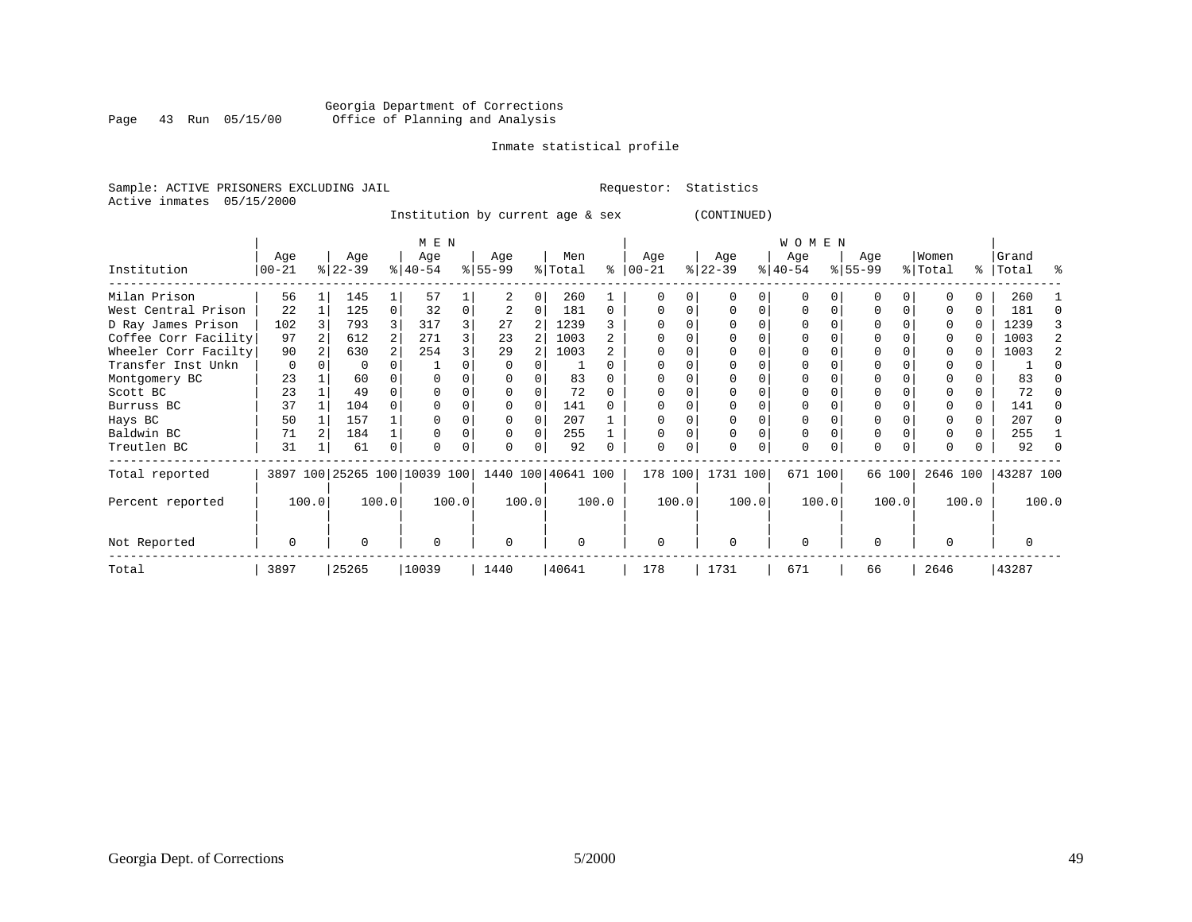Georgia Department of Corrections
Office of Planning and Analysis

Inmate statistical profile

Sample: ACTIVE PRISONERS EXCLUDING JAIL    Requestor: Statistics
Active inmates 05/15/2000

Institution by current age & sex (CONTINUED)

| Institution | MEN Age 00-21 | % | Age 22-39 | % | Age 40-54 | % | Age 55-99 | % | Men Total | % | WOMEN Age 00-21 | % | Age 22-39 | % | Age 40-54 | % | Age 55-99 | % | Women Total | % | Grand Total | % |
|---|---|---|---|---|---|---|---|---|---|---|---|---|---|---|---|---|---|---|---|---|---|---|
| Milan Prison | 56 | 1 | 145 | 1 | 57 | 1 | 2 | 0 | 260 | 1 | 0 | 0 | 0 | 0 | 0 | 0 | 0 | 0 | 0 | 0 | 260 | 1 |
| West Central Prison | 22 | 1 | 125 | 0 | 32 | 0 | 2 | 0 | 181 | 0 | 0 | 0 | 0 | 0 | 0 | 0 | 0 | 0 | 0 | 0 | 181 | 0 |
| D Ray James Prison | 102 | 3 | 793 | 3 | 317 | 3 | 27 | 2 | 1239 | 3 | 0 | 0 | 0 | 0 | 0 | 0 | 0 | 0 | 0 | 0 | 1239 | 3 |
| Coffee Corr Facility | 97 | 2 | 612 | 2 | 271 | 3 | 23 | 2 | 1003 | 2 | 0 | 0 | 0 | 0 | 0 | 0 | 0 | 0 | 0 | 0 | 1003 | 2 |
| Wheeler Corr Facilty | 90 | 2 | 630 | 2 | 254 | 3 | 29 | 2 | 1003 | 2 | 0 | 0 | 0 | 0 | 0 | 0 | 0 | 0 | 0 | 0 | 1003 | 2 |
| Transfer Inst Unkn | 0 | 0 | 0 | 0 | 1 | 0 | 0 | 0 | 1 | 0 | 0 | 0 | 0 | 0 | 0 | 0 | 0 | 0 | 0 | 0 | 1 | 0 |
| Montgomery BC | 23 | 1 | 60 | 0 | 0 | 0 | 0 | 0 | 83 | 0 | 0 | 0 | 0 | 0 | 0 | 0 | 0 | 0 | 0 | 0 | 83 | 0 |
| Scott BC | 23 | 1 | 49 | 0 | 0 | 0 | 0 | 0 | 72 | 0 | 0 | 0 | 0 | 0 | 0 | 0 | 0 | 0 | 0 | 0 | 72 | 0 |
| Burruss BC | 37 | 1 | 104 | 0 | 0 | 0 | 0 | 0 | 141 | 0 | 0 | 0 | 0 | 0 | 0 | 0 | 0 | 0 | 0 | 0 | 141 | 0 |
| Hays BC | 50 | 1 | 157 | 1 | 0 | 0 | 0 | 0 | 207 | 1 | 0 | 0 | 0 | 0 | 0 | 0 | 0 | 0 | 0 | 0 | 207 | 0 |
| Baldwin BC | 71 | 2 | 184 | 1 | 0 | 0 | 0 | 0 | 255 | 1 | 0 | 0 | 0 | 0 | 0 | 0 | 0 | 0 | 0 | 0 | 255 | 1 |
| Treutlen BC | 31 | 1 | 61 | 0 | 0 | 0 | 0 | 0 | 92 | 0 | 0 | 0 | 0 | 0 | 0 | 0 | 0 | 0 | 0 | 0 | 92 | 0 |
| Total reported | 3897 | 100 | 25265 | 100 | 10039 | 100 | 1440 | 100 | 40641 | 100 | 178 | 100 | 1731 | 100 | 671 | 100 | 66 | 100 | 2646 | 100 | 43287 | 100 |
| Percent reported | 100.0 | | 100.0 | | 100.0 | | 100.0 | | 100.0 | | 100.0 | | 100.0 | | 100.0 | | 100.0 | | 100.0 | | 100.0 | |
| Not Reported | 0 | | 0 | | 0 | | 0 | | 0 | | 0 | | 0 | | 0 | | 0 | | 0 | | 0 | |
| Total | 3897 | | 25265 | | 10039 | | 1440 | | 40641 | | 178 | | 1731 | | 671 | | 66 | | 2646 | | 43287 | |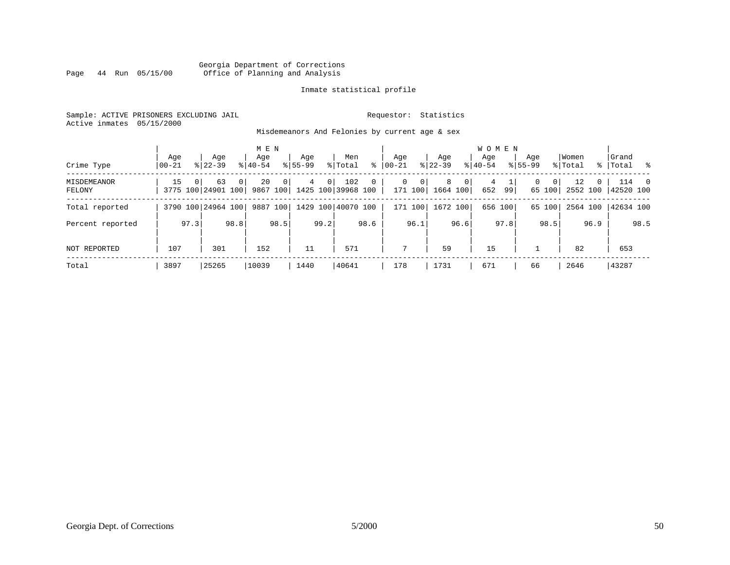Georgia Department of Corrections
Office of Planning and Analysis

Inmate statistical profile

Sample: ACTIVE PRISONERS EXCLUDING JAIL
Active inmates 05/15/2000

Requestor: Statistics

Misdemeanors And Felonies by current age & sex

| Crime Type | MEN Age 00-21 | % | Age 22-39 | % | Age 40-54 | % | Age 55-99 | % | Men Total | % | WOMEN Age 00-21 | % | Age 22-39 | % | Age 40-54 | % | Age 55-99 | % | Women Total | % | Grand Total | % |
|---|---|---|---|---|---|---|---|---|---|---|---|---|---|---|---|---|---|---|---|---|---|---|
| MISDEMEANOR | 15 | 0 | 63 | 0 | 20 | 0 | 4 | 0 | 102 | 0 | 0 | 0 | 8 | 0 | 4 | 1 | 0 | 0 | 12 | 0 | 114 | 0 |
| FELONY | 3775 | 100 | 24901 | 100 | 9867 | 100 | 1425 | 100 | 39968 | 100 | 171 | 100 | 1664 | 100 | 652 | 99 | 65 | 100 | 2552 | 100 | 42520 | 100 |
| Total reported | 3790 | 100 | 24964 | 100 | 9887 | 100 | 1429 | 100 | 40070 | 100 | 171 | 100 | 1672 | 100 | 656 | 100 | 65 | 100 | 2564 | 100 | 42634 | 100 |
| Percent reported | | 97.3 | | 98.8 | | 98.5 | | 99.2 | | 98.6 | | 96.1 | | 96.6 | | 97.8 | | 98.5 | | 96.9 | | 98.5 |
| NOT REPORTED | 107 | | 301 | | 152 | | 11 | | 571 | | 7 | | 59 | | 15 | | 1 | | 82 | | 653 | |
| Total | 3897 | | 25265 | | 10039 | | 1440 | | 40641 | | 178 | | 1731 | | 671 | | 66 | | 2646 | | 43287 | |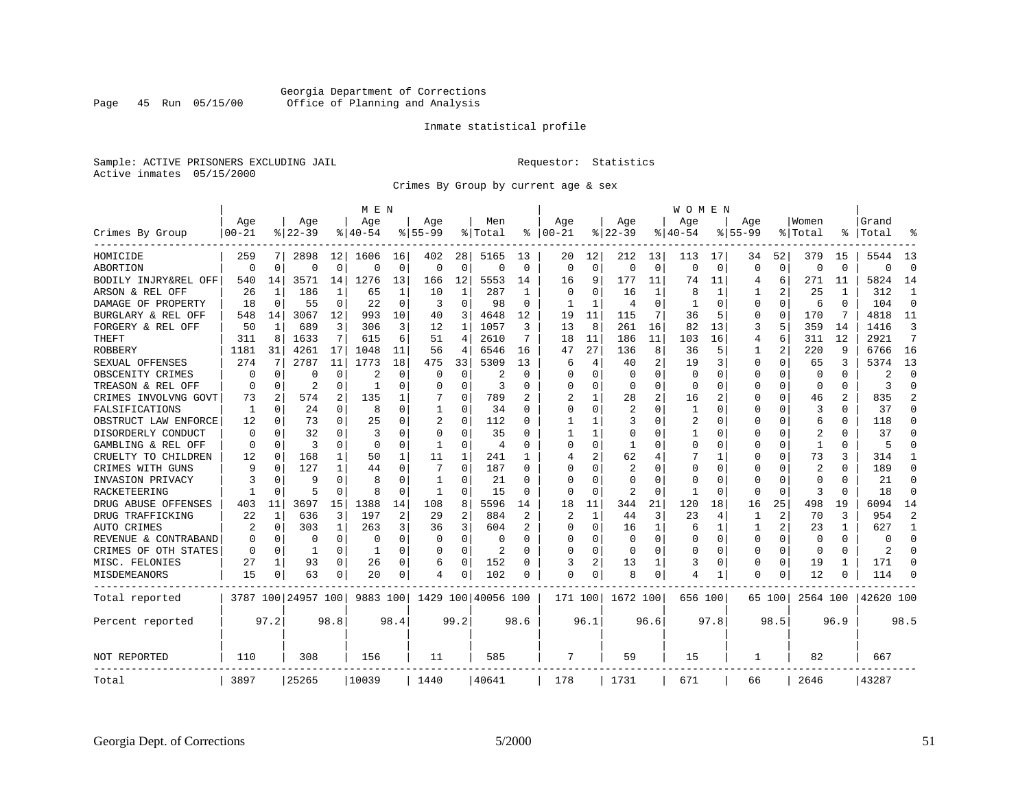Georgia Department of Corrections
Office of Planning and Analysis

Inmate statistical profile

Sample: ACTIVE PRISONERS EXCLUDING JAIL    Requestor: Statistics
Active inmates 05/15/2000

Crimes By Group by current age & sex

| Crimes By Group | MEN Age 00-21 | % | Age 22-39 | % | Age 40-54 | % | Age 55-99 | % | Men Total | % | WOMEN Age 00-21 | % | Age 22-39 | % | Age 40-54 | % | Age 55-99 | % | Women Total | % | Grand Total | % |
|---|---|---|---|---|---|---|---|---|---|---|---|---|---|---|---|---|---|---|---|---|---|---|
| HOMICIDE | 259 | 7 | 2898 | 12 | 1606 | 16 | 402 | 28 | 5165 | 13 | 20 | 12 | 212 | 13 | 113 | 17 | 34 | 52 | 379 | 15 | 5544 | 13 |
| ABORTION | 0 | 0 | 0 | 0 | 0 | 0 | 0 | 0 | 0 | 0 | 0 | 0 | 0 | 0 | 0 | 0 | 0 | 0 | 0 | 0 | 0 | 0 |
| BODILY INJRY&REL OFF | 540 | 14 | 3571 | 14 | 1276 | 13 | 166 | 12 | 5553 | 14 | 16 | 9 | 177 | 11 | 74 | 11 | 4 | 6 | 271 | 11 | 5824 | 14 |
| ARSON & REL OFF | 26 | 1 | 186 | 1 | 65 | 1 | 10 | 1 | 287 | 1 | 0 | 0 | 16 | 1 | 8 | 1 | 1 | 2 | 25 | 1 | 312 | 1 |
| DAMAGE OF PROPERTY | 18 | 0 | 55 | 0 | 22 | 0 | 3 | 0 | 98 | 0 | 1 | 1 | 4 | 0 | 1 | 0 | 0 | 0 | 6 | 0 | 104 | 0 |
| BURGLARY & REL OFF | 548 | 14 | 3067 | 12 | 993 | 10 | 40 | 3 | 4648 | 12 | 19 | 11 | 115 | 7 | 36 | 5 | 0 | 0 | 170 | 7 | 4818 | 11 |
| FORGERY & REL OFF | 50 | 1 | 689 | 3 | 306 | 3 | 12 | 1 | 1057 | 3 | 13 | 8 | 261 | 16 | 82 | 13 | 3 | 5 | 359 | 14 | 1416 | 3 |
| THEFT | 311 | 8 | 1633 | 7 | 615 | 6 | 51 | 4 | 2610 | 7 | 18 | 11 | 186 | 11 | 103 | 16 | 4 | 6 | 311 | 12 | 2921 | 7 |
| ROBBERY | 1181 | 31 | 4261 | 17 | 1048 | 11 | 56 | 4 | 6546 | 16 | 47 | 27 | 136 | 8 | 36 | 5 | 1 | 2 | 220 | 9 | 6766 | 16 |
| SEXUAL OFFENSES | 274 | 7 | 2787 | 11 | 1773 | 18 | 475 | 33 | 5309 | 13 | 6 | 4 | 40 | 2 | 19 | 3 | 0 | 0 | 65 | 3 | 5374 | 13 |
| OBSCENITY CRIMES | 0 | 0 | 0 | 0 | 2 | 0 | 0 | 0 | 2 | 0 | 0 | 0 | 0 | 0 | 0 | 0 | 0 | 0 | 0 | 0 | 2 | 0 |
| TREASON & REL OFF | 0 | 0 | 2 | 0 | 1 | 0 | 0 | 0 | 3 | 0 | 0 | 0 | 0 | 0 | 0 | 0 | 0 | 0 | 0 | 0 | 3 | 0 |
| CRIMES INVOLVNG GOVT | 73 | 2 | 574 | 2 | 135 | 1 | 7 | 0 | 789 | 2 | 2 | 1 | 28 | 2 | 16 | 2 | 0 | 0 | 46 | 2 | 835 | 2 |
| FALSIFICATIONS | 1 | 0 | 24 | 0 | 8 | 0 | 1 | 0 | 34 | 0 | 0 | 0 | 2 | 0 | 1 | 0 | 0 | 0 | 3 | 0 | 37 | 0 |
| OBSTRUCT LAW ENFORCE | 12 | 0 | 73 | 0 | 25 | 0 | 2 | 0 | 112 | 0 | 1 | 1 | 3 | 0 | 2 | 0 | 0 | 0 | 6 | 0 | 118 | 0 |
| DISORDERLY CONDUCT | 0 | 0 | 32 | 0 | 3 | 0 | 0 | 0 | 35 | 0 | 1 | 1 | 0 | 0 | 1 | 0 | 0 | 0 | 2 | 0 | 37 | 0 |
| GAMBLING & REL OFF | 0 | 0 | 3 | 0 | 0 | 0 | 1 | 0 | 4 | 0 | 0 | 0 | 1 | 0 | 0 | 0 | 0 | 0 | 1 | 0 | 5 | 0 |
| CRUELTY TO CHILDREN | 12 | 0 | 168 | 1 | 50 | 1 | 11 | 1 | 241 | 1 | 4 | 2 | 62 | 4 | 7 | 1 | 0 | 0 | 73 | 3 | 314 | 1 |
| CRIMES WITH GUNS | 9 | 0 | 127 | 1 | 44 | 0 | 7 | 0 | 187 | 0 | 0 | 0 | 2 | 0 | 0 | 0 | 0 | 0 | 2 | 0 | 189 | 0 |
| INVASION PRIVACY | 3 | 0 | 9 | 0 | 8 | 0 | 1 | 0 | 21 | 0 | 0 | 0 | 0 | 0 | 0 | 0 | 0 | 0 | 0 | 0 | 21 | 0 |
| RACKETEERING | 1 | 0 | 5 | 0 | 8 | 0 | 1 | 0 | 15 | 0 | 0 | 0 | 2 | 0 | 1 | 0 | 0 | 0 | 3 | 0 | 18 | 0 |
| DRUG ABUSE OFFENSES | 403 | 11 | 3697 | 15 | 1388 | 14 | 108 | 8 | 5596 | 14 | 18 | 11 | 344 | 21 | 120 | 18 | 16 | 25 | 498 | 19 | 6094 | 14 |
| DRUG TRAFFICKING | 22 | 1 | 636 | 3 | 197 | 2 | 29 | 2 | 884 | 2 | 2 | 1 | 44 | 3 | 23 | 4 | 1 | 2 | 70 | 3 | 954 | 2 |
| AUTO CRIMES | 2 | 0 | 303 | 1 | 263 | 3 | 36 | 3 | 604 | 2 | 0 | 0 | 16 | 1 | 6 | 1 | 1 | 2 | 23 | 1 | 627 | 1 |
| REVENUE & CONTRABAND | 0 | 0 | 0 | 0 | 0 | 0 | 0 | 0 | 0 | 0 | 0 | 0 | 0 | 0 | 0 | 0 | 0 | 0 | 0 | 0 | 0 | 0 |
| CRIMES OF OTH STATES | 0 | 0 | 1 | 0 | 1 | 0 | 0 | 0 | 2 | 0 | 0 | 0 | 0 | 0 | 0 | 0 | 0 | 0 | 0 | 0 | 2 | 0 |
| MISC. FELONIES | 27 | 1 | 93 | 0 | 26 | 0 | 6 | 0 | 152 | 0 | 3 | 2 | 13 | 1 | 3 | 0 | 0 | 0 | 19 | 1 | 171 | 0 |
| MISDEMEANORS | 15 | 0 | 63 | 0 | 20 | 0 | 4 | 0 | 102 | 0 | 0 | 0 | 8 | 0 | 4 | 1 | 0 | 0 | 12 | 0 | 114 | 0 |
| Total reported | 3787 | 100 | 24957 | 100 | 9883 | 100 | 1429 | 100 | 40056 | 100 | 171 | 100 | 1672 | 100 | 656 | 100 | 65 | 100 | 2564 | 100 | 42620 | 100 |
| Percent reported | | 97.2 | | 98.8 | | 98.4 | | 99.2 | | 98.6 | | 96.1 | | 96.6 | | 97.8 | | 98.5 | | 96.9 | | 98.5 |
| NOT REPORTED | 110 | | 308 | | 156 | | 11 | | 585 | | 7 | | 59 | | 15 | | 1 | | 82 | | 667 | |
| Total | 3897 | | 25265 | | 10039 | | 1440 | | 40641 | | 178 | | 1731 | | 671 | | 66 | | 2646 | | 43287 | |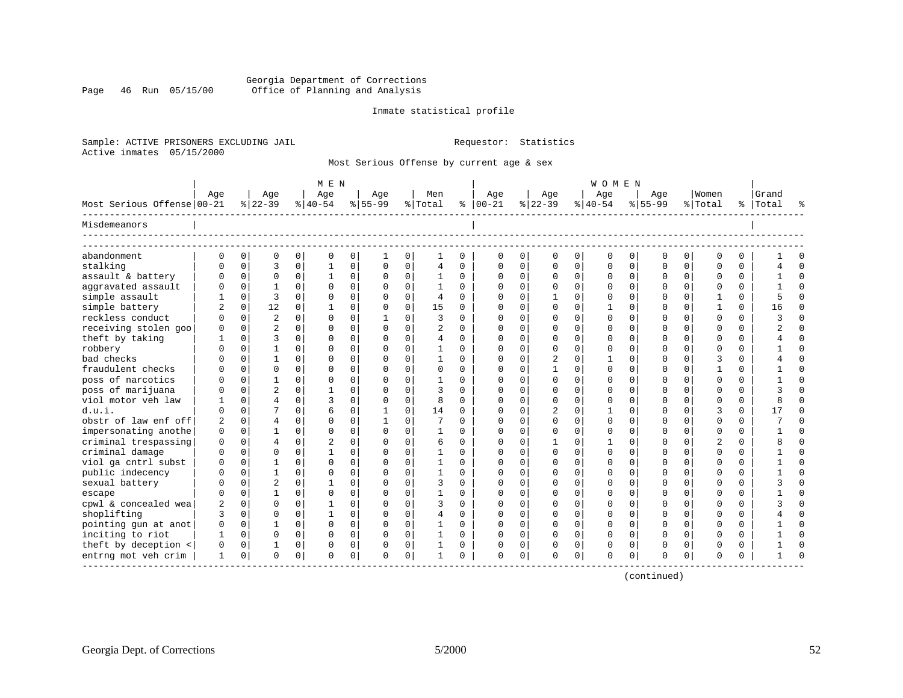Georgia Department of Corrections
Office of Planning and Analysis

Inmate statistical profile

Sample: ACTIVE PRISONERS EXCLUDING JAIL    Requestor: Statistics
Active inmates 05/15/2000

Most Serious Offense by current age & sex

| Most Serious Offense | MEN Age 00-21 | % | Age 22-39 | % | Age 40-54 | % | Age 55-99 | % | Men Total | % | WOMEN Age 00-21 | % | Age 22-39 | % | Age 40-54 | % | Age 55-99 | % | Women Total | % | Grand Total | % |
|---|---|---|---|---|---|---|---|---|---|---|---|---|---|---|---|---|---|---|---|---|---|---|
| Misdemeanors | | | | | | | | | | | | | | | | | | | | | | |
| abandonment | 0 | 0 | 0 | 0 | 0 | 0 | 1 | 0 | 1 | 0 | 0 | 0 | 0 | 0 | 0 | 0 | 0 | 0 | 0 | 0 | 1 | 0 |
| stalking | 0 | 0 | 3 | 0 | 1 | 0 | 0 | 0 | 4 | 0 | 0 | 0 | 0 | 0 | 0 | 0 | 0 | 0 | 0 | 0 | 4 | 0 |
| assault & battery | 0 | 0 | 0 | 0 | 1 | 0 | 0 | 0 | 1 | 0 | 0 | 0 | 0 | 0 | 0 | 0 | 0 | 0 | 0 | 0 | 1 | 0 |
| aggravated assault | 0 | 0 | 1 | 0 | 0 | 0 | 0 | 0 | 1 | 0 | 0 | 0 | 0 | 0 | 0 | 0 | 0 | 0 | 0 | 0 | 1 | 0 |
| simple assault | 1 | 0 | 3 | 0 | 0 | 0 | 0 | 0 | 4 | 0 | 0 | 0 | 1 | 0 | 0 | 0 | 0 | 0 | 1 | 0 | 5 | 0 |
| simple battery | 2 | 0 | 12 | 0 | 1 | 0 | 0 | 0 | 15 | 0 | 0 | 0 | 0 | 0 | 1 | 0 | 0 | 0 | 1 | 0 | 16 | 0 |
| reckless conduct | 0 | 0 | 2 | 0 | 0 | 0 | 1 | 0 | 3 | 0 | 0 | 0 | 0 | 0 | 0 | 0 | 0 | 0 | 0 | 0 | 3 | 0 |
| receiving stolen goo | 0 | 0 | 2 | 0 | 0 | 0 | 0 | 0 | 2 | 0 | 0 | 0 | 0 | 0 | 0 | 0 | 0 | 0 | 0 | 0 | 2 | 0 |
| theft by taking | 1 | 0 | 3 | 0 | 0 | 0 | 0 | 0 | 4 | 0 | 0 | 0 | 0 | 0 | 0 | 0 | 0 | 0 | 0 | 0 | 4 | 0 |
| robbery | 0 | 0 | 1 | 0 | 0 | 0 | 0 | 0 | 1 | 0 | 0 | 0 | 0 | 0 | 0 | 0 | 0 | 0 | 0 | 0 | 1 | 0 |
| bad checks | 0 | 0 | 1 | 0 | 0 | 0 | 0 | 0 | 1 | 0 | 0 | 0 | 2 | 0 | 1 | 0 | 0 | 0 | 3 | 0 | 4 | 0 |
| fraudulent checks | 0 | 0 | 0 | 0 | 0 | 0 | 0 | 0 | 0 | 0 | 0 | 0 | 1 | 0 | 0 | 0 | 0 | 0 | 1 | 0 | 1 | 0 |
| poss of narcotics | 0 | 0 | 1 | 0 | 0 | 0 | 0 | 0 | 1 | 0 | 0 | 0 | 0 | 0 | 0 | 0 | 0 | 0 | 0 | 0 | 1 | 0 |
| poss of marijuana | 0 | 0 | 2 | 0 | 1 | 0 | 0 | 0 | 3 | 0 | 0 | 0 | 0 | 0 | 0 | 0 | 0 | 0 | 0 | 0 | 3 | 0 |
| viol motor veh law | 1 | 0 | 4 | 0 | 3 | 0 | 0 | 0 | 8 | 0 | 0 | 0 | 0 | 0 | 0 | 0 | 0 | 0 | 0 | 0 | 8 | 0 |
| d.u.i. | 0 | 0 | 7 | 0 | 6 | 0 | 1 | 0 | 14 | 0 | 0 | 0 | 2 | 0 | 1 | 0 | 0 | 0 | 3 | 0 | 17 | 0 |
| obstr of law enf off | 2 | 0 | 4 | 0 | 0 | 0 | 1 | 0 | 7 | 0 | 0 | 0 | 0 | 0 | 0 | 0 | 0 | 0 | 0 | 0 | 7 | 0 |
| impersonating anothe | 0 | 0 | 1 | 0 | 0 | 0 | 0 | 0 | 1 | 0 | 0 | 0 | 0 | 0 | 0 | 0 | 0 | 0 | 0 | 0 | 1 | 0 |
| criminal trespassing | 0 | 0 | 4 | 0 | 2 | 0 | 0 | 0 | 6 | 0 | 0 | 0 | 1 | 0 | 1 | 0 | 0 | 0 | 2 | 0 | 8 | 0 |
| criminal damage | 0 | 0 | 0 | 0 | 1 | 0 | 0 | 0 | 1 | 0 | 0 | 0 | 0 | 0 | 0 | 0 | 0 | 0 | 0 | 0 | 1 | 0 |
| viol ga cntrl subst | 0 | 0 | 1 | 0 | 0 | 0 | 0 | 0 | 1 | 0 | 0 | 0 | 0 | 0 | 0 | 0 | 0 | 0 | 0 | 0 | 1 | 0 |
| public indecency | 0 | 0 | 1 | 0 | 0 | 0 | 0 | 0 | 1 | 0 | 0 | 0 | 0 | 0 | 0 | 0 | 0 | 0 | 0 | 0 | 1 | 0 |
| sexual battery | 0 | 0 | 2 | 0 | 1 | 0 | 0 | 0 | 3 | 0 | 0 | 0 | 0 | 0 | 0 | 0 | 0 | 0 | 0 | 0 | 3 | 0 |
| escape | 0 | 0 | 1 | 0 | 0 | 0 | 0 | 0 | 1 | 0 | 0 | 0 | 0 | 0 | 0 | 0 | 0 | 0 | 0 | 0 | 1 | 0 |
| cpwl & concealed wea | 2 | 0 | 0 | 0 | 1 | 0 | 0 | 0 | 3 | 0 | 0 | 0 | 0 | 0 | 0 | 0 | 0 | 0 | 0 | 0 | 3 | 0 |
| shoplifting | 3 | 0 | 0 | 0 | 1 | 0 | 0 | 0 | 4 | 0 | 0 | 0 | 0 | 0 | 0 | 0 | 0 | 0 | 0 | 0 | 4 | 0 |
| pointing gun at anot | 0 | 0 | 1 | 0 | 0 | 0 | 0 | 0 | 1 | 0 | 0 | 0 | 0 | 0 | 0 | 0 | 0 | 0 | 0 | 0 | 1 | 0 |
| inciting to riot | 1 | 0 | 0 | 0 | 0 | 0 | 0 | 0 | 1 | 0 | 0 | 0 | 0 | 0 | 0 | 0 | 0 | 0 | 0 | 0 | 1 | 0 |
| theft by deception < | 0 | 0 | 1 | 0 | 0 | 0 | 0 | 0 | 1 | 0 | 0 | 0 | 0 | 0 | 0 | 0 | 0 | 0 | 0 | 0 | 1 | 0 |
| entrng mot veh crim | 1 | 0 | 0 | 0 | 0 | 0 | 0 | 0 | 1 | 0 | 0 | 0 | 0 | 0 | 0 | 0 | 0 | 0 | 0 | 0 | 1 | 0 |

(continued)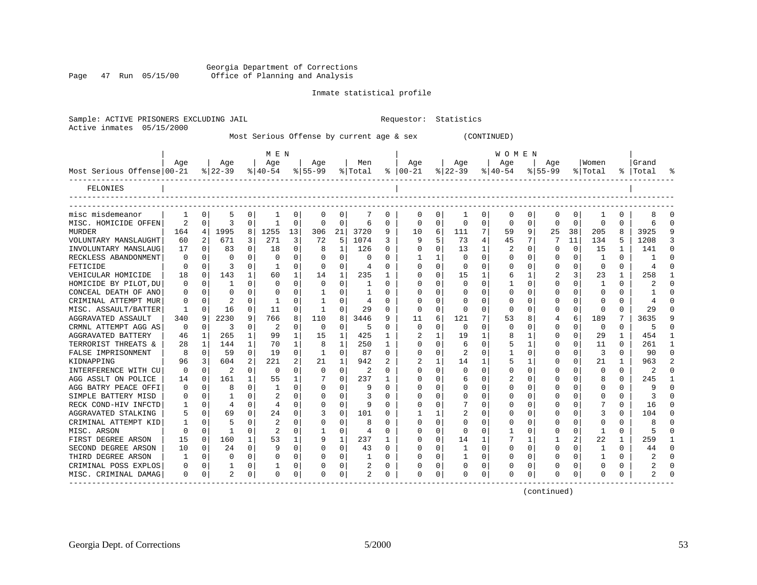Georgia Department of Corrections
Office of Planning and Analysis

Inmate statistical profile

Sample: ACTIVE PRISONERS EXCLUDING JAIL                    Requestor: Statistics
Active inmates 05/15/2000

Most Serious Offense by current age & sex (CONTINUED)

| Most Serious Offense | MEN Age 00-21 | % | Age 22-39 | % | Age 40-54 | % | Age 55-99 | % | Men Total | % | WOMEN Age 00-21 | % | Age 22-39 | % | Age 40-54 | % | Age 55-99 | % | Women Total | % | Grand Total | % |
|---|---|---|---|---|---|---|---|---|---|---|---|---|---|---|---|---|---|---|---|---|---|---|
| FELONIES | | | | | | | | | | | | | | | | | | | | | | |
| misc misdemeanor | 1 | 0 | 5 | 0 | 1 | 0 | 0 | 0 | 7 | 0 | 0 | 0 | 1 | 0 | 0 | 0 | 0 | 0 | 1 | 0 | 8 | 0 |
| MISC. HOMICIDE OFFEN | 2 | 0 | 3 | 0 | 1 | 0 | 0 | 0 | 6 | 0 | 0 | 0 | 0 | 0 | 0 | 0 | 0 | 0 | 0 | 0 | 6 | 0 |
| MURDER | 164 | 4 | 1995 | 8 | 1255 | 13 | 306 | 21 | 3720 | 9 | 10 | 6 | 111 | 7 | 59 | 9 | 25 | 38 | 205 | 8 | 3925 | 9 |
| VOLUNTARY MANSLAUGHT | 60 | 2 | 671 | 3 | 271 | 3 | 72 | 5 | 1074 | 3 | 9 | 5 | 73 | 4 | 45 | 7 | 7 | 11 | 134 | 5 | 1208 | 3 |
| INVOLUNTARY MANSLAUG | 17 | 0 | 83 | 0 | 18 | 0 | 8 | 1 | 126 | 0 | 0 | 0 | 13 | 1 | 2 | 0 | 0 | 0 | 15 | 1 | 141 | 0 |
| RECKLESS ABANDONMENT | 0 | 0 | 0 | 0 | 0 | 0 | 0 | 0 | 0 | 0 | 1 | 1 | 0 | 0 | 0 | 0 | 0 | 0 | 1 | 0 | 1 | 0 |
| FETICIDE | 0 | 0 | 3 | 0 | 1 | 0 | 0 | 0 | 4 | 0 | 0 | 0 | 0 | 0 | 0 | 0 | 0 | 0 | 0 | 0 | 4 | 0 |
| VEHICULAR HOMICIDE | 18 | 0 | 143 | 1 | 60 | 1 | 14 | 1 | 235 | 1 | 0 | 0 | 15 | 1 | 6 | 1 | 2 | 3 | 23 | 1 | 258 | 1 |
| HOMICIDE BY PILOT,DU | 0 | 0 | 1 | 0 | 0 | 0 | 0 | 0 | 1 | 0 | 0 | 0 | 0 | 0 | 1 | 0 | 0 | 0 | 1 | 0 | 2 | 0 |
| CONCEAL DEATH OF ANO | 0 | 0 | 0 | 0 | 0 | 0 | 1 | 0 | 1 | 0 | 0 | 0 | 0 | 0 | 0 | 0 | 0 | 0 | 0 | 0 | 1 | 0 |
| CRIMINAL ATTEMPT MUR | 0 | 0 | 2 | 0 | 1 | 0 | 1 | 0 | 4 | 0 | 0 | 0 | 0 | 0 | 0 | 0 | 0 | 0 | 0 | 0 | 4 | 0 |
| MISC. ASSAULT/BATTER | 1 | 0 | 16 | 0 | 11 | 0 | 1 | 0 | 29 | 0 | 0 | 0 | 0 | 0 | 0 | 0 | 0 | 0 | 0 | 0 | 29 | 0 |
| AGGRAVATED ASSAULT | 340 | 9 | 2230 | 9 | 766 | 8 | 110 | 8 | 3446 | 9 | 11 | 6 | 121 | 7 | 53 | 8 | 4 | 6 | 189 | 7 | 3635 | 9 |
| CRMNL ATTEMPT AGG AS | 0 | 0 | 3 | 0 | 2 | 0 | 0 | 0 | 5 | 0 | 0 | 0 | 0 | 0 | 0 | 0 | 0 | 0 | 0 | 0 | 5 | 0 |
| AGGRAVATED BATTERY | 46 | 1 | 265 | 1 | 99 | 1 | 15 | 1 | 425 | 1 | 2 | 1 | 19 | 1 | 8 | 1 | 0 | 0 | 29 | 1 | 454 | 1 |
| TERRORIST THREATS & | 28 | 1 | 144 | 1 | 70 | 1 | 8 | 1 | 250 | 1 | 0 | 0 | 6 | 0 | 5 | 1 | 0 | 0 | 11 | 0 | 261 | 1 |
| FALSE IMPRISONMENT | 8 | 0 | 59 | 0 | 19 | 0 | 1 | 0 | 87 | 0 | 0 | 0 | 2 | 0 | 1 | 0 | 0 | 0 | 3 | 0 | 90 | 0 |
| KIDNAPPING | 96 | 3 | 604 | 2 | 221 | 2 | 21 | 1 | 942 | 2 | 2 | 1 | 14 | 1 | 5 | 1 | 0 | 0 | 21 | 1 | 963 | 2 |
| INTERFERENCE WITH CU | 0 | 0 | 2 | 0 | 0 | 0 | 0 | 0 | 2 | 0 | 0 | 0 | 0 | 0 | 0 | 0 | 0 | 0 | 0 | 0 | 2 | 0 |
| AGG ASSLT ON POLICE | 14 | 0 | 161 | 1 | 55 | 1 | 7 | 0 | 237 | 1 | 0 | 0 | 6 | 0 | 2 | 0 | 0 | 0 | 8 | 0 | 245 | 1 |
| AGG BATRY PEACE OFFI | 0 | 0 | 8 | 0 | 1 | 0 | 0 | 0 | 9 | 0 | 0 | 0 | 0 | 0 | 0 | 0 | 0 | 0 | 0 | 0 | 9 | 0 |
| SIMPLE BATTERY MISD | 0 | 0 | 1 | 0 | 2 | 0 | 0 | 0 | 3 | 0 | 0 | 0 | 0 | 0 | 0 | 0 | 0 | 0 | 0 | 0 | 3 | 0 |
| RECK COND-HIV INFCTD | 1 | 0 | 4 | 0 | 4 | 0 | 0 | 0 | 9 | 0 | 0 | 0 | 7 | 0 | 0 | 0 | 0 | 0 | 7 | 0 | 16 | 0 |
| AGGRAVATED STALKING | 5 | 0 | 69 | 0 | 24 | 0 | 3 | 0 | 101 | 0 | 1 | 1 | 2 | 0 | 0 | 0 | 0 | 0 | 3 | 0 | 104 | 0 |
| CRIMINAL ATTEMPT KID | 1 | 0 | 5 | 0 | 2 | 0 | 0 | 0 | 8 | 0 | 0 | 0 | 0 | 0 | 0 | 0 | 0 | 0 | 0 | 0 | 8 | 0 |
| MISC. ARSON | 0 | 0 | 1 | 0 | 2 | 0 | 1 | 0 | 4 | 0 | 0 | 0 | 0 | 0 | 1 | 0 | 0 | 0 | 1 | 0 | 5 | 0 |
| FIRST DEGREE ARSON | 15 | 0 | 160 | 1 | 53 | 1 | 9 | 1 | 237 | 1 | 0 | 0 | 14 | 1 | 7 | 1 | 1 | 2 | 22 | 1 | 259 | 1 |
| SECOND DEGREE ARSON | 10 | 0 | 24 | 0 | 9 | 0 | 0 | 0 | 43 | 0 | 0 | 0 | 1 | 0 | 0 | 0 | 0 | 0 | 1 | 0 | 44 | 0 |
| THIRD DEGREE ARSON | 1 | 0 | 0 | 0 | 0 | 0 | 0 | 0 | 1 | 0 | 0 | 0 | 1 | 0 | 0 | 0 | 0 | 0 | 1 | 0 | 2 | 0 |
| CRIMINAL POSS EXPLOS | 0 | 0 | 1 | 0 | 1 | 0 | 0 | 0 | 2 | 0 | 0 | 0 | 0 | 0 | 0 | 0 | 0 | 0 | 0 | 0 | 2 | 0 |
| MISC. CRIMINAL DAMAG | 0 | 0 | 2 | 0 | 0 | 0 | 0 | 0 | 2 | 0 | 0 | 0 | 0 | 0 | 0 | 0 | 0 | 0 | 0 | 0 | 2 | 0 |

(continued)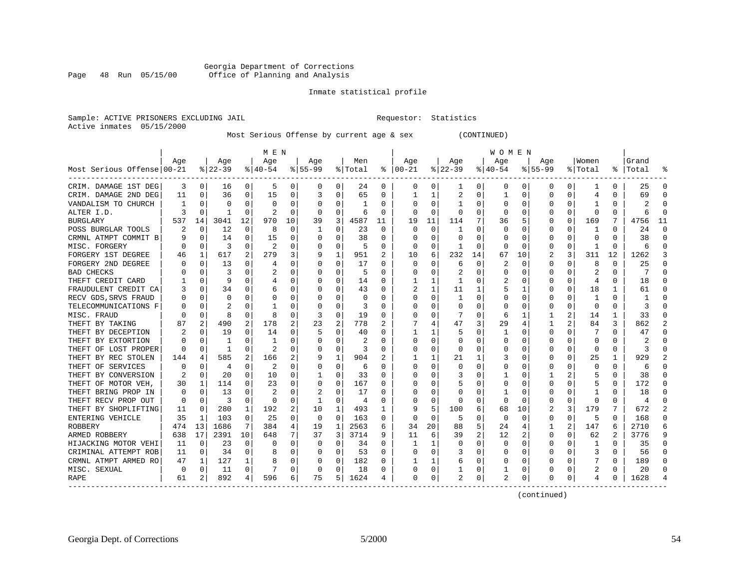Georgia Department of Corrections
Office of Planning and Analysis

Inmate statistical profile

Sample: ACTIVE PRISONERS EXCLUDING JAIL    Requestor: Statistics
Active inmates 05/15/2000

Most Serious Offense by current age & sex (CONTINUED)

| Most Serious Offense | MEN Age 00-21 | % | Age 22-39 | % | Age 40-54 | % | Age 55-99 | % | Men Total | % | WOMEN Age 00-21 | % | Age 22-39 | % | Age 40-54 | % | Age 55-99 | % | Women Total | % | Grand Total | % |
|---|---|---|---|---|---|---|---|---|---|---|---|---|---|---|---|---|---|---|---|---|---|---|
| CRIM. DAMAGE 1ST DEG | 3 | 0 | 16 | 0 | 5 | 0 | 0 | 0 | 24 | 0 | 0 | 0 | 1 | 0 | 0 | 0 | 0 | 0 | 1 | 0 | 25 | 0 |
| CRIM. DAMAGE 2ND DEG | 11 | 0 | 36 | 0 | 15 | 0 | 3 | 0 | 65 | 0 | 1 | 1 | 2 | 0 | 1 | 0 | 0 | 0 | 4 | 0 | 69 | 0 |
| VANDALISM TO CHURCH | 1 | 0 | 0 | 0 | 0 | 0 | 0 | 0 | 1 | 0 | 0 | 0 | 1 | 0 | 0 | 0 | 0 | 0 | 1 | 0 | 2 | 0 |
| ALTER I.D. | 3 | 0 | 1 | 0 | 2 | 0 | 0 | 0 | 6 | 0 | 0 | 0 | 0 | 0 | 0 | 0 | 0 | 0 | 0 | 0 | 6 | 0 |
| BURGLARY | 537 | 14 | 3041 | 12 | 970 | 10 | 39 | 3 | 4587 | 11 | 19 | 11 | 114 | 7 | 36 | 5 | 0 | 0 | 169 | 7 | 4756 | 11 |
| POSS BURGLAR TOOLS | 2 | 0 | 12 | 0 | 8 | 0 | 1 | 0 | 23 | 0 | 0 | 0 | 1 | 0 | 0 | 0 | 0 | 0 | 1 | 0 | 24 | 0 |
| CRMNL ATMPT COMMIT B | 9 | 0 | 14 | 0 | 15 | 0 | 0 | 0 | 38 | 0 | 0 | 0 | 0 | 0 | 0 | 0 | 0 | 0 | 0 | 0 | 38 | 0 |
| MISC. FORGERY | 0 | 0 | 3 | 0 | 2 | 0 | 0 | 0 | 5 | 0 | 0 | 0 | 1 | 0 | 0 | 0 | 0 | 0 | 1 | 0 | 6 | 0 |
| FORGERY 1ST DEGREE | 46 | 1 | 617 | 2 | 279 | 3 | 9 | 1 | 951 | 2 | 10 | 6 | 232 | 14 | 67 | 10 | 2 | 3 | 311 | 12 | 1262 | 3 |
| FORGERY 2ND DEGREE | 0 | 0 | 13 | 0 | 4 | 0 | 0 | 0 | 17 | 0 | 0 | 0 | 6 | 0 | 2 | 0 | 0 | 0 | 8 | 0 | 25 | 0 |
| BAD CHECKS | 0 | 0 | 3 | 0 | 2 | 0 | 0 | 0 | 5 | 0 | 0 | 0 | 2 | 0 | 0 | 0 | 0 | 0 | 2 | 0 | 7 | 0 |
| THEFT CREDIT CARD | 1 | 0 | 9 | 0 | 4 | 0 | 0 | 0 | 14 | 0 | 1 | 1 | 1 | 0 | 2 | 0 | 0 | 0 | 4 | 0 | 18 | 0 |
| FRAUDULENT CREDIT CA | 3 | 0 | 34 | 0 | 6 | 0 | 0 | 0 | 43 | 0 | 2 | 1 | 11 | 1 | 5 | 1 | 0 | 0 | 18 | 1 | 61 | 0 |
| RECV GDS,SRVS FRAUD | 0 | 0 | 0 | 0 | 0 | 0 | 0 | 0 | 0 | 0 | 0 | 0 | 1 | 0 | 0 | 0 | 0 | 0 | 1 | 0 | 1 | 0 |
| TELECOMMUNICATIONS F | 0 | 0 | 2 | 0 | 1 | 0 | 0 | 0 | 3 | 0 | 0 | 0 | 0 | 0 | 0 | 0 | 0 | 0 | 0 | 0 | 3 | 0 |
| MISC. FRAUD | 0 | 0 | 8 | 0 | 8 | 0 | 3 | 0 | 19 | 0 | 0 | 0 | 7 | 0 | 6 | 1 | 1 | 2 | 14 | 1 | 33 | 0 |
| THEFT BY TAKING | 87 | 2 | 490 | 2 | 178 | 2 | 23 | 2 | 778 | 2 | 7 | 4 | 47 | 3 | 29 | 4 | 1 | 2 | 84 | 3 | 862 | 2 |
| THEFT BY DECEPTION | 2 | 0 | 19 | 0 | 14 | 0 | 5 | 0 | 40 | 0 | 1 | 1 | 5 | 0 | 1 | 0 | 0 | 0 | 7 | 0 | 47 | 0 |
| THEFT BY EXTORTION | 0 | 0 | 1 | 0 | 1 | 0 | 0 | 0 | 2 | 0 | 0 | 0 | 0 | 0 | 0 | 0 | 0 | 0 | 0 | 0 | 2 | 0 |
| THEFT OF LOST PROPER | 0 | 0 | 1 | 0 | 2 | 0 | 0 | 0 | 3 | 0 | 0 | 0 | 0 | 0 | 0 | 0 | 0 | 0 | 0 | 0 | 3 | 0 |
| THEFT BY REC STOLEN | 144 | 4 | 585 | 2 | 166 | 2 | 9 | 1 | 904 | 2 | 1 | 1 | 21 | 1 | 3 | 0 | 0 | 0 | 25 | 1 | 929 | 2 |
| THEFT OF SERVICES | 0 | 0 | 4 | 0 | 2 | 0 | 0 | 0 | 6 | 0 | 0 | 0 | 0 | 0 | 0 | 0 | 0 | 0 | 0 | 0 | 6 | 0 |
| THEFT BY CONVERSION | 2 | 0 | 20 | 0 | 10 | 0 | 1 | 0 | 33 | 0 | 0 | 0 | 3 | 0 | 1 | 0 | 1 | 2 | 5 | 0 | 38 | 0 |
| THEFT OF MOTOR VEH, | 30 | 1 | 114 | 0 | 23 | 0 | 0 | 0 | 167 | 0 | 0 | 0 | 5 | 0 | 0 | 0 | 0 | 0 | 5 | 0 | 172 | 0 |
| THEFT BRING PROP IN | 0 | 0 | 13 | 0 | 2 | 0 | 2 | 0 | 17 | 0 | 0 | 0 | 0 | 0 | 1 | 0 | 0 | 0 | 1 | 0 | 18 | 0 |
| THEFT RECV PROP OUT | 0 | 0 | 3 | 0 | 0 | 0 | 1 | 0 | 4 | 0 | 0 | 0 | 0 | 0 | 0 | 0 | 0 | 0 | 0 | 0 | 4 | 0 |
| THEFT BY SHOPLIFTING | 11 | 0 | 280 | 1 | 192 | 2 | 10 | 1 | 493 | 1 | 9 | 5 | 100 | 6 | 68 | 10 | 2 | 3 | 179 | 7 | 672 | 2 |
| ENTERING VEHICLE | 35 | 1 | 103 | 0 | 25 | 0 | 0 | 0 | 163 | 0 | 0 | 0 | 5 | 0 | 0 | 0 | 0 | 0 | 5 | 0 | 168 | 0 |
| ROBBERY | 474 | 13 | 1686 | 7 | 384 | 4 | 19 | 1 | 2563 | 6 | 34 | 20 | 88 | 5 | 24 | 4 | 1 | 2 | 147 | 6 | 2710 | 6 |
| ARMED ROBBERY | 638 | 17 | 2391 | 10 | 648 | 7 | 37 | 3 | 3714 | 9 | 11 | 6 | 39 | 2 | 12 | 2 | 0 | 0 | 62 | 2 | 3776 | 9 |
| HIJACKING MOTOR VEHI | 11 | 0 | 23 | 0 | 0 | 0 | 0 | 0 | 34 | 0 | 1 | 1 | 0 | 0 | 0 | 0 | 0 | 0 | 1 | 0 | 35 | 0 |
| CRIMINAL ATTEMPT ROB | 11 | 0 | 34 | 0 | 8 | 0 | 0 | 0 | 53 | 0 | 0 | 0 | 3 | 0 | 0 | 0 | 0 | 0 | 3 | 0 | 56 | 0 |
| CRMNL ATMPT ARMED RO | 47 | 1 | 127 | 1 | 8 | 0 | 0 | 0 | 182 | 0 | 1 | 1 | 6 | 0 | 0 | 0 | 0 | 0 | 7 | 0 | 189 | 0 |
| MISC. SEXUAL | 0 | 0 | 11 | 0 | 7 | 0 | 0 | 0 | 18 | 0 | 0 | 0 | 1 | 0 | 1 | 0 | 0 | 0 | 2 | 0 | 20 | 0 |
| RAPE | 61 | 2 | 892 | 4 | 596 | 6 | 75 | 5 | 1624 | 4 | 0 | 0 | 2 | 0 | 2 | 0 | 0 | 0 | 4 | 0 | 1628 | 4 |

(continued)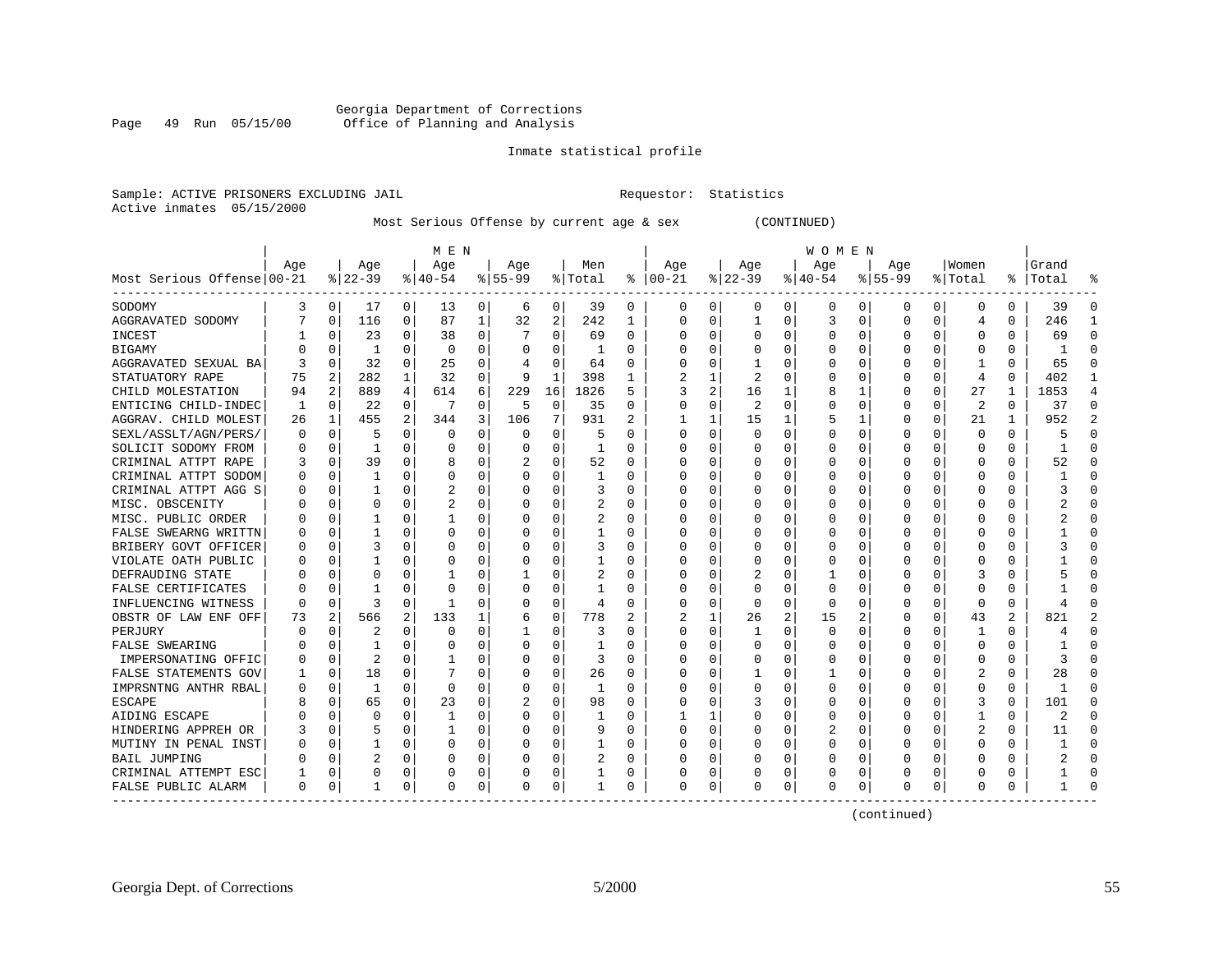Georgia Department of Corrections
Office of Planning and Analysis

Inmate statistical profile

Sample: ACTIVE PRISONERS EXCLUDING JAIL　　　　Requestor: Statistics
Active inmates 05/15/2000

Most Serious Offense by current age & sex (CONTINUED)

| Most Serious Offense | MEN Age 00-21 | % | Age 22-39 | % | Age 40-54 | % | Age 55-99 | % | Men Total | % | WOMEN Age 00-21 | % | Age 22-39 | % | Age 40-54 | % | Age 55-99 | % | Women Total | % | Grand Total | % |
|---|---|---|---|---|---|---|---|---|---|---|---|---|---|---|---|---|---|---|---|---|---|---|
| SODOMY | 3 | 0 | 17 | 0 | 13 | 0 | 6 | 0 | 39 | 0 | 0 | 0 | 0 | 0 | 0 | 0 | 0 | 0 | 0 | 0 | 39 | 0 |
| AGGRAVATED SODOMY | 7 | 0 | 116 | 0 | 87 | 1 | 32 | 2 | 242 | 1 | 0 | 0 | 1 | 0 | 3 | 0 | 0 | 0 | 4 | 0 | 246 | 1 |
| INCEST | 1 | 0 | 23 | 0 | 38 | 0 | 7 | 0 | 69 | 0 | 0 | 0 | 0 | 0 | 0 | 0 | 0 | 0 | 0 | 0 | 69 | 0 |
| BIGAMY | 0 | 0 | 1 | 0 | 0 | 0 | 0 | 0 | 1 | 0 | 0 | 0 | 0 | 0 | 0 | 0 | 0 | 0 | 0 | 0 | 1 | 0 |
| AGGRAVATED SEXUAL BA | 3 | 0 | 32 | 0 | 25 | 0 | 4 | 0 | 64 | 0 | 0 | 0 | 1 | 0 | 0 | 0 | 0 | 0 | 1 | 0 | 65 | 0 |
| STATUTORY RAPE | 75 | 2 | 282 | 1 | 32 | 0 | 9 | 1 | 398 | 1 | 2 | 1 | 2 | 0 | 0 | 0 | 0 | 0 | 4 | 0 | 402 | 1 |
| CHILD MOLESTATION | 94 | 2 | 889 | 4 | 614 | 6 | 229 | 16 | 1826 | 5 | 3 | 2 | 16 | 1 | 8 | 1 | 0 | 0 | 27 | 1 | 1853 | 4 |
| ENTICING CHILD-INDEC | 1 | 0 | 22 | 0 | 7 | 0 | 5 | 0 | 35 | 0 | 0 | 0 | 2 | 0 | 0 | 0 | 0 | 0 | 2 | 0 | 37 | 0 |
| AGGRAV. CHILD MOLEST | 26 | 1 | 455 | 2 | 344 | 3 | 106 | 7 | 931 | 2 | 1 | 1 | 15 | 1 | 5 | 1 | 0 | 0 | 21 | 1 | 952 | 2 |
| SEXL/ASSLT/AGN/PERS/ | 0 | 0 | 5 | 0 | 0 | 0 | 0 | 0 | 5 | 0 | 0 | 0 | 0 | 0 | 0 | 0 | 0 | 0 | 0 | 0 | 5 | 0 |
| SOLICIT SODOMY FROM | 0 | 0 | 1 | 0 | 0 | 0 | 0 | 0 | 1 | 0 | 0 | 0 | 0 | 0 | 0 | 0 | 0 | 0 | 0 | 0 | 1 | 0 |
| CRIMINAL ATTPT RAPE | 3 | 0 | 39 | 0 | 8 | 0 | 2 | 0 | 52 | 0 | 0 | 0 | 0 | 0 | 0 | 0 | 0 | 0 | 0 | 0 | 52 | 0 |
| CRIMINAL ATTPT SODOM | 0 | 0 | 1 | 0 | 0 | 0 | 0 | 0 | 1 | 0 | 0 | 0 | 0 | 0 | 0 | 0 | 0 | 0 | 0 | 0 | 1 | 0 |
| CRIMINAL ATTPT AGG S | 0 | 0 | 1 | 0 | 2 | 0 | 0 | 0 | 3 | 0 | 0 | 0 | 0 | 0 | 0 | 0 | 0 | 0 | 0 | 0 | 3 | 0 |
| MISC. OBSCENITY | 0 | 0 | 0 | 0 | 2 | 0 | 0 | 0 | 2 | 0 | 0 | 0 | 0 | 0 | 0 | 0 | 0 | 0 | 0 | 0 | 2 | 0 |
| MISC. PUBLIC ORDER | 0 | 0 | 1 | 0 | 1 | 0 | 0 | 0 | 2 | 0 | 0 | 0 | 0 | 0 | 0 | 0 | 0 | 0 | 0 | 0 | 2 | 0 |
| FALSE SWEARNG WRITTN | 0 | 0 | 1 | 0 | 0 | 0 | 0 | 0 | 1 | 0 | 0 | 0 | 0 | 0 | 0 | 0 | 0 | 0 | 0 | 0 | 1 | 0 |
| BRIBERY GOVT OFFICER | 0 | 0 | 3 | 0 | 0 | 0 | 0 | 0 | 3 | 0 | 0 | 0 | 0 | 0 | 0 | 0 | 0 | 0 | 0 | 0 | 3 | 0 |
| VIOLATE OATH PUBLIC | 0 | 0 | 1 | 0 | 0 | 0 | 0 | 0 | 1 | 0 | 0 | 0 | 0 | 0 | 0 | 0 | 0 | 0 | 0 | 0 | 1 | 0 |
| DEFRAUDING STATE | 0 | 0 | 0 | 0 | 1 | 0 | 1 | 0 | 2 | 0 | 0 | 0 | 2 | 0 | 1 | 0 | 0 | 0 | 3 | 0 | 5 | 0 |
| FALSE CERTIFICATES | 0 | 0 | 1 | 0 | 0 | 0 | 0 | 0 | 1 | 0 | 0 | 0 | 0 | 0 | 0 | 0 | 0 | 0 | 0 | 0 | 1 | 0 |
| INFLUENCING WITNESS | 0 | 0 | 3 | 0 | 1 | 0 | 0 | 0 | 4 | 0 | 0 | 0 | 0 | 0 | 0 | 0 | 0 | 0 | 0 | 0 | 4 | 0 |
| OBSTR OF LAW ENF OFF | 73 | 2 | 566 | 2 | 133 | 1 | 6 | 0 | 778 | 2 | 2 | 1 | 26 | 2 | 15 | 2 | 0 | 0 | 43 | 2 | 821 | 2 |
| PERJURY | 0 | 0 | 2 | 0 | 0 | 0 | 1 | 0 | 3 | 0 | 0 | 0 | 1 | 0 | 0 | 0 | 0 | 0 | 1 | 0 | 4 | 0 |
| FALSE SWEARING | 0 | 0 | 1 | 0 | 0 | 0 | 0 | 0 | 1 | 0 | 0 | 0 | 0 | 0 | 0 | 0 | 0 | 0 | 0 | 0 | 1 | 0 |
| IMPERSONATING OFFIC | 0 | 0 | 2 | 0 | 1 | 0 | 0 | 0 | 3 | 0 | 0 | 0 | 0 | 0 | 0 | 0 | 0 | 0 | 0 | 0 | 3 | 0 |
| FALSE STATEMENTS GOV | 1 | 0 | 18 | 0 | 7 | 0 | 0 | 0 | 26 | 0 | 0 | 0 | 1 | 0 | 1 | 0 | 0 | 0 | 2 | 0 | 28 | 0 |
| IMPRSNTNG ANTHR RBAL | 0 | 0 | 1 | 0 | 0 | 0 | 0 | 0 | 1 | 0 | 0 | 0 | 0 | 0 | 0 | 0 | 0 | 0 | 0 | 0 | 1 | 0 |
| ESCAPE | 8 | 0 | 65 | 0 | 23 | 0 | 2 | 0 | 98 | 0 | 0 | 0 | 3 | 0 | 0 | 0 | 0 | 0 | 3 | 0 | 101 | 0 |
| AIDING ESCAPE | 0 | 0 | 0 | 0 | 1 | 0 | 0 | 0 | 1 | 0 | 1 | 1 | 0 | 0 | 0 | 0 | 0 | 0 | 1 | 0 | 2 | 0 |
| HINDERING APPREH OR | 3 | 0 | 5 | 0 | 1 | 0 | 0 | 0 | 9 | 0 | 0 | 0 | 0 | 0 | 2 | 0 | 0 | 0 | 2 | 0 | 11 | 0 |
| MUTINY IN PENAL INST | 0 | 0 | 1 | 0 | 0 | 0 | 0 | 0 | 1 | 0 | 0 | 0 | 0 | 0 | 0 | 0 | 0 | 0 | 0 | 0 | 1 | 0 |
| BAIL JUMPING | 0 | 0 | 2 | 0 | 0 | 0 | 0 | 0 | 2 | 0 | 0 | 0 | 0 | 0 | 0 | 0 | 0 | 0 | 0 | 0 | 2 | 0 |
| CRIMINAL ATTEMPT ESC | 1 | 0 | 0 | 0 | 0 | 0 | 0 | 0 | 1 | 0 | 0 | 0 | 0 | 0 | 0 | 0 | 0 | 0 | 0 | 0 | 1 | 0 |
| FALSE PUBLIC ALARM | 0 | 0 | 1 | 0 | 0 | 0 | 0 | 0 | 1 | 0 | 0 | 0 | 0 | 0 | 0 | 0 | 0 | 0 | 0 | 0 | 1 | 0 |

(continued)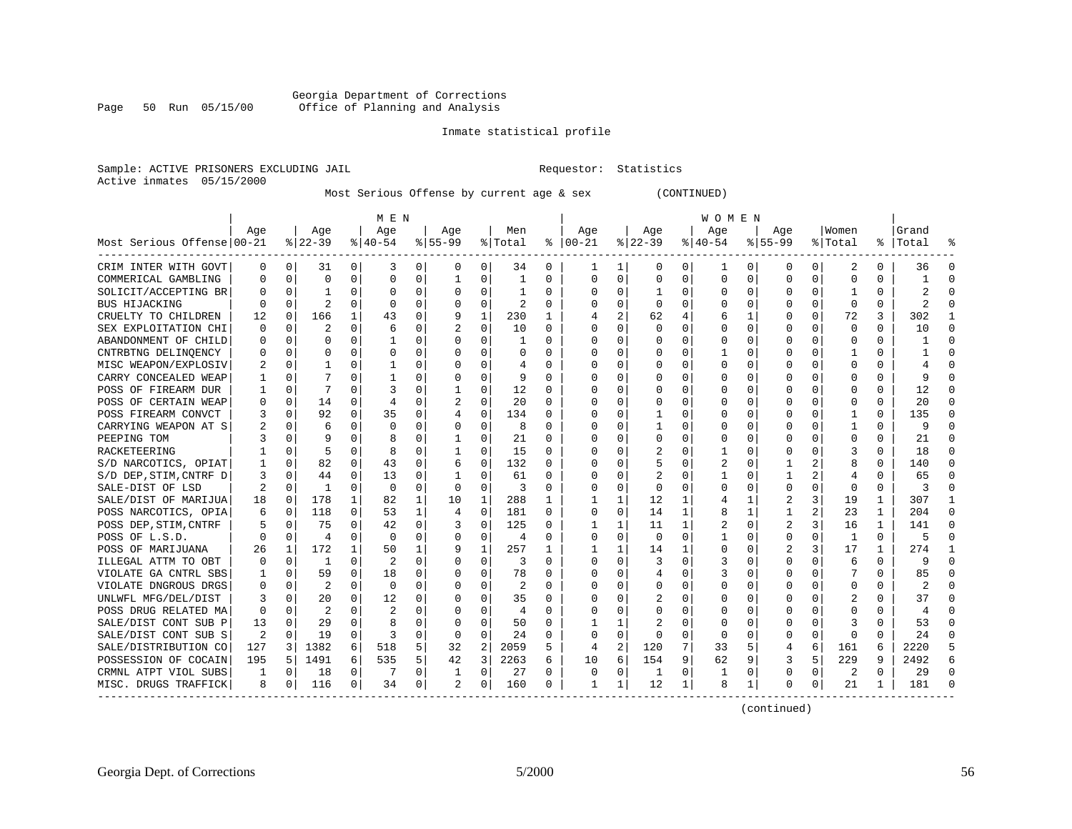Georgia Department of Corrections
Office of Planning and Analysis

Inmate statistical profile

Sample: ACTIVE PRISONERS EXCLUDING JAIL    Requestor: Statistics
Active inmates 05/15/2000

Most Serious Offense by current age & sex (CONTINUED)

| Most Serious Offense | MEN Age 00-21 | % | Age 22-39 | % | Age 40-54 | % | Age 55-99 | % | Men Total | % | WOMEN Age 00-21 | % | Age 22-39 | % | Age 40-54 | % | Age 55-99 | % | Women Total | % | Grand Total | % |
|---|---|---|---|---|---|---|---|---|---|---|---|---|---|---|---|---|---|---|---|---|---|---|
| CRIM INTER WITH GOVT | 0 | 0 | 31 | 0 | 3 | 0 | 0 | 0 | 34 | 0 | 1 | 1 | 0 | 0 | 1 | 0 | 0 | 0 | 2 | 0 | 36 | 0 |
| COMMERICAL GAMBLING | 0 | 0 | 0 | 0 | 0 | 0 | 1 | 0 | 1 | 0 | 0 | 0 | 0 | 0 | 0 | 0 | 0 | 0 | 0 | 0 | 1 | 0 |
| SOLICIT/ACCEPTING BR | 0 | 0 | 1 | 0 | 0 | 0 | 0 | 0 | 1 | 0 | 0 | 0 | 1 | 0 | 0 | 0 | 0 | 0 | 1 | 0 | 2 | 0 |
| BUS HIJACKING | 0 | 0 | 2 | 0 | 0 | 0 | 0 | 0 | 2 | 0 | 0 | 0 | 0 | 0 | 0 | 0 | 0 | 0 | 0 | 0 | 2 | 0 |
| CRUELTY TO CHILDREN | 12 | 0 | 166 | 1 | 43 | 0 | 9 | 1 | 230 | 1 | 4 | 2 | 62 | 4 | 6 | 1 | 0 | 0 | 72 | 3 | 302 | 1 |
| SEX EXPLOITATION CHI | 0 | 0 | 2 | 0 | 6 | 0 | 2 | 0 | 10 | 0 | 0 | 0 | 0 | 0 | 0 | 0 | 0 | 0 | 0 | 0 | 10 | 0 |
| ABANDONMENT OF CHILD | 0 | 0 | 0 | 0 | 1 | 0 | 0 | 0 | 1 | 0 | 0 | 0 | 0 | 0 | 0 | 0 | 0 | 0 | 0 | 0 | 1 | 0 |
| CNTRBTNG DELINQENCY | 0 | 0 | 0 | 0 | 0 | 0 | 0 | 0 | 0 | 0 | 0 | 0 | 0 | 0 | 1 | 0 | 0 | 0 | 1 | 0 | 1 | 0 |
| MISC WEAPON/EXPLOSIV | 2 | 0 | 1 | 0 | 1 | 0 | 0 | 0 | 4 | 0 | 0 | 0 | 0 | 0 | 0 | 0 | 0 | 0 | 0 | 0 | 4 | 0 |
| CARRY CONCEALED WEAP | 1 | 0 | 7 | 0 | 1 | 0 | 0 | 0 | 9 | 0 | 0 | 0 | 0 | 0 | 0 | 0 | 0 | 0 | 0 | 0 | 9 | 0 |
| POSS OF FIREARM DUR | 1 | 0 | 7 | 0 | 3 | 0 | 1 | 0 | 12 | 0 | 0 | 0 | 0 | 0 | 0 | 0 | 0 | 0 | 0 | 0 | 12 | 0 |
| POSS OF CERTAIN WEAP | 0 | 0 | 14 | 0 | 4 | 0 | 2 | 0 | 20 | 0 | 0 | 0 | 0 | 0 | 0 | 0 | 0 | 0 | 0 | 0 | 20 | 0 |
| POSS FIREARM CONVCT | 3 | 0 | 92 | 0 | 35 | 0 | 4 | 0 | 134 | 0 | 0 | 0 | 1 | 0 | 0 | 0 | 0 | 0 | 1 | 0 | 135 | 0 |
| CARRYING WEAPON AT S | 2 | 0 | 6 | 0 | 0 | 0 | 0 | 0 | 8 | 0 | 0 | 0 | 1 | 0 | 0 | 0 | 0 | 0 | 1 | 0 | 9 | 0 |
| PEEPING TOM | 3 | 0 | 9 | 0 | 8 | 0 | 1 | 0 | 21 | 0 | 0 | 0 | 0 | 0 | 0 | 0 | 0 | 0 | 0 | 0 | 21 | 0 |
| RACKETEERING | 1 | 0 | 5 | 0 | 8 | 0 | 1 | 0 | 15 | 0 | 0 | 0 | 2 | 0 | 1 | 0 | 0 | 0 | 3 | 0 | 18 | 0 |
| S/D NARCOTICS, OPIAT | 1 | 0 | 82 | 0 | 43 | 0 | 6 | 0 | 132 | 0 | 0 | 0 | 5 | 0 | 2 | 0 | 1 | 2 | 8 | 0 | 140 | 0 |
| S/D DEP,STIM,CNTRF D | 3 | 0 | 44 | 0 | 13 | 0 | 1 | 0 | 61 | 0 | 0 | 0 | 2 | 0 | 1 | 0 | 1 | 2 | 4 | 0 | 65 | 0 |
| SALE-DIST OF LSD | 2 | 0 | 1 | 0 | 0 | 0 | 0 | 0 | 3 | 0 | 0 | 0 | 0 | 0 | 0 | 0 | 0 | 0 | 0 | 0 | 3 | 0 |
| SALE/DIST OF MARIJUA | 18 | 0 | 178 | 1 | 82 | 1 | 10 | 1 | 288 | 1 | 1 | 1 | 12 | 1 | 4 | 1 | 2 | 3 | 19 | 1 | 307 | 1 |
| POSS NARCOTICS, OPIA | 6 | 0 | 118 | 0 | 53 | 1 | 4 | 0 | 181 | 0 | 0 | 0 | 14 | 1 | 8 | 1 | 1 | 2 | 23 | 1 | 204 | 0 |
| POSS DEP,STIM,CNTRF | 5 | 0 | 75 | 0 | 42 | 0 | 3 | 0 | 125 | 0 | 1 | 1 | 11 | 1 | 2 | 0 | 2 | 3 | 16 | 1 | 141 | 0 |
| POSS OF L.S.D. | 0 | 0 | 4 | 0 | 0 | 0 | 0 | 0 | 4 | 0 | 0 | 0 | 0 | 0 | 1 | 0 | 0 | 0 | 1 | 0 | 5 | 0 |
| POSS OF MARIJUANA | 26 | 1 | 172 | 1 | 50 | 1 | 9 | 1 | 257 | 1 | 1 | 1 | 14 | 1 | 0 | 0 | 2 | 3 | 17 | 1 | 274 | 1 |
| ILLEGAL ATTM TO OBT | 0 | 0 | 1 | 0 | 2 | 0 | 0 | 0 | 3 | 0 | 0 | 0 | 3 | 0 | 3 | 0 | 0 | 0 | 6 | 0 | 9 | 0 |
| VIOLATE GA CNTRL SBS | 1 | 0 | 59 | 0 | 18 | 0 | 0 | 0 | 78 | 0 | 0 | 0 | 4 | 0 | 3 | 0 | 0 | 0 | 7 | 0 | 85 | 0 |
| VIOLATE DNGROUS DRGS | 0 | 0 | 2 | 0 | 0 | 0 | 0 | 0 | 2 | 0 | 0 | 0 | 0 | 0 | 0 | 0 | 0 | 0 | 0 | 0 | 2 | 0 |
| UNLWFL MFG/DEL/DIST | 3 | 0 | 20 | 0 | 12 | 0 | 0 | 0 | 35 | 0 | 0 | 0 | 2 | 0 | 0 | 0 | 0 | 0 | 2 | 0 | 37 | 0 |
| POSS DRUG RELATED MA | 0 | 0 | 2 | 0 | 2 | 0 | 0 | 0 | 4 | 0 | 0 | 0 | 0 | 0 | 0 | 0 | 0 | 0 | 0 | 0 | 4 | 0 |
| SALE/DIST CONT SUB P | 13 | 0 | 29 | 0 | 8 | 0 | 0 | 0 | 50 | 0 | 1 | 1 | 2 | 0 | 0 | 0 | 0 | 0 | 3 | 0 | 53 | 0 |
| SALE/DIST CONT SUB S | 2 | 0 | 19 | 0 | 3 | 0 | 0 | 0 | 24 | 0 | 0 | 0 | 0 | 0 | 0 | 0 | 0 | 0 | 0 | 0 | 24 | 0 |
| SALE/DISTRIBUTION CO | 127 | 3 | 1382 | 6 | 518 | 5 | 32 | 2 | 2059 | 5 | 4 | 2 | 120 | 7 | 33 | 5 | 4 | 6 | 161 | 6 | 2220 | 5 |
| POSSESSION OF COCAIN | 195 | 5 | 1491 | 6 | 535 | 5 | 42 | 3 | 2263 | 6 | 10 | 6 | 154 | 9 | 62 | 9 | 3 | 5 | 229 | 9 | 2492 | 6 |
| CRMNL ATPT VIOL SUBS | 1 | 0 | 18 | 0 | 7 | 0 | 1 | 0 | 27 | 0 | 0 | 0 | 1 | 0 | 1 | 0 | 0 | 0 | 2 | 0 | 29 | 0 |
| MISC. DRUGS TRAFFICK | 8 | 0 | 116 | 0 | 34 | 0 | 2 | 0 | 160 | 0 | 1 | 1 | 12 | 1 | 8 | 1 | 0 | 0 | 21 | 1 | 181 | 0 |

(continued)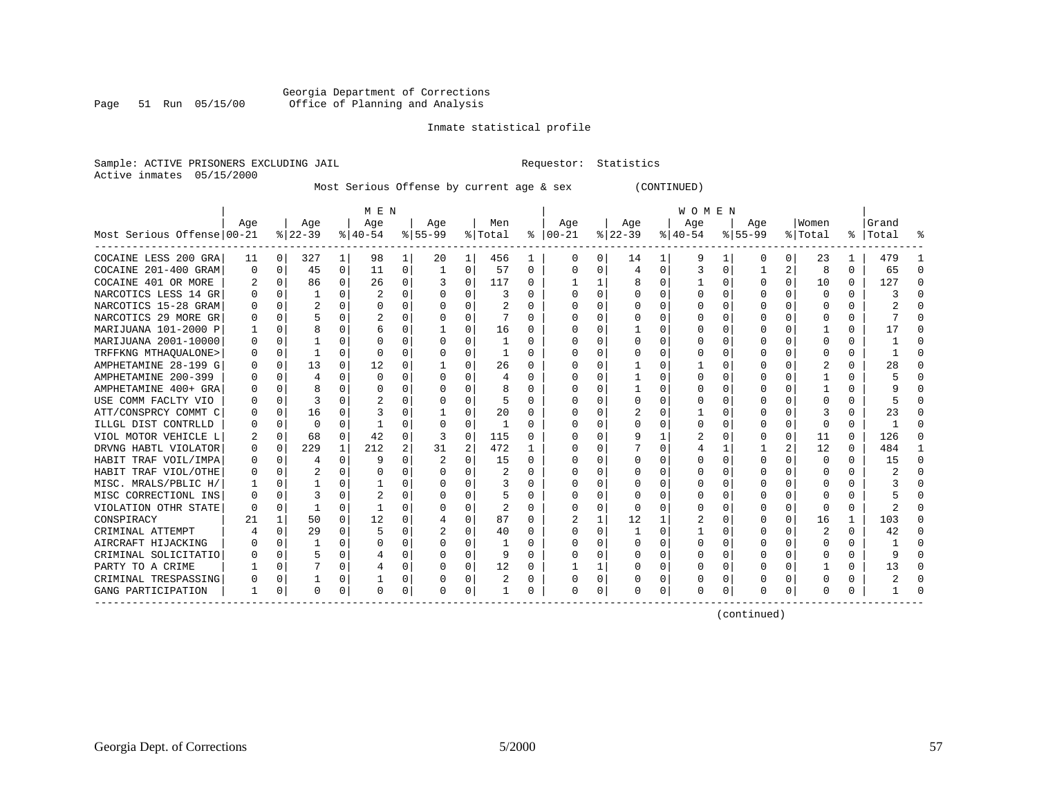Georgia Department of Corrections
Office of Planning and Analysis

Inmate statistical profile

Sample: ACTIVE PRISONERS EXCLUDING JAIL    Requestor: Statistics
Active inmates 05/15/2000

Most Serious Offense by current age & sex (CONTINUED)

| Most Serious Offense | MEN Age 00-21 | % | Age 22-39 | % | Age 40-54 | % | Age 55-99 | % | Men Total | % | WOMEN Age 00-21 | % | Age 22-39 | % | Age 40-54 | % | Age 55-99 | % | Women Total | % | Grand Total | % |
|---|---|---|---|---|---|---|---|---|---|---|---|---|---|---|---|---|---|---|---|---|---|---|
| COCAINE LESS 200 GRA | 11 | 0 | 327 | 1 | 98 | 1 | 20 | 1 | 456 | 1 | 0 | 0 | 14 | 1 | 9 | 1 | 0 | 0 | 23 | 1 | 479 | 1 |
| COCAINE 201-400 GRAM | 0 | 0 | 45 | 0 | 11 | 0 | 1 | 0 | 57 | 0 | 0 | 0 | 4 | 0 | 3 | 0 | 1 | 2 | 8 | 0 | 65 | 0 |
| COCAINE 401 OR MORE | 2 | 0 | 86 | 0 | 26 | 0 | 3 | 0 | 117 | 0 | 1 | 1 | 8 | 0 | 1 | 0 | 0 | 0 | 10 | 0 | 127 | 0 |
| NARCOTICS LESS 14 GR | 0 | 0 | 1 | 0 | 2 | 0 | 0 | 0 | 3 | 0 | 0 | 0 | 0 | 0 | 0 | 0 | 0 | 0 | 0 | 0 | 3 | 0 |
| NARCOTICS 15-28 GRAM | 0 | 0 | 2 | 0 | 0 | 0 | 0 | 0 | 2 | 0 | 0 | 0 | 0 | 0 | 0 | 0 | 0 | 0 | 0 | 0 | 2 | 0 |
| NARCOTICS 29 MORE GR | 0 | 0 | 5 | 0 | 2 | 0 | 0 | 0 | 7 | 0 | 0 | 0 | 0 | 0 | 0 | 0 | 0 | 0 | 0 | 0 | 7 | 0 |
| MARIJUANA 101-2000 P | 1 | 0 | 8 | 0 | 6 | 0 | 1 | 0 | 16 | 0 | 0 | 0 | 1 | 0 | 0 | 0 | 0 | 0 | 1 | 0 | 17 | 0 |
| MARIJUANA 2001-10000 | 0 | 0 | 1 | 0 | 0 | 0 | 0 | 0 | 1 | 0 | 0 | 0 | 0 | 0 | 0 | 0 | 0 | 0 | 0 | 0 | 1 | 0 |
| TRFFKNG MTHAQUALONE> | 0 | 0 | 1 | 0 | 0 | 0 | 0 | 0 | 1 | 0 | 0 | 0 | 0 | 0 | 0 | 0 | 0 | 0 | 0 | 0 | 1 | 0 |
| AMPHETAMINE 28-199 G | 0 | 0 | 13 | 0 | 12 | 0 | 1 | 0 | 26 | 0 | 0 | 0 | 1 | 0 | 1 | 0 | 0 | 0 | 2 | 0 | 28 | 0 |
| AMPHETAMINE 200-399 | 0 | 0 | 4 | 0 | 0 | 0 | 0 | 0 | 4 | 0 | 0 | 0 | 1 | 0 | 0 | 0 | 0 | 0 | 1 | 0 | 5 | 0 |
| AMPHETAMINE 400+ GRA | 0 | 0 | 8 | 0 | 0 | 0 | 0 | 0 | 8 | 0 | 0 | 0 | 1 | 0 | 0 | 0 | 0 | 0 | 1 | 0 | 9 | 0 |
| USE COMM FACLTY VIO | 0 | 0 | 3 | 0 | 2 | 0 | 0 | 0 | 5 | 0 | 0 | 0 | 0 | 0 | 0 | 0 | 0 | 0 | 0 | 0 | 5 | 0 |
| ATT/CONSPRCY COMMT C | 0 | 0 | 16 | 0 | 3 | 0 | 1 | 0 | 20 | 0 | 0 | 0 | 2 | 0 | 1 | 0 | 0 | 0 | 3 | 0 | 23 | 0 |
| ILLGL DIST CONTRLLD | 0 | 0 | 0 | 0 | 1 | 0 | 0 | 0 | 1 | 0 | 0 | 0 | 0 | 0 | 0 | 0 | 0 | 0 | 0 | 0 | 1 | 0 |
| VIOL MOTOR VEHICLE L | 2 | 0 | 68 | 0 | 42 | 0 | 3 | 0 | 115 | 0 | 0 | 0 | 9 | 1 | 2 | 0 | 0 | 0 | 11 | 0 | 126 | 0 |
| DRVNG HABTL VIOLATOR | 0 | 0 | 229 | 1 | 212 | 2 | 31 | 2 | 472 | 1 | 0 | 0 | 7 | 0 | 4 | 1 | 1 | 2 | 12 | 0 | 484 | 1 |
| HABIT TRAF VOIL/IMPA | 0 | 0 | 4 | 0 | 9 | 0 | 2 | 0 | 15 | 0 | 0 | 0 | 0 | 0 | 0 | 0 | 0 | 0 | 0 | 0 | 15 | 0 |
| HABIT TRAF VIOL/OTHE | 0 | 0 | 2 | 0 | 0 | 0 | 0 | 0 | 2 | 0 | 0 | 0 | 0 | 0 | 0 | 0 | 0 | 0 | 0 | 0 | 2 | 0 |
| MISC. MRALS/PBLIC H/ | 1 | 0 | 1 | 0 | 1 | 0 | 0 | 0 | 3 | 0 | 0 | 0 | 0 | 0 | 0 | 0 | 0 | 0 | 0 | 0 | 3 | 0 |
| MISC CORRECTIONL INS | 0 | 0 | 3 | 0 | 2 | 0 | 0 | 0 | 5 | 0 | 0 | 0 | 0 | 0 | 0 | 0 | 0 | 0 | 0 | 0 | 5 | 0 |
| VIOLATION OTHR STATE | 0 | 0 | 1 | 0 | 1 | 0 | 0 | 0 | 2 | 0 | 0 | 0 | 0 | 0 | 0 | 0 | 0 | 0 | 0 | 0 | 2 | 0 |
| CONSPIRACY | 21 | 1 | 50 | 0 | 12 | 0 | 4 | 0 | 87 | 0 | 2 | 1 | 12 | 1 | 2 | 0 | 0 | 0 | 16 | 1 | 103 | 0 |
| CRIMINAL ATTEMPT | 4 | 0 | 29 | 0 | 5 | 0 | 2 | 0 | 40 | 0 | 0 | 0 | 1 | 0 | 1 | 0 | 0 | 0 | 2 | 0 | 42 | 0 |
| AIRCRAFT HIJACKING | 0 | 0 | 1 | 0 | 0 | 0 | 0 | 0 | 1 | 0 | 0 | 0 | 0 | 0 | 0 | 0 | 0 | 0 | 0 | 0 | 1 | 0 |
| CRIMINAL SOLICITATIO | 0 | 0 | 5 | 0 | 4 | 0 | 0 | 0 | 9 | 0 | 0 | 0 | 0 | 0 | 0 | 0 | 0 | 0 | 0 | 0 | 9 | 0 |
| PARTY TO A CRIME | 1 | 0 | 7 | 0 | 4 | 0 | 0 | 0 | 12 | 0 | 1 | 1 | 0 | 0 | 0 | 0 | 0 | 0 | 1 | 0 | 13 | 0 |
| CRIMINAL TRESPASSING | 0 | 0 | 1 | 0 | 1 | 0 | 0 | 0 | 2 | 0 | 0 | 0 | 0 | 0 | 0 | 0 | 0 | 0 | 0 | 0 | 2 | 0 |
| GANG PARTICIPATION | 1 | 0 | 0 | 0 | 0 | 0 | 0 | 0 | 1 | 0 | 0 | 0 | 0 | 0 | 0 | 0 | 0 | 0 | 0 | 0 | 1 | 0 |

(continued)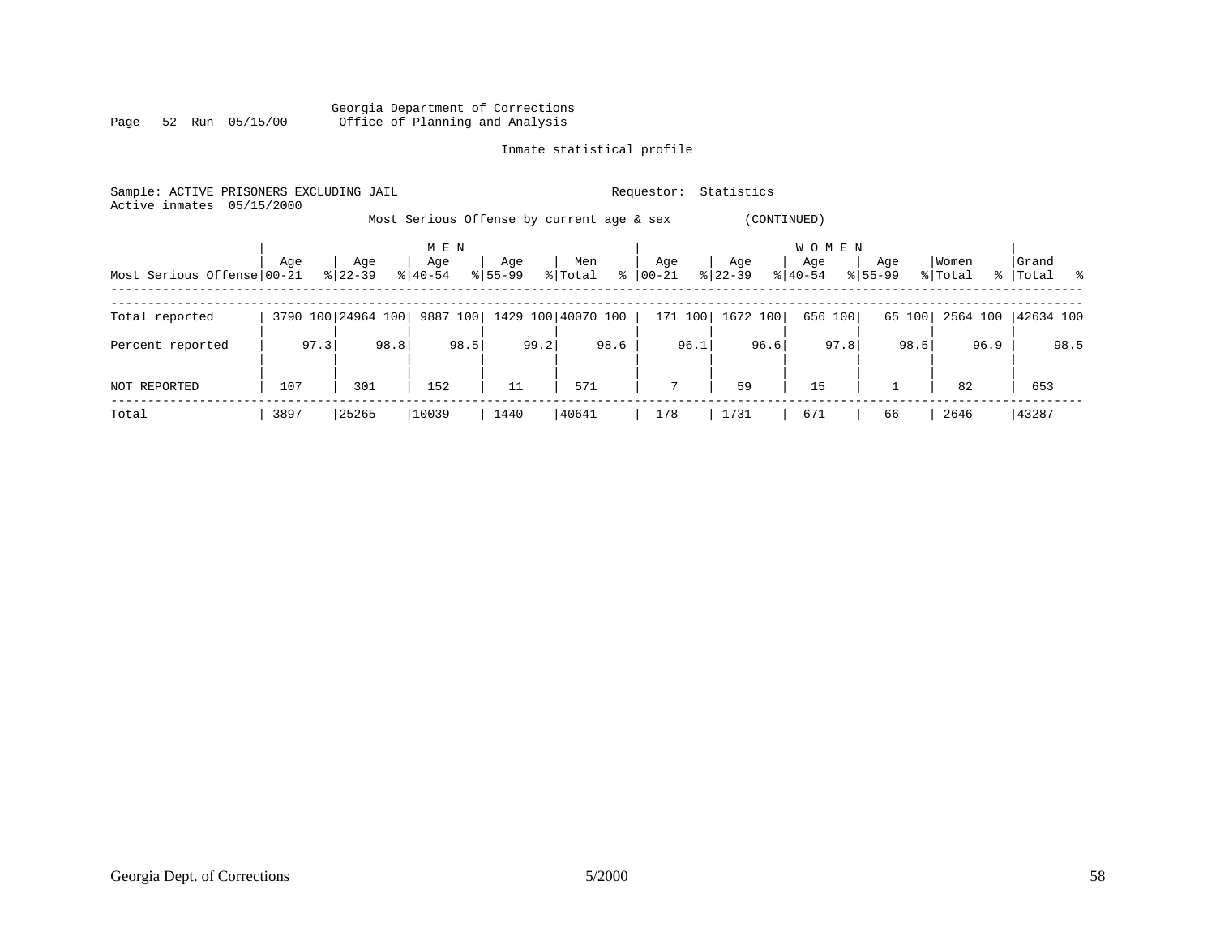Georgia Department of Corrections
Office of Planning and Analysis

Inmate statistical profile

Sample: ACTIVE PRISONERS EXCLUDING JAIL　　　　Requestor: Statistics
Active inmates 05/15/2000

Most Serious Offense by current age & sex (CONTINUED)

| Most Serious Offense | MEN Age 00-21 | % | Age 22-39 | % | Age 40-54 | % | Age 55-99 | % | Men Total | % | WOMEN Age 00-21 | % | Age 22-39 | % | Age 40-54 | % | Age 55-99 | % | Women Total | % | Grand Total | % |
|---|---|---|---|---|---|---|---|---|---|---|---|---|---|---|---|---|---|---|---|---|---|---|
| Total reported | 3790 | 100 | 24964 | 100 | 9887 | 100 | 1429 | 100 | 40070 | 100 | 171 | 100 | 1672 | 100 | 656 | 100 | 65 | 100 | 2564 | 100 | 42634 | 100 |
| Percent reported | | 97.3 | | 98.8 | | 98.5 | | 99.2 | | 98.6 | | 96.1 | | 96.6 | | 97.8 | | 98.5 | | 96.9 | | 98.5 |
| NOT REPORTED | 107 | | 301 | | 152 | | 11 | | 571 | | 7 | | 59 | | 15 | | 1 | | 82 | | 653 | |
| Total | 3897 | | 25265 | | 10039 | | 1440 | | 40641 | | 178 | | 1731 | | 671 | | 66 | | 2646 | | 43287 | |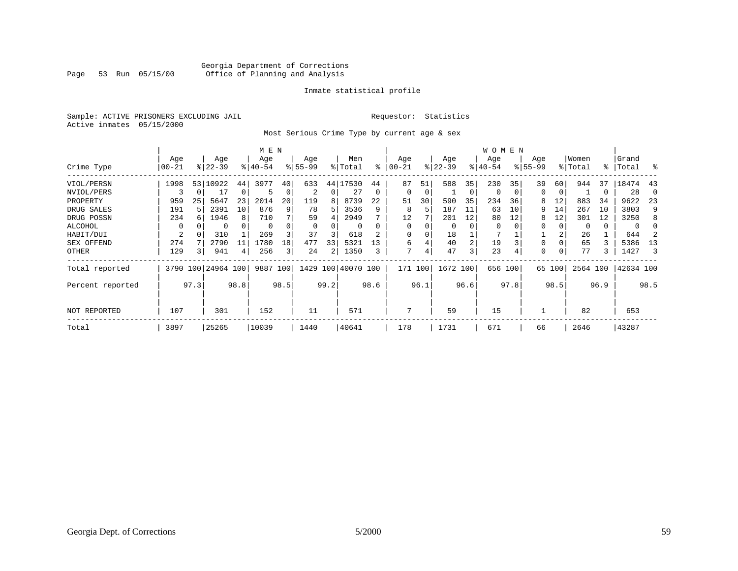Georgia Department of Corrections
Office of Planning and Analysis

Page 53 Run 05/15/00

Inmate statistical profile

Sample: ACTIVE PRISONERS EXCLUDING JAIL

Requestor: Statistics

Active inmates 05/15/2000

Most Serious Crime Type by current age & sex

| | MEN | | | | | | | | | | WOMEN | | | | | | | | | | | |
|---|---|---|---|---|---|---|---|---|---|---|---|---|---|---|---|---|---|---|---|---|---|---|
| Crime Type | Age 00-21 | % | Age 22-39 | % | Age 40-54 | % | Age 55-99 | % | Men Total | % | Age 00-21 | % | Age 22-39 | % | Age 40-54 | % | Age 55-99 | % | Women Total | % | Grand Total | % |
| VIOL/PERSN | 1998 | 53 | 10922 | 44 | 3977 | 40 | 633 | 44 | 17530 | 44 | 87 | 51 | 588 | 35 | 230 | 35 | 39 | 60 | 944 | 37 | 18474 | 43 |
| NVIOL/PERS | 3 | 0 | 17 | 0 | 5 | 0 | 2 | 0 | 27 | 0 | 0 | 0 | 1 | 0 | 0 | 0 | 0 | 0 | 1 | 0 | 28 | 0 |
| PROPERTY | 959 | 25 | 5647 | 23 | 2014 | 20 | 119 | 8 | 8739 | 22 | 51 | 30 | 590 | 35 | 234 | 36 | 8 | 12 | 883 | 34 | 9622 | 23 |
| DRUG SALES | 191 | 5 | 2391 | 10 | 876 | 9 | 78 | 5 | 3536 | 9 | 8 | 5 | 187 | 11 | 63 | 10 | 9 | 14 | 267 | 10 | 3803 | 9 |
| DRUG POSSN | 234 | 6 | 1946 | 8 | 710 | 7 | 59 | 4 | 2949 | 7 | 12 | 7 | 201 | 12 | 80 | 12 | 8 | 12 | 301 | 12 | 3250 | 8 |
| ALCOHOL | 0 | 0 | 0 | 0 | 0 | 0 | 0 | 0 | 0 | 0 | 0 | 0 | 0 | 0 | 0 | 0 | 0 | 0 | 0 | 0 | 0 | 0 |
| HABIT/DUI | 2 | 0 | 310 | 1 | 269 | 3 | 37 | 3 | 618 | 2 | 0 | 0 | 18 | 1 | 7 | 1 | 1 | 2 | 26 | 1 | 644 | 2 |
| SEX OFFEND | 274 | 7 | 2790 | 11 | 1780 | 18 | 477 | 33 | 5321 | 13 | 6 | 4 | 40 | 2 | 19 | 3 | 0 | 0 | 65 | 3 | 5386 | 13 |
| OTHER | 129 | 3 | 941 | 4 | 256 | 3 | 24 | 2 | 1350 | 3 | 7 | 4 | 47 | 3 | 23 | 4 | 0 | 0 | 77 | 3 | 1427 | 3 |
| Total reported | 3790 | 100 | 24964 | 100 | 9887 | 100 | 1429 | 100 | 40070 | 100 | 171 | 100 | 1672 | 100 | 656 | 100 | 65 | 100 | 2564 | 100 | 42634 | 100 |
| Percent reported | | 97.3 | | 98.8 | | 98.5 | | 99.2 | | 98.6 | | 96.1 | | 96.6 | | 97.8 | | 98.5 | | 96.9 | | 98.5 |
| NOT REPORTED | 107 | | 301 | | 152 | | 11 | | 571 | | 7 | | 59 | | 15 | | 1 | | 82 | | 653 | |
| Total | 3897 | | 25265 | | 10039 | | 1440 | | 40641 | | 178 | | 1731 | | 671 | | 66 | | 2646 | | 43287 | |

Georgia Dept. of Corrections 5/2000